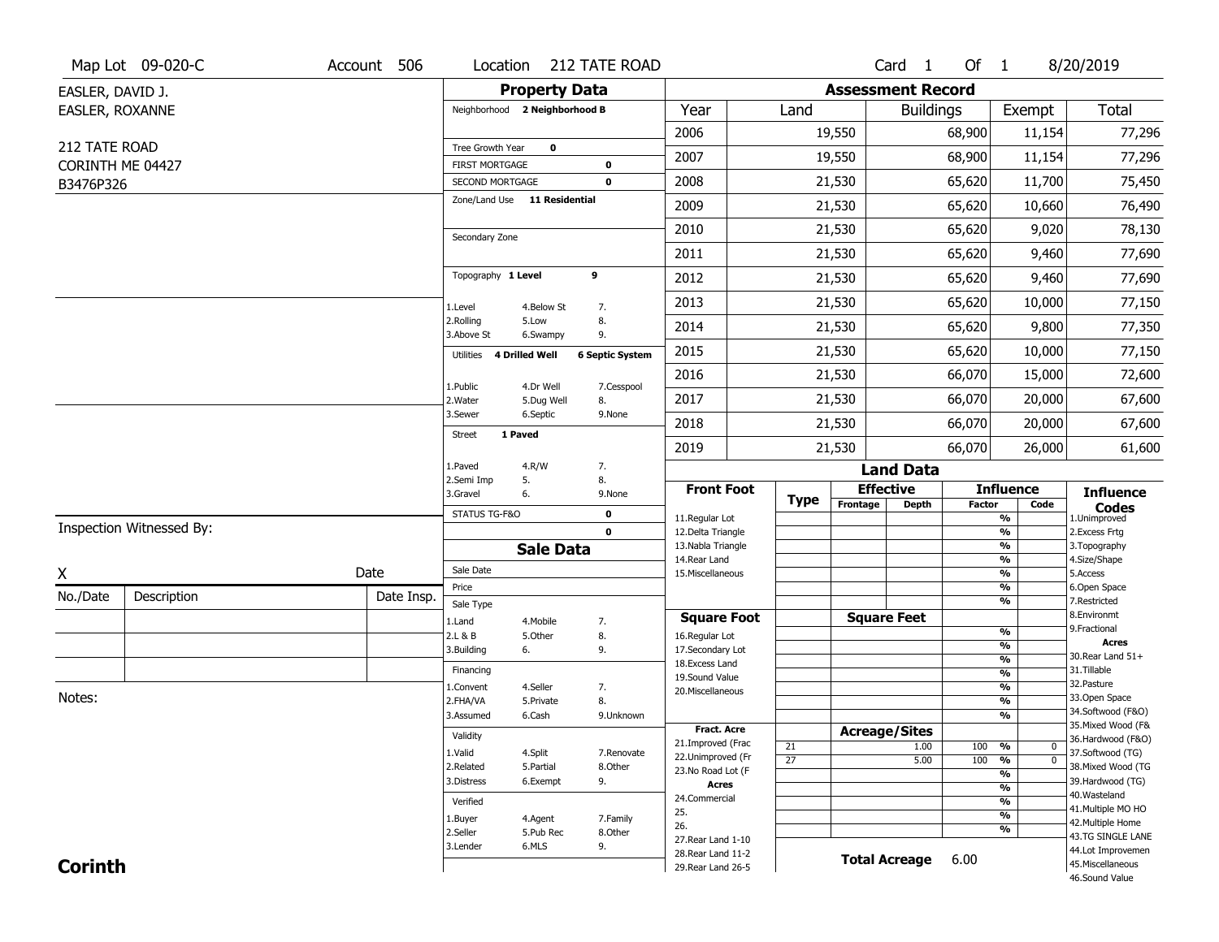Map Lot 09-020-C | Account 506 | Location 212 TATE ROAD | Card 1 Of 1 | 8/20/2019

EASLER, DAVID J.
EASLER, ROXANNE

212 TATE ROAD
CORINTH ME 04427
B3476P326

## Property Data

Neighborhood **2 Neighborhood B**

Tree Growth Year **0**
FIRST MORTGAGE **0**
SECOND MORTGAGE **0**
Zone/Land Use **11 Residential**

Secondary Zone

Topography **1 Level** **9**

1.Level 4.Below St 7.
2.Rolling 5.Low 8.
3.Above St 6.Swampy 9.

Utilities **4 Drilled Well** **6 Septic System**

1.Public 4.Dr Well 7.Cesspool
2.Water 5.Dug Well 8.
3.Sewer 6.Septic 9.None

Street **1 Paved**

1.Paved 4.R/W 7.
2.Semi Imp 5. 8.
3.Gravel 6. 9.None

STATUS TG-F&O **0**
**0**

## Sale Data

Sale Date
Price
Sale Type
1.Land 4.Mobile 7.
2.L & B 5.Other 8.
3.Building 6. 9.

Financing
1.Convent 4.Seller 7.
2.FHA/VA 5.Private 8.
3.Assumed 6.Cash 9.Unknown

Validity
1.Valid 4.Split 7.Renovate
2.Related 5.Partial 8.Other
3.Distress 6.Exempt 9.

Verified
1.Buyer 4.Agent 7.Family
2.Seller 5.Pub Rec 8.Other
3.Lender 6.MLS 9.

## Assessment Record

| Year | Land | Buildings | Exempt | Total |
|---|---|---|---|---|
| 2006 | 19,550 | 68,900 | 11,154 | 77,296 |
| 2007 | 19,550 | 68,900 | 11,154 | 77,296 |
| 2008 | 21,530 | 65,620 | 11,700 | 75,450 |
| 2009 | 21,530 | 65,620 | 10,660 | 76,490 |
| 2010 | 21,530 | 65,620 | 9,020 | 78,130 |
| 2011 | 21,530 | 65,620 | 9,460 | 77,690 |
| 2012 | 21,530 | 65,620 | 9,460 | 77,690 |
| 2013 | 21,530 | 65,620 | 10,000 | 77,150 |
| 2014 | 21,530 | 65,620 | 9,800 | 77,350 |
| 2015 | 21,530 | 65,620 | 10,000 | 77,150 |
| 2016 | 21,530 | 66,070 | 15,000 | 72,600 |
| 2017 | 21,530 | 66,070 | 20,000 | 67,600 |
| 2018 | 21,530 | 66,070 | 20,000 | 67,600 |
| 2019 | 21,530 | 66,070 | 26,000 | 61,600 |

## Land Data

| Front Foot | Type | Effective Frontage | Effective Depth | Influence Factor | Influence Code |
|---|---|---|---|---|---|
| 11.Regular Lot | | | | % | |
| 12.Delta Triangle | | | | % | |
| 13.Nabla Triangle | | | | % | |
| 14.Rear Land | | | | % | |
| 15.Miscellaneous | | | | % | |
| | | | | % | |
| | | | | % | |

| Square Foot | | Square Feet | | |
|---|---|---|---|---|
| 16.Regular Lot | | | % | |
| 17.Secondary Lot | | | % | |
| 18.Excess Land | | | % | |
| 19.Sound Value | | | % | |
| 20.Miscellaneous | | | % | |
| | | | % | |
| | | | % | |

| Fract. Acre | Type | Acreage/Sites | Factor | Code |
|---|---|---|---|---|
| 21.Improved (Frac | 21 | 1.00 | 100 % | 0 |
| 22.Unimproved (Fr | 27 | 5.00 | 100 % | 0 |
| 23.No Road Lot (F | | | % | |
| **Acres** | | | % | |
| 24.Commercial | | | % | |
| 25. | | | % | |
| 26. | | | % | |
| 27.Rear Land 1-10 | | | | |
| 28.Rear Land 11-2 | | | | |
| 29.Rear Land 26-5 | | | | |

**Total Acreage** 6.00

**Influence Codes**
1.Unimproved
2.Excess Frtg
3.Topography
4.Size/Shape
5.Access
6.Open Space
7.Restricted
8.Environmt
9.Fractional

**Acres**
30.Rear Land 51+
31.Tillable
32.Pasture
33.Open Space
34.Softwood (F&O)
35.Mixed Wood (F&
36.Hardwood (F&O)
37.Softwood (TG)
38.Mixed Wood (TG
39.Hardwood (TG)
40.Wasteland
41.Multiple MO HO
42.Multiple Home
43.TG SINGLE LANE
44.Lot Improvemen
45.Miscellaneous
46.Sound Value

Inspection Witnessed By:

X Date

| No./Date | Description | Date Insp. |
|---|---|---|
| | | |
| | | |
| | | |

Notes:

**Corinth**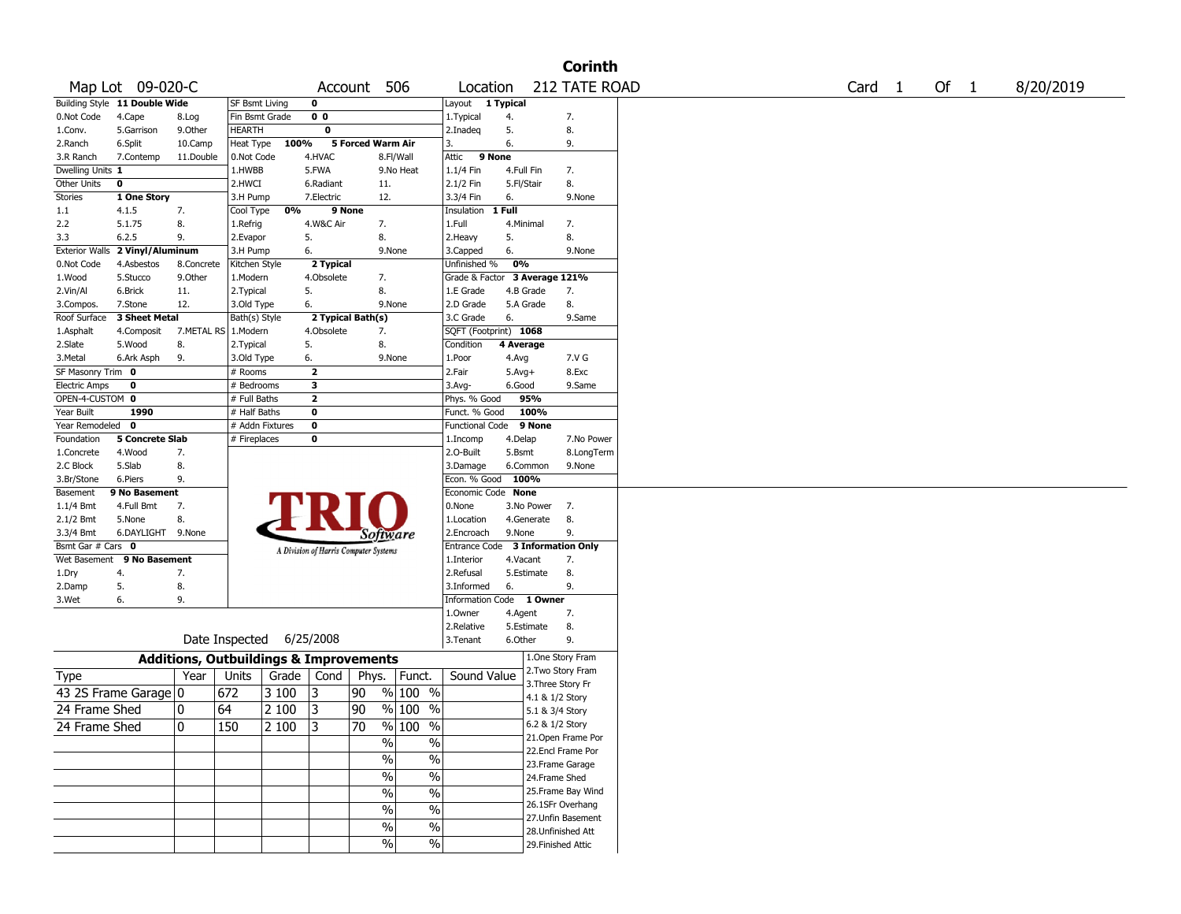# Corinth

**Map Lot** 09-020-C **Account** 506 **Location** 212 TATE ROAD **Card** 1 **Of** 1 8/20/2019

| Building Style | 11 Double Wide | | SF Bsmt Living | 0 | | Layout | 1 Typical | |
|---|---|---|---|---|---|---|---|---|
| 0.Not Code | 4.Cape | 8.Log | Fin Bsmt Grade | 0 0 | | 1.Typical | 4. | 7. |
| 1.Conv. | 5.Garrison | 9.Other | HEARTH | 0 | | 2.Inadeq | 5. | 8. |
| 2.Ranch | 6.Split | 10.Camp | Heat Type 100% | 5 Forced Warm Air | | 3. | 6. | 9. |
| 3.R Ranch | 7.Contemp | 11.Double | 0.Not Code | 4.HVAC | 8.Fl/Wall | Attic | 9 None | |
| Dwelling Units | 1 | | 1.HWBB | 5.FWA | 9.No Heat | 1.1/4 Fin | 4.Full Fin | 7. |
| Other Units | 0 | | 2.HWCI | 6.Radiant | 11. | 2.1/2 Fin | 5.Fl/Stair | 8. |
| Stories | 1 One Story | | 3.H Pump | 7.Electric | 12. | 3.3/4 Fin | 6. | 9.None |
| 1.1 | 4.1.5 | 7. | Cool Type 0% | 9 None | | Insulation | 1 Full | |
| 2.2 | 5.1.75 | 8. | 1.Refrig | 4.W&C Air | 7. | 1.Full | 4.Minimal | 7. |
| 3.3 | 6.2.5 | 9. | 2.Evapor | 5. | 8. | 2.Heavy | 5. | 8. |
| Exterior Walls | 2 Vinyl/Aluminum | | 3.H Pump | 6. | 9.None | 3.Capped | 6. | 9.None |
| 0.Not Code | 4.Asbestos | 8.Concrete | Kitchen Style | 2 Typical | | Unfinished % | 0% | |
| 1.Wood | 5.Stucco | 9.Other | 1.Modern | 4.Obsolete | 7. | Grade & Factor | 3 Average 121% | |
| 2.Vin/Al | 6.Brick | 11. | 2.Typical | 5. | 8. | 1.E Grade | 4.B Grade | 7. |
| 3.Compos. | 7.Stone | 12. | 3.Old Type | 6. | 9.None | 2.D Grade | 5.A Grade | 8. |
| Roof Surface | 3 Sheet Metal | | Bath(s) Style | 2 Typical Bath(s) | | 3.C Grade | 6. | 9.Same |
| 1.Asphalt | 4.Composit | 7.METAL RS | 1.Modern | 4.Obsolete | 7. | SQFT (Footprint) | 1068 | |
| 2.Slate | 5.Wood | 8. | 2.Typical | 5. | 8. | Condition | 4 Average | |
| 3.Metal | 6.Ark Asph | 9. | 3.Old Type | 6. | 9.None | 1.Poor | 4.Avg | 7.V G |
| SF Masonry Trim | 0 | | # Rooms | 2 | | 2.Fair | 5.Avg+ | 8.Exc |
| Electric Amps | 0 | | # Bedrooms | 3 | | 3.Avg- | 6.Good | 9.Same |
| OPEN-4-CUSTOM | 0 | | # Full Baths | 2 | | Phys. % Good | 95% | |
| Year Built | 1990 | | # Half Baths | 0 | | Funct. % Good | 100% | |
| Year Remodeled | 0 | | # Addn Fixtures | 0 | | Functional Code | 9 None | |
| Foundation | 5 Concrete Slab | | # Fireplaces | 0 | | 1.Incomp | 4.Delap | 7.No Power |
| 1.Concrete | 4.Wood | 7. | | | | 2.O-Built | 5.Bsmt | 8.LongTerm |
| 2.C Block | 5.Slab | 8. | | | | 3.Damage | 6.Common | 9.None |
| 3.Br/Stone | 6.Piers | 9. | | | | Econ. % Good | 100% | |
| Basement | 9 No Basement | | | | | Economic Code | None | |
| 1.1/4 Bmt | 4.Full Bmt | 7. | | | | 0.None | 3.No Power | 7. |
| 2.1/2 Bmt | 5.None | 8. | | | | 1.Location | 4.Generate | 8. |
| 3.3/4 Bmt | 6.DAYLIGHT | 9.None | | | | 2.Encroach | 9.None | 9. |
| Bsmt Gar # Cars | 0 | | | | | Entrance Code | 3 Information Only | |
| Wet Basement | 9 No Basement | | | | | 1.Interior | 4.Vacant | 7. |
| 1.Dry | 4. | 7. | | | | 2.Refusal | 5.Estimate | 8. |
| 2.Damp | 5. | 8. | | | | 3.Informed | 6. | 9. |
| 3.Wet | 6. | 9. | | | | Information Code | 1 Owner | |
| | | | | | | 1.Owner | 4.Agent | 7. |
| | | | | | | 2.Relative | 5.Estimate | 8. |
| | | | | | | 3.Tenant | 6.Other | 9. |

TRIO Software — A Division of Harris Computer Systems

Date Inspected 6/25/2008

## Additions, Outbuildings & Improvements

| Type | Year | Units | Grade | Cond | Phys. | Funct. | Sound Value |
|---|---|---|---|---|---|---|---|
| 43 2S Frame Garage | 0 | 672 | 3 100 | 3 | 90 % | 100 % | |
| 24 Frame Shed | 0 | 64 | 2 100 | 3 | 90 % | 100 % | |
| 24 Frame Shed | 0 | 150 | 2 100 | 3 | 70 % | 100 % | |
| | | | | | % | % | |
| | | | | | % | % | |
| | | | | | % | % | |
| | | | | | % | % | |
| | | | | | % | % | |
| | | | | | % | % | |
| | | | | | % | % | |

1.One Story Fram
2.Two Story Fram
3.Three Story Fr
4.1 & 1/2 Story
5.1 & 3/4 Story
6.2 & 1/2 Story
21.Open Frame Por
22.Encl Frame Por
23.Frame Garage
24.Frame Shed
25.Frame Bay Wind
26.1SFr Overhang
27.Unfin Basement
28.Unfinished Att
29.Finished Attic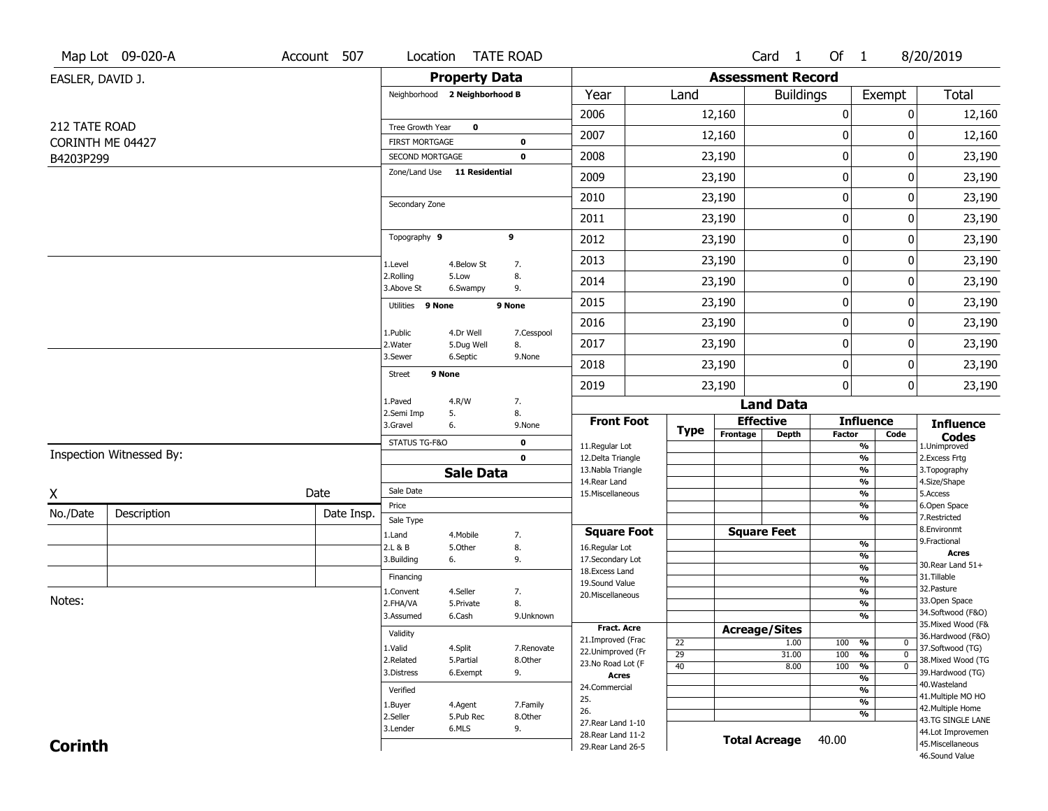Map Lot 09-020-A | Account 507 | Location TATE ROAD | Card 1 Of 1 | 8/20/2019

EASLER, DAVID J.

212 TATE ROAD
CORINTH ME 04427
B4203P299

## Property Data

Neighborhood **2 Neighborhood B**

Tree Growth Year **0**
FIRST MORTGAGE **0**
SECOND MORTGAGE **0**
Zone/Land Use **11 Residential**

Secondary Zone

Topography **9** **9**

1.Level 4.Below St 7.
2.Rolling 5.Low 8.
3.Above St 6.Swampy 9.

Utilities **9 None** **9 None**

1.Public 4.Dr Well 7.Cesspool
2.Water 5.Dug Well 8.
3.Sewer 6.Septic 9.None

Street **9 None**

1.Paved 4.R/W 7.
2.Semi Imp 5. 8.
3.Gravel 6. 9.None

STATUS TG-F&O **0**
**0**

## Sale Data

Sale Date
Price
Sale Type
1.Land 4.Mobile 7.
2.L & B 5.Other 8.
3.Building 6. 9.

Financing
1.Convent 4.Seller 7.
2.FHA/VA 5.Private 8.
3.Assumed 6.Cash 9.Unknown

Validity
1.Valid 4.Split 7.Renovate
2.Related 5.Partial 8.Other
3.Distress 6.Exempt 9.

Verified
1.Buyer 4.Agent 7.Family
2.Seller 5.Pub Rec 8.Other
3.Lender 6.MLS 9.

## Assessment Record

| Year | Land | Buildings | Exempt | Total |
|---|---|---|---|---|
| 2006 | 12,160 | 0 | 0 | 12,160 |
| 2007 | 12,160 | 0 | 0 | 12,160 |
| 2008 | 23,190 | 0 | 0 | 23,190 |
| 2009 | 23,190 | 0 | 0 | 23,190 |
| 2010 | 23,190 | 0 | 0 | 23,190 |
| 2011 | 23,190 | 0 | 0 | 23,190 |
| 2012 | 23,190 | 0 | 0 | 23,190 |
| 2013 | 23,190 | 0 | 0 | 23,190 |
| 2014 | 23,190 | 0 | 0 | 23,190 |
| 2015 | 23,190 | 0 | 0 | 23,190 |
| 2016 | 23,190 | 0 | 0 | 23,190 |
| 2017 | 23,190 | 0 | 0 | 23,190 |
| 2018 | 23,190 | 0 | 0 | 23,190 |
| 2019 | 23,190 | 0 | 0 | 23,190 |

## Land Data

| Front Foot | Type | Effective Frontage | Effective Depth | Influence Factor | Influence Code |
|---|---|---|---|---|---|
| 11.Regular Lot | | | | % | |
| 12.Delta Triangle | | | | % | |
| 13.Nabla Triangle | | | | % | |
| 14.Rear Land | | | | % | |
| 15.Miscellaneous | | | | % | |
| | | | | % | |
| | | | | % | |
| **Square Foot** | | **Square Feet** | | | |
| 16.Regular Lot | | | | % | |
| 17.Secondary Lot | | | | % | |
| 18.Excess Land | | | | % | |
| 19.Sound Value | | | | % | |
| 20.Miscellaneous | | | | % | |
| | | | | % | |
| | | | | % | |
| **Fract. Acre** | | **Acreage/Sites** | | | |
| 21.Improved (Frac | 22 | | 1.00 | 100 % | 0 |
| 22.Unimproved (Fr | 29 | | 31.00 | 100 % | 0 |
| 23.No Road Lot (F | 40 | | 8.00 | 100 % | 0 |
| **Acres** | | | | % | |
| 24.Commercial | | | | % | |
| 25. | | | | % | |
| 26. | | | | % | |
| 27.Rear Land 1-10 | | | | | |
| 28.Rear Land 11-2 | | | | | |
| 29.Rear Land 26-5 | | | | | |

**Total Acreage** 40.00

**Influence Codes**
1.Unimproved
2.Excess Frtg
3.Topography
4.Size/Shape
5.Access
6.Open Space
7.Restricted
8.Environmt
9.Fractional

**Acres**
30.Rear Land 51+
31.Tillable
32.Pasture
33.Open Space
34.Softwood (F&O)
35.Mixed Wood (F&
36.Hardwood (F&O)
37.Softwood (TG)
38.Mixed Wood (TG
39.Hardwood (TG)
40.Wasteland
41.Multiple MO HO
42.Multiple Home
43.TG SINGLE LANE
44.Lot Improvemen
45.Miscellaneous
46.Sound Value

Inspection Witnessed By:

X Date

| No./Date | Description | Date Insp. |
|---|---|---|
| | | |
| | | |
| | | |

Notes:

**Corinth**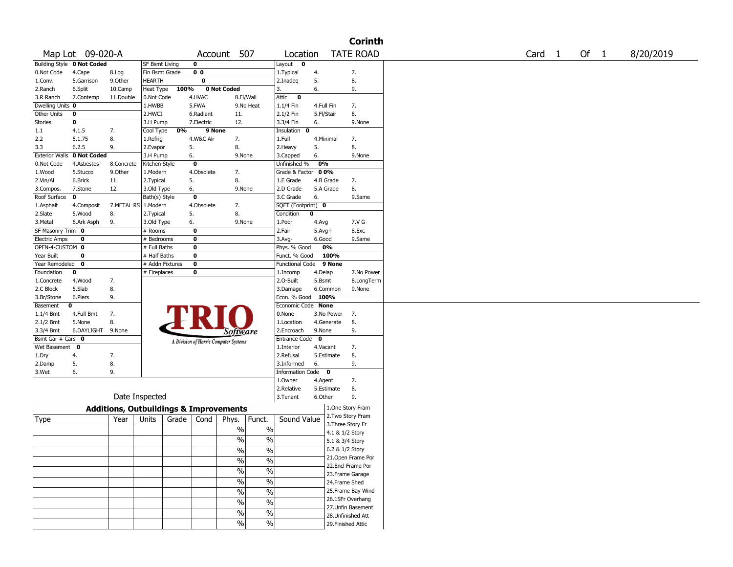# Corinth

| Map Lot | 09-020-A | Account | 507 | Location | TATE ROAD | Card | 1 | Of | 1 | 8/20/2019 |
|---|---|---|---|---|---|---|---|---|---|---|

| Building Style | 0 Not Coded | | SF Bsmt Living | 0 | | Layout | 0 | |
|---|---|---|---|---|---|---|---|---|
| 0.Not Code | 4.Cape | 8.Log | Fin Bsmt Grade | 0 0 | | 1.Typical | 4. | 7. |
| 1.Conv. | 5.Garrison | 9.Other | HEARTH | 0 | | 2.Inadeq | 5. | 8. |
| 2.Ranch | 6.Split | 10.Camp | Heat Type | 100% | 0 Not Coded | 3. | 6. | 9. |
| 3.R Ranch | 7.Contemp | 11.Double | 0.Not Code | 4.HVAC | 8.Fl/Wall | Attic | 0 | |
| Dwelling Units | 0 | | 1.HWBB | 5.FWA | 9.No Heat | 1.1/4 Fin | 4.Full Fin | 7. |
| Other Units | 0 | | 2.HWCI | 6.Radiant | 11. | 2.1/2 Fin | 5.Fl/Stair | 8. |
| Stories | 0 | | 3.H Pump | 7.Electric | 12. | 3.3/4 Fin | 6. | 9.None |
| 1.1 | 4.1.5 | 7. | Cool Type | 0% | 9 None | Insulation | 0 | |
| 2.2 | 5.1.75 | 8. | 1.Refrig | 4.W&C Air | 7. | 1.Full | 4.Minimal | 7. |
| 3.3 | 6.2.5 | 9. | 2.Evapor | 5. | 8. | 2.Heavy | 5. | 8. |
| Exterior Walls | 0 Not Coded | | 3.H Pump | 6. | 9.None | 3.Capped | 6. | 9.None |
| 0.Not Code | 4.Asbestos | 8.Concrete | Kitchen Style | 0 | | Unfinished % | 0% | |
| 1.Wood | 5.Stucco | 9.Other | 1.Modern | 4.Obsolete | 7. | Grade & Factor | 0 0% | |
| 2.Vin/Al | 6.Brick | 11. | 2.Typical | 5. | 8. | 1.E Grade | 4.B Grade | 7. |
| 3.Compos. | 7.Stone | 12. | 3.Old Type | 6. | 9.None | 2.D Grade | 5.A Grade | 8. |
| Roof Surface | 0 | | Bath(s) Style | 0 | | 3.C Grade | 6. | 9.Same |
| 1.Asphalt | 4.Composit | 7.METAL RS | 1.Modern | 4.Obsolete | 7. | SQFT (Footprint) | 0 | |
| 2.Slate | 5.Wood | 8. | 2.Typical | 5. | 8. | Condition | 0 | |
| 3.Metal | 6.Ark Asph | 9. | 3.Old Type | 6. | 9.None | 1.Poor | 4.Avg | 7.V G |
| SF Masonry Trim | 0 | | # Rooms | 0 | | 2.Fair | 5.Avg+ | 8.Exc |
| Electric Amps | 0 | | # Bedrooms | 0 | | 3.Avg- | 6.Good | 9.Same |
| OPEN-4-CUSTOM | 0 | | # Full Baths | 0 | | Phys. % Good | 0% | |
| Year Built | 0 | | # Half Baths | 0 | | Funct. % Good | 100% | |
| Year Remodeled | 0 | | # Addn Fixtures | 0 | | Functional Code | 9 None | |
| Foundation | 0 | | # Fireplaces | 0 | | 1.Incomp | 4.Delap | 7.No Power |
| 1.Concrete | 4.Wood | 7. | | | | 2.O-Built | 5.Bsmt | 8.LongTerm |
| 2.C Block | 5.Slab | 8. | | | | 3.Damage | 6.Common | 9.None |
| 3.Br/Stone | 6.Piers | 9. | | | | Econ. % Good | 100% | |
| Basement | 0 | | | | | Economic Code | None | |
| 1.1/4 Bmt | 4.Full Bmt | 7. | | | | 0.None | 3.No Power | 7. |
| 2.1/2 Bmt | 5.None | 8. | | | | 1.Location | 4.Generate | 8. |
| 3.3/4 Bmt | 6.DAYLIGHT | 9.None | | | | 2.Encroach | 9.None | 9. |
| Bsmt Gar # Cars | 0 | | | | | Entrance Code | 0 | |
| Wet Basement | 0 | | | | | 1.Interior | 4.Vacant | 7. |
| 1.Dry | 4. | 7. | | | | 2.Refusal | 5.Estimate | 8. |
| 2.Damp | 5. | 8. | | | | 3.Informed | 6. | 9. |
| 3.Wet | 6. | 9. | | | | Information Code | 0 | |
| | | | | | | 1.Owner | 4.Agent | 7. |
| | | | | | | 2.Relative | 5.Estimate | 8. |
| Date Inspected | | | | | | 3.Tenant | 6.Other | 9. |

TRIO Software — A Division of Harris Computer Systems

## Additions, Outbuildings & Improvements

| Type | Year | Units | Grade | Cond | Phys. | Funct. | Sound Value | |
|---|---|---|---|---|---|---|---|---|
| | | | | | % | % | | 1.One Story Fram |
| | | | | | % | % | | 2.Two Story Fram |
| | | | | | % | % | | 3.Three Story Fr |
| | | | | | % | % | | 4.1 & 1/2 Story |
| | | | | | % | % | | 5.1 & 3/4 Story |
| | | | | | % | % | | 6.2 & 1/2 Story |
| | | | | | % | % | | 21.Open Frame Por |
| | | | | | % | % | | 22.Encl Frame Por |
| | | | | | % | % | | 23.Frame Garage |
| | | | | | % | % | | 24.Frame Shed |
| | | | | | | | | 25.Frame Bay Wind |
| | | | | | | | | 26.1SFr Overhang |
| | | | | | | | | 27.Unfin Basement |
| | | | | | | | | 28.Unfinished Att |
| | | | | | | | | 29.Finished Attic |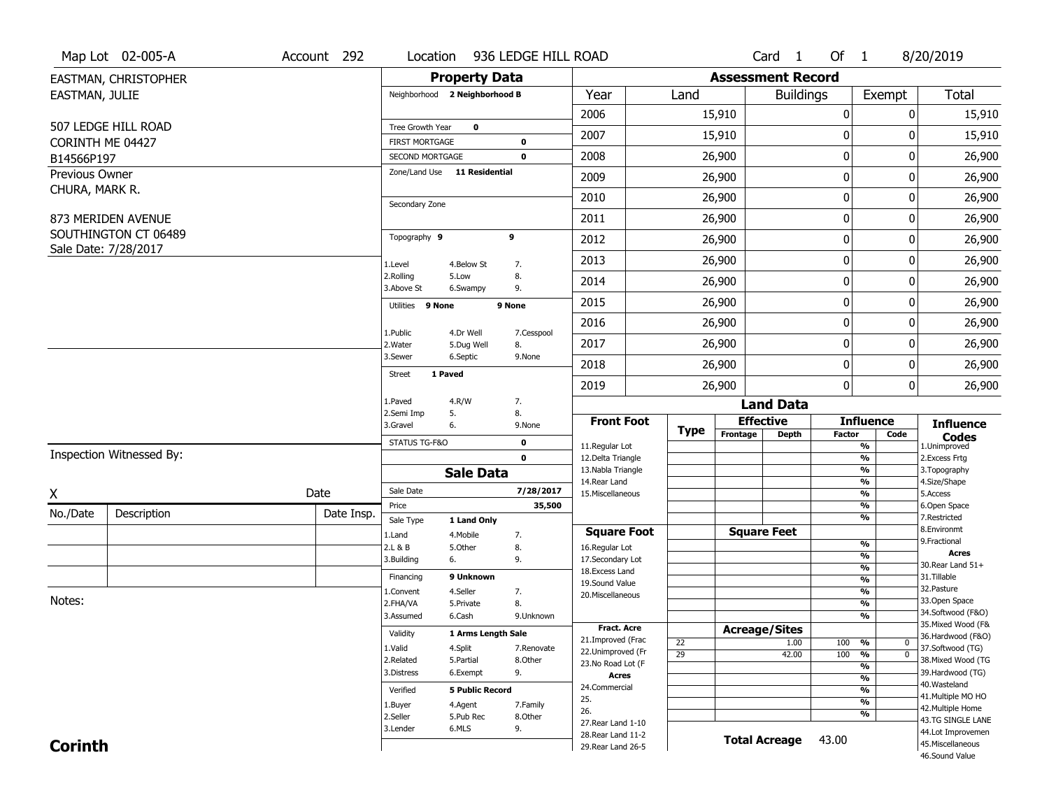Map Lot 02-005-A | Account 292 | Location 936 LEDGE HILL ROAD | Card 1 Of 1 | 8/20/2019

EASTMAN, CHRISTOPHER
EASTMAN, JULIE

507 LEDGE HILL ROAD
CORINTH ME 04427
B14566P197

Previous Owner
CHURA, MARK R.

873 MERIDEN AVENUE
SOUTHINGTON CT 06489
Sale Date: 7/28/2017

## Property Data

| Field | Value |
|---|---|
| Neighborhood | 2 Neighborhood B |
| Tree Growth Year | 0 |
| FIRST MORTGAGE | 0 |
| SECOND MORTGAGE | 0 |
| Zone/Land Use | 11 Residential |
| Secondary Zone | |
| Topography | 9 / 9 |
| Utilities | 9 None / 9 None |
| Street | 1 Paved |
| STATUS TG-F&O | 0 |
| | 0 |

Topography codes: 1.Level, 2.Rolling, 3.Above St, 4.Below St, 5.Low, 6.Swampy, 7., 8., 9.

Utilities codes: 1.Public, 2.Water, 3.Sewer, 4.Dr Well, 5.Dug Well, 6.Septic, 7.Cesspool, 8., 9.None

Street codes: 1.Paved, 2.Semi Imp, 3.Gravel, 4.R/W, 5., 6., 7., 8., 9.None

## Sale Data

| Field | Value |
|---|---|
| Sale Date | 7/28/2017 |
| Price | 35,500 |
| Sale Type | 1 Land Only |
| Financing | 9 Unknown |
| Validity | 1 Arms Length Sale |
| Verified | 5 Public Record |

Sale Type codes: 1.Land, 2.L & B, 3.Building, 4.Mobile, 5.Other, 6., 7., 8., 9.

Financing codes: 1.Convent, 2.FHA/VA, 3.Assumed, 4.Seller, 5.Private, 6.Cash, 7., 8., 9.Unknown

Validity codes: 1.Valid, 2.Related, 3.Distress, 4.Split, 5.Partial, 6.Exempt, 7.Renovate, 8.Other, 9.

Verified codes: 1.Buyer, 2.Seller, 3.Lender, 4.Agent, 5.Pub Rec, 6.MLS, 7.Family, 8.Other, 9.

Inspection Witnessed By:

X ____________________ Date

| No./Date | Description | Date Insp. |
|---|---|---|
| | | |
| | | |
| | | |

Notes:

## Assessment Record

| Year | Land | Buildings | Exempt | Total |
|---|---|---|---|---|
| 2006 | 15,910 | 0 | 0 | 15,910 |
| 2007 | 15,910 | 0 | 0 | 15,910 |
| 2008 | 26,900 | 0 | 0 | 26,900 |
| 2009 | 26,900 | 0 | 0 | 26,900 |
| 2010 | 26,900 | 0 | 0 | 26,900 |
| 2011 | 26,900 | 0 | 0 | 26,900 |
| 2012 | 26,900 | 0 | 0 | 26,900 |
| 2013 | 26,900 | 0 | 0 | 26,900 |
| 2014 | 26,900 | 0 | 0 | 26,900 |
| 2015 | 26,900 | 0 | 0 | 26,900 |
| 2016 | 26,900 | 0 | 0 | 26,900 |
| 2017 | 26,900 | 0 | 0 | 26,900 |
| 2018 | 26,900 | 0 | 0 | 26,900 |
| 2019 | 26,900 | 0 | 0 | 26,900 |

## Land Data

| Front Foot | Type | Effective Frontage | Effective Depth | Influence Factor | Influence Code |
|---|---|---|---|---|---|
| 11.Regular Lot | | | | % | |
| 12.Delta Triangle | | | | % | |
| 13.Nabla Triangle | | | | % | |
| 14.Rear Land | | | | % | |
| 15.Miscellaneous | | | | % | |
| | | | | % | |
| | | | | % | |

| Square Foot | Type | Square Feet | Influence Factor | Influence Code |
|---|---|---|---|---|
| 16.Regular Lot | | | % | |
| 17.Secondary Lot | | | % | |
| 18.Excess Land | | | % | |
| 19.Sound Value | | | % | |
| 20.Miscellaneous | | | % | |
| | | | % | |
| | | | % | |

| Fract. Acre / Acres | Type | Acreage/Sites | Influence Factor | Influence Code |
|---|---|---|---|---|
| 21.Improved (Frac | 22 | 1.00 | 100 % | 0 |
| 22.Unimproved (Fr | 29 | 42.00 | 100 % | 0 |
| 23.No Road Lot (F | | | % | |
| 24.Commercial | | | % | |
| 25. | | | % | |
| 26. | | | % | |
| 27.Rear Land 1-10 | | | % | |
| 28.Rear Land 11-2 | | | | |
| 29.Rear Land 26-5 | | | | |

**Total Acreage** 43.00

### Influence Codes

1.Unimproved
2.Excess Frtg
3.Topography
4.Size/Shape
5.Access
6.Open Space
7.Restricted
8.Environmt
9.Fractional

**Acres**

30.Rear Land 51+
31.Tillable
32.Pasture
33.Open Space
34.Softwood (F&O)
35.Mixed Wood (F&
36.Hardwood (F&O)
37.Softwood (TG)
38.Mixed Wood (TG
39.Hardwood (TG)
40.Wasteland
41.Multiple MO HO
42.Multiple Home
43.TG SINGLE LANE
44.Lot Improvemen
45.Miscellaneous
46.Sound Value

**Corinth**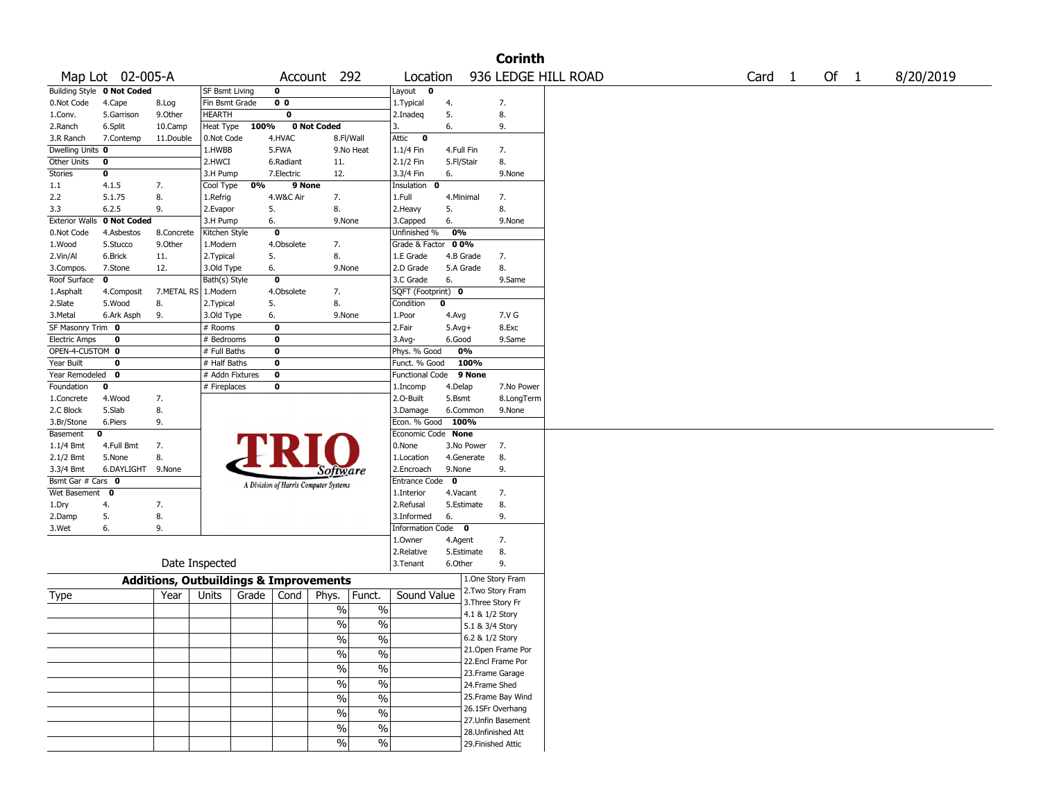# Corinth

Map Lot 02-005-A | Account 292 | Location 936 LEDGE HILL ROAD | Card 1 Of 1 | 8/20/2019

| Building Style | 0 Not Coded | | SF Bsmt Living | 0 | | Layout | 0 | |
|---|---|---|---|---|---|---|---|---|
| 0.Not Code | 4.Cape | 8.Log | Fin Bsmt Grade | 0 0 | | 1.Typical | 4. | 7. |
| 1.Conv. | 5.Garrison | 9.Other | HEARTH | 0 | | 2.Inadeq | 5. | 8. |
| 2.Ranch | 6.Split | 10.Camp | Heat Type 100% | 0 Not Coded | | 3. | 6. | 9. |
| 3.R Ranch | 7.Contemp | 11.Double | 0.Not Code | 4.HVAC | 8.Fl/Wall | Attic | 0 | |
| Dwelling Units | 0 | | 1.HWBB | 5.FWA | 9.No Heat | 1.1/4 Fin | 4.Full Fin | 7. |
| Other Units | 0 | | 2.HWCI | 6.Radiant | 11. | 2.1/2 Fin | 5.Fl/Stair | 8. |
| Stories | 0 | | 3.H Pump | 7.Electric | 12. | 3.3/4 Fin | 6. | 9.None |
| 1.1 | 4.1.5 | 7. | Cool Type 0% | 9 None | | Insulation | 0 | |
| 2.2 | 5.1.75 | 8. | 1.Refrig | 4.W&C Air | 7. | 1.Full | 4.Minimal | 7. |
| 3.3 | 6.2.5 | 9. | 2.Evapor | 5. | 8. | 2.Heavy | 5. | 8. |
| Exterior Walls | 0 Not Coded | | 3.H Pump | 6. | 9.None | 3.Capped | 6. | 9.None |
| 0.Not Code | 4.Asbestos | 8.Concrete | Kitchen Style | 0 | | Unfinished % | 0% | |
| 1.Wood | 5.Stucco | 9.Other | 1.Modern | 4.Obsolete | 7. | Grade & Factor | 0 0% | |
| 2.Vin/Al | 6.Brick | 11. | 2.Typical | 5. | 8. | 1.E Grade | 4.B Grade | 7. |
| 3.Compos. | 7.Stone | 12. | 3.Old Type | 6. | 9.None | 2.D Grade | 5.A Grade | 8. |
| Roof Surface | 0 | | Bath(s) Style | 0 | | 3.C Grade | 6. | 9.Same |
| 1.Asphalt | 4.Composit | 7.METAL RS | 1.Modern | 4.Obsolete | 7. | SQFT (Footprint) | 0 | |
| 2.Slate | 5.Wood | 8. | 2.Typical | 5. | 8. | Condition | 0 | |
| 3.Metal | 6.Ark Asph | 9. | 3.Old Type | 6. | 9.None | 1.Poor | 4.Avg | 7.V G |
| SF Masonry Trim | 0 | | # Rooms | 0 | | 2.Fair | 5.Avg+ | 8.Exc |
| Electric Amps | 0 | | # Bedrooms | 0 | | 3.Avg- | 6.Good | 9.Same |
| OPEN-4-CUSTOM | 0 | | # Full Baths | 0 | | Phys. % Good | 0% | |
| Year Built | 0 | | # Half Baths | 0 | | Funct. % Good | 100% | |
| Year Remodeled | 0 | | # Addn Fixtures | 0 | | Functional Code | 9 None | |
| Foundation | 0 | | # Fireplaces | 0 | | 1.Incomp | 4.Delap | 7.No Power |
| 1.Concrete | 4.Wood | 7. | | | | 2.O-Built | 5.Bsmt | 8.LongTerm |
| 2.C Block | 5.Slab | 8. | | | | 3.Damage | 6.Common | 9.None |
| 3.Br/Stone | 6.Piers | 9. | | | | Econ. % Good | 100% | |
| Basement | 0 | | | | | Economic Code | None | |
| 1.1/4 Bmt | 4.Full Bmt | 7. | | | | 0.None | 3.No Power | 7. |
| 2.1/2 Bmt | 5.None | 8. | | | | 1.Location | 4.Generate | 8. |
| 3.3/4 Bmt | 6.DAYLIGHT | 9.None | | | | 2.Encroach | 9.None | 9. |
| Bsmt Gar # Cars | 0 | | | | | Entrance Code | 0 | |
| Wet Basement | 0 | | | | | 1.Interior | 4.Vacant | 7. |
| 1.Dry | 4. | 7. | | | | 2.Refusal | 5.Estimate | 8. |
| 2.Damp | 5. | 8. | | | | 3.Informed | 6. | 9. |
| 3.Wet | 6. | 9. | | | | Information Code | 0 | |
| | | | | | | 1.Owner | 4.Agent | 7. |
| | | | | | | 2.Relative | 5.Estimate | 8. |
| | Date Inspected | | | | | 3.Tenant | 6.Other | 9. |

TRIO Software — A Division of Harris Computer Systems

## Additions, Outbuildings & Improvements

| Type | Year | Units | Grade | Cond | Phys. | Funct. | Sound Value |
|---|---|---|---|---|---|---|---|
| | | | | | % | % | |
| | | | | | % | % | |
| | | | | | % | % | |
| | | | | | % | % | |
| | | | | | % | % | |
| | | | | | % | % | |
| | | | | | % | % | |
| | | | | | % | % | |
| | | | | | % | % | |
| | | | | | % | % | |

1.One Story Fram
2.Two Story Fram
3.Three Story Fr
4.1 & 1/2 Story
5.1 & 3/4 Story
6.2 & 1/2 Story
21.Open Frame Por
22.Encl Frame Por
23.Frame Garage
24.Frame Shed
25.Frame Bay Wind
26.1SFr Overhang
27.Unfin Basement
28.Unfinished Att
29.Finished Attic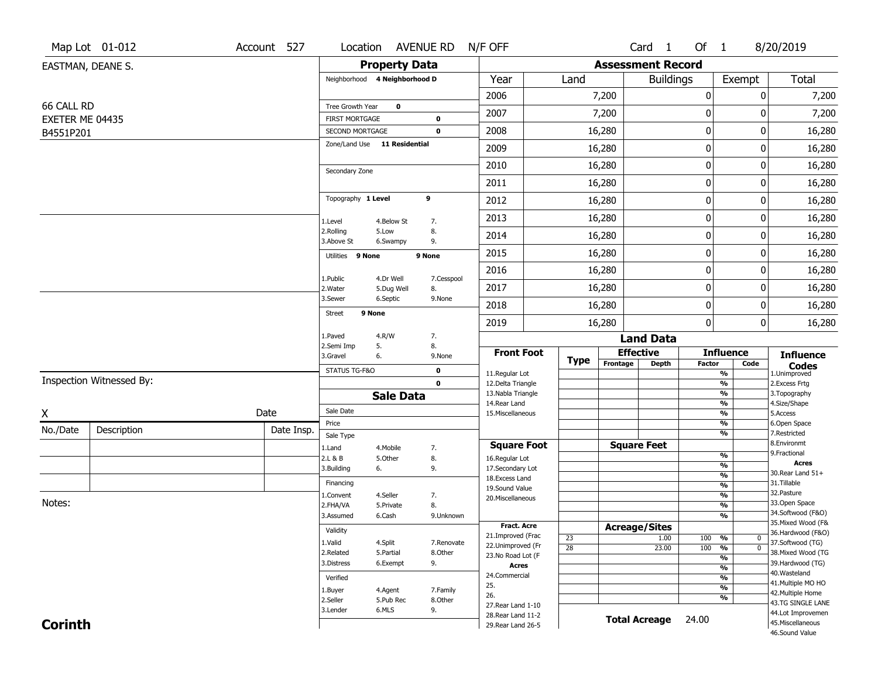Map Lot 01-012 | Account 527 | Location AVENUE RD N/F OFF | Card 1 Of 1 | 8/20/2019

EASTMAN, DEANE S.

66 CALL RD
EXETER ME 04435
B4551P201

## Property Data

Neighborhood **4 Neighborhood D**

Tree Growth Year **0**
FIRST MORTGAGE **0**
SECOND MORTGAGE **0**
Zone/Land Use **11 Residential**

Secondary Zone

Topography **1 Level** **9**

1.Level 4.Below St 7.
2.Rolling 5.Low 8.
3.Above St 6.Swampy 9.

Utilities **9 None** **9 None**

1.Public 4.Dr Well 7.Cesspool
2.Water 5.Dug Well 8.
3.Sewer 6.Septic 9.None

Street **9 None**

1.Paved 4.R/W 7.
2.Semi Imp 5. 8.
3.Gravel 6. 9.None

STATUS TG-F&O **0**
**0**

## Sale Data

Sale Date
Price
Sale Type
1.Land 4.Mobile 7.
2.L & B 5.Other 8.
3.Building 6. 9.

Financing
1.Convent 4.Seller 7.
2.FHA/VA 5.Private 8.
3.Assumed 6.Cash 9.Unknown

Validity
1.Valid 4.Split 7.Renovate
2.Related 5.Partial 8.Other
3.Distress 6.Exempt 9.

Verified
1.Buyer 4.Agent 7.Family
2.Seller 5.Pub Rec 8.Other
3.Lender 6.MLS 9.

## Assessment Record

| Year | Land | Buildings | Exempt | Total |
|---|---|---|---|---|
| 2006 | 7,200 | 0 | 0 | 7,200 |
| 2007 | 7,200 | 0 | 0 | 7,200 |
| 2008 | 16,280 | 0 | 0 | 16,280 |
| 2009 | 16,280 | 0 | 0 | 16,280 |
| 2010 | 16,280 | 0 | 0 | 16,280 |
| 2011 | 16,280 | 0 | 0 | 16,280 |
| 2012 | 16,280 | 0 | 0 | 16,280 |
| 2013 | 16,280 | 0 | 0 | 16,280 |
| 2014 | 16,280 | 0 | 0 | 16,280 |
| 2015 | 16,280 | 0 | 0 | 16,280 |
| 2016 | 16,280 | 0 | 0 | 16,280 |
| 2017 | 16,280 | 0 | 0 | 16,280 |
| 2018 | 16,280 | 0 | 0 | 16,280 |
| 2019 | 16,280 | 0 | 0 | 16,280 |

## Land Data

| Type | Effective Frontage | Effective Depth | Influence Factor | Influence Code |
|---|---|---|---|---|
| 23 | | 1.00 | 100 % | 0 |
| 28 | | 23.00 | 100 % | 0 |

**Front Foot**: 11.Regular Lot, 12.Delta Triangle, 13.Nabla Triangle, 14.Rear Land, 15.Miscellaneous

**Square Foot**: 16.Regular Lot, 17.Secondary Lot, 18.Excess Land, 19.Sound Value, 20.Miscellaneous

**Fract. Acre**: 21.Improved (Frac, 22.Unimproved (Fr, 23.No Road Lot (F

**Acres**: 24.Commercial, 25., 26., 27.Rear Land 1-10, 28.Rear Land 11-2, 29.Rear Land 26-5

**Total Acreage** 24.00

**Influence Codes**: 1.Unimproved, 2.Excess Frtg, 3.Topography, 4.Size/Shape, 5.Access, 6.Open Space, 7.Restricted, 8.Environmt, 9.Fractional

**Acres**: 30.Rear Land 51+, 31.Tillable, 32.Pasture, 33.Open Space, 34.Softwood (F&O), 35.Mixed Wood (F&, 36.Hardwood (F&O), 37.Softwood (TG), 38.Mixed Wood (TG, 39.Hardwood (TG), 40.Wasteland, 41.Multiple MO HO, 42.Multiple Home, 43.TG SINGLE LANE, 44.Lot Improvemen, 45.Miscellaneous, 46.Sound Value

Inspection Witnessed By:

X Date

| No./Date | Description | Date Insp. |
|---|---|---|
| | | |
| | | |
| | | |

Notes:

**Corinth**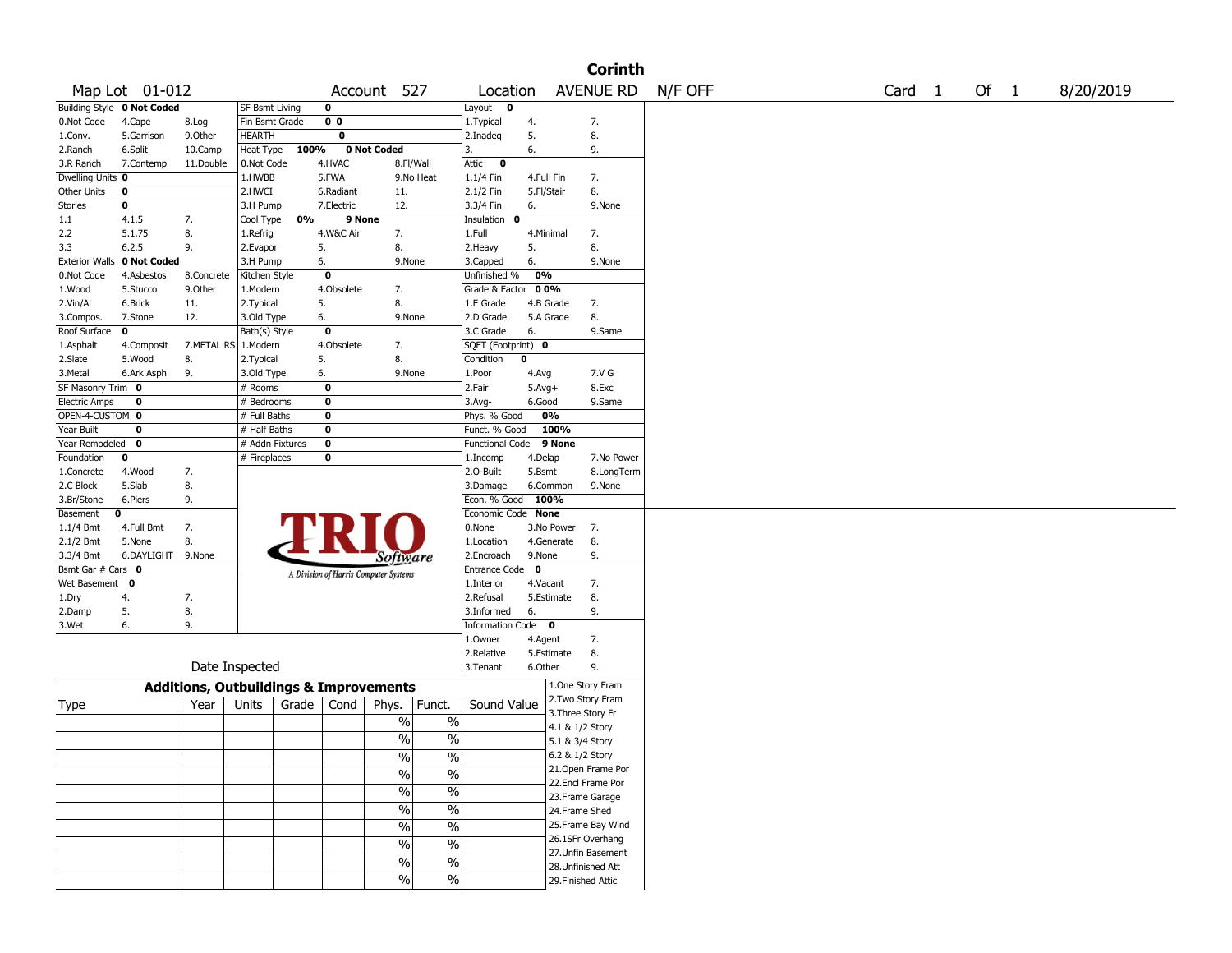# Corinth

Map Lot 01-012 | Account 527 | Location AVENUE RD N/F OFF | Card 1 Of 1 | 8/20/2019

| Building Style **0 Not Coded** | | | SF Bsmt Living **0** | | | Layout **0** | | |
|---|---|---|---|---|---|---|---|---|
| 0.Not Code | 4.Cape | 8.Log | Fin Bsmt Grade **0 0** | | | 1.Typical | 4. | 7. |
| 1.Conv. | 5.Garrison | 9.Other | HEARTH **0** | | | 2.Inadeq | 5. | 8. |
| 2.Ranch | 6.Split | 10.Camp | Heat Type **100%** | **0 Not Coded** | | 3. | 6. | 9. |
| 3.R Ranch | 7.Contemp | 11.Double | 0.Not Code | 4.HVAC | 8.Fl/Wall | Attic **0** | | |
| Dwelling Units **0** | | | 1.HWBB | 5.FWA | 9.No Heat | 1.1/4 Fin | 4.Full Fin | 7. |
| Other Units **0** | | | 2.HWCI | 6.Radiant | 11. | 2.1/2 Fin | 5.Fl/Stair | 8. |
| Stories **0** | | | 3.H Pump | 7.Electric | 12. | 3.3/4 Fin | 6. | 9.None |
| 1.1 | 4.1.5 | 7. | Cool Type **0%** | **9 None** | | Insulation **0** | | |
| 2.2 | 5.1.75 | 8. | 1.Refrig | 4.W&C Air | 7. | 1.Full | 4.Minimal | 7. |
| 3.3 | 6.2.5 | 9. | 2.Evapor | 5. | 8. | 2.Heavy | 5. | 8. |
| Exterior Walls **0 Not Coded** | | | 3.H Pump | 6. | 9.None | 3.Capped | 6. | 9.None |
| 0.Not Code | 4.Asbestos | 8.Concrete | Kitchen Style **0** | | | Unfinished % **0%** | | |
| 1.Wood | 5.Stucco | 9.Other | 1.Modern | 4.Obsolete | 7. | Grade & Factor **0 0%** | | |
| 2.Vin/Al | 6.Brick | 11. | 2.Typical | 5. | 8. | 1.E Grade | 4.B Grade | 7. |
| 3.Compos. | 7.Stone | 12. | 3.Old Type | 6. | 9.None | 2.D Grade | 5.A Grade | 8. |
| Roof Surface **0** | | | Bath(s) Style **0** | | | 3.C Grade | 6. | 9.Same |
| 1.Asphalt | 4.Composit | 7.METAL RS | 1.Modern | 4.Obsolete | 7. | SQFT (Footprint) **0** | | |
| 2.Slate | 5.Wood | 8. | 2.Typical | 5. | 8. | Condition **0** | | |
| 3.Metal | 6.Ark Asph | 9. | 3.Old Type | 6. | 9.None | 1.Poor | 4.Avg | 7.V G |
| SF Masonry Trim **0** | | | # Rooms **0** | | | 2.Fair | 5.Avg+ | 8.Exc |
| Electric Amps **0** | | | # Bedrooms **0** | | | 3.Avg- | 6.Good | 9.Same |
| OPEN-4-CUSTOM **0** | | | # Full Baths **0** | | | Phys. % Good **0%** | | |
| Year Built **0** | | | # Half Baths **0** | | | Funct. % Good **100%** | | |
| Year Remodeled **0** | | | # Addn Fixtures **0** | | | Functional Code **9 None** | | |
| Foundation **0** | | | # Fireplaces **0** | | | 1.Incomp | 4.Delap | 7.No Power |
| 1.Concrete | 4.Wood | 7. | | | | 2.O-Built | 5.Bsmt | 8.LongTerm |
| 2.C Block | 5.Slab | 8. | | | | 3.Damage | 6.Common | 9.None |
| 3.Br/Stone | 6.Piers | 9. | | | | Econ. % Good **100%** | | |
| Basement **0** | | | | | | Economic Code **None** | | |
| 1.1/4 Bmt | 4.Full Bmt | 7. | | | | 0.None | 3.No Power | 7. |
| 2.1/2 Bmt | 5.None | 8. | | | | 1.Location | 4.Generate | 8. |
| 3.3/4 Bmt | 6.DAYLIGHT | 9.None | | | | 2.Encroach | 9.None | 9. |
| Bsmt Gar # Cars **0** | | | | | | Entrance Code **0** | | |
| Wet Basement **0** | | | | | | 1.Interior | 4.Vacant | 7. |
| 1.Dry | 4. | 7. | | | | 2.Refusal | 5.Estimate | 8. |
| 2.Damp | 5. | 8. | | | | 3.Informed | 6. | 9. |
| 3.Wet | 6. | 9. | | | | Information Code **0** | | |
| | | | | | | 1.Owner | 4.Agent | 7. |
| | | | | | | 2.Relative | 5.Estimate | 8. |
| Date Inspected | | | | | | 3.Tenant | 6.Other | 9. |

TRIO Software — A Division of Harris Computer Systems

## Additions, Outbuildings & Improvements

| Type | Year | Units | Grade | Cond | Phys. | Funct. | Sound Value |
|---|---|---|---|---|---|---|---|
| | | | | | % | % | |
| | | | | | % | % | |
| | | | | | % | % | |
| | | | | | % | % | |
| | | | | | % | % | |
| | | | | | % | % | |
| | | | | | % | % | |
| | | | | | % | % | |
| | | | | | % | % | |
| | | | | | % | % | |

1.One Story Fram
2.Two Story Fram
3.Three Story Fr
4.1 & 1/2 Story
5.1 & 3/4 Story
6.2 & 1/2 Story
21.Open Frame Por
22.Encl Frame Por
23.Frame Garage
24.Frame Shed
25.Frame Bay Wind
26.1SFr Overhang
27.Unfin Basement
28.Unfinished Att
29.Finished Attic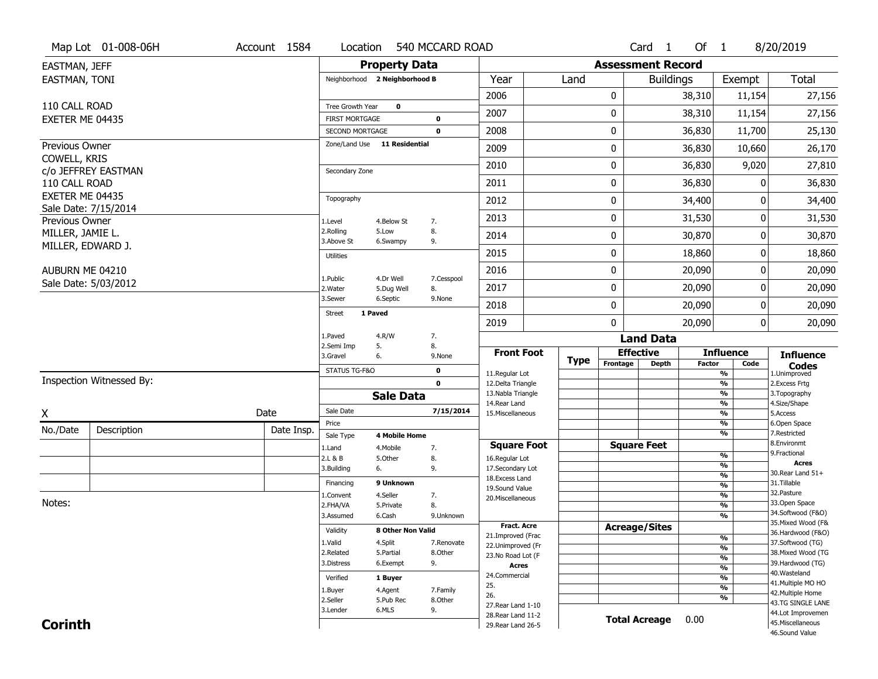Map Lot 01-008-06H | Account 1584 | Location 540 MCCARD ROAD | Card 1 Of 1 | 8/20/2019

EASTMAN, JEFF
EASTMAN, TONI

110 CALL ROAD
EXETER ME 04435

Previous Owner
COWELL, KRIS
c/o JEFFREY EASTMAN
110 CALL ROAD
EXETER ME 04435
Sale Date: 7/15/2014

Previous Owner
MILLER, JAMIE L.
MILLER, EDWARD J.

AUBURN ME 04210
Sale Date: 5/03/2012

Inspection Witnessed By:

X ____________________ Date

| No./Date | Description | Date Insp. |
|---|---|---|
| | | |
| | | |
| | | |

Notes:

## Property Data

Neighborhood **2 Neighborhood B**

Tree Growth Year **0**
FIRST MORTGAGE **0**
SECOND MORTGAGE **0**

Zone/Land Use **11 Residential**

Secondary Zone

Topography
1.Level 4.Below St 7.
2.Rolling 5.Low 8.
3.Above St 6.Swampy 9.

Utilities
1.Public 4.Dr Well 7.Cesspool
2.Water 5.Dug Well 8.
3.Sewer 6.Septic 9.None

Street **1 Paved**
1.Paved 4.R/W 7.
2.Semi Imp 5. 8.
3.Gravel 6. 9.None

STATUS TG-F&O **0**
**0**

## Sale Data

Sale Date **7/15/2014**
Price

Sale Type **4 Mobile Home**
1.Land 4.Mobile 7.
2.L & B 5.Other 8.
3.Building 6. 9.

Financing **9 Unknown**
1.Convent 4.Seller 7.
2.FHA/VA 5.Private 8.
3.Assumed 6.Cash 9.Unknown

Validity **8 Other Non Valid**
1.Valid 4.Split 7.Renovate
2.Related 5.Partial 8.Other
3.Distress 6.Exempt 9.

Verified **1 Buyer**
1.Buyer 4.Agent 7.Family
2.Seller 5.Pub Rec 8.Other
3.Lender 6.MLS 9.

## Assessment Record

| Year | Land | Buildings | Exempt | Total |
|---|---|---|---|---|
| 2006 | 0 | 38,310 | 11,154 | 27,156 |
| 2007 | 0 | 38,310 | 11,154 | 27,156 |
| 2008 | 0 | 36,830 | 11,700 | 25,130 |
| 2009 | 0 | 36,830 | 10,660 | 26,170 |
| 2010 | 0 | 36,830 | 9,020 | 27,810 |
| 2011 | 0 | 36,830 | 0 | 36,830 |
| 2012 | 0 | 34,400 | 0 | 34,400 |
| 2013 | 0 | 31,530 | 0 | 31,530 |
| 2014 | 0 | 30,870 | 0 | 30,870 |
| 2015 | 0 | 18,860 | 0 | 18,860 |
| 2016 | 0 | 20,090 | 0 | 20,090 |
| 2017 | 0 | 20,090 | 0 | 20,090 |
| 2018 | 0 | 20,090 | 0 | 20,090 |
| 2019 | 0 | 20,090 | 0 | 20,090 |

## Land Data

| Front Foot | Type | Effective Frontage | Effective Depth | Influence Factor | Influence Code |
|---|---|---|---|---|---|
| 11.Regular Lot | | | | % | |
| 12.Delta Triangle | | | | % | |
| 13.Nabla Triangle | | | | % | |
| 14.Rear Land | | | | % | |
| 15.Miscellaneous | | | | % | |
| | | | | % | |
| | | | | % | |
| **Square Foot** | | **Square Feet** | | | |
| 16.Regular Lot | | | | % | |
| 17.Secondary Lot | | | | % | |
| 18.Excess Land | | | | % | |
| 19.Sound Value | | | | % | |
| 20.Miscellaneous | | | | % | |
| | | | | % | |
| | | | | % | |
| **Fract. Acre** | | **Acreage/Sites** | | | |
| 21.Improved (Frac | | | | % | |
| 22.Unimproved (Fr | | | | % | |
| 23.No Road Lot (F | | | | % | |
| **Acres** | | | | % | |
| 24.Commercial | | | | % | |
| 25. | | | | % | |
| 26. | | | | % | |
| 27.Rear Land 1-10 | | | | | |
| 28.Rear Land 11-2 | | | | | |
| 29.Rear Land 26-5 | | | | | |

**Total Acreage** 0.00

**Influence Codes**
1.Unimproved
2.Excess Frtg
3.Topography
4.Size/Shape
5.Access
6.Open Space
7.Restricted
8.Environmt
9.Fractional

**Acres**
30.Rear Land 51+
31.Tillable
32.Pasture
33.Open Space
34.Softwood (F&O)
35.Mixed Wood (F&
36.Hardwood (F&O)
37.Softwood (TG)
38.Mixed Wood (TG
39.Hardwood (TG)
40.Wasteland
41.Multiple MO HO
42.Multiple Home
43.TG SINGLE LANE
44.Lot Improvemen
45.Miscellaneous
46.Sound Value

**Corinth**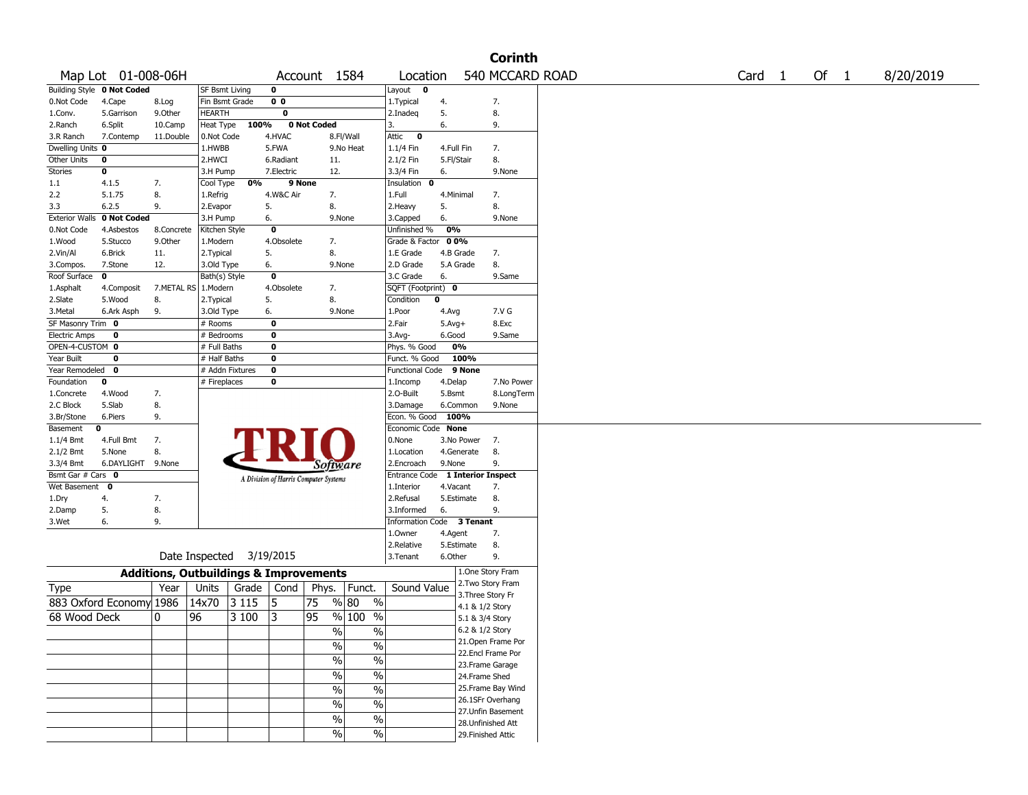# Corinth

Map Lot 01-008-06H | Account 1584 | Location 540 MCCARD ROAD | Card 1 Of 1 | 8/20/2019

| Building Style | 0 Not Coded | | SF Bsmt Living | 0 | | Layout | 0 | |
|---|---|---|---|---|---|---|---|---|
| 0.Not Code | 4.Cape | 8.Log | Fin Bsmt Grade | 0 0 | | 1.Typical | 4. | 7. |
| 1.Conv. | 5.Garrison | 9.Other | HEARTH | 0 | | 2.Inadeq | 5. | 8. |
| 2.Ranch | 6.Split | 10.Camp | Heat Type 100% | 0 Not Coded | | 3. | 6. | 9. |
| 3.R Ranch | 7.Contemp | 11.Double | 0.Not Code | 4.HVAC | 8.Fl/Wall | Attic | 0 | |
| Dwelling Units | 0 | | 1.HWBB | 5.FWA | 9.No Heat | 1.1/4 Fin | 4.Full Fin | 7. |
| Other Units | 0 | | 2.HWCI | 6.Radiant | 11. | 2.1/2 Fin | 5.Fl/Stair | 8. |
| Stories | 0 | | 3.H Pump | 7.Electric | 12. | 3.3/4 Fin | 6. | 9.None |
| 1.1 | 4.1.5 | 7. | Cool Type 0% | 9 None | | Insulation | 0 | |
| 2.2 | 5.1.75 | 8. | 1.Refrig | 4.W&C Air | 7. | 1.Full | 4.Minimal | 7. |
| 3.3 | 6.2.5 | 9. | 2.Evapor | 5. | 8. | 2.Heavy | 5. | 8. |
| Exterior Walls | 0 Not Coded | | 3.H Pump | 6. | 9.None | 3.Capped | 6. | 9.None |
| 0.Not Code | 4.Asbestos | 8.Concrete | Kitchen Style | 0 | | Unfinished % | 0% | |
| 1.Wood | 5.Stucco | 9.Other | 1.Modern | 4.Obsolete | 7. | Grade & Factor | 0 0% | |
| 2.Vin/Al | 6.Brick | 11. | 2.Typical | 5. | 8. | 1.E Grade | 4.B Grade | 7. |
| 3.Compos. | 7.Stone | 12. | 3.Old Type | 6. | 9.None | 2.D Grade | 5.A Grade | 8. |
| Roof Surface | 0 | | Bath(s) Style | 0 | | 3.C Grade | 6. | 9.Same |
| 1.Asphalt | 4.Composit | 7.METAL RS | 1.Modern | 4.Obsolete | 7. | SQFT (Footprint) | 0 | |
| 2.Slate | 5.Wood | 8. | 2.Typical | 5. | 8. | Condition | 0 | |
| 3.Metal | 6.Ark Asph | 9. | 3.Old Type | 6. | 9.None | 1.Poor | 4.Avg | 7.V G |
| SF Masonry Trim | 0 | | # Rooms | 0 | | 2.Fair | 5.Avg+ | 8.Exc |
| Electric Amps | 0 | | # Bedrooms | 0 | | 3.Avg- | 6.Good | 9.Same |
| OPEN-4-CUSTOM | 0 | | # Full Baths | 0 | | Phys. % Good | 0% | |
| Year Built | 0 | | # Half Baths | 0 | | Funct. % Good | 100% | |
| Year Remodeled | 0 | | # Addn Fixtures | 0 | | Functional Code | 9 None | |
| Foundation | 0 | | # Fireplaces | 0 | | 1.Incomp | 4.Delap | 7.No Power |
| 1.Concrete | 4.Wood | 7. | | | | 2.O-Built | 5.Bsmt | 8.LongTerm |
| 2.C Block | 5.Slab | 8. | | | | 3.Damage | 6.Common | 9.None |
| 3.Br/Stone | 6.Piers | 9. | | | | Econ. % Good | 100% | |
| Basement | 0 | | | | | Economic Code | None | |
| 1.1/4 Bmt | 4.Full Bmt | 7. | | | | 0.None | 3.No Power | 7. |
| 2.1/2 Bmt | 5.None | 8. | | | | 1.Location | 4.Generate | 8. |
| 3.3/4 Bmt | 6.DAYLIGHT | 9.None | | | | 2.Encroach | 9.None | 9. |
| Bsmt Gar # Cars | 0 | | | | | Entrance Code | 1 Interior Inspect | |
| Wet Basement | 0 | | | | | 1.Interior | 4.Vacant | 7. |
| 1.Dry | 4. | 7. | | | | 2.Refusal | 5.Estimate | 8. |
| 2.Damp | 5. | 8. | | | | 3.Informed | 6. | 9. |
| 3.Wet | 6. | 9. | | | | Information Code | 3 Tenant | |
| | | | | | | 1.Owner | 4.Agent | 7. |
| | | | | | | 2.Relative | 5.Estimate | 8. |
| | | | | | | 3.Tenant | 6.Other | 9. |

TRIO Software — A Division of Harris Computer Systems

Date Inspected 3/19/2015

## Additions, Outbuildings & Improvements

| Type | Year | Units | Grade | Cond | Phys. | Funct. | Sound Value |
|---|---|---|---|---|---|---|---|
| 883 Oxford Economy | 1986 | 14x70 | 3 115 | 5 | 75 % | 80 % | |
| 68 Wood Deck | 0 | 96 | 3 100 | 3 | 95 % | 100 % | |
| | | | | | % | % | |
| | | | | | % | % | |
| | | | | | % | % | |
| | | | | | % | % | |
| | | | | | % | % | |
| | | | | | % | % | |
| | | | | | % | % | |
| | | | | | % | % | |

1.One Story Fram
2.Two Story Fram
3.Three Story Fr
4.1 & 1/2 Story
5.1 & 3/4 Story
6.2 & 1/2 Story
21.Open Frame Por
22.Encl Frame Por
23.Frame Garage
24.Frame Shed
25.Frame Bay Wind
26.1SFr Overhang
27.Unfin Basement
28.Unfinished Att
29.Finished Attic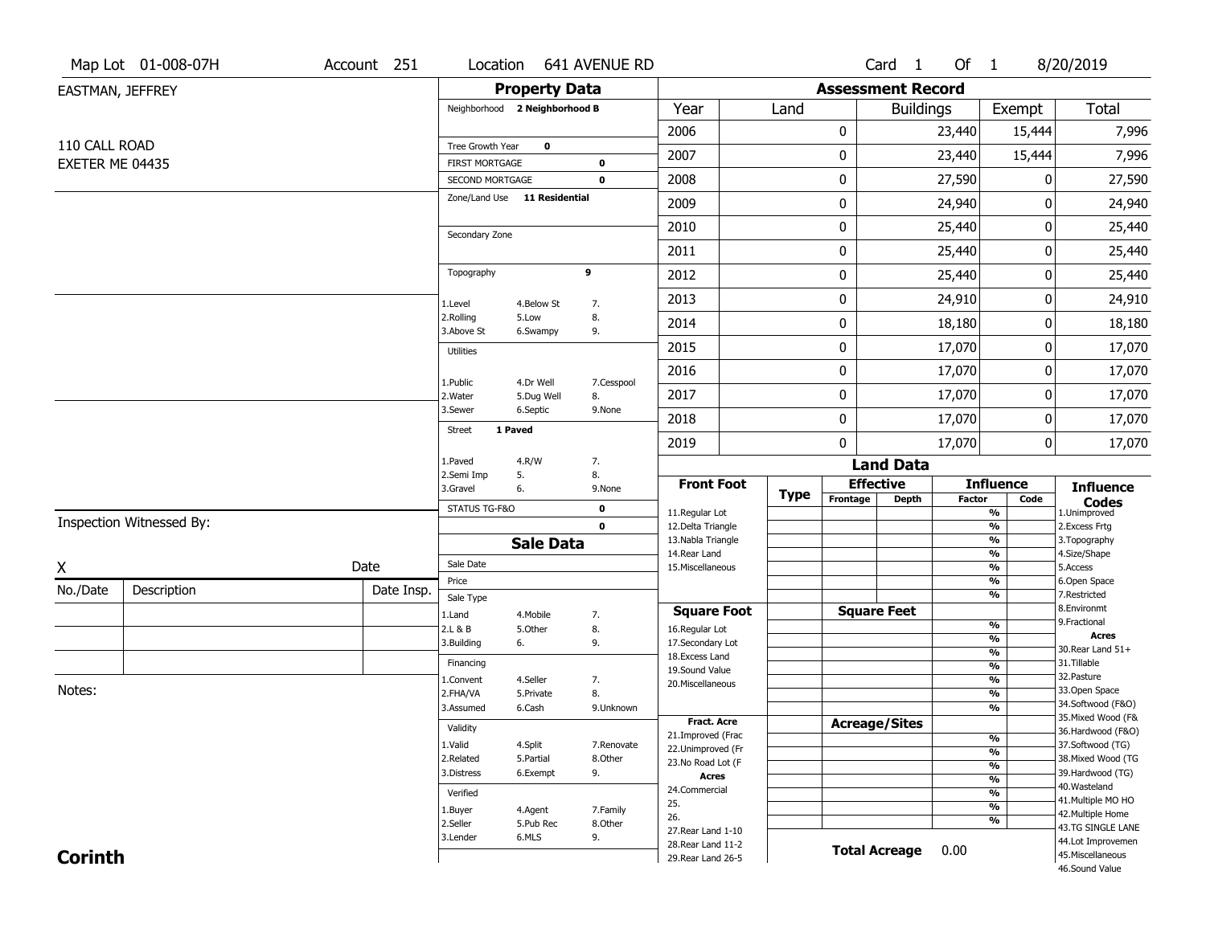Map Lot 01-008-07H | Account 251 | Location 641 AVENUE RD | Card 1 Of 1 | 8/20/2019

EASTMAN, JEFFREY

110 CALL ROAD
EXETER ME 04435

## Property Data

Neighborhood **2 Neighborhood B**

Tree Growth Year **0**

FIRST MORTGAGE **0**

SECOND MORTGAGE **0**

Zone/Land Use **11 Residential**

Secondary Zone

Topography **9**

1.Level 4.Below St 7.
2.Rolling 5.Low 8.
3.Above St 6.Swampy 9.

Utilities

1.Public 4.Dr Well 7.Cesspool
2.Water 5.Dug Well 8.
3.Sewer 6.Septic 9.None

Street **1 Paved**

1.Paved 4.R/W 7.
2.Semi Imp 5. 8.
3.Gravel 6. 9.None

STATUS TG-F&O **0**

**0**

## Sale Data

Sale Date

Price

Sale Type

1.Land 4.Mobile 7.
2.L & B 5.Other 8.
3.Building 6. 9.

Financing

1.Convent 4.Seller 7.
2.FHA/VA 5.Private 8.
3.Assumed 6.Cash 9.Unknown

Validity

1.Valid 4.Split 7.Renovate
2.Related 5.Partial 8.Other
3.Distress 6.Exempt 9.

Verified

1.Buyer 4.Agent 7.Family
2.Seller 5.Pub Rec 8.Other
3.Lender 6.MLS 9.

## Assessment Record

| Year | Land | Buildings | Exempt | Total |
|---|---|---|---|---|
| 2006 | 0 | 23,440 | 15,444 | 7,996 |
| 2007 | 0 | 23,440 | 15,444 | 7,996 |
| 2008 | 0 | 27,590 | 0 | 27,590 |
| 2009 | 0 | 24,940 | 0 | 24,940 |
| 2010 | 0 | 25,440 | 0 | 25,440 |
| 2011 | 0 | 25,440 | 0 | 25,440 |
| 2012 | 0 | 25,440 | 0 | 25,440 |
| 2013 | 0 | 24,910 | 0 | 24,910 |
| 2014 | 0 | 18,180 | 0 | 18,180 |
| 2015 | 0 | 17,070 | 0 | 17,070 |
| 2016 | 0 | 17,070 | 0 | 17,070 |
| 2017 | 0 | 17,070 | 0 | 17,070 |
| 2018 | 0 | 17,070 | 0 | 17,070 |
| 2019 | 0 | 17,070 | 0 | 17,070 |

## Land Data

| Front Foot | Type | Effective Frontage | Effective Depth | Influence Factor | Influence Code |
|---|---|---|---|---|---|
| 11.Regular Lot | | | | % | |
| 12.Delta Triangle | | | | % | |
| 13.Nabla Triangle | | | | % | |
| 14.Rear Land | | | | % | |
| 15.Miscellaneous | | | | % | |
| | | | | % | |
| | | | | % | |
| **Square Foot** | | **Square Feet** | | | |
| 16.Regular Lot | | | | % | |
| 17.Secondary Lot | | | | % | |
| 18.Excess Land | | | | % | |
| 19.Sound Value | | | | % | |
| 20.Miscellaneous | | | | % | |
| | | | | % | |
| | | | | % | |
| **Fract. Acre** | | **Acreage/Sites** | | | |
| 21.Improved (Frac | | | | % | |
| 22.Unimproved (Fr | | | | % | |
| 23.No Road Lot (F | | | | % | |
| **Acres** | | | | % | |
| 24.Commercial | | | | % | |
| 25. | | | | % | |
| 26. | | | | % | |
| 27.Rear Land 1-10 | | | | | |
| 28.Rear Land 11-2 | | | | | |
| 29.Rear Land 26-5 | | | | | |

**Total Acreage** 0.00

**Influence Codes**
1.Unimproved
2.Excess Frtg
3.Topography
4.Size/Shape
5.Access
6.Open Space
7.Restricted
8.Environmt
9.Fractional

**Acres**
30.Rear Land 51+
31.Tillable
32.Pasture
33.Open Space
34.Softwood (F&O)
35.Mixed Wood (F&
36.Hardwood (F&O)
37.Softwood (TG)
38.Mixed Wood (TG
39.Hardwood (TG)
40.Wasteland
41.Multiple MO HO
42.Multiple Home
43.TG SINGLE LANE
44.Lot Improvemen
45.Miscellaneous
46.Sound Value

Inspection Witnessed By:

X Date

| No./Date | Description | Date Insp. |
|---|---|---|
| | | |
| | | |
| | | |

Notes:

**Corinth**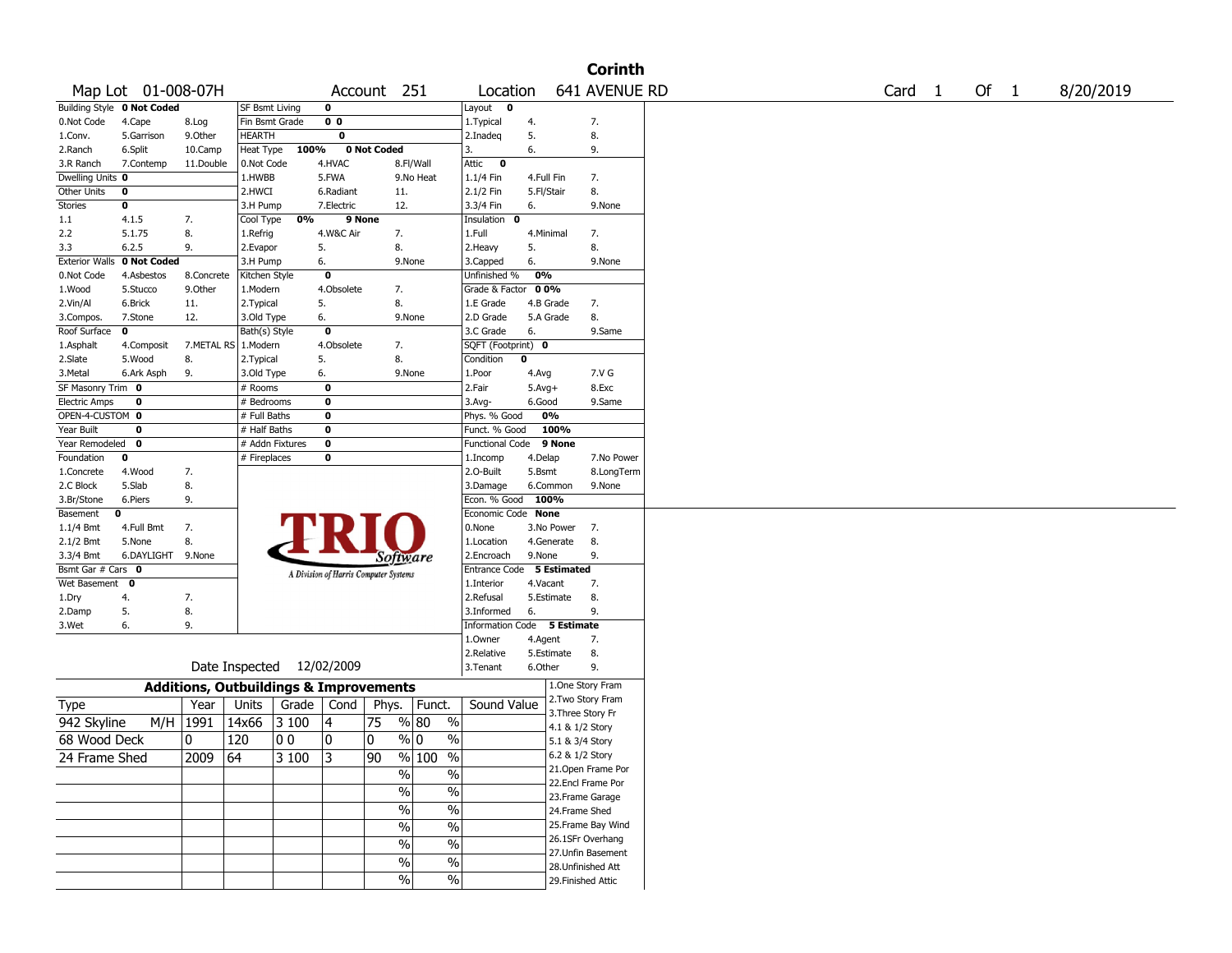# Corinth

Map Lot 01-008-07H | Account 251 | Location 641 AVENUE RD | Card 1 Of 1 | 8/20/2019

| Building Style | 0 Not Coded | | SF Bsmt Living | 0 | | Layout | 0 | |
|---|---|---|---|---|---|---|---|---|
| 0.Not Code | 4.Cape | 8.Log | Fin Bsmt Grade | 0 0 | | 1.Typical | 4. | 7. |
| 1.Conv. | 5.Garrison | 9.Other | HEARTH | 0 | | 2.Inadeq | 5. | 8. |
| 2.Ranch | 6.Split | 10.Camp | Heat Type 100% | 0 Not Coded | | 3. | 6. | 9. |
| 3.R Ranch | 7.Contemp | 11.Double | 0.Not Code | 4.HVAC | 8.Fl/Wall | Attic | 0 | |
| Dwelling Units | 0 | | 1.HWBB | 5.FWA | 9.No Heat | 1.1/4 Fin | 4.Full Fin | 7. |
| Other Units | 0 | | 2.HWCI | 6.Radiant | 11. | 2.1/2 Fin | 5.Fl/Stair | 8. |
| Stories | 0 | | 3.H Pump | 7.Electric | 12. | 3.3/4 Fin | 6. | 9.None |
| 1.1 | 4.1.5 | 7. | Cool Type 0% | 9 None | | Insulation | 0 | |
| 2.2 | 5.1.75 | 8. | 1.Refrig | 4.W&C Air | 7. | 1.Full | 4.Minimal | 7. |
| 3.3 | 6.2.5 | 9. | 2.Evapor | 5. | 8. | 2.Heavy | 5. | 8. |
| Exterior Walls | 0 Not Coded | | 3.H Pump | 6. | 9.None | 3.Capped | 6. | 9.None |
| 0.Not Code | 4.Asbestos | 8.Concrete | Kitchen Style | 0 | | Unfinished % | 0% | |
| 1.Wood | 5.Stucco | 9.Other | 1.Modern | 4.Obsolete | 7. | Grade & Factor | 0 0% | |
| 2.Vin/Al | 6.Brick | 11. | 2.Typical | 5. | 8. | 1.E Grade | 4.B Grade | 7. |
| 3.Compos. | 7.Stone | 12. | 3.Old Type | 6. | 9.None | 2.D Grade | 5.A Grade | 8. |
| Roof Surface | 0 | | Bath(s) Style | 0 | | 3.C Grade | 6. | 9.Same |
| 1.Asphalt | 4.Composit | 7.METAL RS | 1.Modern | 4.Obsolete | 7. | SQFT (Footprint) | 0 | |
| 2.Slate | 5.Wood | 8. | 2.Typical | 5. | 8. | Condition | 0 | |
| 3.Metal | 6.Ark Asph | 9. | 3.Old Type | 6. | 9.None | 1.Poor | 4.Avg | 7.V G |
| SF Masonry Trim | 0 | | # Rooms | 0 | | 2.Fair | 5.Avg+ | 8.Exc |
| Electric Amps | 0 | | # Bedrooms | 0 | | 3.Avg- | 6.Good | 9.Same |
| OPEN-4-CUSTOM | 0 | | # Full Baths | 0 | | Phys. % Good | 0% | |
| Year Built | 0 | | # Half Baths | 0 | | Funct. % Good | 100% | |
| Year Remodeled | 0 | | # Addn Fixtures | 0 | | Functional Code | 9 None | |
| Foundation | 0 | | # Fireplaces | 0 | | 1.Incomp | 4.Delap | 7.No Power |
| 1.Concrete | 4.Wood | 7. | | | | 2.O-Built | 5.Bsmt | 8.LongTerm |
| 2.C Block | 5.Slab | 8. | | | | 3.Damage | 6.Common | 9.None |
| 3.Br/Stone | 6.Piers | 9. | | | | Econ. % Good | 100% | |
| Basement | 0 | | | | | Economic Code | None | |
| 1.1/4 Bmt | 4.Full Bmt | 7. | | | | 0.None | 3.No Power | 7. |
| 2.1/2 Bmt | 5.None | 8. | | | | 1.Location | 4.Generate | 8. |
| 3.3/4 Bmt | 6.DAYLIGHT | 9.None | | | | 2.Encroach | 9.None | 9. |
| Bsmt Gar # Cars | 0 | | | | | Entrance Code | 5 Estimated | |
| Wet Basement | 0 | | | | | 1.Interior | 4.Vacant | 7. |
| 1.Dry | 4. | 7. | | | | 2.Refusal | 5.Estimate | 8. |
| 2.Damp | 5. | 8. | | | | 3.Informed | 6. | 9. |
| 3.Wet | 6. | 9. | | | | Information Code | 5 Estimate | |
| | | | | | | 1.Owner | 4.Agent | 7. |
| | | | | | | 2.Relative | 5.Estimate | 8. |
| | | | Date Inspected | 12/02/2009 | | 3.Tenant | 6.Other | 9. |

TRIO Software — A Division of Harris Computer Systems

## Additions, Outbuildings & Improvements

| Type | Year | Units | Grade | Cond | Phys. | Funct. | Sound Value |
|---|---|---|---|---|---|---|---|
| 942 Skyline M/H | 1991 | 14x66 | 3 100 | 4 | 75 % | 80 % | |
| 68 Wood Deck | 0 | 120 | 0 0 | 0 | 0 % | 0 % | |
| 24 Frame Shed | 2009 | 64 | 3 100 | 3 | 90 % | 100 % | |
| | | | | | % | % | |
| | | | | | % | % | |
| | | | | | % | % | |
| | | | | | % | % | |
| | | | | | % | % | |
| | | | | | % | % | |
| | | | | | % | % | |

1.One Story Fram
2.Two Story Fram
3.Three Story Fr
4.1 & 1/2 Story
5.1 & 3/4 Story
6.2 & 1/2 Story
21.Open Frame Por
22.Encl Frame Por
23.Frame Garage
24.Frame Shed
25.Frame Bay Wind
26.1SFr Overhang
27.Unfin Basement
28.Unfinished Att
29.Finished Attic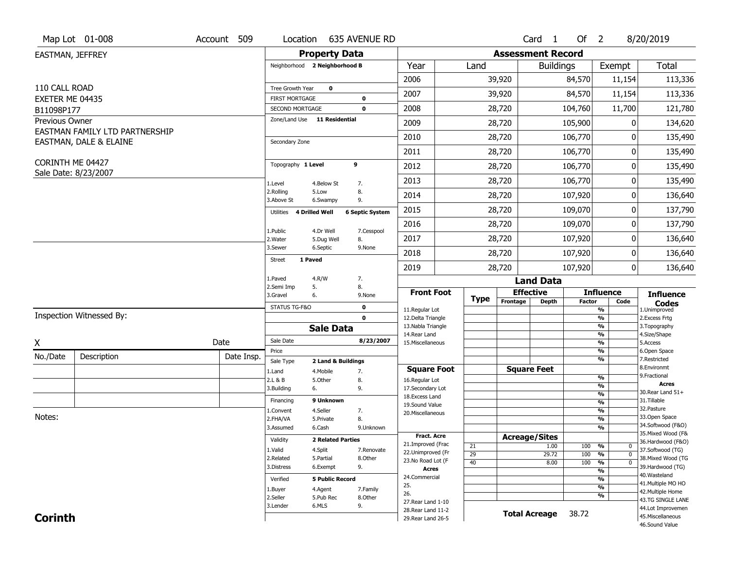Map Lot 01-008 | Account 509 | Location 635 AVENUE RD | Card 1 Of 2 | 8/20/2019

EASTMAN, JEFFREY

110 CALL ROAD
EXETER ME 04435
B11098P177

Previous Owner
EASTMAN FAMILY LTD PARTNERSHIP
EASTMAN, DALE & ELAINE

CORINTH ME 04427
Sale Date: 8/23/2007

## Property Data

Neighborhood **2 Neighborhood B**

Tree Growth Year **0**
FIRST MORTGAGE **0**
SECOND MORTGAGE **0**

Zone/Land Use **11 Residential**

Secondary Zone

Topography **1 Level** **9**

1.Level 4.Below St 7.
2.Rolling 5.Low 8.
3.Above St 6.Swampy 9.

Utilities **4 Drilled Well** **6 Septic System**

1.Public 4.Dr Well 7.Cesspool
2.Water 5.Dug Well 8.
3.Sewer 6.Septic 9.None

Street **1 Paved**

1.Paved 4.R/W 7.
2.Semi Imp 5. 8.
3.Gravel 6. 9.None

STATUS TG-F&O **0**
**0**

## Sale Data

Sale Date **8/23/2007**
Price
Sale Type **2 Land & Buildings**

1.Land 4.Mobile 7.
2.L & B 5.Other 8.
3.Building 6. 9.

Financing **9 Unknown**

1.Convent 4.Seller 7.
2.FHA/VA 5.Private 8.
3.Assumed 6.Cash 9.Unknown

Validity **2 Related Parties**

1.Valid 4.Split 7.Renovate
2.Related 5.Partial 8.Other
3.Distress 6.Exempt 9.

Verified **5 Public Record**

1.Buyer 4.Agent 7.Family
2.Seller 5.Pub Rec 8.Other
3.Lender 6.MLS 9.

## Assessment Record

| Year | Land | Buildings | Exempt | Total |
|---|---|---|---|---|
| 2006 | 39,920 | 84,570 | 11,154 | 113,336 |
| 2007 | 39,920 | 84,570 | 11,154 | 113,336 |
| 2008 | 28,720 | 104,760 | 11,700 | 121,780 |
| 2009 | 28,720 | 105,900 | 0 | 134,620 |
| 2010 | 28,720 | 106,770 | 0 | 135,490 |
| 2011 | 28,720 | 106,770 | 0 | 135,490 |
| 2012 | 28,720 | 106,770 | 0 | 135,490 |
| 2013 | 28,720 | 106,770 | 0 | 135,490 |
| 2014 | 28,720 | 107,920 | 0 | 136,640 |
| 2015 | 28,720 | 109,070 | 0 | 137,790 |
| 2016 | 28,720 | 109,070 | 0 | 137,790 |
| 2017 | 28,720 | 107,920 | 0 | 136,640 |
| 2018 | 28,720 | 107,920 | 0 | 136,640 |
| 2019 | 28,720 | 107,920 | 0 | 136,640 |

## Land Data

| Front Foot | Type | Effective Frontage | Effective Depth | Influence Factor | Influence Code |
|---|---|---|---|---|---|
| 11.Regular Lot | | | | % | |
| 12.Delta Triangle | | | | % | |
| 13.Nabla Triangle | | | | % | |
| 14.Rear Land | | | | % | |
| 15.Miscellaneous | | | | % | |

| Square Foot | Square Feet | Influence Factor | Influence Code |
|---|---|---|---|
| 16.Regular Lot | | % | |
| 17.Secondary Lot | | % | |
| 18.Excess Land | | % | |
| 19.Sound Value | | % | |
| 20.Miscellaneous | | % | |

| Fract. Acre / Acres | Type | Acreage/Sites | Influence Factor | Influence Code |
|---|---|---|---|---|
| 21.Improved (Frac | 21 | 1.00 | 100 % | 0 |
| 22.Unimproved (Fr | 29 | 29.72 | 100 % | 0 |
| 23.No Road Lot (F | 40 | 8.00 | 100 % | 0 |
| 24.Commercial | | | % | |
| 25. | | | % | |
| 26. | | | % | |
| 27.Rear Land 1-10 | | | | |
| 28.Rear Land 11-2 | | | | |
| 29.Rear Land 26-5 | | | | |

**Total Acreage** 38.72

**Influence Codes**
1.Unimproved
2.Excess Frtg
3.Topography
4.Size/Shape
5.Access
6.Open Space
7.Restricted
8.Environmt
9.Fractional

**Acres**
30.Rear Land 51+
31.Tillable
32.Pasture
33.Open Space
34.Softwood (F&O)
35.Mixed Wood (F&
36.Hardwood (F&O)
37.Softwood (TG)
38.Mixed Wood (TG
39.Hardwood (TG)
40.Wasteland
41.Multiple MO HO
42.Multiple Home
43.TG SINGLE LANE
44.Lot Improvemen
45.Miscellaneous
46.Sound Value

Inspection Witnessed By:

X                                        Date

| No./Date | Description | Date Insp. |
|---|---|---|
| | | |
| | | |
| | | |

Notes:

**Corinth**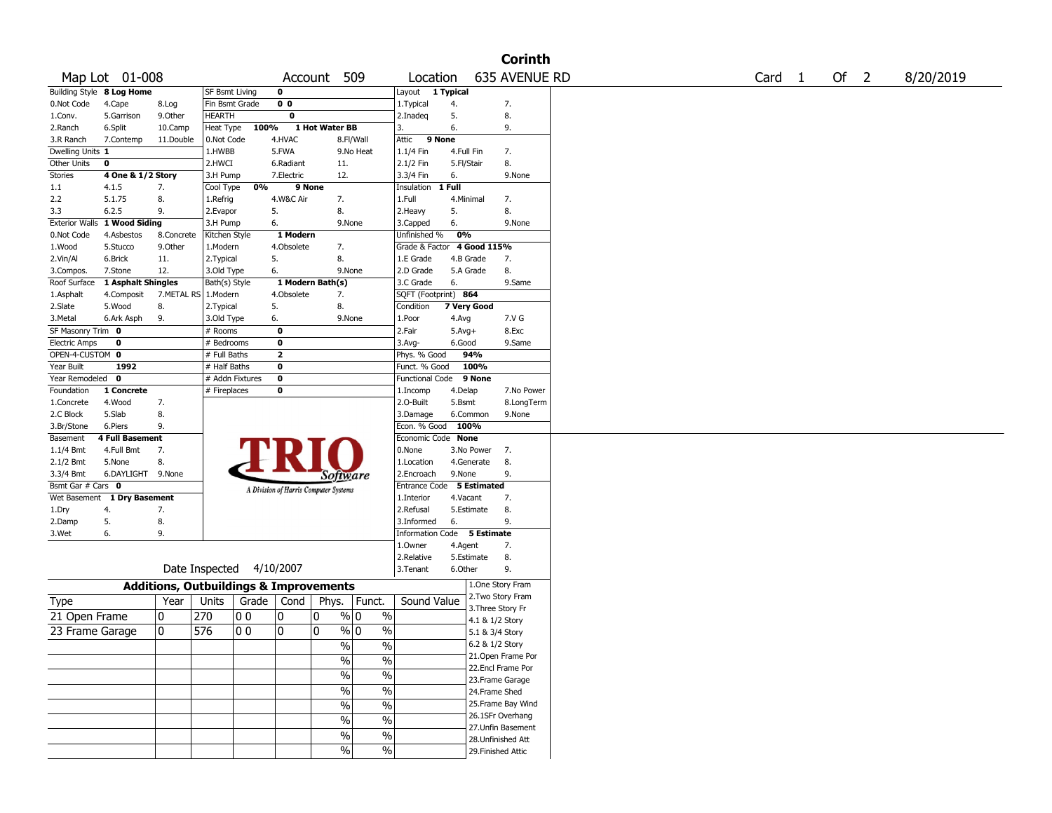# Corinth

**Map Lot** 01-008 **Account** 509 **Location** 635 AVENUE RD **Card** 1 **Of** 2 8/20/2019

| Building Style | 8 Log Home | | SF Bsmt Living | 0 | | | Layout | 1 Typical | |
|---|---|---|---|---|---|---|---|---|---|
| 0.Not Code | 4.Cape | 8.Log | Fin Bsmt Grade | 0 0 | | | 1.Typical | 4. | 7. |
| 1.Conv. | 5.Garrison | 9.Other | HEARTH | 0 | | | 2.Inadeq | 5. | 8. |
| 2.Ranch | 6.Split | 10.Camp | Heat Type | 100% | 1 Hot Water BB | | 3. | 6. | 9. |
| 3.R Ranch | 7.Contemp | 11.Double | 0.Not Code | 4.HVAC | 8.Fl/Wall | | Attic | 9 None | |
| Dwelling Units | 1 | | 1.HWBB | 5.FWA | 9.No Heat | | 1.1/4 Fin | 4.Full Fin | 7. |
| Other Units | 0 | | 2.HWCI | 6.Radiant | 11. | | 2.1/2 Fin | 5.Fl/Stair | 8. |
| Stories | 4 One & 1/2 Story | | 3.H Pump | 7.Electric | 12. | | 3.3/4 Fin | 6. | 9.None |
| 1.1 | 4.1.5 | 7. | Cool Type | 0% | 9 None | | Insulation | 1 Full | |
| 2.2 | 5.1.75 | 8. | 1.Refrig | 4.W&C Air | 7. | | 1.Full | 4.Minimal | 7. |
| 3.3 | 6.2.5 | 9. | 2.Evapor | 5. | 8. | | 2.Heavy | 5. | 8. |
| Exterior Walls | 1 Wood Siding | | 3.H Pump | 6. | 9.None | | 3.Capped | 6. | 9.None |
| 0.Not Code | 4.Asbestos | 8.Concrete | Kitchen Style | 1 Modern | | | Unfinished % | 0% | |
| 1.Wood | 5.Stucco | 9.Other | 1.Modern | 4.Obsolete | 7. | | Grade & Factor | 4 Good 115% | |
| 2.Vin/Al | 6.Brick | 11. | 2.Typical | 5. | 8. | | 1.E Grade | 4.B Grade | 7. |
| 3.Compos. | 7.Stone | 12. | 3.Old Type | 6. | 9.None | | 2.D Grade | 5.A Grade | 8. |
| Roof Surface | 1 Asphalt Shingles | | Bath(s) Style | 1 Modern Bath(s) | | | 3.C Grade | 6. | 9.Same |
| 1.Asphalt | 4.Composit | 7.METAL RS | 1.Modern | 4.Obsolete | 7. | | SQFT (Footprint) | 864 | |
| 2.Slate | 5.Wood | 8. | 2.Typical | 5. | 8. | | Condition | 7 Very Good | |
| 3.Metal | 6.Ark Asph | 9. | 3.Old Type | 6. | 9.None | | 1.Poor | 4.Avg | 7.V G |
| SF Masonry Trim | 0 | | # Rooms | 0 | | | 2.Fair | 5.Avg+ | 8.Exc |
| Electric Amps | 0 | | # Bedrooms | 0 | | | 3.Avg- | 6.Good | 9.Same |
| OPEN-4-CUSTOM | 0 | | # Full Baths | 2 | | | Phys. % Good | 94% | |
| Year Built | 1992 | | # Half Baths | 0 | | | Funct. % Good | 100% | |
| Year Remodeled | 0 | | # Addn Fixtures | 0 | | | Functional Code | 9 None | |
| Foundation | 1 Concrete | | # Fireplaces | 0 | | | 1.Incomp | 4.Delap | 7.No Power |
| 1.Concrete | 4.Wood | 7. | | | | | 2.O-Built | 5.Bsmt | 8.LongTerm |
| 2.C Block | 5.Slab | 8. | | | | | 3.Damage | 6.Common | 9.None |
| 3.Br/Stone | 6.Piers | 9. | | | | | Econ. % Good | 100% | |
| Basement | 4 Full Basement | | | | | | Economic Code | None | |
| 1.1/4 Bmt | 4.Full Bmt | 7. | | | | | 0.None | 3.No Power | 7. |
| 2.1/2 Bmt | 5.None | 8. | | | | | 1.Location | 4.Generate | 8. |
| 3.3/4 Bmt | 6.DAYLIGHT | 9.None | | | | | 2.Encroach | 9.None | 9. |
| Bsmt Gar # Cars | 0 | | | | | | Entrance Code | 5 Estimated | |
| Wet Basement | 1 Dry Basement | | | | | | 1.Interior | 4.Vacant | 7. |
| 1.Dry | 4. | 7. | | | | | 2.Refusal | 5.Estimate | 8. |
| 2.Damp | 5. | 8. | | | | | 3.Informed | 6. | 9. |
| 3.Wet | 6. | 9. | | | | | Information Code | 5 Estimate | |
| | | | | | | | 1.Owner | 4.Agent | 7. |
| | | | | | | | 2.Relative | 5.Estimate | 8. |
| | | | Date Inspected | 4/10/2007 | | | 3.Tenant | 6.Other | 9. |

TRIO Software — A Division of Harris Computer Systems

## Additions, Outbuildings & Improvements

| Type | Year | Units | Grade | Cond | Phys. | Funct. | Sound Value |
|---|---|---|---|---|---|---|---|
| 21 Open Frame | 0 | 270 | 0 0 | 0 | 0 % | 0 % | |
| 23 Frame Garage | 0 | 576 | 0 0 | 0 | 0 % | 0 % | |
| | | | | | % | % | |
| | | | | | % | % | |
| | | | | | % | % | |
| | | | | | % | % | |
| | | | | | % | % | |
| | | | | | % | % | |
| | | | | | % | % | |
| | | | | | % | % | |

1.One Story Fram
2.Two Story Fram
3.Three Story Fr
4.1 & 1/2 Story
5.1 & 3/4 Story
6.2 & 1/2 Story
21.Open Frame Por
22.Encl Frame Por
23.Frame Garage
24.Frame Shed
25.Frame Bay Wind
26.1SFr Overhang
27.Unfin Basement
28.Unfinished Att
29.Finished Attic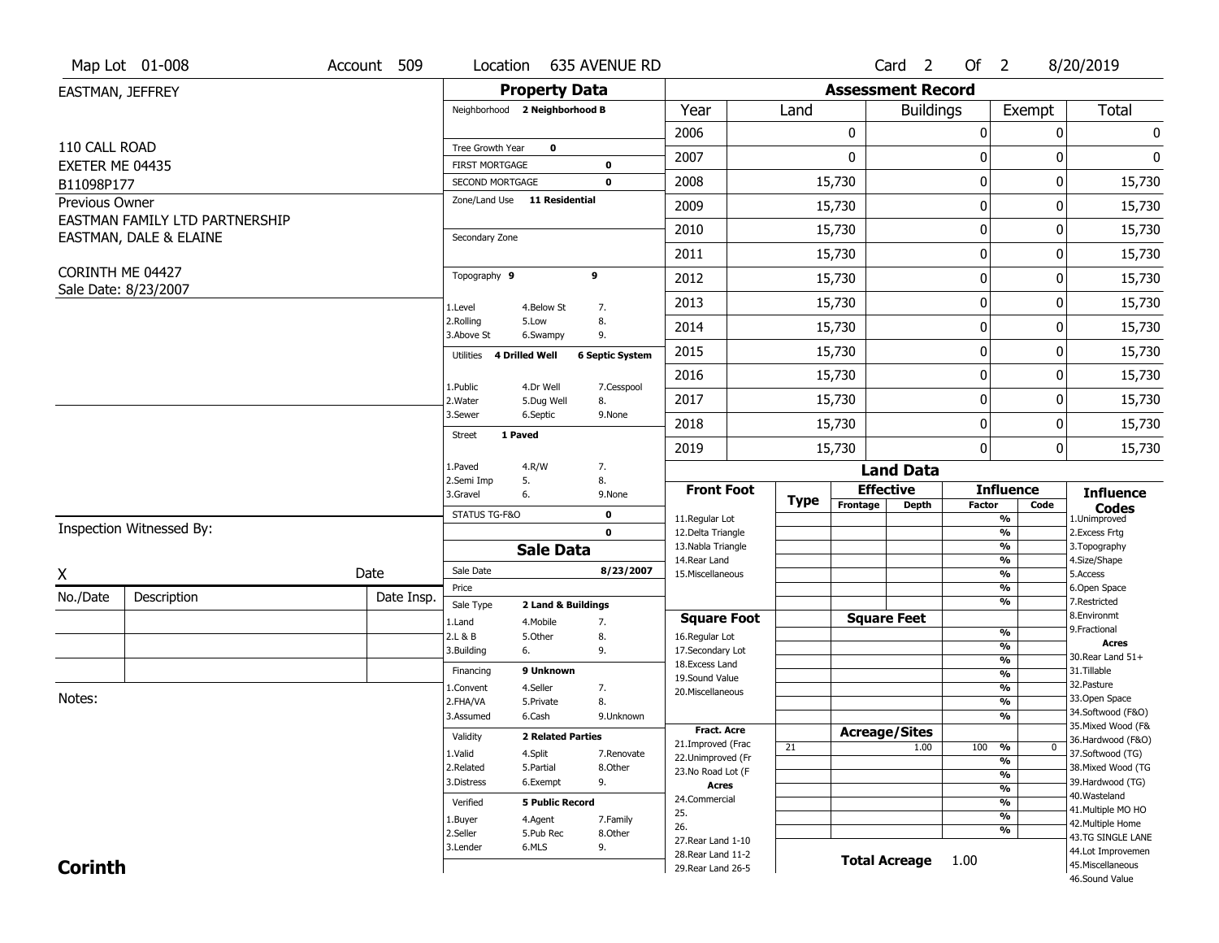Map Lot 01-008 | Account 509 | Location 635 AVENUE RD | Card 2 Of 2 | 8/20/2019

EASTMAN, JEFFREY

110 CALL ROAD
EXETER ME 04435
B11098P177

Previous Owner
EASTMAN FAMILY LTD PARTNERSHIP
EASTMAN, DALE & ELAINE

CORINTH ME 04427
Sale Date: 8/23/2007

## Property Data

Neighborhood **2 Neighborhood B**

Tree Growth Year **0**
FIRST MORTGAGE **0**
SECOND MORTGAGE **0**
Zone/Land Use **11 Residential**

Secondary Zone

Topography **9** **9**

1.Level 4.Below St 7.
2.Rolling 5.Low 8.
3.Above St 6.Swampy 9.

Utilities **4 Drilled Well** **6 Septic System**

1.Public 4.Dr Well 7.Cesspool
2.Water 5.Dug Well 8.
3.Sewer 6.Septic 9.None

Street **1 Paved**

1.Paved 4.R/W 7.
2.Semi Imp 5. 8.
3.Gravel 6. 9.None

STATUS TG-F&O **0**
**0**

## Sale Data

Sale Date **8/23/2007**
Price
Sale Type **2 Land & Buildings**

1.Land 4.Mobile 7.
2.L & B 5.Other 8.
3.Building 6. 9.

Financing **9 Unknown**

1.Convent 4.Seller 7.
2.FHA/VA 5.Private 8.
3.Assumed 6.Cash 9.Unknown

Validity **2 Related Parties**

1.Valid 4.Split 7.Renovate
2.Related 5.Partial 8.Other
3.Distress 6.Exempt 9.

Verified **5 Public Record**

1.Buyer 4.Agent 7.Family
2.Seller 5.Pub Rec 8.Other
3.Lender 6.MLS 9.

## Assessment Record

| Year | Land | Buildings | Exempt | Total |
|---|---|---|---|---|
| 2006 | 0 | 0 | 0 | 0 |
| 2007 | 0 | 0 | 0 | 0 |
| 2008 | 15,730 | 0 | 0 | 15,730 |
| 2009 | 15,730 | 0 | 0 | 15,730 |
| 2010 | 15,730 | 0 | 0 | 15,730 |
| 2011 | 15,730 | 0 | 0 | 15,730 |
| 2012 | 15,730 | 0 | 0 | 15,730 |
| 2013 | 15,730 | 0 | 0 | 15,730 |
| 2014 | 15,730 | 0 | 0 | 15,730 |
| 2015 | 15,730 | 0 | 0 | 15,730 |
| 2016 | 15,730 | 0 | 0 | 15,730 |
| 2017 | 15,730 | 0 | 0 | 15,730 |
| 2018 | 15,730 | 0 | 0 | 15,730 |
| 2019 | 15,730 | 0 | 0 | 15,730 |

## Land Data

| Front Foot | Type | Effective Frontage | Effective Depth | Influence Factor | Influence Code |
|---|---|---|---|---|---|
| 11.Regular Lot | | | | % | |
| 12.Delta Triangle | | | | % | |
| 13.Nabla Triangle | | | | % | |
| 14.Rear Land | | | | % | |
| 15.Miscellaneous | | | | % | |
| | | | | % | |
| | | | | % | |
| **Square Foot** | | **Square Feet** | | | |
| 16.Regular Lot | | | | % | |
| 17.Secondary Lot | | | | % | |
| 18.Excess Land | | | | % | |
| 19.Sound Value | | | | % | |
| 20.Miscellaneous | | | | % | |
| | | | | % | |
| | | | | % | |
| **Fract. Acre** | | **Acreage/Sites** | | | |
| 21.Improved (Frac | 21 | | 1.00 | 100 % | 0 |
| 22.Unimproved (Fr | | | | % | |
| 23.No Road Lot (F | | | | % | |
| **Acres** | | | | % | |
| 24.Commercial | | | | % | |
| 25. | | | | % | |
| 26. | | | | % | |
| 27.Rear Land 1-10 | | | | | |
| 28.Rear Land 11-2 | | | | | |
| 29.Rear Land 26-5 | | | | | |

**Total Acreage** 1.00

**Influence Codes**
1.Unimproved
2.Excess Frtg
3.Topography
4.Size/Shape
5.Access
6.Open Space
7.Restricted
8.Environmt
9.Fractional

**Acres**
30.Rear Land 51+
31.Tillable
32.Pasture
33.Open Space
34.Softwood (F&O)
35.Mixed Wood (F&
36.Hardwood (F&O)
37.Softwood (TG)
38.Mixed Wood (TG
39.Hardwood (TG)
40.Wasteland
41.Multiple MO HO
42.Multiple Home
43.TG SINGLE LANE
44.Lot Improvemen
45.Miscellaneous
46.Sound Value

Inspection Witnessed By:

X ____________________ Date

| No./Date | Description | Date Insp. |
|---|---|---|
| | | |
| | | |
| | | |

Notes:

**Corinth**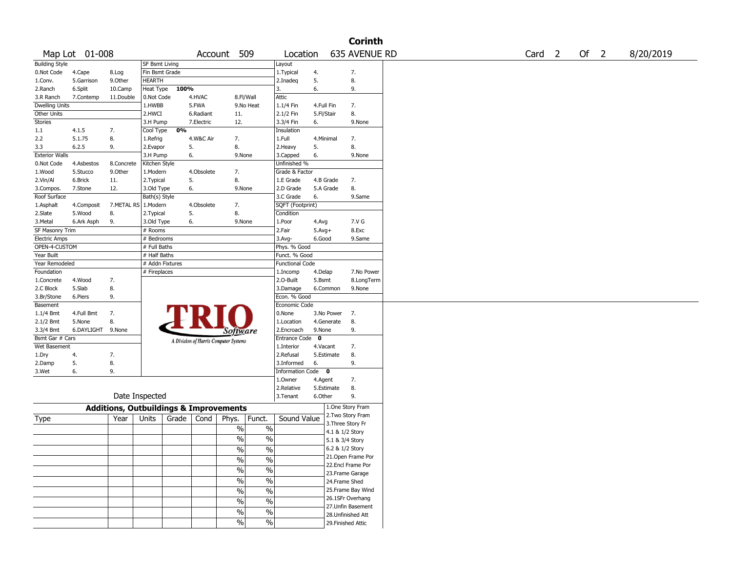# Corinth

Map Lot 01-008 | Account 509 | Location 635 AVENUE RD | Card 2 Of 2 | 8/20/2019

| Building Style | | | SF Bsmt Living | | | | Layout | | |
|---|---|---|---|---|---|---|---|---|---|
| 0.Not Code | 4.Cape | 8.Log | Fin Bsmt Grade | | | | 1.Typical | 4. | 7. |
| 1.Conv. | 5.Garrison | 9.Other | HEARTH | | | | 2.Inadeq | 5. | 8. |
| 2.Ranch | 6.Split | 10.Camp | Heat Type 100% | | | | 3. | 6. | 9. |
| 3.R Ranch | 7.Contemp | 11.Double | 0.Not Code | 4.HVAC | 8.Fl/Wall | | Attic | | |
| Dwelling Units | | | 1.HWBB | 5.FWA | 9.No Heat | | 1.1/4 Fin | 4.Full Fin | 7. |
| Other Units | | | 2.HWCI | 6.Radiant | 11. | | 2.1/2 Fin | 5.Fl/Stair | 8. |
| Stories | | | 3.H Pump | 7.Electric | 12. | | 3.3/4 Fin | 6. | 9.None |
| 1.1 | 4.1.5 | 7. | Cool Type 0% | | | | Insulation | | |
| 2.2 | 5.1.75 | 8. | 1.Refrig | 4.W&C Air | 7. | | 1.Full | 4.Minimal | 7. |
| 3.3 | 6.2.5 | 9. | 2.Evapor | 5. | 8. | | 2.Heavy | 5. | 8. |
| Exterior Walls | | | 3.H Pump | 6. | 9.None | | 3.Capped | 6. | 9.None |
| 0.Not Code | 4.Asbestos | 8.Concrete | Kitchen Style | | | | Unfinished % | | |
| 1.Wood | 5.Stucco | 9.Other | 1.Modern | 4.Obsolete | 7. | | Grade & Factor | | |
| 2.Vin/Al | 6.Brick | 11. | 2.Typical | 5. | 8. | | 1.E Grade | 4.B Grade | 7. |
| 3.Compos. | 7.Stone | 12. | 3.Old Type | 6. | 9.None | | 2.D Grade | 5.A Grade | 8. |
| Roof Surface | | | Bath(s) Style | | | | 3.C Grade | 6. | 9.Same |
| 1.Asphalt | 4.Composit | 7.METAL RS | 1.Modern | 4.Obsolete | 7. | | SQFT (Footprint) | | |
| 2.Slate | 5.Wood | 8. | 2.Typical | 5. | 8. | | Condition | | |
| 3.Metal | 6.Ark Asph | 9. | 3.Old Type | 6. | 9.None | | 1.Poor | 4.Avg | 7.V G |
| SF Masonry Trim | | | # Rooms | | | | 2.Fair | 5.Avg+ | 8.Exc |
| Electric Amps | | | # Bedrooms | | | | 3.Avg- | 6.Good | 9.Same |
| OPEN-4-CUSTOM | | | # Full Baths | | | | Phys. % Good | | |
| Year Built | | | # Half Baths | | | | Funct. % Good | | |
| Year Remodeled | | | # Addn Fixtures | | | | Functional Code | | |
| Foundation | | | # Fireplaces | | | | 1.Incomp | 4.Delap | 7.No Power |
| 1.Concrete | 4.Wood | 7. | | | | | 2.O-Built | 5.Bsmt | 8.LongTerm |
| 2.C Block | 5.Slab | 8. | | | | | 3.Damage | 6.Common | 9.None |
| 3.Br/Stone | 6.Piers | 9. | | | | | Econ. % Good | | |
| Basement | | | | | | | Economic Code | | |
| 1.1/4 Bmt | 4.Full Bmt | 7. | | | | | 0.None | 3.No Power | 7. |
| 2.1/2 Bmt | 5.None | 8. | | | | | 1.Location | 4.Generate | 8. |
| 3.3/4 Bmt | 6.DAYLIGHT | 9.None | | | | | 2.Encroach | 9.None | 9. |
| Bsmt Gar # Cars | | | | | | | Entrance Code 0 | | |
| Wet Basement | | | | | | | 1.Interior | 4.Vacant | 7. |
| 1.Dry | 4. | 7. | | | | | 2.Refusal | 5.Estimate | 8. |
| 2.Damp | 5. | 8. | | | | | 3.Informed | 6. | 9. |
| 3.Wet | 6. | 9. | | | | | Information Code 0 | | |
| | | | | | | | 1.Owner | 4.Agent | 7. |
| | | | | | | | 2.Relative | 5.Estimate | 8. |
| Date Inspected | | | | | | | 3.Tenant | 6.Other | 9. |

TRIO Software — A Division of Harris Computer Systems

## Additions, Outbuildings & Improvements

| Type | Year | Units | Grade | Cond | Phys. | Funct. | Sound Value |
|---|---|---|---|---|---|---|---|
| | | | | | % | % | |
| | | | | | % | % | |
| | | | | | % | % | |
| | | | | | % | % | |
| | | | | | % | % | |
| | | | | | % | % | |
| | | | | | % | % | |
| | | | | | % | % | |
| | | | | | % | % | |
| | | | | | % | % | |

1.One Story Fram
2.Two Story Fram
3.Three Story Fr
4.1 & 1/2 Story
5.1 & 3/4 Story
6.2 & 1/2 Story
21.Open Frame Por
22.Encl Frame Por
23.Frame Garage
24.Frame Shed
25.Frame Bay Wind
26.1SFr Overhang
27.Unfin Basement
28.Unfinished Att
29.Finished Attic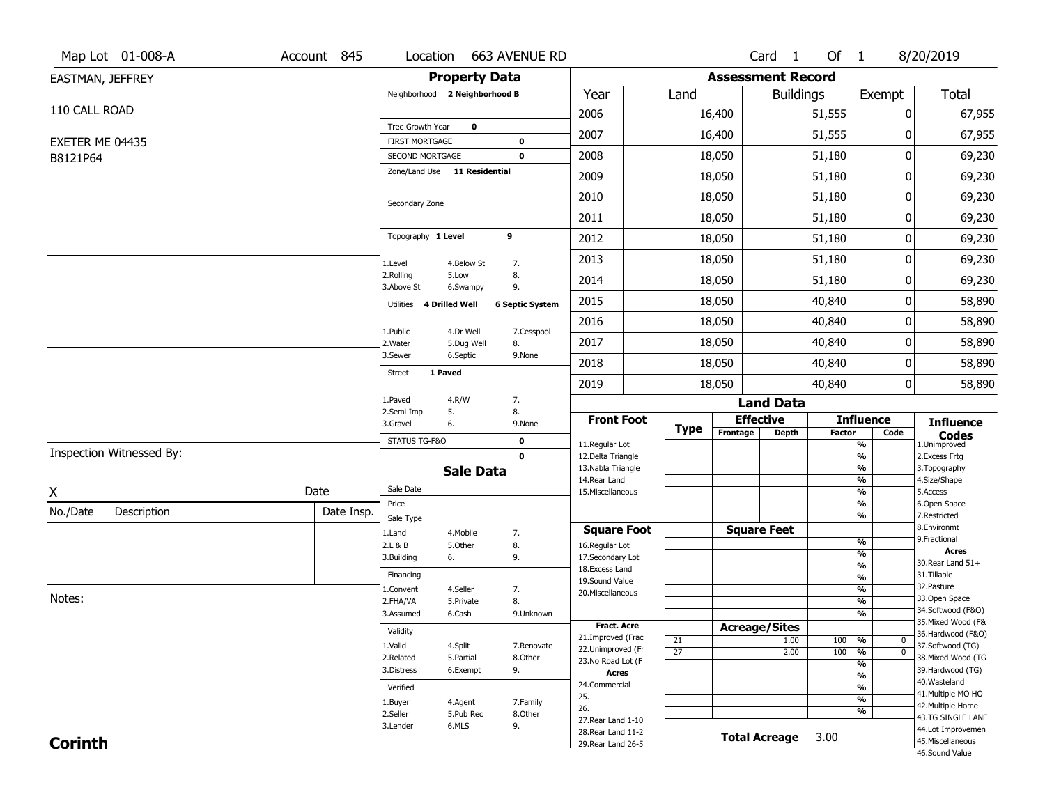Map Lot 01-008-A | Account 845 | Location 663 AVENUE RD | Card 1 Of 1 | 8/20/2019

EASTMAN, JEFFREY

110 CALL ROAD

EXETER ME 04435

B8121P64

## Property Data

Neighborhood **2 Neighborhood B**

Tree Growth Year **0**

FIRST MORTGAGE **0**

SECOND MORTGAGE **0**

Zone/Land Use **11 Residential**

Secondary Zone

Topography **1 Level** **9**

1.Level 4.Below St 7.
2.Rolling 5.Low 8.
3.Above St 6.Swampy 9.

Utilities **4 Drilled Well** **6 Septic System**

1.Public 4.Dr Well 7.Cesspool
2.Water 5.Dug Well 8.
3.Sewer 6.Septic 9.None

Street **1 Paved**

1.Paved 4.R/W 7.
2.Semi Imp 5. 8.
3.Gravel 6. 9.None

STATUS TG-F&O **0**

**0**

## Sale Data

Sale Date

Price

Sale Type

1.Land 4.Mobile 7.
2.L & B 5.Other 8.
3.Building 6. 9.

Financing

1.Convent 4.Seller 7.
2.FHA/VA 5.Private 8.
3.Assumed 6.Cash 9.Unknown

Validity

1.Valid 4.Split 7.Renovate
2.Related 5.Partial 8.Other
3.Distress 6.Exempt 9.

Verified

1.Buyer 4.Agent 7.Family
2.Seller 5.Pub Rec 8.Other
3.Lender 6.MLS 9.

## Assessment Record

| Year | Land | Buildings | Exempt | Total |
|---|---|---|---|---|
| 2006 | 16,400 | 51,555 | 0 | 67,955 |
| 2007 | 16,400 | 51,555 | 0 | 67,955 |
| 2008 | 18,050 | 51,180 | 0 | 69,230 |
| 2009 | 18,050 | 51,180 | 0 | 69,230 |
| 2010 | 18,050 | 51,180 | 0 | 69,230 |
| 2011 | 18,050 | 51,180 | 0 | 69,230 |
| 2012 | 18,050 | 51,180 | 0 | 69,230 |
| 2013 | 18,050 | 51,180 | 0 | 69,230 |
| 2014 | 18,050 | 51,180 | 0 | 69,230 |
| 2015 | 18,050 | 40,840 | 0 | 58,890 |
| 2016 | 18,050 | 40,840 | 0 | 58,890 |
| 2017 | 18,050 | 40,840 | 0 | 58,890 |
| 2018 | 18,050 | 40,840 | 0 | 58,890 |
| 2019 | 18,050 | 40,840 | 0 | 58,890 |

## Land Data

| Front Foot | Type | Effective Frontage | Effective Depth | Influence Factor | Influence Code |
|---|---|---|---|---|---|
| 11.Regular Lot | | | | % | |
| 12.Delta Triangle | | | | % | |
| 13.Nabla Triangle | | | | % | |
| 14.Rear Land | | | | % | |
| 15.Miscellaneous | | | | % | |
| | | | | % | |
| | | | | % | |

| Square Foot | | Square Feet | | |
|---|---|---|---|---|
| 16.Regular Lot | | | % | |
| 17.Secondary Lot | | | % | |
| 18.Excess Land | | | % | |
| 19.Sound Value | | | % | |
| 20.Miscellaneous | | | % | |
| | | | % | |
| | | | % | |

| Fract. Acre | Type | Acreage/Sites | Factor | Code |
|---|---|---|---|---|
| 21.Improved (Frac | 21 | 1.00 | 100 % | 0 |
| 22.Unimproved (Fr | 27 | 2.00 | 100 % | 0 |
| 23.No Road Lot (F | | | % | |
| **Acres** | | | % | |
| 24.Commercial | | | % | |
| 25. | | | % | |
| 26. | | | % | |
| 27.Rear Land 1-10 | | | | |
| 28.Rear Land 11-2 | | | | |
| 29.Rear Land 26-5 | | | | |

**Total Acreage** 3.00

**Influence Codes**
1.Unimproved
2.Excess Frtg
3.Topography
4.Size/Shape
5.Access
6.Open Space
7.Restricted
8.Environmt
9.Fractional

**Acres**
30.Rear Land 51+
31.Tillable
32.Pasture
33.Open Space
34.Softwood (F&O)
35.Mixed Wood (F&
36.Hardwood (F&O)
37.Softwood (TG)
38.Mixed Wood (TG
39.Hardwood (TG)
40.Wasteland
41.Multiple MO HO
42.Multiple Home
43.TG SINGLE LANE
44.Lot Improvemen
45.Miscellaneous
46.Sound Value

Inspection Witnessed By:

X Date

| No./Date | Description | Date Insp. |
|---|---|---|
| | | |
| | | |
| | | |

Notes:

**Corinth**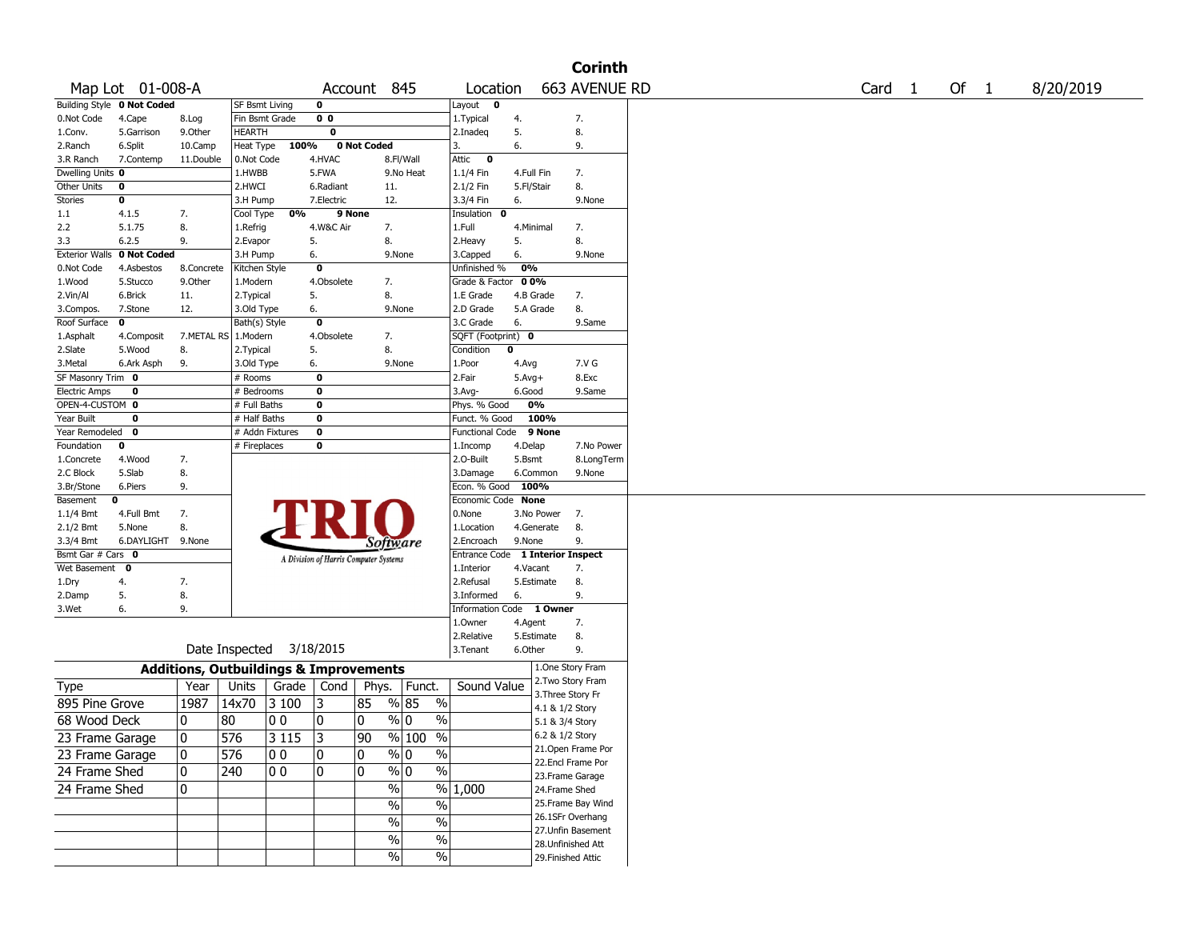# Corinth

Map Lot 01-008-A | Account 845 | Location 663 AVENUE RD | Card 1 Of 1 | 8/20/2019

| Building Style | 0 Not Coded | | SF Bsmt Living | 0 | | Layout | 0 | |
|---|---|---|---|---|---|---|---|---|
| 0.Not Code | 4.Cape | 8.Log | Fin Bsmt Grade | 0 0 | | 1.Typical | 4. | 7. |
| 1.Conv. | 5.Garrison | 9.Other | HEARTH | 0 | | 2.Inadeq | 5. | 8. |
| 2.Ranch | 6.Split | 10.Camp | Heat Type 100% | 0 Not Coded | | 3. | 6. | 9. |
| 3.R Ranch | 7.Contemp | 11.Double | 0.Not Code | 4.HVAC | 8.Fl/Wall | Attic | 0 | |
| Dwelling Units | 0 | | 1.HWBB | 5.FWA | 9.No Heat | 1.1/4 Fin | 4.Full Fin | 7. |
| Other Units | 0 | | 2.HWCI | 6.Radiant | 11. | 2.1/2 Fin | 5.Fl/Stair | 8. |
| Stories | 0 | | 3.H Pump | 7.Electric | 12. | 3.3/4 Fin | 6. | 9.None |
| 1.1 | 4.1.5 | 7. | Cool Type 0% | 9 None | | Insulation | 0 | |
| 2.2 | 5.1.75 | 8. | 1.Refrig | 4.W&C Air | 7. | 1.Full | 4.Minimal | 7. |
| 3.3 | 6.2.5 | 9. | 2.Evapor | 5. | 8. | 2.Heavy | 5. | 8. |
| Exterior Walls | 0 Not Coded | | 3.H Pump | 6. | 9.None | 3.Capped | 6. | 9.None |
| 0.Not Code | 4.Asbestos | 8.Concrete | Kitchen Style | 0 | | Unfinished % | 0% | |
| 1.Wood | 5.Stucco | 9.Other | 1.Modern | 4.Obsolete | 7. | Grade & Factor | 0 0% | |
| 2.Vin/Al | 6.Brick | 11. | 2.Typical | 5. | 8. | 1.E Grade | 4.B Grade | 7. |
| 3.Compos. | 7.Stone | 12. | 3.Old Type | 6. | 9.None | 2.D Grade | 5.A Grade | 8. |
| Roof Surface | 0 | | Bath(s) Style | 0 | | 3.C Grade | 6. | 9.Same |
| 1.Asphalt | 4.Composit | 7.METAL RS | 1.Modern | 4.Obsolete | 7. | SQFT (Footprint) | 0 | |
| 2.Slate | 5.Wood | 8. | 2.Typical | 5. | 8. | Condition | 0 | |
| 3.Metal | 6.Ark Asph | 9. | 3.Old Type | 6. | 9.None | 1.Poor | 4.Avg | 7.V G |
| SF Masonry Trim | 0 | | # Rooms | 0 | | 2.Fair | 5.Avg+ | 8.Exc |
| Electric Amps | 0 | | # Bedrooms | 0 | | 3.Avg- | 6.Good | 9.Same |
| OPEN-4-CUSTOM | 0 | | # Full Baths | 0 | | Phys. % Good | 0% | |
| Year Built | 0 | | # Half Baths | 0 | | Funct. % Good | 100% | |
| Year Remodeled | 0 | | # Addn Fixtures | 0 | | Functional Code | 9 None | |
| Foundation | 0 | | # Fireplaces | 0 | | 1.Incomp | 4.Delap | 7.No Power |
| 1.Concrete | 4.Wood | 7. | | | | 2.O-Built | 5.Bsmt | 8.LongTerm |
| 2.C Block | 5.Slab | 8. | | | | 3.Damage | 6.Common | 9.None |
| 3.Br/Stone | 6.Piers | 9. | | | | Econ. % Good | 100% | |
| Basement | 0 | | | | | Economic Code | None | |
| 1.1/4 Bmt | 4.Full Bmt | 7. | | | | 0.None | 3.No Power | 7. |
| 2.1/2 Bmt | 5.None | 8. | | | | 1.Location | 4.Generate | 8. |
| 3.3/4 Bmt | 6.DAYLIGHT | 9.None | | | | 2.Encroach | 9.None | 9. |
| Bsmt Gar # Cars | 0 | | | | | Entrance Code | 1 Interior Inspect | |
| Wet Basement | 0 | | | | | 1.Interior | 4.Vacant | 7. |
| 1.Dry | 4. | 7. | | | | 2.Refusal | 5.Estimate | 8. |
| 2.Damp | 5. | 8. | | | | 3.Informed | 6. | 9. |
| 3.Wet | 6. | 9. | | | | Information Code | 1 Owner | |
| | | | | | | 1.Owner | 4.Agent | 7. |
| | | | | | | 2.Relative | 5.Estimate | 8. |
| | | | Date Inspected | 3/18/2015 | | 3.Tenant | 6.Other | 9. |

TRIO Software — A Division of Harris Computer Systems

## Additions, Outbuildings & Improvements

| Type | Year | Units | Grade | Cond | Phys. | Funct. | Sound Value |
|---|---|---|---|---|---|---|---|
| 895 Pine Grove | 1987 | 14x70 | 3 100 | 3 | 85 % | 85 % | |
| 68 Wood Deck | 0 | 80 | 0 0 | 0 | 0 % | 0 % | |
| 23 Frame Garage | 0 | 576 | 3 115 | 3 | 90 % | 100 % | |
| 23 Frame Garage | 0 | 576 | 0 0 | 0 | 0 % | 0 % | |
| 24 Frame Shed | 0 | 240 | 0 0 | 0 | 0 % | 0 % | |
| 24 Frame Shed | 0 | | | | % | % | 1,000 |
| | | | | | % | % | |
| | | | | | % | % | |
| | | | | | % | % | |
| | | | | | % | % | |

1.One Story Fram
2.Two Story Fram
3.Three Story Fr
4.1 & 1/2 Story
5.1 & 3/4 Story
6.2 & 1/2 Story
21.Open Frame Por
22.Encl Frame Por
23.Frame Garage
24.Frame Shed
25.Frame Bay Wind
26.1SFr Overhang
27.Unfin Basement
28.Unfinished Att
29.Finished Attic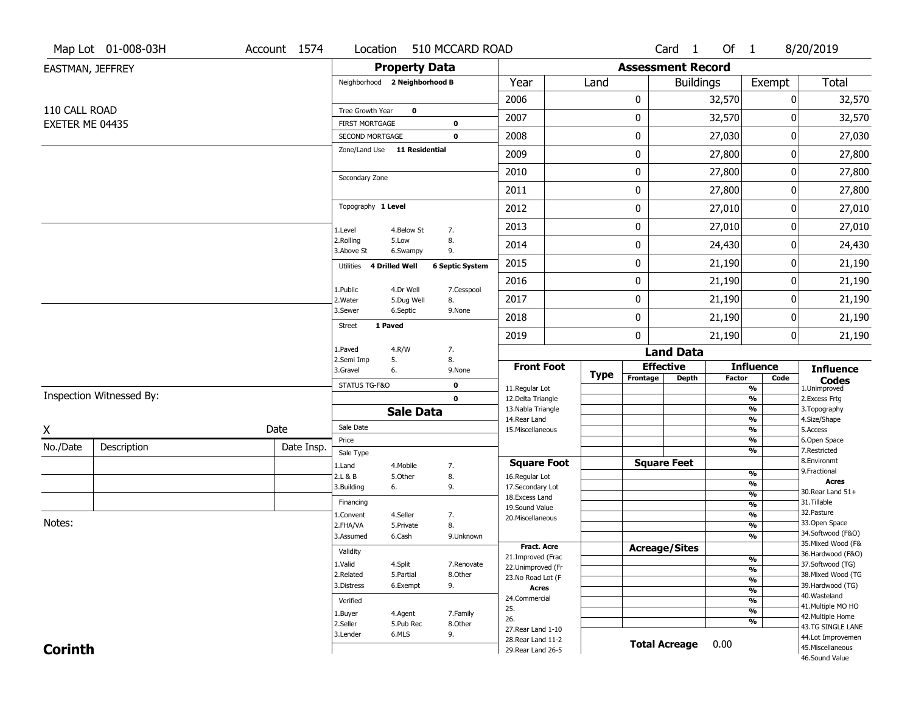Map Lot 01-008-03H | Account 1574 | Location 510 MCCARD ROAD | Card 1 Of 1 | 8/20/2019

EASTMAN, JEFFREY

110 CALL ROAD
EXETER ME 04435

## Property Data

Neighborhood **2 Neighborhood B**

Tree Growth Year **0**

FIRST MORTGAGE **0**

SECOND MORTGAGE **0**

Zone/Land Use **11 Residential**

Secondary Zone

Topography **1 Level**

| | | |
|---|---|---|
| 1.Level | 4.Below St | 7. |
| 2.Rolling | 5.Low | 8. |
| 3.Above St | 6.Swampy | 9. |

Utilities **4 Drilled Well** **6 Septic System**

| | | |
|---|---|---|
| 1.Public | 4.Dr Well | 7.Cesspool |
| 2.Water | 5.Dug Well | 8. |
| 3.Sewer | 6.Septic | 9.None |

Street **1 Paved**

| | | |
|---|---|---|
| 1.Paved | 4.R/W | 7. |
| 2.Semi Imp | 5. | 8. |
| 3.Gravel | 6. | 9.None |

STATUS TG-F&O **0**

**0**

## Sale Data

Sale Date

Price

Sale Type

| | | |
|---|---|---|
| 1.Land | 4.Mobile | 7. |
| 2.L & B | 5.Other | 8. |
| 3.Building | 6. | 9. |

Financing

| | | |
|---|---|---|
| 1.Convent | 4.Seller | 7. |
| 2.FHA/VA | 5.Private | 8. |
| 3.Assumed | 6.Cash | 9.Unknown |

Validity

| | | |
|---|---|---|
| 1.Valid | 4.Split | 7.Renovate |
| 2.Related | 5.Partial | 8.Other |
| 3.Distress | 6.Exempt | 9. |

Verified

| | | |
|---|---|---|
| 1.Buyer | 4.Agent | 7.Family |
| 2.Seller | 5.Pub Rec | 8.Other |
| 3.Lender | 6.MLS | 9. |

## Assessment Record

| Year | Land | Buildings | Exempt | Total |
|---|---|---|---|---|
| 2006 | 0 | 32,570 | 0 | 32,570 |
| 2007 | 0 | 32,570 | 0 | 32,570 |
| 2008 | 0 | 27,030 | 0 | 27,030 |
| 2009 | 0 | 27,800 | 0 | 27,800 |
| 2010 | 0 | 27,800 | 0 | 27,800 |
| 2011 | 0 | 27,800 | 0 | 27,800 |
| 2012 | 0 | 27,010 | 0 | 27,010 |
| 2013 | 0 | 27,010 | 0 | 27,010 |
| 2014 | 0 | 24,430 | 0 | 24,430 |
| 2015 | 0 | 21,190 | 0 | 21,190 |
| 2016 | 0 | 21,190 | 0 | 21,190 |
| 2017 | 0 | 21,190 | 0 | 21,190 |
| 2018 | 0 | 21,190 | 0 | 21,190 |
| 2019 | 0 | 21,190 | 0 | 21,190 |

## Land Data

| Front Foot | Type | Effective Frontage | Effective Depth | Influence Factor | Influence Code |
|---|---|---|---|---|---|
| 11.Regular Lot | | | | % | |
| 12.Delta Triangle | | | | % | |
| 13.Nabla Triangle | | | | % | |
| 14.Rear Land | | | | % | |
| 15.Miscellaneous | | | | % | |
| | | | | % | |
| | | | | % | |
| **Square Foot** | | **Square Feet** | | | |
| 16.Regular Lot | | | | % | |
| 17.Secondary Lot | | | | % | |
| 18.Excess Land | | | | % | |
| 19.Sound Value | | | | % | |
| 20.Miscellaneous | | | | % | |
| | | | | % | |
| | | | | % | |
| **Fract. Acre** | | **Acreage/Sites** | | | |
| 21.Improved (Frac | | | | % | |
| 22.Unimproved (Fr | | | | % | |
| 23.No Road Lot (F | | | | % | |
| **Acres** | | | | % | |
| 24.Commercial | | | | % | |
| 25. | | | | % | |
| 26. | | | | % | |
| 27.Rear Land 1-10 | | | | | |
| 28.Rear Land 11-2 | | **Total Acreage** | | 0.00 | |
| 29.Rear Land 26-5 | | | | | |

**Influence Codes**
1.Unimproved
2.Excess Frtg
3.Topography
4.Size/Shape
5.Access
6.Open Space
7.Restricted
8.Environmt
9.Fractional

**Acres**
30.Rear Land 51+
31.Tillable
32.Pasture
33.Open Space
34.Softwood (F&O)
35.Mixed Wood (F&
36.Hardwood (F&O)
37.Softwood (TG)
38.Mixed Wood (TG
39.Hardwood (TG)
40.Wasteland
41.Multiple MO HO
42.Multiple Home
43.TG SINGLE LANE
44.Lot Improvemen
45.Miscellaneous
46.Sound Value

Inspection Witnessed By:

X | Date

| No./Date | Description | Date Insp. |
|---|---|---|
| | | |
| | | |
| | | |

Notes:

**Corinth**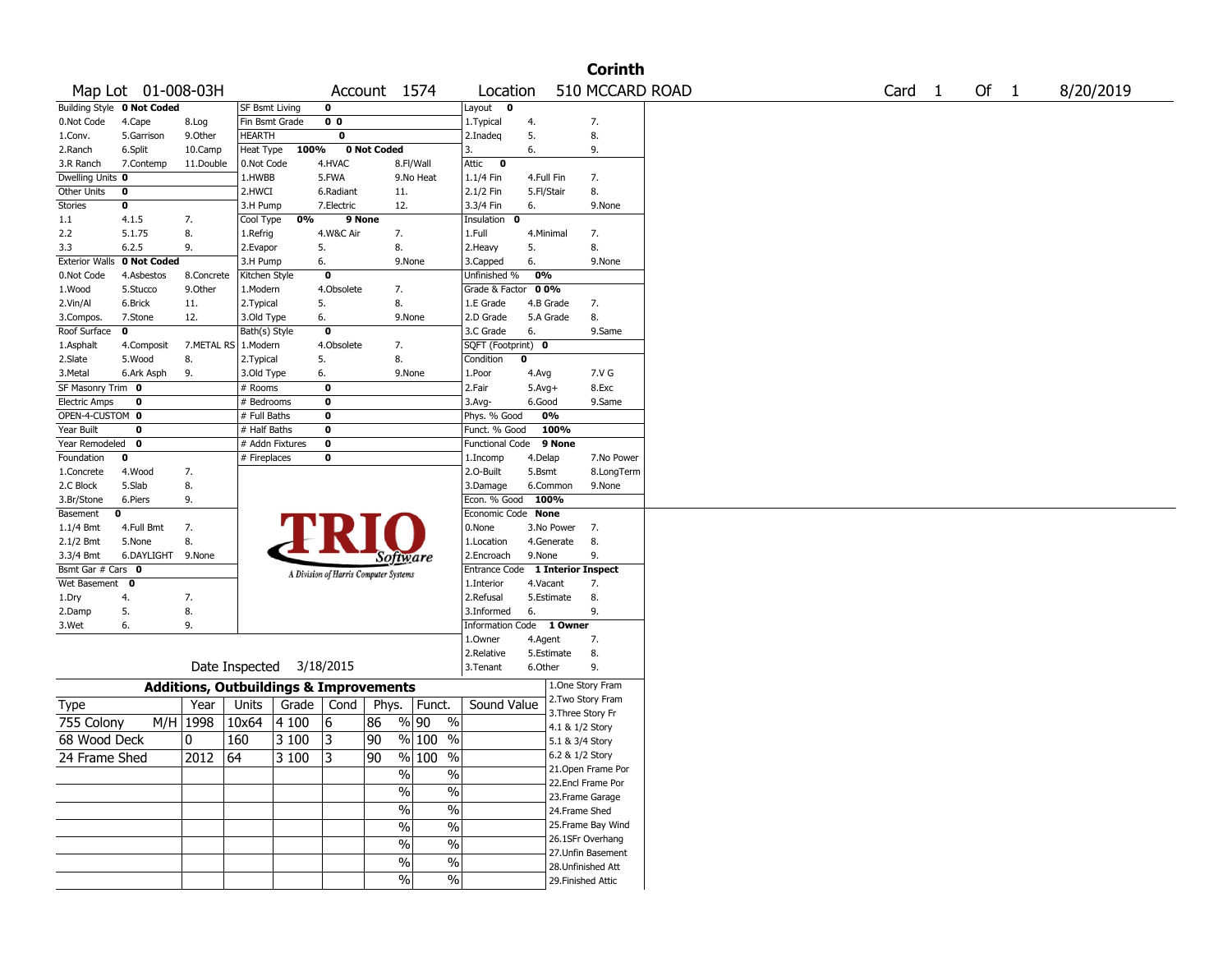# Corinth

Map Lot 01-008-03H | Account 1574 | Location 510 MCCARD ROAD | Card 1 Of 1 | 8/20/2019

| Building Style | 0 Not Coded | | SF Bsmt Living | 0 | | Layout | 0 | |
|---|---|---|---|---|---|---|---|---|
| 0.Not Code | 4.Cape | 8.Log | Fin Bsmt Grade | 0 0 | | 1.Typical | 4. | 7. |
| 1.Conv. | 5.Garrison | 9.Other | HEARTH | 0 | | 2.Inadeq | 5. | 8. |
| 2.Ranch | 6.Split | 10.Camp | Heat Type | 100% | 0 Not Coded | 3. | 6. | 9. |
| 3.R Ranch | 7.Contemp | 11.Double | 0.Not Code | 4.HVAC | 8.Fl/Wall | Attic | 0 | |
| Dwelling Units | 0 | | 1.HWBB | 5.FWA | 9.No Heat | 1.1/4 Fin | 4.Full Fin | 7. |
| Other Units | 0 | | 2.HWCI | 6.Radiant | 11. | 2.1/2 Fin | 5.Fl/Stair | 8. |
| Stories | 0 | | 3.H Pump | 7.Electric | 12. | 3.3/4 Fin | 6. | 9.None |
| 1.1 | 4.1.5 | 7. | Cool Type | 0% | 9 None | Insulation | 0 | |
| 2.2 | 5.1.75 | 8. | 1.Refrig | 4.W&C Air | 7. | 1.Full | 4.Minimal | 7. |
| 3.3 | 6.2.5 | 9. | 2.Evapor | 5. | 8. | 2.Heavy | 5. | 8. |
| Exterior Walls | 0 Not Coded | | 3.H Pump | 6. | 9.None | 3.Capped | 6. | 9.None |
| 0.Not Code | 4.Asbestos | 8.Concrete | Kitchen Style | 0 | | Unfinished % | 0% | |
| 1.Wood | 5.Stucco | 9.Other | 1.Modern | 4.Obsolete | 7. | Grade & Factor | 0 0% | |
| 2.Vin/Al | 6.Brick | 11. | 2.Typical | 5. | 8. | 1.E Grade | 4.B Grade | 7. |
| 3.Compos. | 7.Stone | 12. | 3.Old Type | 6. | 9.None | 2.D Grade | 5.A Grade | 8. |
| Roof Surface | 0 | | Bath(s) Style | 0 | | 3.C Grade | 6. | 9.Same |
| 1.Asphalt | 4.Composit | 7.METAL RS | 1.Modern | 4.Obsolete | 7. | SQFT (Footprint) | 0 | |
| 2.Slate | 5.Wood | 8. | 2.Typical | 5. | 8. | Condition | 0 | |
| 3.Metal | 6.Ark Asph | 9. | 3.Old Type | 6. | 9.None | 1.Poor | 4.Avg | 7.V G |
| SF Masonry Trim | 0 | | # Rooms | 0 | | 2.Fair | 5.Avg+ | 8.Exc |
| Electric Amps | 0 | | # Bedrooms | 0 | | 3.Avg- | 6.Good | 9.Same |
| OPEN-4-CUSTOM | 0 | | # Full Baths | 0 | | Phys. % Good | 0% | |
| Year Built | 0 | | # Half Baths | 0 | | Funct. % Good | 100% | |
| Year Remodeled | 0 | | # Addn Fixtures | 0 | | Functional Code | 9 None | |
| Foundation | 0 | | # Fireplaces | 0 | | 1.Incomp | 4.Delap | 7.No Power |
| 1.Concrete | 4.Wood | 7. | | | | 2.O-Built | 5.Bsmt | 8.LongTerm |
| 2.C Block | 5.Slab | 8. | | | | 3.Damage | 6.Common | 9.None |
| 3.Br/Stone | 6.Piers | 9. | | | | Econ. % Good | 100% | |
| Basement | 0 | | | | | Economic Code | None | |
| 1.1/4 Bmt | 4.Full Bmt | 7. | | | | 0.None | 3.No Power | 7. |
| 2.1/2 Bmt | 5.None | 8. | | | | 1.Location | 4.Generate | 8. |
| 3.3/4 Bmt | 6.DAYLIGHT | 9.None | | | | 2.Encroach | 9.None | 9. |
| Bsmt Gar # Cars | 0 | | | | | Entrance Code | 1 Interior Inspect | |
| Wet Basement | 0 | | | | | 1.Interior | 4.Vacant | 7. |
| 1.Dry | 4. | 7. | | | | 2.Refusal | 5.Estimate | 8. |
| 2.Damp | 5. | 8. | | | | 3.Informed | 6. | 9. |
| 3.Wet | 6. | 9. | | | | Information Code | 1 Owner | |
| | | | | | | 1.Owner | 4.Agent | 7. |
| | | | | | | 2.Relative | 5.Estimate | 8. |
| | | | | | | 3.Tenant | 6.Other | 9. |

TRIO Software — A Division of Harris Computer Systems

Date Inspected 3/18/2015

## Additions, Outbuildings & Improvements

| Type | Year | Units | Grade | Cond | Phys. | Funct. | Sound Value |
|---|---|---|---|---|---|---|---|
| 755 Colony M/H | 1998 | 10x64 | 4 100 | 6 | 86 % | 90 % | |
| 68 Wood Deck | 0 | 160 | 3 100 | 3 | 90 % | 100 % | |
| 24 Frame Shed | 2012 | 64 | 3 100 | 3 | 90 % | 100 % | |
| | | | | | % | % | |
| | | | | | % | % | |
| | | | | | % | % | |
| | | | | | % | % | |
| | | | | | % | % | |
| | | | | | % | % | |
| | | | | | % | % | |

1.One Story Fram
2.Two Story Fram
3.Three Story Fr
4.1 & 1/2 Story
5.1 & 3/4 Story
6.2 & 1/2 Story
21.Open Frame Por
22.Encl Frame Por
23.Frame Garage
24.Frame Shed
25.Frame Bay Wind
26.1SFr Overhang
27.Unfin Basement
28.Unfinished Att
29.Finished Attic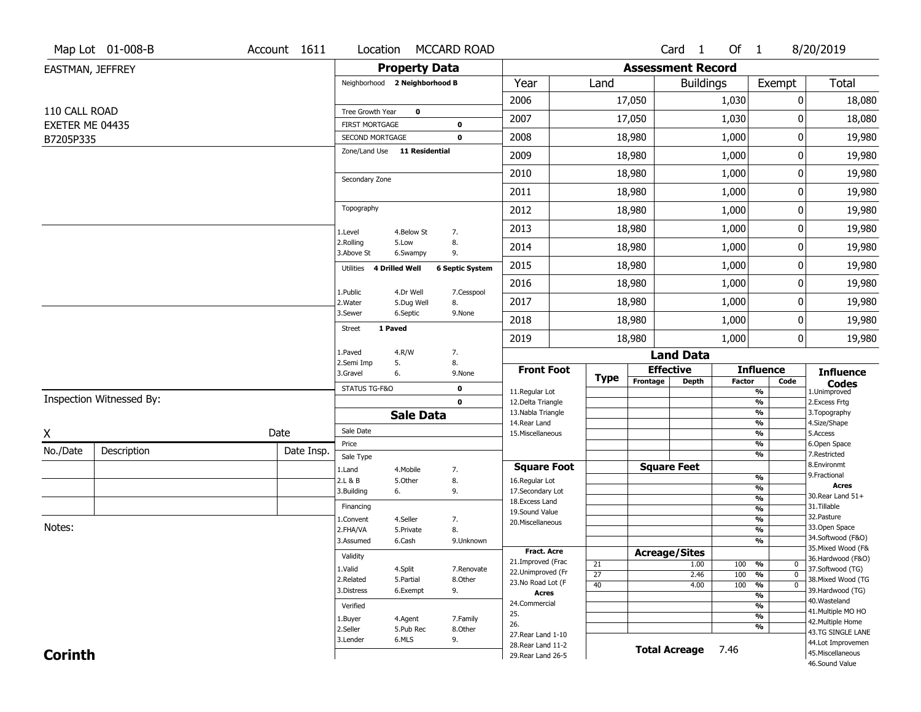Map Lot 01-008-B | Account 1611 | Location MCCARD ROAD | Card 1 Of 1 | 8/20/2019

EASTMAN, JEFFREY

110 CALL ROAD
EXETER ME 04435
B7205P335

## Property Data

Neighborhood **2 Neighborhood B**

Tree Growth Year **0**

FIRST MORTGAGE **0**

SECOND MORTGAGE **0**

Zone/Land Use **11 Residential**

Secondary Zone

Topography

1.Level 4.Below St 7.
2.Rolling 5.Low 8.
3.Above St 6.Swampy 9.

Utilities **4 Drilled Well** **6 Septic System**

1.Public 4.Dr Well 7.Cesspool
2.Water 5.Dug Well 8.
3.Sewer 6.Septic 9.None

Street **1 Paved**

1.Paved 4.R/W 7.
2.Semi Imp 5. 8.
3.Gravel 6. 9.None

STATUS TG-F&O **0**

**0**

## Assessment Record

| Year | Land | Buildings | Exempt | Total |
|---|---|---|---|---|
| 2006 | 17,050 | 1,030 | 0 | 18,080 |
| 2007 | 17,050 | 1,030 | 0 | 18,080 |
| 2008 | 18,980 | 1,000 | 0 | 19,980 |
| 2009 | 18,980 | 1,000 | 0 | 19,980 |
| 2010 | 18,980 | 1,000 | 0 | 19,980 |
| 2011 | 18,980 | 1,000 | 0 | 19,980 |
| 2012 | 18,980 | 1,000 | 0 | 19,980 |
| 2013 | 18,980 | 1,000 | 0 | 19,980 |
| 2014 | 18,980 | 1,000 | 0 | 19,980 |
| 2015 | 18,980 | 1,000 | 0 | 19,980 |
| 2016 | 18,980 | 1,000 | 0 | 19,980 |
| 2017 | 18,980 | 1,000 | 0 | 19,980 |
| 2018 | 18,980 | 1,000 | 0 | 19,980 |
| 2019 | 18,980 | 1,000 | 0 | 19,980 |

Inspection Witnessed By:

X Date

| No./Date | Description | Date Insp. |
|---|---|---|
| | | |
| | | |
| | | |

Notes:

## Sale Data

Sale Date

Price

Sale Type

1.Land 4.Mobile 7.
2.L & B 5.Other 8.
3.Building 6. 9.

Financing

1.Convent 4.Seller 7.
2.FHA/VA 5.Private 8.
3.Assumed 6.Cash 9.Unknown

Validity

1.Valid 4.Split 7.Renovate
2.Related 5.Partial 8.Other
3.Distress 6.Exempt 9.

Verified

1.Buyer 4.Agent 7.Family
2.Seller 5.Pub Rec 8.Other
3.Lender 6.MLS 9.

## Land Data

**Front Foot**: 11.Regular Lot, 12.Delta Triangle, 13.Nabla Triangle, 14.Rear Land, 15.Miscellaneous

**Square Foot**: 16.Regular Lot, 17.Secondary Lot, 18.Excess Land, 19.Sound Value, 20.Miscellaneous

**Fract. Acre**: 21.Improved (Frac, 22.Unimproved (Fr, 23.No Road Lot (F

**Acres**: 24.Commercial, 25., 26., 27.Rear Land 1-10, 28.Rear Land 11-2, 29.Rear Land 26-5

| Type | Acreage/Sites | Influence Factor | Code |
|---|---|---|---|
| 21 | 1.00 | 100 % | 0 |
| 27 | 2.46 | 100 % | 0 |
| 40 | 4.00 | 100 % | 0 |

**Total Acreage** 7.46

**Influence Codes**: 1.Unimproved, 2.Excess Frtg, 3.Topography, 4.Size/Shape, 5.Access, 6.Open Space, 7.Restricted, 8.Environmt, 9.Fractional

**Acres**: 30.Rear Land 51+, 31.Tillable, 32.Pasture, 33.Open Space, 34.Softwood (F&O), 35.Mixed Wood (F&, 36.Hardwood (F&O), 37.Softwood (TG), 38.Mixed Wood (TG, 39.Hardwood (TG), 40.Wasteland, 41.Multiple MO HO, 42.Multiple Home, 43.TG SINGLE LANE, 44.Lot Improvemen, 45.Miscellaneous, 46.Sound Value

**Corinth**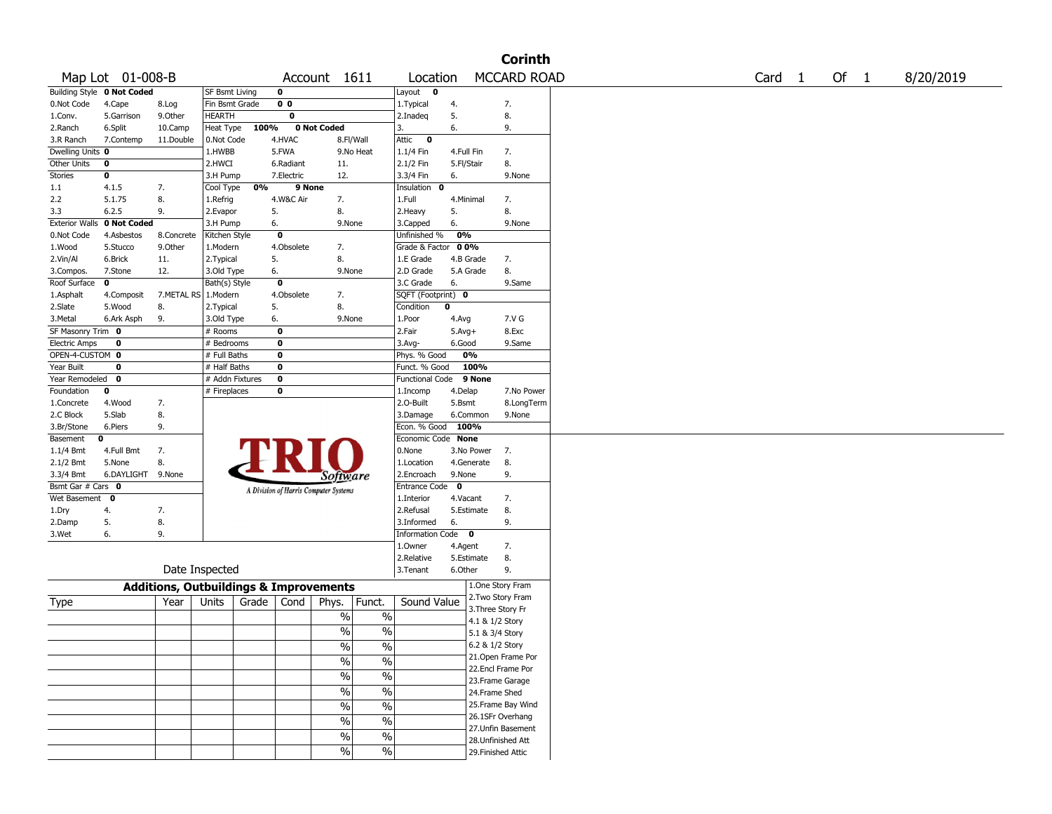# Corinth

Map Lot 01-008-B | Account 1611 | Location MCCARD ROAD | Card 1 Of 1 | 8/20/2019

| Building Style | 0 Not Coded | | SF Bsmt Living | 0 | | Layout | 0 | |
|---|---|---|---|---|---|---|---|---|
| 0.Not Code | 4.Cape | 8.Log | Fin Bsmt Grade | 0 0 | | 1.Typical | 4. | 7. |
| 1.Conv. | 5.Garrison | 9.Other | HEARTH | 0 | | 2.Inadeq | 5. | 8. |
| 2.Ranch | 6.Split | 10.Camp | Heat Type 100% | 0 Not Coded | | 3. | 6. | 9. |
| 3.R Ranch | 7.Contemp | 11.Double | 0.Not Code | 4.HVAC | 8.Fl/Wall | Attic | 0 | |
| Dwelling Units | 0 | | 1.HWBB | 5.FWA | 9.No Heat | 1.1/4 Fin | 4.Full Fin | 7. |
| Other Units | 0 | | 2.HWCI | 6.Radiant | 11. | 2.1/2 Fin | 5.Fl/Stair | 8. |
| Stories | 0 | | 3.H Pump | 7.Electric | 12. | 3.3/4 Fin | 6. | 9.None |
| 1.1 | 4.1.5 | 7. | Cool Type 0% | 9 None | | Insulation | 0 | |
| 2.2 | 5.1.75 | 8. | 1.Refrig | 4.W&C Air | 7. | 1.Full | 4.Minimal | 7. |
| 3.3 | 6.2.5 | 9. | 2.Evapor | 5. | 8. | 2.Heavy | 5. | 8. |
| Exterior Walls | 0 Not Coded | | 3.H Pump | 6. | 9.None | 3.Capped | 6. | 9.None |
| 0.Not Code | 4.Asbestos | 8.Concrete | Kitchen Style | 0 | | Unfinished % | 0% | |
| 1.Wood | 5.Stucco | 9.Other | 1.Modern | 4.Obsolete | 7. | Grade & Factor | 0 0% | |
| 2.Vin/Al | 6.Brick | 11. | 2.Typical | 5. | 8. | 1.E Grade | 4.B Grade | 7. |
| 3.Compos. | 7.Stone | 12. | 3.Old Type | 6. | 9.None | 2.D Grade | 5.A Grade | 8. |
| Roof Surface | 0 | | Bath(s) Style | 0 | | 3.C Grade | 6. | 9.Same |
| 1.Asphalt | 4.Composit | 7.METAL RS | 1.Modern | 4.Obsolete | 7. | SQFT (Footprint) | 0 | |
| 2.Slate | 5.Wood | 8. | 2.Typical | 5. | 8. | Condition | 0 | |
| 3.Metal | 6.Ark Asph | 9. | 3.Old Type | 6. | 9.None | 1.Poor | 4.Avg | 7.V G |
| SF Masonry Trim | 0 | | # Rooms | 0 | | 2.Fair | 5.Avg+ | 8.Exc |
| Electric Amps | 0 | | # Bedrooms | 0 | | 3.Avg- | 6.Good | 9.Same |
| OPEN-4-CUSTOM | 0 | | # Full Baths | 0 | | Phys. % Good | 0% | |
| Year Built | 0 | | # Half Baths | 0 | | Funct. % Good | 100% | |
| Year Remodeled | 0 | | # Addn Fixtures | 0 | | Functional Code | 9 None | |
| Foundation | 0 | | # Fireplaces | 0 | | 1.Incomp | 4.Delap | 7.No Power |
| 1.Concrete | 4.Wood | 7. | | | | 2.O-Built | 5.Bsmt | 8.LongTerm |
| 2.C Block | 5.Slab | 8. | | | | 3.Damage | 6.Common | 9.None |
| 3.Br/Stone | 6.Piers | 9. | | | | Econ. % Good | 100% | |
| Basement | 0 | | | | | Economic Code | None | |
| 1.1/4 Bmt | 4.Full Bmt | 7. | | | | 0.None | 3.No Power | 7. |
| 2.1/2 Bmt | 5.None | 8. | | | | 1.Location | 4.Generate | 8. |
| 3.3/4 Bmt | 6.DAYLIGHT | 9.None | | | | 2.Encroach | 9.None | 9. |
| Bsmt Gar # Cars | 0 | | | | | Entrance Code | 0 | |
| Wet Basement | 0 | | | | | 1.Interior | 4.Vacant | 7. |
| 1.Dry | 4. | 7. | | | | 2.Refusal | 5.Estimate | 8. |
| 2.Damp | 5. | 8. | | | | 3.Informed | 6. | 9. |
| 3.Wet | 6. | 9. | | | | Information Code | 0 | |
| | | | | | | 1.Owner | 4.Agent | 7. |
| | | | | | | 2.Relative | 5.Estimate | 8. |
| | Date Inspected | | | | | 3.Tenant | 6.Other | 9. |

TRIO Software — A Division of Harris Computer Systems

## Additions, Outbuildings & Improvements

| Type | Year | Units | Grade | Cond | Phys. | Funct. | Sound Value | |
|---|---|---|---|---|---|---|---|---|
| | | | | | % | % | | 1.One Story Fram |
| | | | | | % | % | | 2.Two Story Fram |
| | | | | | % | % | | 3.Three Story Fr |
| | | | | | % | % | | 4.1 & 1/2 Story |
| | | | | | % | % | | 5.1 & 3/4 Story |
| | | | | | % | % | | 6.2 & 1/2 Story |
| | | | | | % | % | | 21.Open Frame Por |
| | | | | | % | % | | 22.Encl Frame Por |
| | | | | | % | % | | 23.Frame Garage |
| | | | | | % | % | | 24.Frame Shed |
| | | | | | | | | 25.Frame Bay Wind |
| | | | | | | | | 26.1SFr Overhang |
| | | | | | | | | 27.Unfin Basement |
| | | | | | | | | 28.Unfinished Att |
| | | | | | | | | 29.Finished Attic |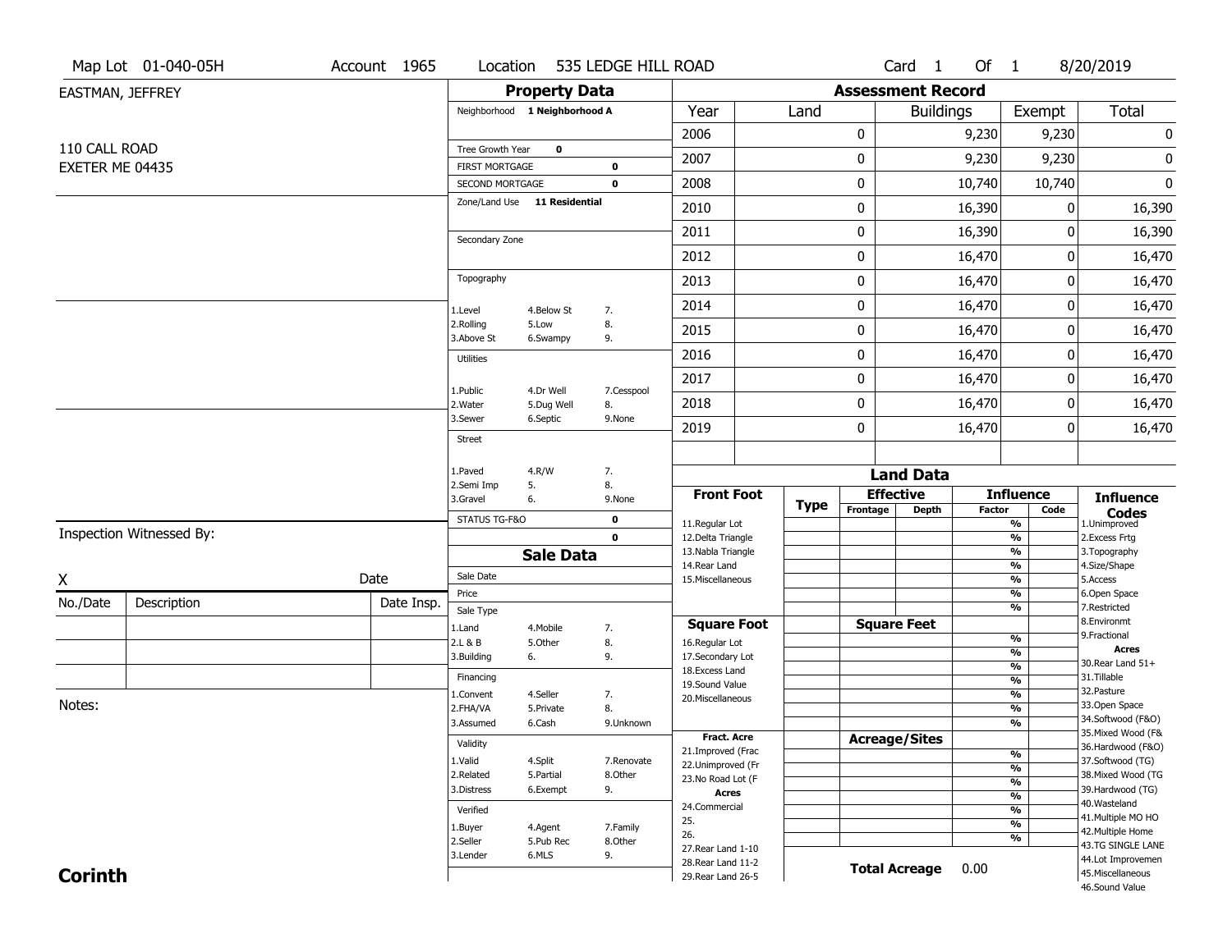Map Lot 01-040-05H | Account 1965 | Location 535 LEDGE HILL ROAD | Card 1 Of 1 | 8/20/2019

EASTMAN, JEFFREY

110 CALL ROAD
EXETER ME 04435

## Property Data

Neighborhood **1 Neighborhood A**

Tree Growth Year **0**

FIRST MORTGAGE **0**

SECOND MORTGAGE **0**

Zone/Land Use **11 Residential**

Secondary Zone

Topography

1.Level 4.Below St 7.
2.Rolling 5.Low 8.
3.Above St 6.Swampy 9.

Utilities

1.Public 4.Dr Well 7.Cesspool
2.Water 5.Dug Well 8.
3.Sewer 6.Septic 9.None

Street

1.Paved 4.R/W 7.
2.Semi Imp 5. 8.
3.Gravel 6. 9.None

STATUS TG-F&O **0**

**0**

## Sale Data

Sale Date

Price

Sale Type

1.Land 4.Mobile 7.
2.L & B 5.Other 8.
3.Building 6. 9.

Financing

1.Convent 4.Seller 7.
2.FHA/VA 5.Private 8.
3.Assumed 6.Cash 9.Unknown

Validity

1.Valid 4.Split 7.Renovate
2.Related 5.Partial 8.Other
3.Distress 6.Exempt 9.

Verified

1.Buyer 4.Agent 7.Family
2.Seller 5.Pub Rec 8.Other
3.Lender 6.MLS 9.

## Assessment Record

| Year | Land | Buildings | Exempt | Total |
|---|---|---|---|---|
| 2006 | 0 | 9,230 | 9,230 | 0 |
| 2007 | 0 | 9,230 | 9,230 | 0 |
| 2008 | 0 | 10,740 | 10,740 | 0 |
| 2010 | 0 | 16,390 | 0 | 16,390 |
| 2011 | 0 | 16,390 | 0 | 16,390 |
| 2012 | 0 | 16,470 | 0 | 16,470 |
| 2013 | 0 | 16,470 | 0 | 16,470 |
| 2014 | 0 | 16,470 | 0 | 16,470 |
| 2015 | 0 | 16,470 | 0 | 16,470 |
| 2016 | 0 | 16,470 | 0 | 16,470 |
| 2017 | 0 | 16,470 | 0 | 16,470 |
| 2018 | 0 | 16,470 | 0 | 16,470 |
| 2019 | 0 | 16,470 | 0 | 16,470 |

## Land Data

| Front Foot | Type | Effective Frontage | Effective Depth | Influence Factor | Influence Code |
|---|---|---|---|---|---|
| 11.Regular Lot | | | | % | |
| 12.Delta Triangle | | | | % | |
| 13.Nabla Triangle | | | | % | |
| 14.Rear Land | | | | % | |
| 15.Miscellaneous | | | | % | |
| | | | | % | |
| | | | | % | |
| **Square Foot** | | **Square Feet** | | | |
| 16.Regular Lot | | | | % | |
| 17.Secondary Lot | | | | % | |
| 18.Excess Land | | | | % | |
| 19.Sound Value | | | | % | |
| 20.Miscellaneous | | | | % | |
| | | | | % | |
| | | | | % | |
| **Fract. Acre** | | **Acreage/Sites** | | | |
| 21.Improved (Frac | | | | % | |
| 22.Unimproved (Fr | | | | % | |
| 23.No Road Lot (F | | | | % | |
| **Acres** | | | | % | |
| 24.Commercial | | | | % | |
| 25. | | | | % | |
| 26. | | | | % | |
| 27.Rear Land 1-10 | | | | | |
| 28.Rear Land 11-2 | | | | | |
| 29.Rear Land 26-5 | | | | | |

**Total Acreage** 0.00

**Influence Codes**

1.Unimproved
2.Excess Frtg
3.Topography
4.Size/Shape
5.Access
6.Open Space
7.Restricted
8.Environmt
9.Fractional

**Acres**

30.Rear Land 51+
31.Tillable
32.Pasture
33.Open Space
34.Softwood (F&O)
35.Mixed Wood (F&
36.Hardwood (F&O)
37.Softwood (TG)
38.Mixed Wood (TG
39.Hardwood (TG)
40.Wasteland
41.Multiple MO HO
42.Multiple Home
43.TG SINGLE LANE
44.Lot Improvemen
45.Miscellaneous
46.Sound Value

Inspection Witnessed By:

X Date

| No./Date | Description | Date Insp. |
|---|---|---|
| | | |
| | | |
| | | |

Notes:

**Corinth**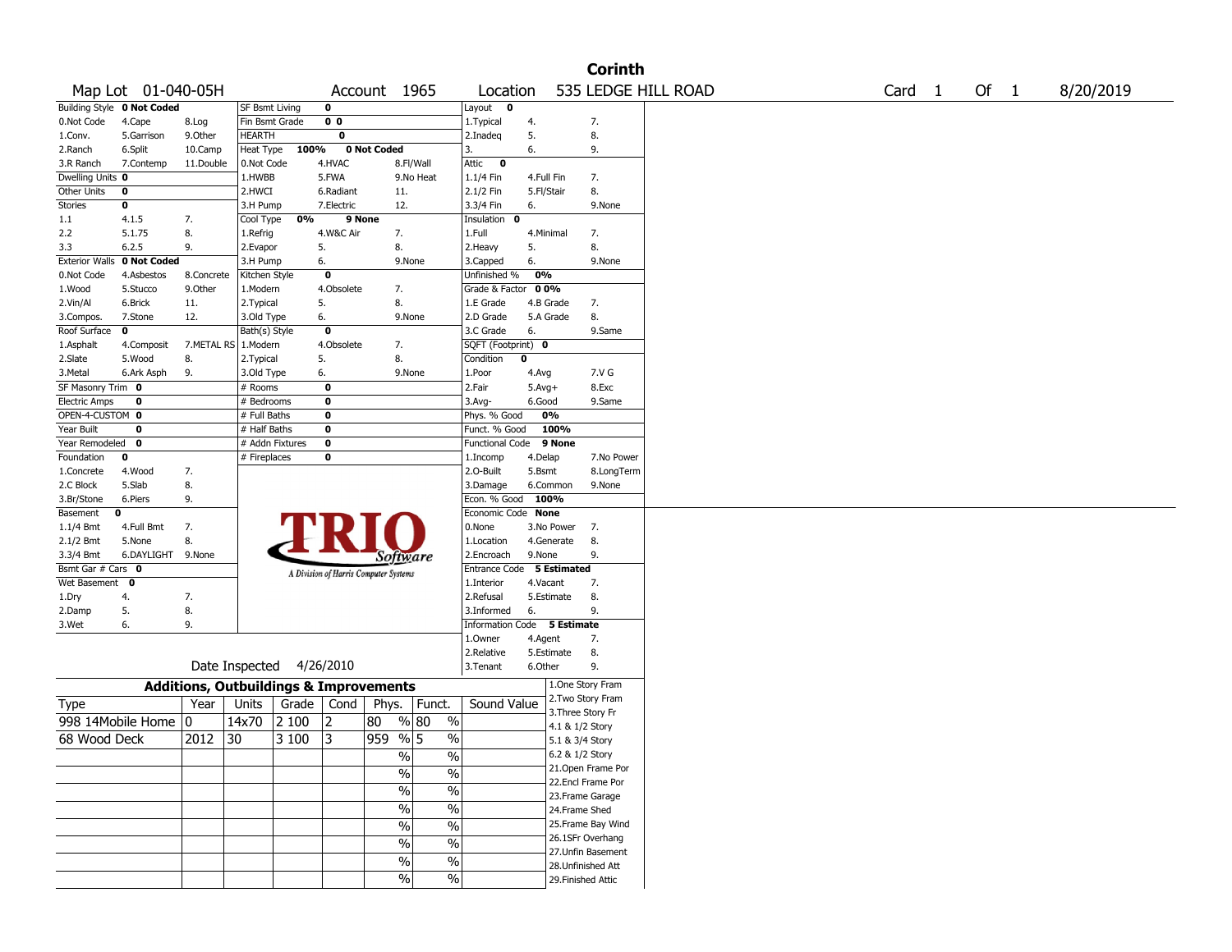# Corinth

**Map Lot** 01-040-05H **Account** 1965 **Location** 535 LEDGE HILL ROAD **Card** 1 **Of** 1 8/20/2019

| Building Style | 0 Not Coded | | SF Bsmt Living | 0 | | | Layout | 0 | |
|---|---|---|---|---|---|---|---|---|---|
| 0.Not Code | 4.Cape | 8.Log | Fin Bsmt Grade | 0 0 | | | 1.Typical | 4. | 7. |
| 1.Conv. | 5.Garrison | 9.Other | HEARTH | 0 | | | 2.Inadeq | 5. | 8. |
| 2.Ranch | 6.Split | 10.Camp | Heat Type | 100% | 0 Not Coded | | 3. | 6. | 9. |
| 3.R Ranch | 7.Contemp | 11.Double | 0.Not Code | 4.HVAC | 8.Fl/Wall | | Attic | 0 | |
| Dwelling Units | 0 | | 1.HWBB | 5.FWA | 9.No Heat | | 1.1/4 Fin | 4.Full Fin | 7. |
| Other Units | 0 | | 2.HWCI | 6.Radiant | 11. | | 2.1/2 Fin | 5.Fl/Stair | 8. |
| Stories | 0 | | 3.H Pump | 7.Electric | 12. | | 3.3/4 Fin | 6. | 9.None |
| 1.1 | 4.1.5 | 7. | Cool Type | 0% | 9 None | | Insulation | 0 | |
| 2.2 | 5.1.75 | 8. | 1.Refrig | 4.W&C Air | 7. | | 1.Full | 4.Minimal | 7. |
| 3.3 | 6.2.5 | 9. | 2.Evapor | 5. | 8. | | 2.Heavy | 5. | 8. |
| Exterior Walls | 0 Not Coded | | 3.H Pump | 6. | 9.None | | 3.Capped | 6. | 9.None |
| 0.Not Code | 4.Asbestos | 8.Concrete | Kitchen Style | 0 | | | Unfinished % | 0% | |
| 1.Wood | 5.Stucco | 9.Other | 1.Modern | 4.Obsolete | 7. | | Grade & Factor | 0 0% | |
| 2.Vin/Al | 6.Brick | 11. | 2.Typical | 5. | 8. | | 1.E Grade | 4.B Grade | 7. |
| 3.Compos. | 7.Stone | 12. | 3.Old Type | 6. | 9.None | | 2.D Grade | 5.A Grade | 8. |
| Roof Surface | 0 | | Bath(s) Style | 0 | | | 3.C Grade | 6. | 9.Same |
| 1.Asphalt | 4.Composit | 7.METAL RS | 1.Modern | 4.Obsolete | 7. | | SQFT (Footprint) | 0 | |
| 2.Slate | 5.Wood | 8. | 2.Typical | 5. | 8. | | Condition | 0 | |
| 3.Metal | 6.Ark Asph | 9. | 3.Old Type | 6. | 9.None | | 1.Poor | 4.Avg | 7.V G |
| SF Masonry Trim | 0 | | # Rooms | 0 | | | 2.Fair | 5.Avg+ | 8.Exc |
| Electric Amps | 0 | | # Bedrooms | 0 | | | 3.Avg- | 6.Good | 9.Same |
| OPEN-4-CUSTOM | 0 | | # Full Baths | 0 | | | Phys. % Good | 0% | |
| Year Built | 0 | | # Half Baths | 0 | | | Funct. % Good | 100% | |
| Year Remodeled | 0 | | # Addn Fixtures | 0 | | | Functional Code | 9 None | |
| Foundation | 0 | | # Fireplaces | 0 | | | 1.Incomp | 4.Delap | 7.No Power |
| 1.Concrete | 4.Wood | 7. | | | | | 2.O-Built | 5.Bsmt | 8.LongTerm |
| 2.C Block | 5.Slab | 8. | | | | | 3.Damage | 6.Common | 9.None |
| 3.Br/Stone | 6.Piers | 9. | | | | | Econ. % Good | 100% | |
| Basement | 0 | | | | | | Economic Code | None | |
| 1.1/4 Bmt | 4.Full Bmt | 7. | | | | | 0.None | 3.No Power | 7. |
| 2.1/2 Bmt | 5.None | 8. | | | | | 1.Location | 4.Generate | 8. |
| 3.3/4 Bmt | 6.DAYLIGHT | 9.None | | | | | 2.Encroach | 9.None | 9. |
| Bsmt Gar # Cars | 0 | | | | | | Entrance Code | 5 Estimated | |
| Wet Basement | 0 | | | | | | 1.Interior | 4.Vacant | 7. |
| 1.Dry | 4. | 7. | | | | | 2.Refusal | 5.Estimate | 8. |
| 2.Damp | 5. | 8. | | | | | 3.Informed | 6. | 9. |
| 3.Wet | 6. | 9. | | | | | Information Code | 5 Estimate | |
| | | | | | | | 1.Owner | 4.Agent | 7. |
| | | | | | | | 2.Relative | 5.Estimate | 8. |
| | | | | | | | 3.Tenant | 6.Other | 9. |

TRIO Software — A Division of Harris Computer Systems

Date Inspected 4/26/2010

## Additions, Outbuildings & Improvements

| Type | Year | Units | Grade | Cond | Phys. | Funct. | Sound Value |
|---|---|---|---|---|---|---|---|
| 998 14Mobile Home | 0 | 14x70 | 2 100 | 2 | 80 % | 80 % | |
| 68 Wood Deck | 2012 | 30 | 3 100 | 3 | 959 % | 5 % | |
| | | | | | % | % | |
| | | | | | % | % | |
| | | | | | % | % | |
| | | | | | % | % | |
| | | | | | % | % | |
| | | | | | % | % | |
| | | | | | % | % | |
| | | | | | % | % | |

1.One Story Fram
2.Two Story Fram
3.Three Story Fr
4.1 & 1/2 Story
5.1 & 3/4 Story
6.2 & 1/2 Story
21.Open Frame Por
22.Encl Frame Por
23.Frame Garage
24.Frame Shed
25.Frame Bay Wind
26.1SFr Overhang
27.Unfin Basement
28.Unfinished Att
29.Finished Attic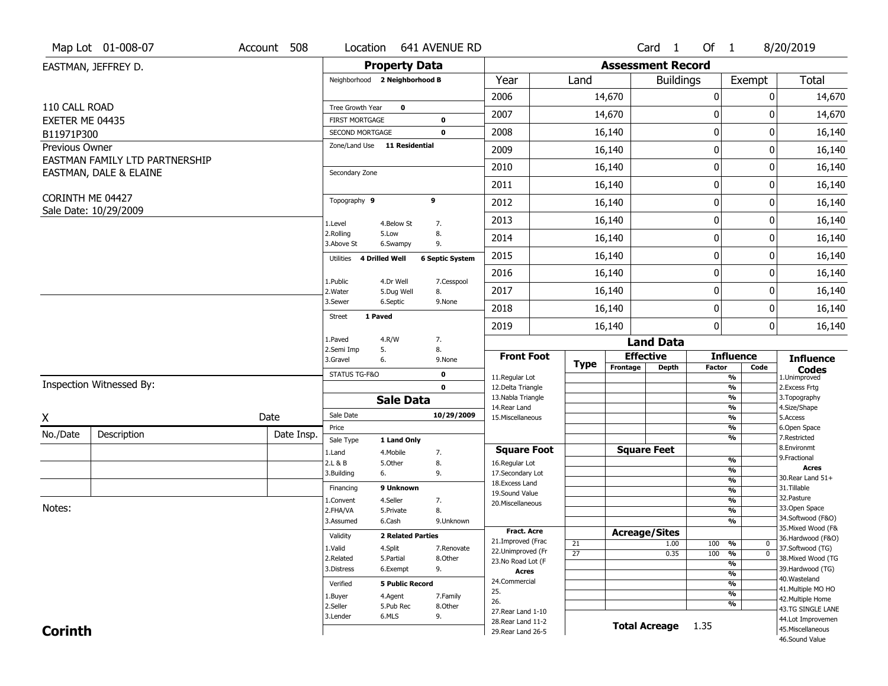Map Lot 01-008-07 | Account 508 | Location 641 AVENUE RD | Card 1 Of 1 | 8/20/2019

EASTMAN, JEFFREY D.

110 CALL ROAD
EXETER ME 04435
B11971P300

Previous Owner
EASTMAN FAMILY LTD PARTNERSHIP
EASTMAN, DALE & ELAINE

CORINTH ME 04427
Sale Date: 10/29/2009

## Property Data

| | |
|---|---|
| Neighborhood | 2 Neighborhood B |
| Tree Growth Year | 0 |
| FIRST MORTGAGE | 0 |
| SECOND MORTGAGE | 0 |
| Zone/Land Use | 11 Residential |
| Secondary Zone | |
| Topography | 9 9 |
| Utilities | 4 Drilled Well, 6 Septic System |
| Street | 1 Paved |
| STATUS TG-F&O | 0 |
| | 0 |

Topography: 1.Level 2.Rolling 3.Above St 4.Below St 5.Low 6.Swampy 7. 8. 9.

Utilities: 1.Public 2.Water 3.Sewer 4.Dr Well 5.Dug Well 6.Septic 7.Cesspool 8. 9.None

Street: 1.Paved 2.Semi Imp 3.Gravel 4.R/W 5. 6. 7. 8. 9.None

## Sale Data

| | |
|---|---|
| Sale Date | 10/29/2009 |
| Price | |
| Sale Type | 1 Land Only |
| Financing | 9 Unknown |
| Validity | 2 Related Parties |
| Verified | 5 Public Record |

Sale Type: 1.Land 2.L & B 3.Building 4.Mobile 5.Other 6. 7. 8. 9.

Financing: 1.Convent 2.FHA/VA 3.Assumed 4.Seller 5.Private 6.Cash 7. 8. 9.Unknown

Validity: 1.Valid 2.Related 3.Distress 4.Split 5.Partial 6.Exempt 7.Renovate 8.Other 9.

Verified: 1.Buyer 2.Seller 3.Lender 4.Agent 5.Pub Rec 6.MLS 7.Family 8.Other 9.

## Assessment Record

| Year | Land | Buildings | Exempt | Total |
|---|---|---|---|---|
| 2006 | 14,670 | 0 | 0 | 14,670 |
| 2007 | 14,670 | 0 | 0 | 14,670 |
| 2008 | 16,140 | 0 | 0 | 16,140 |
| 2009 | 16,140 | 0 | 0 | 16,140 |
| 2010 | 16,140 | 0 | 0 | 16,140 |
| 2011 | 16,140 | 0 | 0 | 16,140 |
| 2012 | 16,140 | 0 | 0 | 16,140 |
| 2013 | 16,140 | 0 | 0 | 16,140 |
| 2014 | 16,140 | 0 | 0 | 16,140 |
| 2015 | 16,140 | 0 | 0 | 16,140 |
| 2016 | 16,140 | 0 | 0 | 16,140 |
| 2017 | 16,140 | 0 | 0 | 16,140 |
| 2018 | 16,140 | 0 | 0 | 16,140 |
| 2019 | 16,140 | 0 | 0 | 16,140 |

## Land Data

| Type | Effective Frontage | Effective Depth | Influence Factor | Influence Code |
|---|---|---|---|---|
| 21 | | 1.00 | 100 % | 0 |
| 27 | | 0.35 | 100 % | 0 |

Total Acreage 1.35

Front Foot: 11.Regular Lot 12.Delta Triangle 13.Nabla Triangle 14.Rear Land 15.Miscellaneous

Square Foot: 16.Regular Lot 17.Secondary Lot 18.Excess Land 19.Sound Value 20.Miscellaneous

Fract. Acre: 21.Improved (Frac 22.Unimproved (Fr 23.No Road Lot (F

Acres: 24.Commercial 25. 26. 27.Rear Land 1-10 28.Rear Land 11-2 29.Rear Land 26-5

Influence Codes: 1.Unimproved 2.Excess Frtg 3.Topography 4.Size/Shape 5.Access 6.Open Space 7.Restricted 8.Environmt 9.Fractional

Acres: 30.Rear Land 51+ 31.Tillable 32.Pasture 33.Open Space 34.Softwood (F&O) 35.Mixed Wood (F& 36.Hardwood (F&O) 37.Softwood (TG) 38.Mixed Wood (TG 39.Hardwood (TG) 40.Wasteland 41.Multiple MO HO 42.Multiple Home 43.TG SINGLE LANE 44.Lot Improvemen 45.Miscellaneous 46.Sound Value

Inspection Witnessed By:

X &nbsp;&nbsp;&nbsp;&nbsp; Date

| No./Date | Description | Date Insp. |
|---|---|---|
| | | |
| | | |
| | | |

Notes:

**Corinth**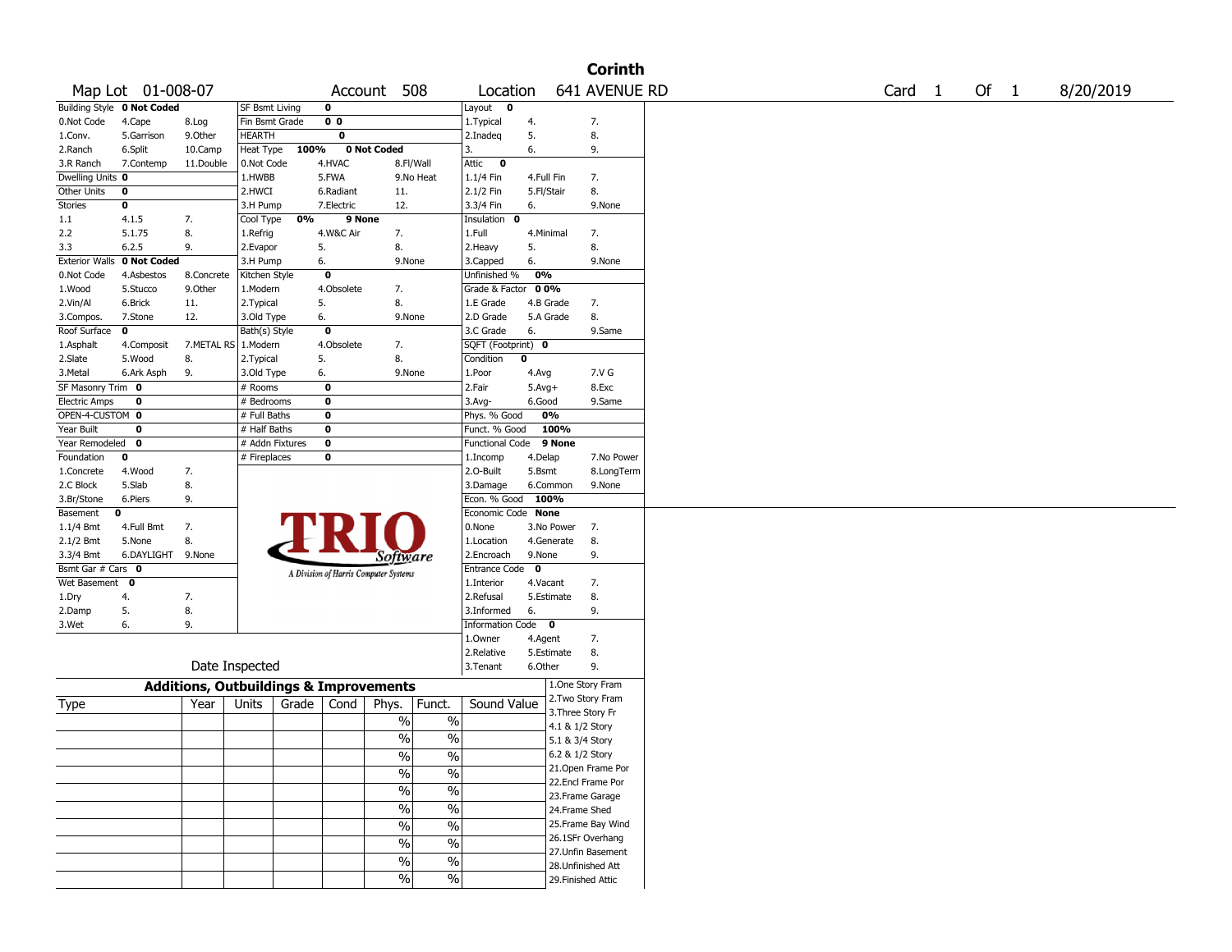# Corinth

| Map Lot | 01-008-07 | Account | 508 | Location | 641 AVENUE RD | Card | 1 | Of | 1 | 8/20/2019 |
|---|---|---|---|---|---|---|---|---|---|---|

| Building Style **0 Not Coded** | | | SF Bsmt Living | **0** | | Layout **0** | | |
|---|---|---|---|---|---|---|---|---|
| 0.Not Code | 4.Cape | 8.Log | Fin Bsmt Grade | **0 0** | | 1.Typical | 4. | 7. |
| 1.Conv. | 5.Garrison | 9.Other | HEARTH | **0** | | 2.Inadeq | 5. | 8. |
| 2.Ranch | 6.Split | 10.Camp | Heat Type **100%** | **0 Not Coded** | | 3. | 6. | 9. |
| 3.R Ranch | 7.Contemp | 11.Double | 0.Not Code | 4.HVAC | 8.Fl/Wall | Attic **0** | | |
| Dwelling Units **0** | | | 1.HWBB | 5.FWA | 9.No Heat | 1.1/4 Fin | 4.Full Fin | 7. |
| Other Units **0** | | | 2.HWCI | 6.Radiant | 11. | 2.1/2 Fin | 5.Fl/Stair | 8. |
| Stories **0** | | | 3.H Pump | 7.Electric | 12. | 3.3/4 Fin | 6. | 9.None |
| 1.1 | 4.1.5 | 7. | Cool Type **0%** | **9 None** | | Insulation **0** | | |
| 2.2 | 5.1.75 | 8. | 1.Refrig | 4.W&C Air | 7. | 1.Full | 4.Minimal | 7. |
| 3.3 | 6.2.5 | 9. | 2.Evapor | 5. | 8. | 2.Heavy | 5. | 8. |
| Exterior Walls **0 Not Coded** | | | 3.H Pump | 6. | 9.None | 3.Capped | 6. | 9.None |
| 0.Not Code | 4.Asbestos | 8.Concrete | Kitchen Style | **0** | | Unfinished % **0%** | | |
| 1.Wood | 5.Stucco | 9.Other | 1.Modern | 4.Obsolete | 7. | Grade & Factor **0 0%** | | |
| 2.Vin/Al | 6.Brick | 11. | 2.Typical | 5. | 8. | 1.E Grade | 4.B Grade | 7. |
| 3.Compos. | 7.Stone | 12. | 3.Old Type | 6. | 9.None | 2.D Grade | 5.A Grade | 8. |
| Roof Surface **0** | | | Bath(s) Style | **0** | | 3.C Grade | 6. | 9.Same |
| 1.Asphalt | 4.Composit | 7.METAL RS | 1.Modern | 4.Obsolete | 7. | SQFT (Footprint) **0** | | |
| 2.Slate | 5.Wood | 8. | 2.Typical | 5. | 8. | Condition **0** | | |
| 3.Metal | 6.Ark Asph | 9. | 3.Old Type | 6. | 9.None | 1.Poor | 4.Avg | 7.V G |
| SF Masonry Trim **0** | | | # Rooms | **0** | | 2.Fair | 5.Avg+ | 8.Exc |
| Electric Amps **0** | | | # Bedrooms | **0** | | 3.Avg- | 6.Good | 9.Same |
| OPEN-4-CUSTOM **0** | | | # Full Baths | **0** | | Phys. % Good **0%** | | |
| Year Built **0** | | | # Half Baths | **0** | | Funct. % Good **100%** | | |
| Year Remodeled **0** | | | # Addn Fixtures | **0** | | Functional Code **9 None** | | |
| Foundation **0** | | | # Fireplaces | **0** | | 1.Incomp | 4.Delap | 7.No Power |
| 1.Concrete | 4.Wood | 7. | | | | 2.O-Built | 5.Bsmt | 8.LongTerm |
| 2.C Block | 5.Slab | 8. | | | | 3.Damage | 6.Common | 9.None |
| 3.Br/Stone | 6.Piers | 9. | | | | Econ. % Good **100%** | | |
| Basement **0** | | | | | | Economic Code **None** | | |
| 1.1/4 Bmt | 4.Full Bmt | 7. | | | | 0.None | 3.No Power | 7. |
| 2.1/2 Bmt | 5.None | 8. | | | | 1.Location | 4.Generate | 8. |
| 3.3/4 Bmt | 6.DAYLIGHT | 9.None | | | | 2.Encroach | 9.None | 9. |
| Bsmt Gar # Cars **0** | | | | | | Entrance Code **0** | | |
| Wet Basement **0** | | | | | | 1.Interior | 4.Vacant | 7. |
| 1.Dry | 4. | 7. | | | | 2.Refusal | 5.Estimate | 8. |
| 2.Damp | 5. | 8. | | | | 3.Informed | 6. | 9. |
| 3.Wet | 6. | 9. | | | | Information Code **0** | | |
| | | | | | | 1.Owner | 4.Agent | 7. |
| | | | | | | 2.Relative | 5.Estimate | 8. |
| Date Inspected | | | | | | 3.Tenant | 6.Other | 9. |

TRIO Software — A Division of Harris Computer Systems

## Additions, Outbuildings & Improvements

| Type | Year | Units | Grade | Cond | Phys. | Funct. | Sound Value |
|---|---|---|---|---|---|---|---|
| | | | | | % | % | |
| | | | | | % | % | |
| | | | | | % | % | |
| | | | | | % | % | |
| | | | | | % | % | |
| | | | | | % | % | |
| | | | | | % | % | |
| | | | | | % | % | |
| | | | | | % | % | |
| | | | | | % | % | |

1.One Story Fram
2.Two Story Fram
3.Three Story Fr
4.1 & 1/2 Story
5.1 & 3/4 Story
6.2 & 1/2 Story
21.Open Frame Por
22.Encl Frame Por
23.Frame Garage
24.Frame Shed
25.Frame Bay Wind
26.1SFr Overhang
27.Unfin Basement
28.Unfinished Att
29.Finished Attic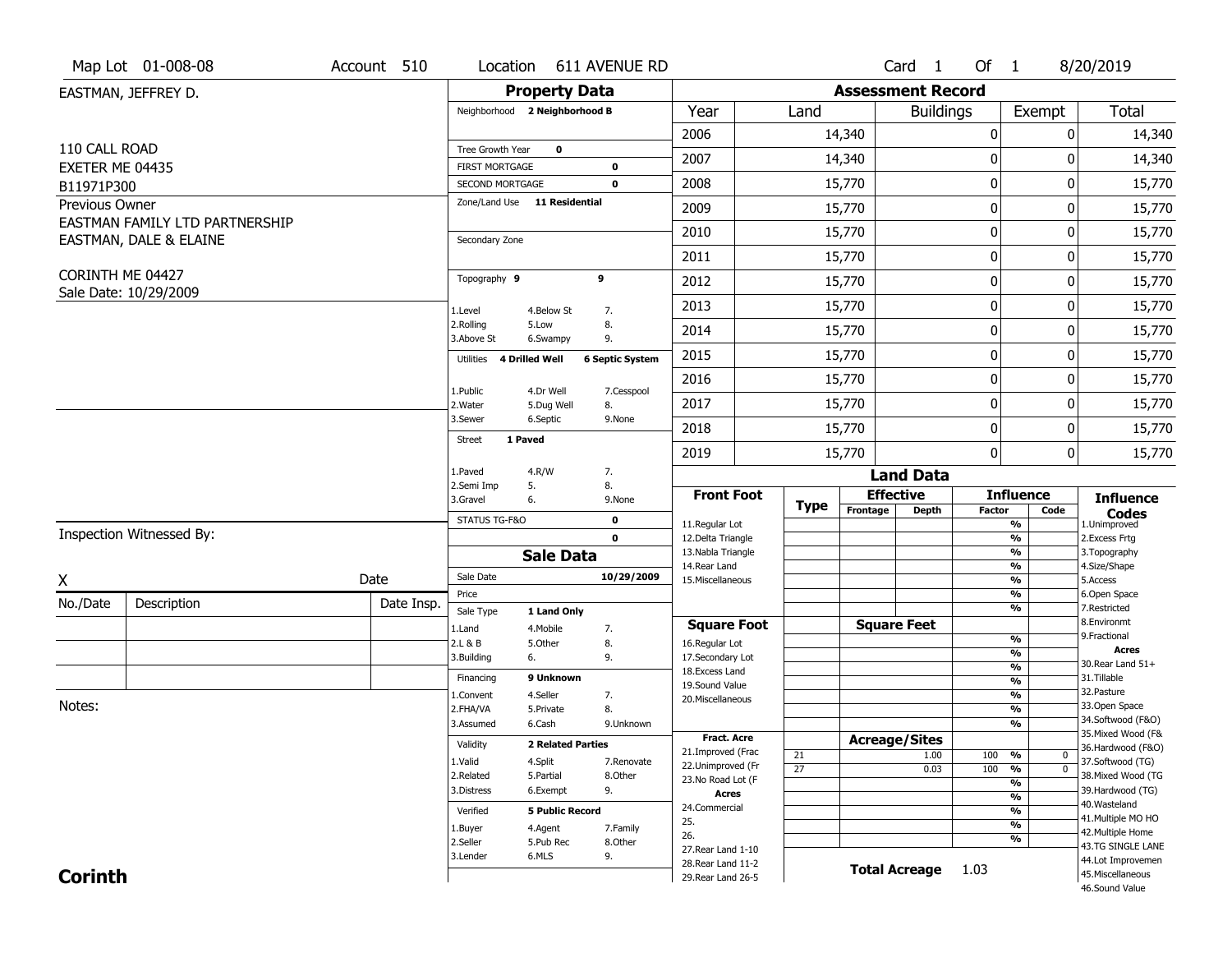Map Lot 01-008-08 | Account 510 | Location 611 AVENUE RD | Card 1 Of 1 | 8/20/2019

EASTMAN, JEFFREY D.

110 CALL ROAD
EXETER ME 04435
B11971P300

Previous Owner
EASTMAN FAMILY LTD PARTNERSHIP
EASTMAN, DALE & ELAINE

CORINTH ME 04427
Sale Date: 10/29/2009

## Property Data

Neighborhood **2 Neighborhood B**

Tree Growth Year **0**
FIRST MORTGAGE **0**
SECOND MORTGAGE **0**
Zone/Land Use **11 Residential**

Secondary Zone

Topography **9** **9**
1.Level 4.Below St 7.
2.Rolling 5.Low 8.
3.Above St 6.Swampy 9.

Utilities **4 Drilled Well** **6 Septic System**
1.Public 4.Dr Well 7.Cesspool
2.Water 5.Dug Well 8.
3.Sewer 6.Septic 9.None

Street **1 Paved**
1.Paved 4.R/W 7.
2.Semi Imp 5. 8.
3.Gravel 6. 9.None

STATUS TG-F&O **0**
**0**

## Sale Data

Sale Date **10/29/2009**
Price
Sale Type **1 Land Only**
1.Land 4.Mobile 7.
2.L & B 5.Other 8.
3.Building 6. 9.

Financing **9 Unknown**
1.Convent 4.Seller 7.
2.FHA/VA 5.Private 8.
3.Assumed 6.Cash 9.Unknown

Validity **2 Related Parties**
1.Valid 4.Split 7.Renovate
2.Related 5.Partial 8.Other
3.Distress 6.Exempt 9.

Verified **5 Public Record**
1.Buyer 4.Agent 7.Family
2.Seller 5.Pub Rec 8.Other
3.Lender 6.MLS 9.

## Assessment Record

| Year | Land | Buildings | Exempt | Total |
|---|---|---|---|---|
| 2006 | 14,340 | 0 | 0 | 14,340 |
| 2007 | 14,340 | 0 | 0 | 14,340 |
| 2008 | 15,770 | 0 | 0 | 15,770 |
| 2009 | 15,770 | 0 | 0 | 15,770 |
| 2010 | 15,770 | 0 | 0 | 15,770 |
| 2011 | 15,770 | 0 | 0 | 15,770 |
| 2012 | 15,770 | 0 | 0 | 15,770 |
| 2013 | 15,770 | 0 | 0 | 15,770 |
| 2014 | 15,770 | 0 | 0 | 15,770 |
| 2015 | 15,770 | 0 | 0 | 15,770 |
| 2016 | 15,770 | 0 | 0 | 15,770 |
| 2017 | 15,770 | 0 | 0 | 15,770 |
| 2018 | 15,770 | 0 | 0 | 15,770 |
| 2019 | 15,770 | 0 | 0 | 15,770 |

## Land Data

| Front Foot | Type | Effective Frontage | Effective Depth | Influence Factor | Influence Code |
|---|---|---|---|---|---|
| 11.Regular Lot | | | | % | |
| 12.Delta Triangle | | | | % | |
| 13.Nabla Triangle | | | | % | |
| 14.Rear Land | | | | % | |
| 15.Miscellaneous | | | | % | |
| | | | | % | |
| | | | | % | |
| **Square Foot** | | **Square Feet** | | | |
| 16.Regular Lot | | | | % | |
| 17.Secondary Lot | | | | % | |
| 18.Excess Land | | | | % | |
| 19.Sound Value | | | | % | |
| 20.Miscellaneous | | | | % | |
| | | | | % | |
| | | | | % | |
| **Fract. Acre** | | **Acreage/Sites** | | | |
| 21.Improved (Frac | 21 | | 1.00 | 100 % | 0 |
| 22.Unimproved (Fr | 27 | | 0.03 | 100 % | 0 |
| 23.No Road Lot (F | | | | % | |
| **Acres** | | | | % | |
| 24.Commercial | | | | % | |
| 25. | | | | % | |
| 26. | | | | % | |
| 27.Rear Land 1-10 | | | | | |
| 28.Rear Land 11-2 | | **Total Acreage** | 1.03 | | |
| 29.Rear Land 26-5 | | | | | |

**Influence Codes**
1.Unimproved
2.Excess Frtg
3.Topography
4.Size/Shape
5.Access
6.Open Space
7.Restricted
8.Environmt
9.Fractional

**Acres**
30.Rear Land 51+
31.Tillable
32.Pasture
33.Open Space
34.Softwood (F&O)
35.Mixed Wood (F&
36.Hardwood (F&O)
37.Softwood (TG)
38.Mixed Wood (TG
39.Hardwood (TG)
40.Wasteland
41.Multiple MO HO
42.Multiple Home
43.TG SINGLE LANE
44.Lot Improvemen
45.Miscellaneous
46.Sound Value

Inspection Witnessed By:

X ______________________ Date

| No./Date | Description | Date Insp. |
|---|---|---|
| | | |
| | | |
| | | |

Notes:

**Corinth**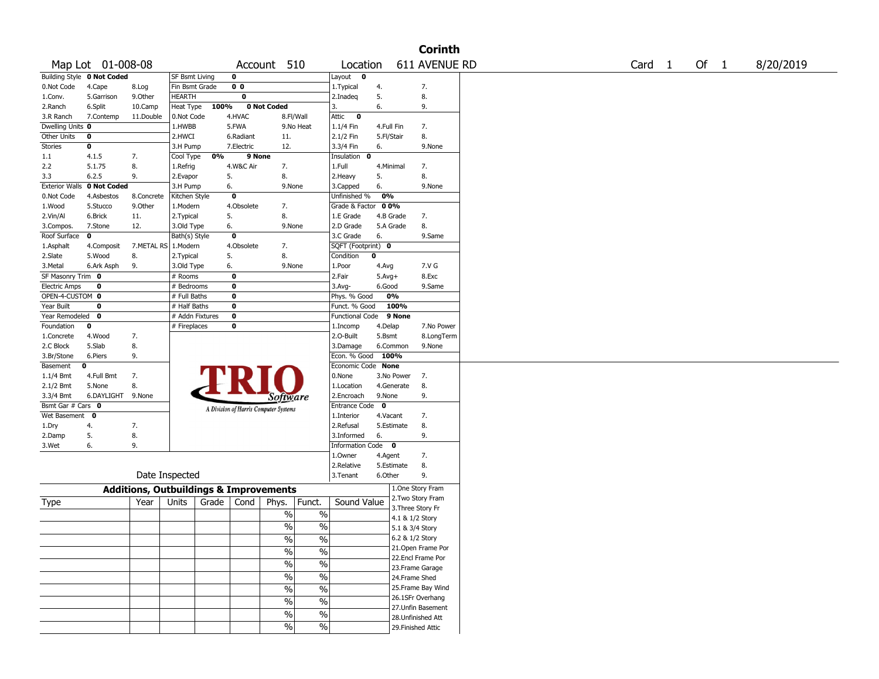# Corinth

Map Lot 01-008-08 | Account 510 | Location 611 AVENUE RD | Card 1 Of 1 | 8/20/2019

| Building Style **0 Not Coded** | | | SF Bsmt Living **0** | | | Layout **0** | | |
|---|---|---|---|---|---|---|---|---|
| 0.Not Code | 4.Cape | 8.Log | Fin Bsmt Grade **0 0** | | | 1.Typical | 4. | 7. |
| 1.Conv. | 5.Garrison | 9.Other | HEARTH **0** | | | 2.Inadeq | 5. | 8. |
| 2.Ranch | 6.Split | 10.Camp | Heat Type **100%** **0 Not Coded** | | | 3. | 6. | 9. |
| 3.R Ranch | 7.Contemp | 11.Double | 0.Not Code | 4.HVAC | 8.Fl/Wall | Attic **0** | | |
| Dwelling Units **0** | | | 1.HWBB | 5.FWA | 9.No Heat | 1.1/4 Fin | 4.Full Fin | 7. |
| Other Units **0** | | | 2.HWCI | 6.Radiant | 11. | 2.1/2 Fin | 5.Fl/Stair | 8. |
| Stories **0** | | | 3.H Pump | 7.Electric | 12. | 3.3/4 Fin | 6. | 9.None |
| 1.1 | 4.1.5 | 7. | Cool Type **0%** **9 None** | | | Insulation **0** | | |
| 2.2 | 5.1.75 | 8. | 1.Refrig | 4.W&C Air | 7. | 1.Full | 4.Minimal | 7. |
| 3.3 | 6.2.5 | 9. | 2.Evapor | 5. | 8. | 2.Heavy | 5. | 8. |
| Exterior Walls **0 Not Coded** | | | 3.H Pump | 6. | 9.None | 3.Capped | 6. | 9.None |
| 0.Not Code | 4.Asbestos | 8.Concrete | Kitchen Style **0** | | | Unfinished % **0%** | | |
| 1.Wood | 5.Stucco | 9.Other | 1.Modern | 4.Obsolete | 7. | Grade & Factor **0 0%** | | |
| 2.Vin/Al | 6.Brick | 11. | 2.Typical | 5. | 8. | 1.E Grade | 4.B Grade | 7. |
| 3.Compos. | 7.Stone | 12. | 3.Old Type | 6. | 9.None | 2.D Grade | 5.A Grade | 8. |
| Roof Surface **0** | | | Bath(s) Style **0** | | | 3.C Grade | 6. | 9.Same |
| 1.Asphalt | 4.Composit | 7.METAL RS | 1.Modern | 4.Obsolete | 7. | SQFT (Footprint) **0** | | |
| 2.Slate | 5.Wood | 8. | 2.Typical | 5. | 8. | Condition **0** | | |
| 3.Metal | 6.Ark Asph | 9. | 3.Old Type | 6. | 9.None | 1.Poor | 4.Avg | 7.V G |
| SF Masonry Trim **0** | | | # Rooms **0** | | | 2.Fair | 5.Avg+ | 8.Exc |
| Electric Amps **0** | | | # Bedrooms **0** | | | 3.Avg- | 6.Good | 9.Same |
| OPEN-4-CUSTOM **0** | | | # Full Baths **0** | | | Phys. % Good **0%** | | |
| Year Built **0** | | | # Half Baths **0** | | | Funct. % Good **100%** | | |
| Year Remodeled **0** | | | # Addn Fixtures **0** | | | Functional Code **9 None** | | |
| Foundation **0** | | | # Fireplaces **0** | | | 1.Incomp | 4.Delap | 7.No Power |
| 1.Concrete | 4.Wood | 7. | | | | 2.O-Built | 5.Bsmt | 8.LongTerm |
| 2.C Block | 5.Slab | 8. | | | | 3.Damage | 6.Common | 9.None |
| 3.Br/Stone | 6.Piers | 9. | | | | Econ. % Good **100%** | | |
| Basement **0** | | | | | | Economic Code **None** | | |
| 1.1/4 Bmt | 4.Full Bmt | 7. | | | | 0.None | 3.No Power | 7. |
| 2.1/2 Bmt | 5.None | 8. | | | | 1.Location | 4.Generate | 8. |
| 3.3/4 Bmt | 6.DAYLIGHT | 9.None | | | | 2.Encroach | 9.None | 9. |
| Bsmt Gar # Cars **0** | | | | | | Entrance Code **0** | | |
| Wet Basement **0** | | | | | | 1.Interior | 4.Vacant | 7. |
| 1.Dry | 4. | 7. | | | | 2.Refusal | 5.Estimate | 8. |
| 2.Damp | 5. | 8. | | | | 3.Informed | 6. | 9. |
| 3.Wet | 6. | 9. | | | | Information Code **0** | | |
| | | | | | | 1.Owner | 4.Agent | 7. |
| | | | | | | 2.Relative | 5.Estimate | 8. |
| Date Inspected | | | | | | 3.Tenant | 6.Other | 9. |

TRIO Software — A Division of Harris Computer Systems

## Additions, Outbuildings & Improvements

| Type | Year | Units | Grade | Cond | Phys. | Funct. | Sound Value | |
|---|---|---|---|---|---|---|---|---|
| | | | | | % | % | | 1.One Story Fram |
| | | | | | % | % | | 2.Two Story Fram |
| | | | | | % | % | | 3.Three Story Fr |
| | | | | | % | % | | 4.1 & 1/2 Story |
| | | | | | % | % | | 5.1 & 3/4 Story |
| | | | | | % | % | | 6.2 & 1/2 Story |
| | | | | | % | % | | 21.Open Frame Por |
| | | | | | % | % | | 22.Encl Frame Por |
| | | | | | % | % | | 23.Frame Garage |
| | | | | | % | % | | 24.Frame Shed |
| | | | | | | | | 25.Frame Bay Wind |
| | | | | | | | | 26.1SFr Overhang |
| | | | | | | | | 27.Unfin Basement |
| | | | | | | | | 28.Unfinished Att |
| | | | | | | | | 29.Finished Attic |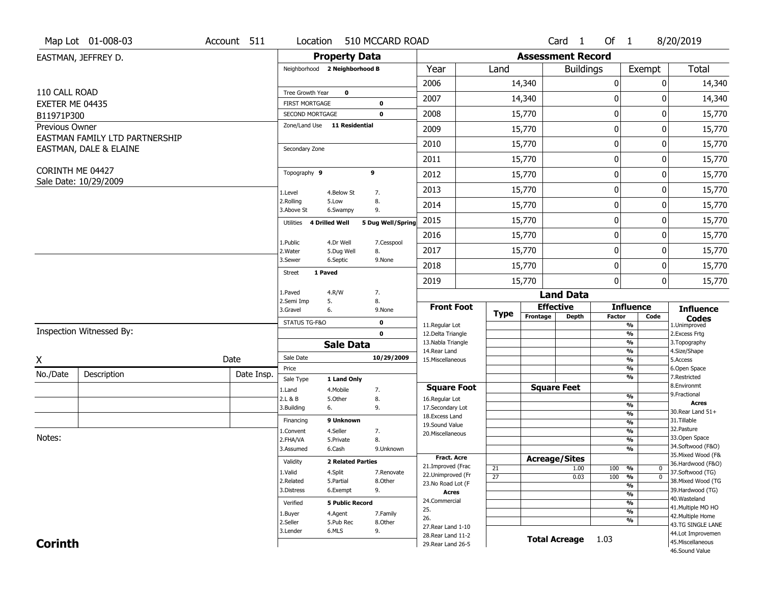Map Lot 01-008-03 | Account 511 | Location 510 MCCARD ROAD | Card 1 Of 1 | 8/20/2019

EASTMAN, JEFFREY D.

110 CALL ROAD
EXETER ME 04435
B11971P300

Previous Owner
EASTMAN FAMILY LTD PARTNERSHIP
EASTMAN, DALE & ELAINE

CORINTH ME 04427
Sale Date: 10/29/2009

## Property Data

- Neighborhood: 2 Neighborhood B
- Tree Growth Year: 0
- FIRST MORTGAGE: 0
- SECOND MORTGAGE: 0
- Zone/Land Use: 11 Residential
- Secondary Zone:
- Topography: 9 9
  - 1.Level 4.Below St 7.
  - 2.Rolling 5.Low 8.
  - 3.Above St 6.Swampy 9.
- Utilities: 4 Drilled Well 5 Dug Well/Spring
  - 1.Public 4.Dr Well 7.Cesspool
  - 2.Water 5.Dug Well 8.
  - 3.Sewer 6.Septic 9.None
- Street: 1 Paved
  - 1.Paved 4.R/W 7.
  - 2.Semi Imp 5. 8.
  - 3.Gravel 6. 9.None
- STATUS TG-F&O: 0
- 0

## Sale Data

- Sale Date: 10/29/2009
- Price:
- Sale Type: 1 Land Only
  - 1.Land 4.Mobile 7.
  - 2.L & B 5.Other 8.
  - 3.Building 6. 9.
- Financing: 9 Unknown
  - 1.Convent 4.Seller 7.
  - 2.FHA/VA 5.Private 8.
  - 3.Assumed 6.Cash 9.Unknown
- Validity: 2 Related Parties
  - 1.Valid 4.Split 7.Renovate
  - 2.Related 5.Partial 8.Other
  - 3.Distress 6.Exempt 9.
- Verified: 5 Public Record
  - 1.Buyer 4.Agent 7.Family
  - 2.Seller 5.Pub Rec 8.Other
  - 3.Lender 6.MLS 9.

## Assessment Record

| Year | Land | Buildings | Exempt | Total |
|---|---|---|---|---|
| 2006 | 14,340 | 0 | 0 | 14,340 |
| 2007 | 14,340 | 0 | 0 | 14,340 |
| 2008 | 15,770 | 0 | 0 | 15,770 |
| 2009 | 15,770 | 0 | 0 | 15,770 |
| 2010 | 15,770 | 0 | 0 | 15,770 |
| 2011 | 15,770 | 0 | 0 | 15,770 |
| 2012 | 15,770 | 0 | 0 | 15,770 |
| 2013 | 15,770 | 0 | 0 | 15,770 |
| 2014 | 15,770 | 0 | 0 | 15,770 |
| 2015 | 15,770 | 0 | 0 | 15,770 |
| 2016 | 15,770 | 0 | 0 | 15,770 |
| 2017 | 15,770 | 0 | 0 | 15,770 |
| 2018 | 15,770 | 0 | 0 | 15,770 |
| 2019 | 15,770 | 0 | 0 | 15,770 |

## Land Data

| | Type | Effective Frontage | Effective Depth | Influence Factor | Influence Code |
|---|---|---|---|---|---|
| **Front Foot** | | | | | |
| 11.Regular Lot | | | | % | |
| 12.Delta Triangle | | | | % | |
| 13.Nabla Triangle | | | | % | |
| 14.Rear Land | | | | % | |
| 15.Miscellaneous | | | | % | |
| **Square Foot** | | **Square Feet** | | | |
| 16.Regular Lot | | | | % | |
| 17.Secondary Lot | | | | % | |
| 18.Excess Land | | | | % | |
| 19.Sound Value | | | | % | |
| 20.Miscellaneous | | | | % | |
| **Fract. Acre** | | **Acreage/Sites** | | | |
| 21.Improved (Frac | 21 | | 1.00 | 100 % | 0 |
| 22.Unimproved (Fr | 27 | | 0.03 | 100 % | 0 |
| 23.No Road Lot (F | | | | % | |
| **Acres** | | | | % | |
| 24.Commercial | | | | % | |
| 25. | | | | % | |
| 26. | | | | % | |
| 27.Rear Land 1-10 | | | | | |
| 28.Rear Land 11-2 | | | | | |
| 29.Rear Land 26-5 | | | | | |

**Total Acreage** 1.03

**Influence Codes**
1.Unimproved
2.Excess Frtg
3.Topography
4.Size/Shape
5.Access
6.Open Space
7.Restricted
8.Environmt
9.Fractional

**Acres**
30.Rear Land 51+
31.Tillable
32.Pasture
33.Open Space
34.Softwood (F&O)
35.Mixed Wood (F&
36.Hardwood (F&O)
37.Softwood (TG)
38.Mixed Wood (TG
39.Hardwood (TG)
40.Wasteland
41.Multiple MO HO
42.Multiple Home
43.TG SINGLE LANE
44.Lot Improvemen
45.Miscellaneous
46.Sound Value

Inspection Witnessed By:

X ______________________ Date

| No./Date | Description | Date Insp. |
|---|---|---|
| | | |
| | | |
| | | |

Notes:

**Corinth**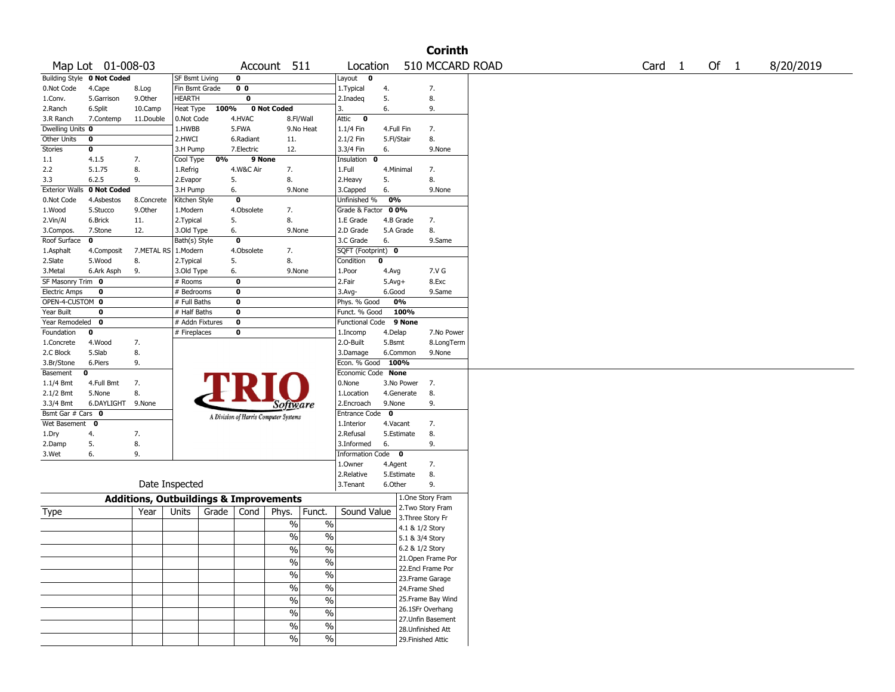# Corinth

**Map Lot** 01-008-03 **Account** 511 **Location** 510 MCCARD ROAD **Card** 1 **Of** 1 8/20/2019

| Building Style | 0 Not Coded | | SF Bsmt Living | 0 | | Layout | 0 | |
|---|---|---|---|---|---|---|---|---|
| 0.Not Code | 4.Cape | 8.Log | Fin Bsmt Grade | 0 0 | | 1.Typical | 4. | 7. |
| 1.Conv. | 5.Garrison | 9.Other | HEARTH | 0 | | 2.Inadeq | 5. | 8. |
| 2.Ranch | 6.Split | 10.Camp | Heat Type 100% | 0 Not Coded | | 3. | 6. | 9. |
| 3.R Ranch | 7.Contemp | 11.Double | 0.Not Code | 4.HVAC | 8.Fl/Wall | Attic | 0 | |
| Dwelling Units | 0 | | 1.HWBB | 5.FWA | 9.No Heat | 1.1/4 Fin | 4.Full Fin | 7. |
| Other Units | 0 | | 2.HWCI | 6.Radiant | 11. | 2.1/2 Fin | 5.Fl/Stair | 8. |
| Stories | 0 | | 3.H Pump | 7.Electric | 12. | 3.3/4 Fin | 6. | 9.None |
| 1.1 | 4.1.5 | 7. | Cool Type 0% | 9 None | | Insulation | 0 | |
| 2.2 | 5.1.75 | 8. | 1.Refrig | 4.W&C Air | 7. | 1.Full | 4.Minimal | 7. |
| 3.3 | 6.2.5 | 9. | 2.Evapor | 5. | 8. | 2.Heavy | 5. | 8. |
| Exterior Walls | 0 Not Coded | | 3.H Pump | 6. | 9.None | 3.Capped | 6. | 9.None |
| 0.Not Code | 4.Asbestos | 8.Concrete | Kitchen Style | 0 | | Unfinished % | 0% | |
| 1.Wood | 5.Stucco | 9.Other | 1.Modern | 4.Obsolete | 7. | Grade & Factor | 0 0% | |
| 2.Vin/Al | 6.Brick | 11. | 2.Typical | 5. | 8. | 1.E Grade | 4.B Grade | 7. |
| 3.Compos. | 7.Stone | 12. | 3.Old Type | 6. | 9.None | 2.D Grade | 5.A Grade | 8. |
| Roof Surface | 0 | | Bath(s) Style | 0 | | 3.C Grade | 6. | 9.Same |
| 1.Asphalt | 4.Composit | 7.METAL RS | 1.Modern | 4.Obsolete | 7. | SQFT (Footprint) | 0 | |
| 2.Slate | 5.Wood | 8. | 2.Typical | 5. | 8. | Condition | 0 | |
| 3.Metal | 6.Ark Asph | 9. | 3.Old Type | 6. | 9.None | 1.Poor | 4.Avg | 7.V G |
| SF Masonry Trim | 0 | | # Rooms | 0 | | 2.Fair | 5.Avg+ | 8.Exc |
| Electric Amps | 0 | | # Bedrooms | 0 | | 3.Avg- | 6.Good | 9.Same |
| OPEN-4-CUSTOM | 0 | | # Full Baths | 0 | | Phys. % Good | 0% | |
| Year Built | 0 | | # Half Baths | 0 | | Funct. % Good | 100% | |
| Year Remodeled | 0 | | # Addn Fixtures | 0 | | Functional Code | 9 None | |
| Foundation | 0 | | # Fireplaces | 0 | | 1.Incomp | 4.Delap | 7.No Power |
| 1.Concrete | 4.Wood | 7. | | | | 2.O-Built | 5.Bsmt | 8.LongTerm |
| 2.C Block | 5.Slab | 8. | | | | 3.Damage | 6.Common | 9.None |
| 3.Br/Stone | 6.Piers | 9. | | | | Econ. % Good | 100% | |
| Basement | 0 | | | | | Economic Code | None | |
| 1.1/4 Bmt | 4.Full Bmt | 7. | | | | 0.None | 3.No Power | 7. |
| 2.1/2 Bmt | 5.None | 8. | | | | 1.Location | 4.Generate | 8. |
| 3.3/4 Bmt | 6.DAYLIGHT | 9.None | | | | 2.Encroach | 9.None | 9. |
| Bsmt Gar # Cars | 0 | | | | | Entrance Code | 0 | |
| Wet Basement | 0 | | | | | 1.Interior | 4.Vacant | 7. |
| 1.Dry | 4. | 7. | | | | 2.Refusal | 5.Estimate | 8. |
| 2.Damp | 5. | 8. | | | | 3.Informed | 6. | 9. |
| 3.Wet | 6. | 9. | | | | Information Code | 0 | |
| | | | | | | 1.Owner | 4.Agent | 7. |
| | | | | | | 2.Relative | 5.Estimate | 8. |
| | Date Inspected | | | | | 3.Tenant | 6.Other | 9. |

TRIO Software — A Division of Harris Computer Systems

## Additions, Outbuildings & Improvements

| Type | Year | Units | Grade | Cond | Phys. | Funct. | Sound Value |
|---|---|---|---|---|---|---|---|
| | | | | | % | % | |
| | | | | | % | % | |
| | | | | | % | % | |
| | | | | | % | % | |
| | | | | | % | % | |
| | | | | | % | % | |
| | | | | | % | % | |
| | | | | | % | % | |
| | | | | | % | % | |
| | | | | | % | % | |

1.One Story Fram
2.Two Story Fram
3.Three Story Fr
4.1 & 1/2 Story
5.1 & 3/4 Story
6.2 & 1/2 Story
21.Open Frame Por
22.Encl Frame Por
23.Frame Garage
24.Frame Shed
25.Frame Bay Wind
26.1SFr Overhang
27.Unfin Basement
28.Unfinished Att
29.Finished Attic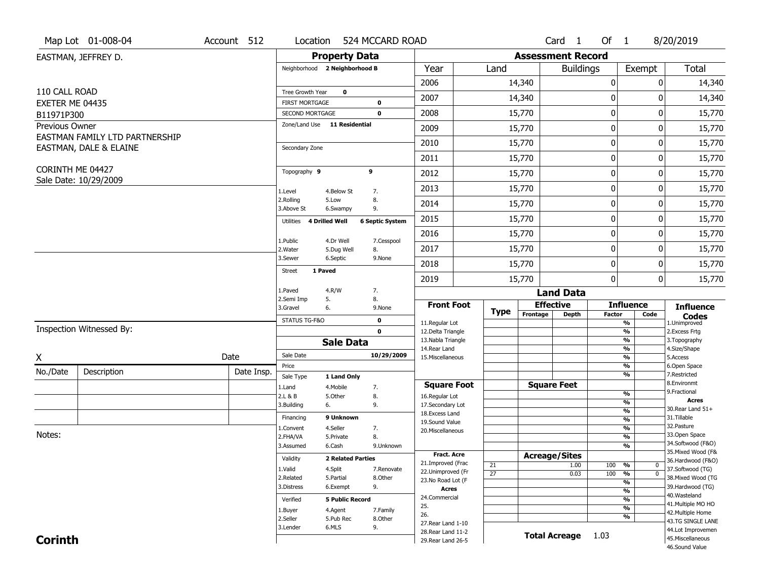Map Lot 01-008-04 | Account 512 | Location 524 MCCARD ROAD | Card 1 Of 1 | 8/20/2019

EASTMAN, JEFFREY D.

110 CALL ROAD
EXETER ME 04435
B11971P300

Previous Owner
EASTMAN FAMILY LTD PARTNERSHIP
EASTMAN, DALE & ELAINE

CORINTH ME 04427
Sale Date: 10/29/2009

## Property Data

Neighborhood **2 Neighborhood B**

Tree Growth Year **0**
FIRST MORTGAGE **0**
SECOND MORTGAGE **0**
Zone/Land Use **11 Residential**

Secondary Zone

Topography **9** **9**

1.Level 4.Below St 7.
2.Rolling 5.Low 8.
3.Above St 6.Swampy 9.

Utilities **4 Drilled Well** **6 Septic System**

1.Public 4.Dr Well 7.Cesspool
2.Water 5.Dug Well 8.
3.Sewer 6.Septic 9.None

Street **1 Paved**

1.Paved 4.R/W 7.
2.Semi Imp 5. 8.
3.Gravel 6. 9.None

STATUS TG-F&O **0**
**0**

## Sale Data

Sale Date **10/29/2009**
Price
Sale Type **1 Land Only**

1.Land 4.Mobile 7.
2.L & B 5.Other 8.
3.Building 6. 9.

Financing **9 Unknown**

1.Convent 4.Seller 7.
2.FHA/VA 5.Private 8.
3.Assumed 6.Cash 9.Unknown

Validity **2 Related Parties**

1.Valid 4.Split 7.Renovate
2.Related 5.Partial 8.Other
3.Distress 6.Exempt 9.

Verified **5 Public Record**

1.Buyer 4.Agent 7.Family
2.Seller 5.Pub Rec 8.Other
3.Lender 6.MLS 9.

## Assessment Record

| Year | Land | Buildings | Exempt | Total |
|---|---|---|---|---|
| 2006 | 14,340 | 0 | 0 | 14,340 |
| 2007 | 14,340 | 0 | 0 | 14,340 |
| 2008 | 15,770 | 0 | 0 | 15,770 |
| 2009 | 15,770 | 0 | 0 | 15,770 |
| 2010 | 15,770 | 0 | 0 | 15,770 |
| 2011 | 15,770 | 0 | 0 | 15,770 |
| 2012 | 15,770 | 0 | 0 | 15,770 |
| 2013 | 15,770 | 0 | 0 | 15,770 |
| 2014 | 15,770 | 0 | 0 | 15,770 |
| 2015 | 15,770 | 0 | 0 | 15,770 |
| 2016 | 15,770 | 0 | 0 | 15,770 |
| 2017 | 15,770 | 0 | 0 | 15,770 |
| 2018 | 15,770 | 0 | 0 | 15,770 |
| 2019 | 15,770 | 0 | 0 | 15,770 |

## Land Data

| Front Foot | Type | Effective Frontage | Effective Depth | Influence Factor | Influence Code |
|---|---|---|---|---|---|
| 11.Regular Lot | | | | % | |
| 12.Delta Triangle | | | | % | |
| 13.Nabla Triangle | | | | % | |
| 14.Rear Land | | | | % | |
| 15.Miscellaneous | | | | % | |
| | | | | % | |
| | | | | % | |
| **Square Foot** | | **Square Feet** | | | |
| 16.Regular Lot | | | | % | |
| 17.Secondary Lot | | | | % | |
| 18.Excess Land | | | | % | |
| 19.Sound Value | | | | % | |
| 20.Miscellaneous | | | | % | |
| | | | | % | |
| | | | | % | |
| **Fract. Acre** | | **Acreage/Sites** | | | |
| 21.Improved (Frac | 21 | | 1.00 | 100 % | 0 |
| 22.Unimproved (Fr | 27 | | 0.03 | 100 % | 0 |
| 23.No Road Lot (F | | | | % | |
| **Acres** | | | | % | |
| 24.Commercial | | | | % | |
| 25. | | | | % | |
| 26. | | | | % | |
| 27.Rear Land 1-10 | | | | | |
| 28.Rear Land 11-2 | | **Total Acreage** | 1.03 | | |
| 29.Rear Land 26-5 | | | | | |

**Influence Codes**
1.Unimproved
2.Excess Frtg
3.Topography
4.Size/Shape
5.Access
6.Open Space
7.Restricted
8.Environmt
9.Fractional

**Acres**
30.Rear Land 51+
31.Tillable
32.Pasture
33.Open Space
34.Softwood (F&O)
35.Mixed Wood (F&
36.Hardwood (F&O)
37.Softwood (TG)
38.Mixed Wood (TG
39.Hardwood (TG)
40.Wasteland
41.Multiple MO HO
42.Multiple Home
43.TG SINGLE LANE
44.Lot Improvemen
45.Miscellaneous
46.Sound Value

Inspection Witnessed By:

X Date

| No./Date | Description | Date Insp. |
|---|---|---|
| | | |
| | | |
| | | |

Notes:

**Corinth**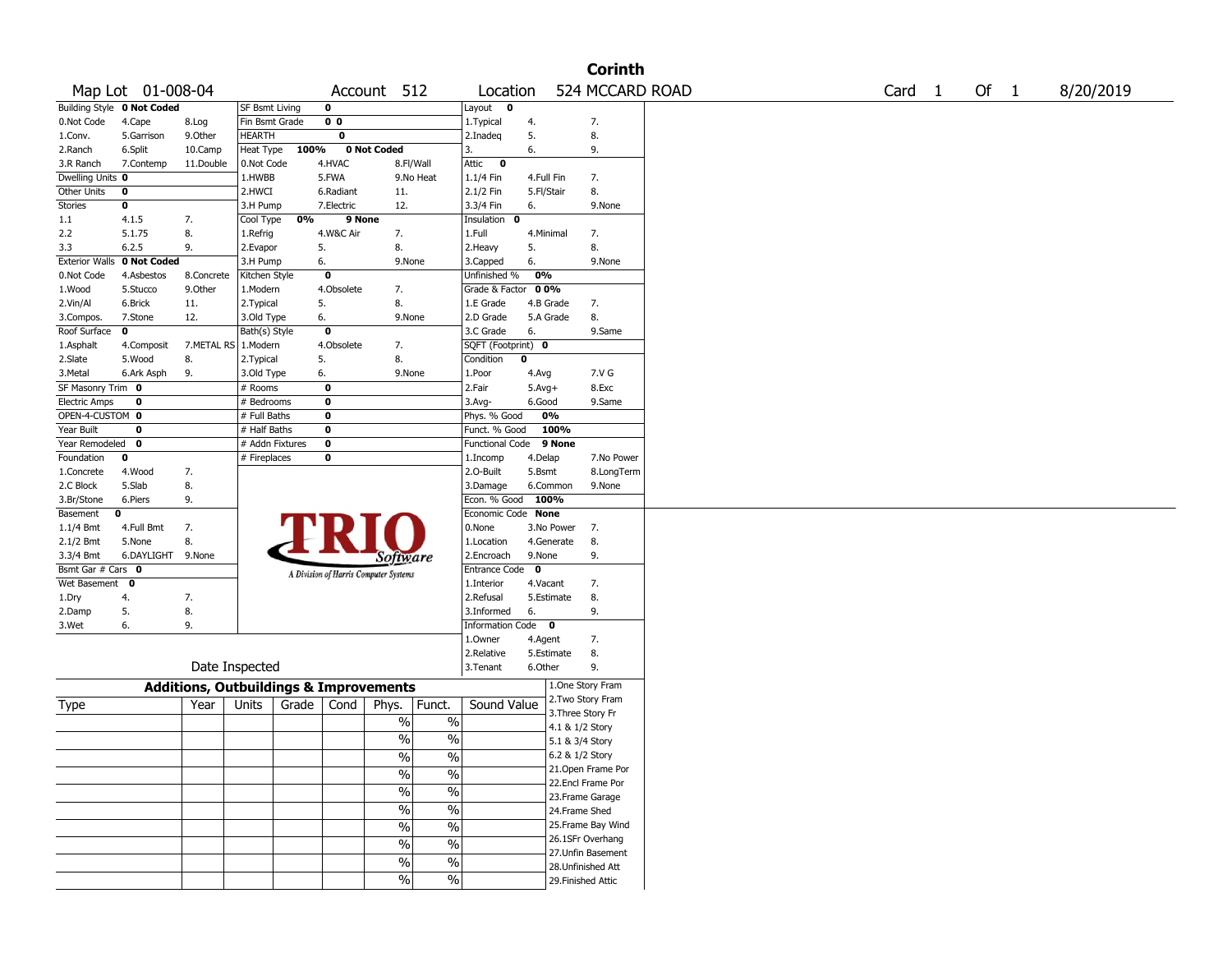# Corinth

Map Lot 01-008-04 | Account 512 | Location 524 MCCARD ROAD | Card 1 Of 1 | 8/20/2019

| Building Style | 0 Not Coded | | SF Bsmt Living | 0 | | Layout | 0 | |
|---|---|---|---|---|---|---|---|---|
| 0.Not Code | 4.Cape | 8.Log | Fin Bsmt Grade | 0 0 | | 1.Typical | 4. | 7. |
| 1.Conv. | 5.Garrison | 9.Other | HEARTH | 0 | | 2.Inadeq | 5. | 8. |
| 2.Ranch | 6.Split | 10.Camp | Heat Type 100% | 0 Not Coded | | 3. | 6. | 9. |
| 3.R Ranch | 7.Contemp | 11.Double | 0.Not Code | 4.HVAC | 8.Fl/Wall | Attic | 0 | |
| Dwelling Units | 0 | | 1.HWBB | 5.FWA | 9.No Heat | 1.1/4 Fin | 4.Full Fin | 7. |
| Other Units | 0 | | 2.HWCI | 6.Radiant | 11. | 2.1/2 Fin | 5.Fl/Stair | 8. |
| Stories | 0 | | 3.H Pump | 7.Electric | 12. | 3.3/4 Fin | 6. | 9.None |
| 1.1 | 4.1.5 | 7. | Cool Type 0% | 9 None | | Insulation | 0 | |
| 2.2 | 5.1.75 | 8. | 1.Refrig | 4.W&C Air | 7. | 1.Full | 4.Minimal | 7. |
| 3.3 | 6.2.5 | 9. | 2.Evapor | 5. | 8. | 2.Heavy | 5. | 8. |
| Exterior Walls | 0 Not Coded | | 3.H Pump | 6. | 9.None | 3.Capped | 6. | 9.None |
| 0.Not Code | 4.Asbestos | 8.Concrete | Kitchen Style | 0 | | Unfinished % | 0% | |
| 1.Wood | 5.Stucco | 9.Other | 1.Modern | 4.Obsolete | 7. | Grade & Factor | 0 0% | |
| 2.Vin/Al | 6.Brick | 11. | 2.Typical | 5. | 8. | 1.E Grade | 4.B Grade | 7. |
| 3.Compos. | 7.Stone | 12. | 3.Old Type | 6. | 9.None | 2.D Grade | 5.A Grade | 8. |
| Roof Surface | 0 | | Bath(s) Style | 0 | | 3.C Grade | 6. | 9.Same |
| 1.Asphalt | 4.Composit | 7.METAL RS | 1.Modern | 4.Obsolete | 7. | SQFT (Footprint) | 0 | |
| 2.Slate | 5.Wood | 8. | 2.Typical | 5. | 8. | Condition | 0 | |
| 3.Metal | 6.Ark Asph | 9. | 3.Old Type | 6. | 9.None | 1.Poor | 4.Avg | 7.V G |
| SF Masonry Trim | 0 | | # Rooms | 0 | | 2.Fair | 5.Avg+ | 8.Exc |
| Electric Amps | 0 | | # Bedrooms | 0 | | 3.Avg- | 6.Good | 9.Same |
| OPEN-4-CUSTOM | 0 | | # Full Baths | 0 | | Phys. % Good | 0% | |
| Year Built | 0 | | # Half Baths | 0 | | Funct. % Good | 100% | |
| Year Remodeled | 0 | | # Addn Fixtures | 0 | | Functional Code | 9 None | |
| Foundation | 0 | | # Fireplaces | 0 | | 1.Incomp | 4.Delap | 7.No Power |
| 1.Concrete | 4.Wood | 7. | | | | 2.O-Built | 5.Bsmt | 8.LongTerm |
| 2.C Block | 5.Slab | 8. | | | | 3.Damage | 6.Common | 9.None |
| 3.Br/Stone | 6.Piers | 9. | | | | Econ. % Good | 100% | |
| Basement | 0 | | | | | Economic Code | None | |
| 1.1/4 Bmt | 4.Full Bmt | 7. | | | | 0.None | 3.No Power | 7. |
| 2.1/2 Bmt | 5.None | 8. | | | | 1.Location | 4.Generate | 8. |
| 3.3/4 Bmt | 6.DAYLIGHT | 9.None | | | | 2.Encroach | 9.None | 9. |
| Bsmt Gar # Cars | 0 | | | | | Entrance Code | 0 | |
| Wet Basement | 0 | | | | | 1.Interior | 4.Vacant | 7. |
| 1.Dry | 4. | 7. | | | | 2.Refusal | 5.Estimate | 8. |
| 2.Damp | 5. | 8. | | | | 3.Informed | 6. | 9. |
| 3.Wet | 6. | 9. | | | | Information Code | 0 | |
| | | | | | | 1.Owner | 4.Agent | 7. |
| | | | | | | 2.Relative | 5.Estimate | 8. |
| | Date Inspected | | | | | 3.Tenant | 6.Other | 9. |

TRIO Software — A Division of Harris Computer Systems

## Additions, Outbuildings & Improvements

| Type | Year | Units | Grade | Cond | Phys. | Funct. | Sound Value |
|---|---|---|---|---|---|---|---|
| | | | | | % | % | |
| | | | | | % | % | |
| | | | | | % | % | |
| | | | | | % | % | |
| | | | | | % | % | |
| | | | | | % | % | |
| | | | | | % | % | |
| | | | | | % | % | |
| | | | | | % | % | |
| | | | | | % | % | |

1.One Story Fram
2.Two Story Fram
3.Three Story Fr
4.1 & 1/2 Story
5.1 & 3/4 Story
6.2 & 1/2 Story
21.Open Frame Por
22.Encl Frame Por
23.Frame Garage
24.Frame Shed
25.Frame Bay Wind
26.1SFr Overhang
27.Unfin Basement
28.Unfinished Att
29.Finished Attic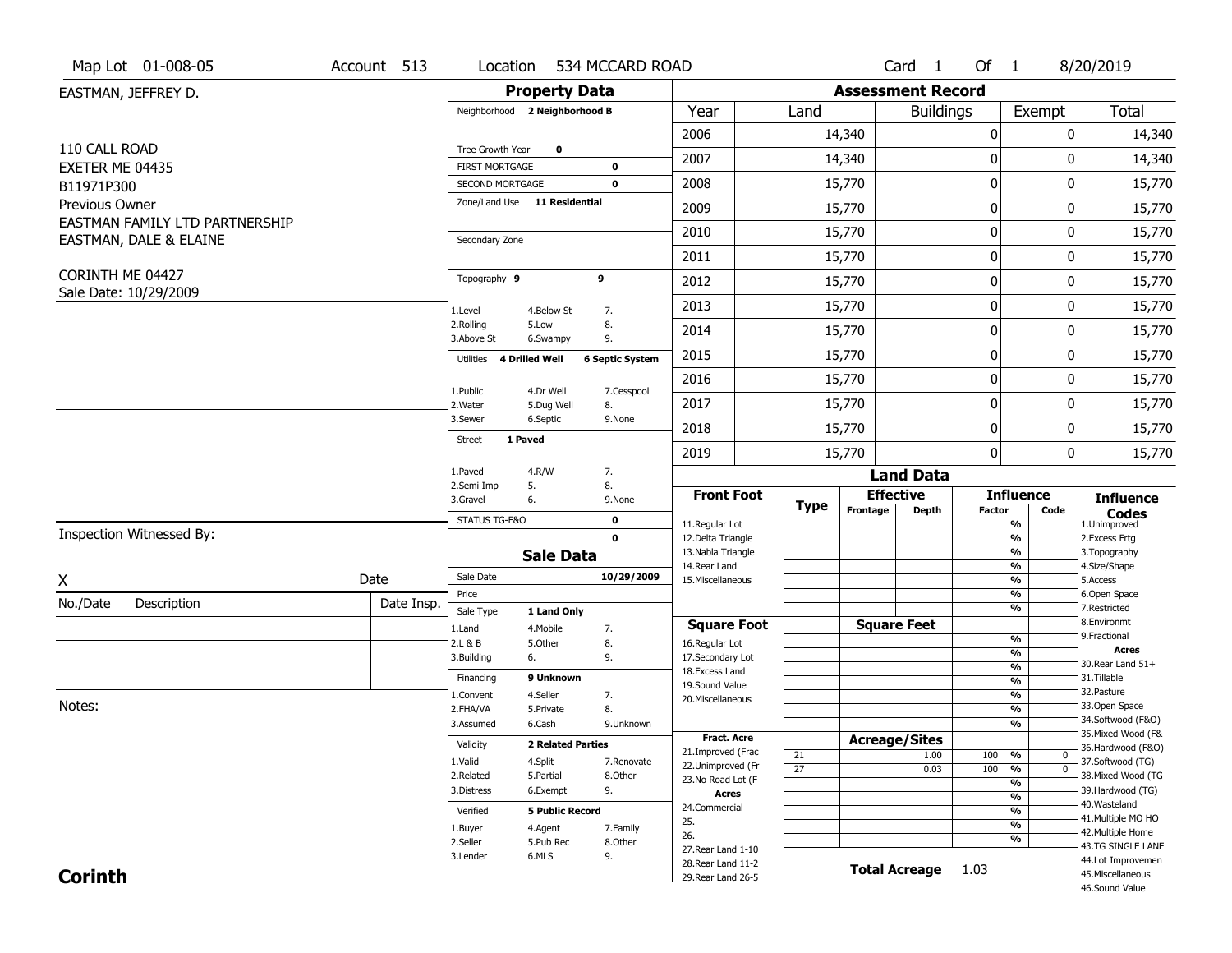Map Lot 01-008-05 | Account 513 | Location 534 MCCARD ROAD | Card 1 Of 1 | 8/20/2019

EASTMAN, JEFFREY D.

110 CALL ROAD
EXETER ME 04435
B11971P300

Previous Owner
EASTMAN FAMILY LTD PARTNERSHIP
EASTMAN, DALE & ELAINE

CORINTH ME 04427
Sale Date: 10/29/2009

## Property Data

Neighborhood **2 Neighborhood B**

Tree Growth Year **0**
FIRST MORTGAGE **0**
SECOND MORTGAGE **0**
Zone/Land Use **11 Residential**

Secondary Zone

Topography **9** **9**

1.Level 4.Below St 7.
2.Rolling 5.Low 8.
3.Above St 6.Swampy 9.

Utilities **4 Drilled Well** **6 Septic System**

1.Public 4.Dr Well 7.Cesspool
2.Water 5.Dug Well 8.
3.Sewer 6.Septic 9.None

Street **1 Paved**

1.Paved 4.R/W 7.
2.Semi Imp 5. 8.
3.Gravel 6. 9.None

STATUS TG-F&O **0**
**0**

## Sale Data

Sale Date **10/29/2009**
Price
Sale Type **1 Land Only**

1.Land 4.Mobile 7.
2.L & B 5.Other 8.
3.Building 6. 9.

Financing **9 Unknown**

1.Convent 4.Seller 7.
2.FHA/VA 5.Private 8.
3.Assumed 6.Cash 9.Unknown

Validity **2 Related Parties**

1.Valid 4.Split 7.Renovate
2.Related 5.Partial 8.Other
3.Distress 6.Exempt 9.

Verified **5 Public Record**

1.Buyer 4.Agent 7.Family
2.Seller 5.Pub Rec 8.Other
3.Lender 6.MLS 9.

## Assessment Record

| Year | Land | Buildings | Exempt | Total |
|---|---|---|---|---|
| 2006 | 14,340 | 0 | 0 | 14,340 |
| 2007 | 14,340 | 0 | 0 | 14,340 |
| 2008 | 15,770 | 0 | 0 | 15,770 |
| 2009 | 15,770 | 0 | 0 | 15,770 |
| 2010 | 15,770 | 0 | 0 | 15,770 |
| 2011 | 15,770 | 0 | 0 | 15,770 |
| 2012 | 15,770 | 0 | 0 | 15,770 |
| 2013 | 15,770 | 0 | 0 | 15,770 |
| 2014 | 15,770 | 0 | 0 | 15,770 |
| 2015 | 15,770 | 0 | 0 | 15,770 |
| 2016 | 15,770 | 0 | 0 | 15,770 |
| 2017 | 15,770 | 0 | 0 | 15,770 |
| 2018 | 15,770 | 0 | 0 | 15,770 |
| 2019 | 15,770 | 0 | 0 | 15,770 |

## Land Data

| Front Foot | Type | Effective Frontage | Effective Depth | Influence Factor | Influence Code |
|---|---|---|---|---|---|
| 11.Regular Lot | | | | % | |
| 12.Delta Triangle | | | | % | |
| 13.Nabla Triangle | | | | % | |
| 14.Rear Land | | | | % | |
| 15.Miscellaneous | | | | % | |
| | | | | % | |
| | | | | % | |
| **Square Foot** | | **Square Feet** | | | |
| 16.Regular Lot | | | | % | |
| 17.Secondary Lot | | | | % | |
| 18.Excess Land | | | | % | |
| 19.Sound Value | | | | % | |
| 20.Miscellaneous | | | | % | |
| | | | | % | |
| | | | | % | |
| **Fract. Acre** | | **Acreage/Sites** | | | |
| 21.Improved (Frac | 21 | | 1.00 | 100 % | 0 |
| 22.Unimproved (Fr | 27 | | 0.03 | 100 % | 0 |
| 23.No Road Lot (F | | | | % | |
| **Acres** | | | | % | |
| 24.Commercial | | | | % | |
| 25. | | | | % | |
| 26. | | | | % | |
| 27.Rear Land 1-10 | | | | | |
| 28.Rear Land 11-2 | | **Total Acreage** | | 1.03 | |
| 29.Rear Land 26-5 | | | | | |

**Influence Codes**
1.Unimproved
2.Excess Frtg
3.Topography
4.Size/Shape
5.Access
6.Open Space
7.Restricted
8.Environmt
9.Fractional

**Acres**
30.Rear Land 51+
31.Tillable
32.Pasture
33.Open Space
34.Softwood (F&O)
35.Mixed Wood (F&
36.Hardwood (F&O)
37.Softwood (TG)
38.Mixed Wood (TG
39.Hardwood (TG)
40.Wasteland
41.Multiple MO HO
42.Multiple Home
43.TG SINGLE LANE
44.Lot Improvemen
45.Miscellaneous
46.Sound Value

Inspection Witnessed By:

X _______________ Date

| No./Date | Description | Date Insp. |
|---|---|---|
| | | |
| | | |
| | | |

Notes:

**Corinth**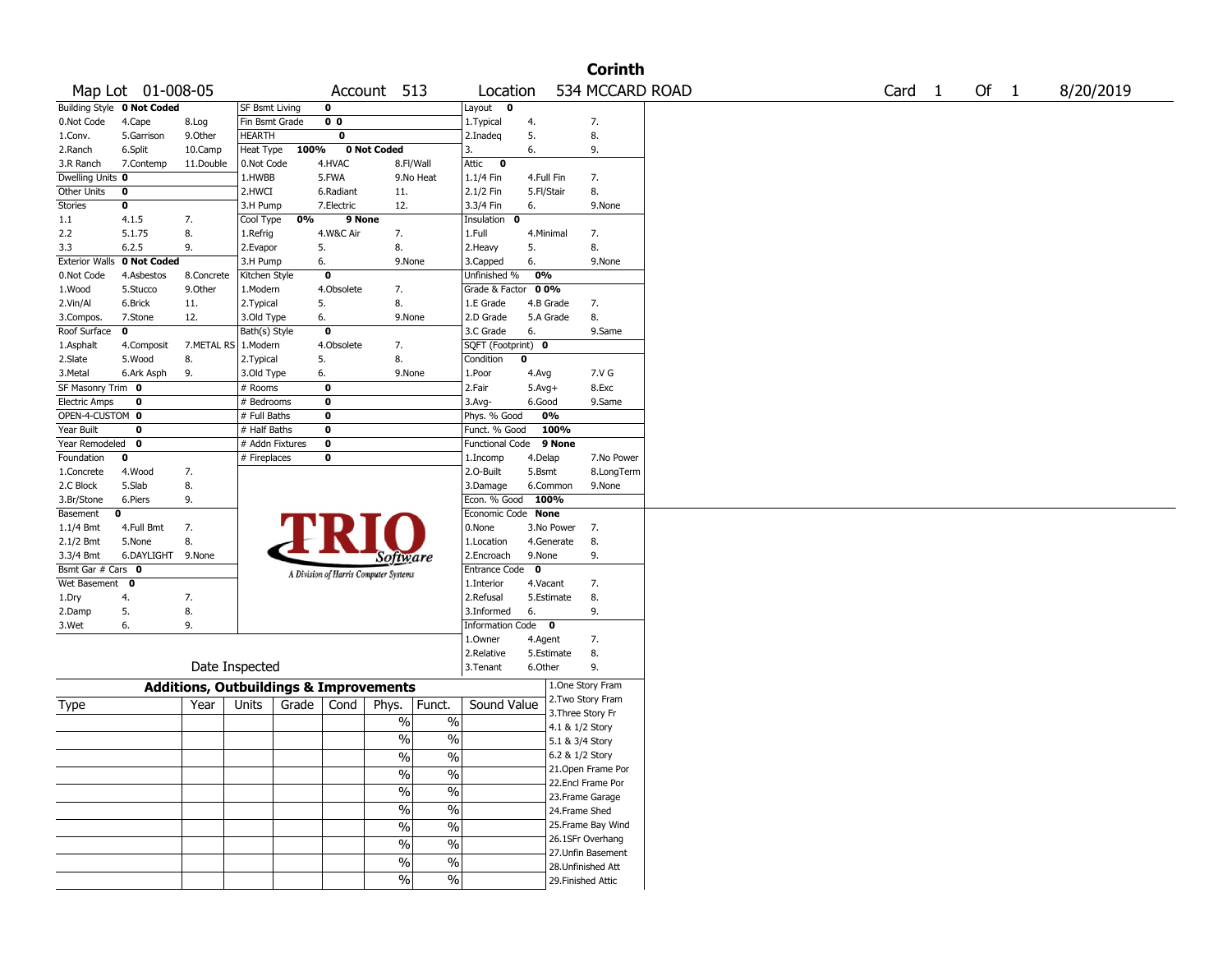# Corinth

Map Lot 01-008-05 | Account 513 | Location 534 MCCARD ROAD | Card 1 Of 1 | 8/20/2019

| Building Style **0 Not Coded** | | | SF Bsmt Living | **0** | | Layout **0** | | |
|---|---|---|---|---|---|---|---|---|
| 0.Not Code | 4.Cape | 8.Log | Fin Bsmt Grade | **0 0** | | 1.Typical | 4. | 7. |
| 1.Conv. | 5.Garrison | 9.Other | HEARTH | **0** | | 2.Inadeq | 5. | 8. |
| 2.Ranch | 6.Split | 10.Camp | Heat Type **100%** | **0 Not Coded** | | 3. | 6. | 9. |
| 3.R Ranch | 7.Contemp | 11.Double | 0.Not Code | 4.HVAC | 8.Fl/Wall | Attic **0** | | |
| Dwelling Units **0** | | | 1.HWBB | 5.FWA | 9.No Heat | 1.1/4 Fin | 4.Full Fin | 7. |
| Other Units **0** | | | 2.HWCI | 6.Radiant | 11. | 2.1/2 Fin | 5.Fl/Stair | 8. |
| Stories **0** | | | 3.H Pump | 7.Electric | 12. | 3.3/4 Fin | 6. | 9.None |
| 1.1 | 4.1.5 | 7. | Cool Type **0%** | **9 None** | | Insulation **0** | | |
| 2.2 | 5.1.75 | 8. | 1.Refrig | 4.W&C Air | 7. | 1.Full | 4.Minimal | 7. |
| 3.3 | 6.2.5 | 9. | 2.Evapor | 5. | 8. | 2.Heavy | 5. | 8. |
| Exterior Walls **0 Not Coded** | | | 3.H Pump | 6. | 9.None | 3.Capped | 6. | 9.None |
| 0.Not Code | 4.Asbestos | 8.Concrete | Kitchen Style | **0** | | Unfinished % **0%** | | |
| 1.Wood | 5.Stucco | 9.Other | 1.Modern | 4.Obsolete | 7. | Grade & Factor **0 0%** | | |
| 2.Vin/Al | 6.Brick | 11. | 2.Typical | 5. | 8. | 1.E Grade | 4.B Grade | 7. |
| 3.Compos. | 7.Stone | 12. | 3.Old Type | 6. | 9.None | 2.D Grade | 5.A Grade | 8. |
| Roof Surface **0** | | | Bath(s) Style | **0** | | 3.C Grade | 6. | 9.Same |
| 1.Asphalt | 4.Composit | 7.METAL RS | 1.Modern | 4.Obsolete | 7. | SQFT (Footprint) **0** | | |
| 2.Slate | 5.Wood | 8. | 2.Typical | 5. | 8. | Condition **0** | | |
| 3.Metal | 6.Ark Asph | 9. | 3.Old Type | 6. | 9.None | 1.Poor | 4.Avg | 7.V G |
| SF Masonry Trim **0** | | | # Rooms | **0** | | 2.Fair | 5.Avg+ | 8.Exc |
| Electric Amps **0** | | | # Bedrooms | **0** | | 3.Avg- | 6.Good | 9.Same |
| OPEN-4-CUSTOM **0** | | | # Full Baths | **0** | | Phys. % Good | **0%** | |
| Year Built **0** | | | # Half Baths | **0** | | Funct. % Good | **100%** | |
| Year Remodeled **0** | | | # Addn Fixtures | **0** | | Functional Code | **9 None** | |
| Foundation **0** | | | # Fireplaces | **0** | | 1.Incomp | 4.Delap | 7.No Power |
| 1.Concrete | 4.Wood | 7. | | | | 2.O-Built | 5.Bsmt | 8.LongTerm |
| 2.C Block | 5.Slab | 8. | | | | 3.Damage | 6.Common | 9.None |
| 3.Br/Stone | 6.Piers | 9. | | | | Econ. % Good | **100%** | |
| Basement **0** | | | | | | Economic Code | **None** | |
| 1.1/4 Bmt | 4.Full Bmt | 7. | | | | 0.None | 3.No Power | 7. |
| 2.1/2 Bmt | 5.None | 8. | | | | 1.Location | 4.Generate | 8. |
| 3.3/4 Bmt | 6.DAYLIGHT | 9.None | | | | 2.Encroach | 9.None | 9. |
| Bsmt Gar # Cars **0** | | | | | | Entrance Code **0** | | |
| Wet Basement **0** | | | | | | 1.Interior | 4.Vacant | 7. |
| 1.Dry | 4. | 7. | | | | 2.Refusal | 5.Estimate | 8. |
| 2.Damp | 5. | 8. | | | | 3.Informed | 6. | 9. |
| 3.Wet | 6. | 9. | | | | Information Code **0** | | |
| | | | | | | 1.Owner | 4.Agent | 7. |
| | | | | | | 2.Relative | 5.Estimate | 8. |
| Date Inspected | | | | | | 3.Tenant | 6.Other | 9. |

TRIO Software — A Division of Harris Computer Systems

## Additions, Outbuildings & Improvements

| Type | Year | Units | Grade | Cond | Phys. | Funct. | Sound Value |
|---|---|---|---|---|---|---|---|
| | | | | | % | % | |
| | | | | | % | % | |
| | | | | | % | % | |
| | | | | | % | % | |
| | | | | | % | % | |
| | | | | | % | % | |
| | | | | | % | % | |
| | | | | | % | % | |
| | | | | | % | % | |
| | | | | | % | % | |

1.One Story Fram
2.Two Story Fram
3.Three Story Fr
4.1 & 1/2 Story
5.1 & 3/4 Story
6.2 & 1/2 Story
21.Open Frame Por
22.Encl Frame Por
23.Frame Garage
24.Frame Shed
25.Frame Bay Wind
26.1SFr Overhang
27.Unfin Basement
28.Unfinished Att
29.Finished Attic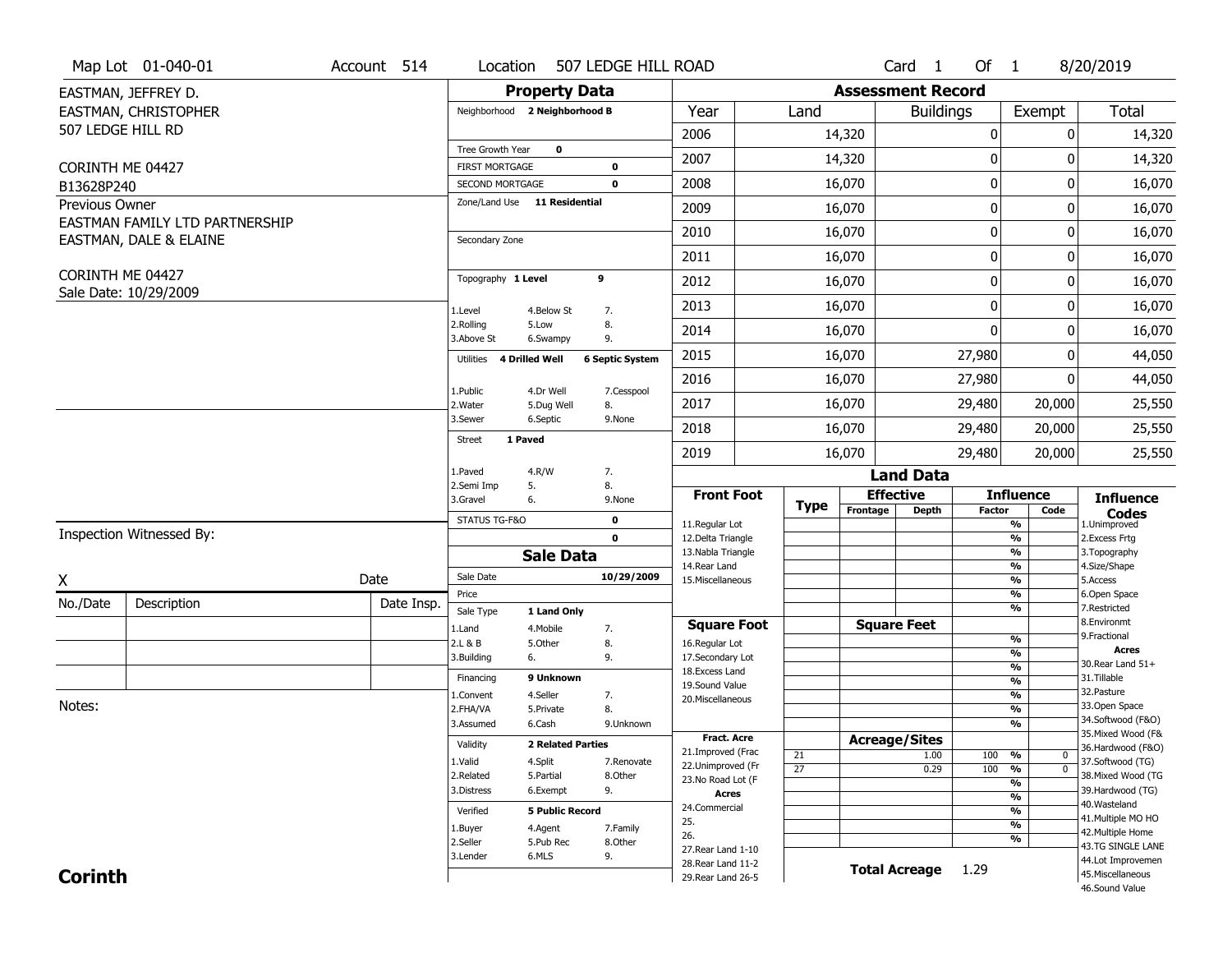Map Lot 01-040-01 | Account 514 | Location 507 LEDGE HILL ROAD | Card 1 Of 1 | 8/20/2019

EASTMAN, JEFFREY D.
EASTMAN, CHRISTOPHER
507 LEDGE HILL RD

CORINTH ME 04427
B13628P240

Previous Owner
EASTMAN FAMILY LTD PARTNERSHIP
EASTMAN, DALE & ELAINE

CORINTH ME 04427
Sale Date: 10/29/2009

## Property Data

Neighborhood **2 Neighborhood B**

Tree Growth Year **0**
FIRST MORTGAGE **0**
SECOND MORTGAGE **0**
Zone/Land Use **11 Residential**

Secondary Zone

Topography **1 Level** **9**

1.Level 4.Below St 7.
2.Rolling 5.Low 8.
3.Above St 6.Swampy 9.

Utilities **4 Drilled Well** **6 Septic System**

1.Public 4.Dr Well 7.Cesspool
2.Water 5.Dug Well 8.
3.Sewer 6.Septic 9.None

Street **1 Paved**

1.Paved 4.R/W 7.
2.Semi Imp 5. 8.
3.Gravel 6. 9.None

STATUS TG-F&O **0**
**0**

## Sale Data

Sale Date **10/29/2009**
Price
Sale Type **1 Land Only**

1.Land 4.Mobile 7.
2.L & B 5.Other 8.
3.Building 6. 9.

Financing **9 Unknown**

1.Convent 4.Seller 7.
2.FHA/VA 5.Private 8.
3.Assumed 6.Cash 9.Unknown

Validity **2 Related Parties**

1.Valid 4.Split 7.Renovate
2.Related 5.Partial 8.Other
3.Distress 6.Exempt 9.

Verified **5 Public Record**

1.Buyer 4.Agent 7.Family
2.Seller 5.Pub Rec 8.Other
3.Lender 6.MLS 9.

## Assessment Record

| Year | Land | Buildings | Exempt | Total |
|---|---|---|---|---|
| 2006 | 14,320 | 0 | 0 | 14,320 |
| 2007 | 14,320 | 0 | 0 | 14,320 |
| 2008 | 16,070 | 0 | 0 | 16,070 |
| 2009 | 16,070 | 0 | 0 | 16,070 |
| 2010 | 16,070 | 0 | 0 | 16,070 |
| 2011 | 16,070 | 0 | 0 | 16,070 |
| 2012 | 16,070 | 0 | 0 | 16,070 |
| 2013 | 16,070 | 0 | 0 | 16,070 |
| 2014 | 16,070 | 0 | 0 | 16,070 |
| 2015 | 16,070 | 27,980 | 0 | 44,050 |
| 2016 | 16,070 | 27,980 | 0 | 44,050 |
| 2017 | 16,070 | 29,480 | 20,000 | 25,550 |
| 2018 | 16,070 | 29,480 | 20,000 | 25,550 |
| 2019 | 16,070 | 29,480 | 20,000 | 25,550 |

## Land Data

| Front Foot | Type | Effective Frontage | Effective Depth | Influence Factor | Influence Code |
|---|---|---|---|---|---|
| 11.Regular Lot | | | | % | |
| 12.Delta Triangle | | | | % | |
| 13.Nabla Triangle | | | | % | |
| 14.Rear Land | | | | % | |
| 15.Miscellaneous | | | | % | |
| | | | | % | |
| | | | | % | |

| Square Foot | Square Feet | | |
|---|---|---|---|
| 16.Regular Lot | | % | |
| 17.Secondary Lot | | % | |
| 18.Excess Land | | % | |
| 19.Sound Value | | % | |
| 20.Miscellaneous | | % | |
| | | % | |
| | | % | |

| Fract. Acre | Type | Acreage/Sites | Factor | | Code |
|---|---|---|---|---|---|
| 21.Improved (Frac | 21 | 1.00 | 100 | % | 0 |
| 22.Unimproved (Fr | 27 | 0.29 | 100 | % | 0 |
| 23.No Road Lot (F | | | | % | |
| **Acres** | | | | % | |
| 24.Commercial | | | | % | |
| 25. | | | | % | |
| 26. | | | | % | |
| 27.Rear Land 1-10 | | | | | |
| 28.Rear Land 11-2 | | | | | |
| 29.Rear Land 26-5 | | | | | |

**Total Acreage** 1.29

**Influence Codes**
1.Unimproved
2.Excess Frtg
3.Topography
4.Size/Shape
5.Access
6.Open Space
7.Restricted
8.Environmt
9.Fractional

**Acres**
30.Rear Land 51+
31.Tillable
32.Pasture
33.Open Space
34.Softwood (F&O)
35.Mixed Wood (F&
36.Hardwood (F&O)
37.Softwood (TG)
38.Mixed Wood (TG
39.Hardwood (TG)
40.Wasteland
41.Multiple MO HO
42.Multiple Home
43.TG SINGLE LANE
44.Lot Improvemen
45.Miscellaneous
46.Sound Value

Inspection Witnessed By:

X _______________ Date

| No./Date | Description | Date Insp. |
|---|---|---|
| | | |
| | | |
| | | |

Notes:

**Corinth**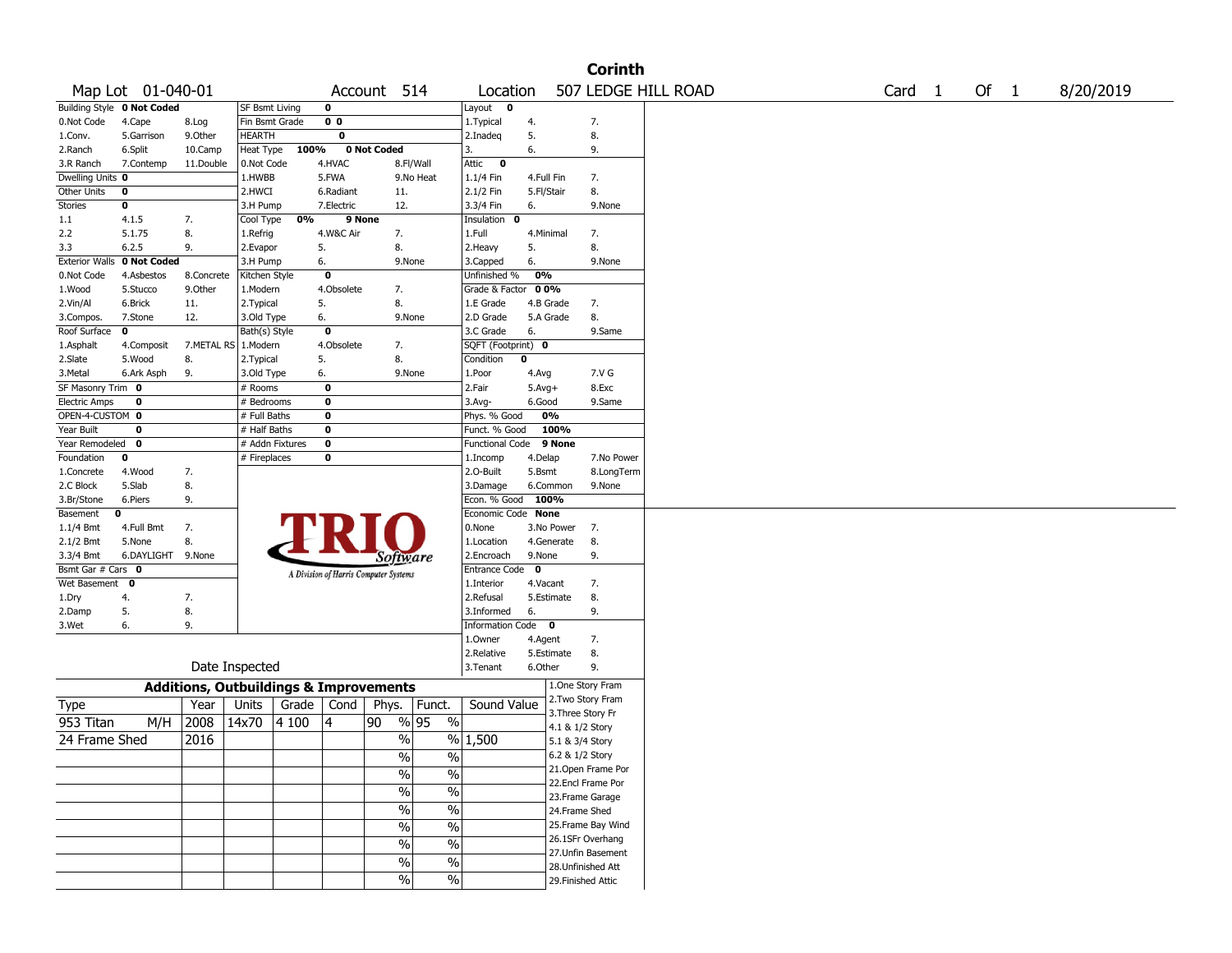# Corinth

Map Lot 01-040-01 | Account 514 | Location 507 LEDGE HILL ROAD | Card 1 Of 1 | 8/20/2019

| Building Style | 0 Not Coded | | SF Bsmt Living | 0 | | | Layout | 0 | |
|---|---|---|---|---|---|---|---|---|---|
| 0.Not Code | 4.Cape | 8.Log | Fin Bsmt Grade | 0 0 | | | 1.Typical | 4. | 7. |
| 1.Conv. | 5.Garrison | 9.Other | HEARTH | 0 | | | 2.Inadeq | 5. | 8. |
| 2.Ranch | 6.Split | 10.Camp | Heat Type | 100% | 0 Not Coded | | 3. | 6. | 9. |
| 3.R Ranch | 7.Contemp | 11.Double | 0.Not Code | 4.HVAC | 8.Fl/Wall | | Attic | 0 | |
| Dwelling Units | 0 | | 1.HWBB | 5.FWA | 9.No Heat | | 1.1/4 Fin | 4.Full Fin | 7. |
| Other Units | 0 | | 2.HWCI | 6.Radiant | 11. | | 2.1/2 Fin | 5.Fl/Stair | 8. |
| Stories | 0 | | 3.H Pump | 7.Electric | 12. | | 3.3/4 Fin | 6. | 9.None |
| 1.1 | 4.1.5 | 7. | Cool Type | 0% | 9 None | | Insulation | 0 | |
| 2.2 | 5.1.75 | 8. | 1.Refrig | 4.W&C Air | 7. | | 1.Full | 4.Minimal | 7. |
| 3.3 | 6.2.5 | 9. | 2.Evapor | 5. | 8. | | 2.Heavy | 5. | 8. |
| Exterior Walls | 0 Not Coded | | 3.H Pump | 6. | 9.None | | 3.Capped | 6. | 9.None |
| 0.Not Code | 4.Asbestos | 8.Concrete | Kitchen Style | 0 | | | Unfinished % | 0% | |
| 1.Wood | 5.Stucco | 9.Other | 1.Modern | 4.Obsolete | 7. | | Grade & Factor | 0 0% | |
| 2.Vin/Al | 6.Brick | 11. | 2.Typical | 5. | 8. | | 1.E Grade | 4.B Grade | 7. |
| 3.Compos. | 7.Stone | 12. | 3.Old Type | 6. | 9.None | | 2.D Grade | 5.A Grade | 8. |
| Roof Surface | 0 | | Bath(s) Style | 0 | | | 3.C Grade | 6. | 9.Same |
| 1.Asphalt | 4.Composit | 7.METAL RS | 1.Modern | 4.Obsolete | 7. | | SQFT (Footprint) | 0 | |
| 2.Slate | 5.Wood | 8. | 2.Typical | 5. | 8. | | Condition | 0 | |
| 3.Metal | 6.Ark Asph | 9. | 3.Old Type | 6. | 9.None | | 1.Poor | 4.Avg | 7.V G |
| SF Masonry Trim | 0 | | # Rooms | 0 | | | 2.Fair | 5.Avg+ | 8.Exc |
| Electric Amps | 0 | | # Bedrooms | 0 | | | 3.Avg- | 6.Good | 9.Same |
| OPEN-4-CUSTOM | 0 | | # Full Baths | 0 | | | Phys. % Good | 0% | |
| Year Built | 0 | | # Half Baths | 0 | | | Funct. % Good | 100% | |
| Year Remodeled | 0 | | # Addn Fixtures | 0 | | | Functional Code | 9 None | |
| Foundation | 0 | | # Fireplaces | 0 | | | 1.Incomp | 4.Delap | 7.No Power |
| 1.Concrete | 4.Wood | 7. | | | | | 2.O-Built | 5.Bsmt | 8.LongTerm |
| 2.C Block | 5.Slab | 8. | | | | | 3.Damage | 6.Common | 9.None |
| 3.Br/Stone | 6.Piers | 9. | | | | | Econ. % Good | 100% | |
| Basement | 0 | | | | | | Economic Code | None | |
| 1.1/4 Bmt | 4.Full Bmt | 7. | | | | | 0.None | 3.No Power | 7. |
| 2.1/2 Bmt | 5.None | 8. | | | | | 1.Location | 4.Generate | 8. |
| 3.3/4 Bmt | 6.DAYLIGHT | 9.None | | | | | 2.Encroach | 9.None | 9. |
| Bsmt Gar # Cars | 0 | | | | | | Entrance Code | 0 | |
| Wet Basement | 0 | | | | | | 1.Interior | 4.Vacant | 7. |
| 1.Dry | 4. | 7. | | | | | 2.Refusal | 5.Estimate | 8. |
| 2.Damp | 5. | 8. | | | | | 3.Informed | 6. | 9. |
| 3.Wet | 6. | 9. | | | | | Information Code | 0 | |
| | | | | | | | 1.Owner | 4.Agent | 7. |
| | | | | | | | 2.Relative | 5.Estimate | 8. |
| | Date Inspected | | | | | | 3.Tenant | 6.Other | 9. |

TRIO Software — A Division of Harris Computer Systems

## Additions, Outbuildings & Improvements

| Type | Year | Units | Grade | Cond | Phys. | Funct. | Sound Value |
|---|---|---|---|---|---|---|---|
| 953 Titan M/H | 2008 | 14x70 | 4 100 | 4 | 90 % | 95 % | |
| 24 Frame Shed | 2016 | | | | % | % | 1,500 |
| | | | | | % | % | |
| | | | | | % | % | |
| | | | | | % | % | |
| | | | | | % | % | |
| | | | | | % | % | |
| | | | | | % | % | |
| | | | | | % | % | |
| | | | | | % | % | |

1.One Story Fram
2.Two Story Fram
3.Three Story Fr
4.1 & 1/2 Story
5.1 & 3/4 Story
6.2 & 1/2 Story
21.Open Frame Por
22.Encl Frame Por
23.Frame Garage
24.Frame Shed
25.Frame Bay Wind
26.1SFr Overhang
27.Unfin Basement
28.Unfinished Att
29.Finished Attic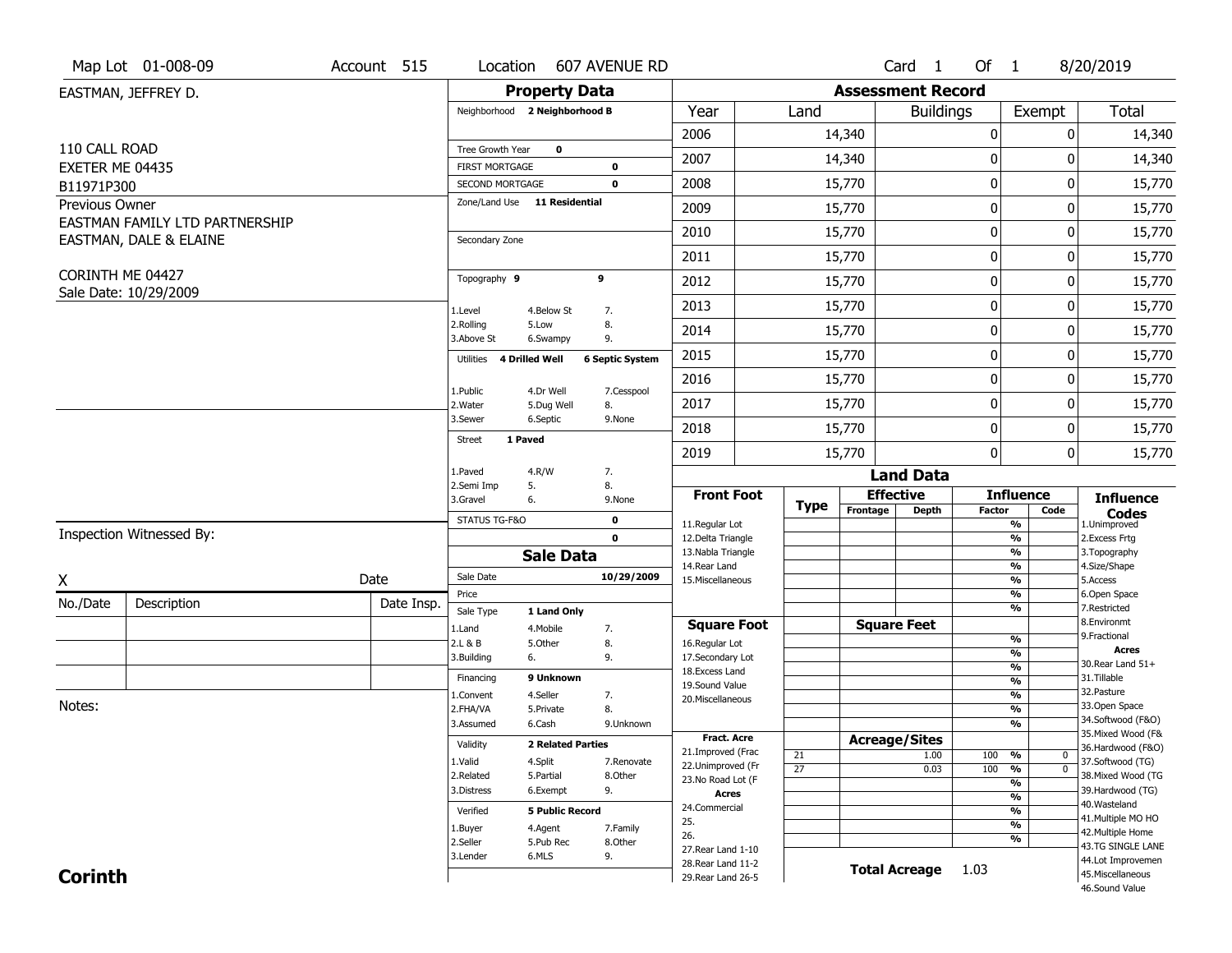Map Lot 01-008-09 | Account 515 | Location 607 AVENUE RD | Card 1 Of 1 | 8/20/2019

EASTMAN, JEFFREY D.

110 CALL ROAD
EXETER ME 04435
B11971P300

Previous Owner
EASTMAN FAMILY LTD PARTNERSHIP
EASTMAN, DALE & ELAINE

CORINTH ME 04427
Sale Date: 10/29/2009

## Property Data

| | | |
|---|---|---|
| Neighborhood | 2 Neighborhood B | |
| Tree Growth Year | 0 | |
| FIRST MORTGAGE | | 0 |
| SECOND MORTGAGE | | 0 |
| Zone/Land Use | 11 Residential | |
| Secondary Zone | | |
| Topography 9 | | 9 |
| 1.Level | 4.Below St | 7. |
| 2.Rolling | 5.Low | 8. |
| 3.Above St | 6.Swampy | 9. |
| Utilities | 4 Drilled Well | 6 Septic System |
| 1.Public | 4.Dr Well | 7.Cesspool |
| 2.Water | 5.Dug Well | 8. |
| 3.Sewer | 6.Septic | 9.None |
| Street | 1 Paved | |
| 1.Paved | 4.R/W | 7. |
| 2.Semi Imp | 5. | 8. |
| 3.Gravel | 6. | 9.None |
| STATUS TG-F&O | | 0 |
| | | 0 |

## Sale Data

| | | |
|---|---|---|
| Sale Date | | 10/29/2009 |
| Price | | |
| Sale Type | 1 Land Only | |
| 1.Land | 4.Mobile | 7. |
| 2.L & B | 5.Other | 8. |
| 3.Building | 6. | 9. |
| Financing | 9 Unknown | |
| 1.Convent | 4.Seller | 7. |
| 2.FHA/VA | 5.Private | 8. |
| 3.Assumed | 6.Cash | 9.Unknown |
| Validity | 2 Related Parties | |
| 1.Valid | 4.Split | 7.Renovate |
| 2.Related | 5.Partial | 8.Other |
| 3.Distress | 6.Exempt | 9. |
| Verified | 5 Public Record | |
| 1.Buyer | 4.Agent | 7.Family |
| 2.Seller | 5.Pub Rec | 8.Other |
| 3.Lender | 6.MLS | 9. |

Inspection Witnessed By:

X ______________________ Date

| No./Date | Description | Date Insp. |
|---|---|---|
| | | |
| | | |
| | | |

Notes:

## Assessment Record

| Year | Land | Buildings | Exempt | Total |
|---|---|---|---|---|
| 2006 | 14,340 | 0 | 0 | 14,340 |
| 2007 | 14,340 | 0 | 0 | 14,340 |
| 2008 | 15,770 | 0 | 0 | 15,770 |
| 2009 | 15,770 | 0 | 0 | 15,770 |
| 2010 | 15,770 | 0 | 0 | 15,770 |
| 2011 | 15,770 | 0 | 0 | 15,770 |
| 2012 | 15,770 | 0 | 0 | 15,770 |
| 2013 | 15,770 | 0 | 0 | 15,770 |
| 2014 | 15,770 | 0 | 0 | 15,770 |
| 2015 | 15,770 | 0 | 0 | 15,770 |
| 2016 | 15,770 | 0 | 0 | 15,770 |
| 2017 | 15,770 | 0 | 0 | 15,770 |
| 2018 | 15,770 | 0 | 0 | 15,770 |
| 2019 | 15,770 | 0 | 0 | 15,770 |

## Land Data

| Front Foot | Type | Effective Frontage | Effective Depth | Influence Factor | Influence Code |
|---|---|---|---|---|---|
| 11.Regular Lot | | | | % | |
| 12.Delta Triangle | | | | % | |
| 13.Nabla Triangle | | | | % | |
| 14.Rear Land | | | | % | |
| 15.Miscellaneous | | | | % | |
| | | | | % | |
| | | | | % | |
| **Square Foot** | | **Square Feet** | | | |
| 16.Regular Lot | | | | % | |
| 17.Secondary Lot | | | | % | |
| 18.Excess Land | | | | % | |
| 19.Sound Value | | | | % | |
| 20.Miscellaneous | | | | % | |
| | | | | % | |
| | | | | % | |
| **Fract. Acre** | | **Acreage/Sites** | | | |
| 21.Improved (Frac | 21 | | 1.00 | 100 % | 0 |
| 22.Unimproved (Fr | 27 | | 0.03 | 100 % | 0 |
| 23.No Road Lot (F | | | | % | |
| **Acres** | | | | % | |
| 24.Commercial | | | | % | |
| 25. | | | | % | |
| 26. | | | | % | |
| 27.Rear Land 1-10 | | | | | |
| 28.Rear Land 11-2 | | **Total Acreage** | | 1.03 | |
| 29.Rear Land 26-5 | | | | | |

**Influence Codes**
1.Unimproved
2.Excess Frtg
3.Topography
4.Size/Shape
5.Access
6.Open Space
7.Restricted
8.Environmt
9.Fractional

**Acres**
30.Rear Land 51+
31.Tillable
32.Pasture
33.Open Space
34.Softwood (F&O)
35.Mixed Wood (F&
36.Hardwood (F&O)
37.Softwood (TG)
38.Mixed Wood (TG
39.Hardwood (TG)
40.Wasteland
41.Multiple MO HO
42.Multiple Home
43.TG SINGLE LANE
44.Lot Improvemen
45.Miscellaneous
46.Sound Value

**Corinth**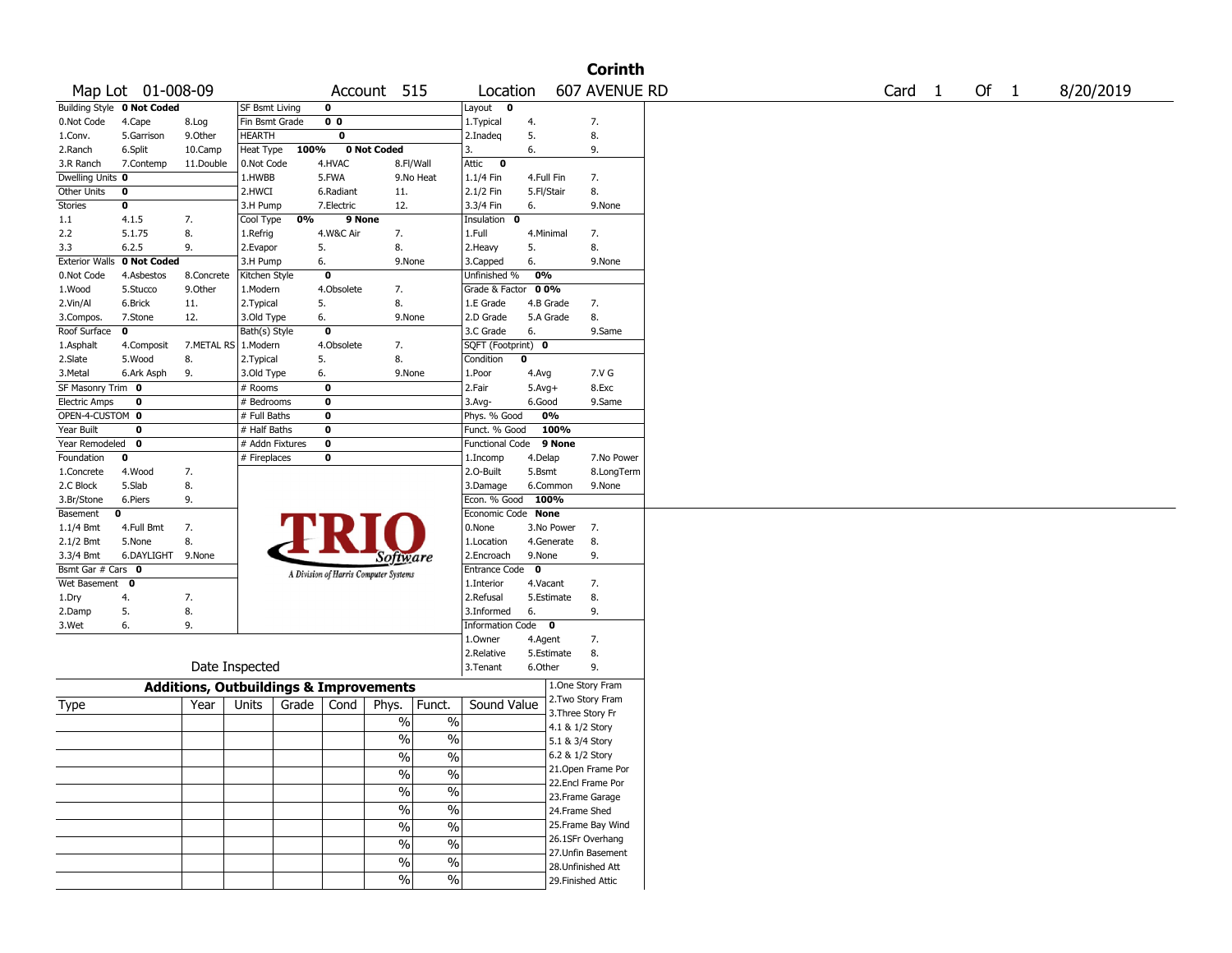# Corinth

Map Lot 01-008-09 | Account 515 | Location 607 AVENUE RD | Card 1 Of 1 | 8/20/2019

| | | | | | | | | | | |
|---|---|---|---|---|---|---|---|---|---|---|
| Building Style **0 Not Coded** | | | SF Bsmt Living **0** | | | Layout **0** | | |
| 0.Not Code | 4.Cape | 8.Log | Fin Bsmt Grade **0 0** | | | 1.Typical | 4. | 7. |
| 1.Conv. | 5.Garrison | 9.Other | HEARTH **0** | | | 2.Inadeq | 5. | 8. |
| 2.Ranch | 6.Split | 10.Camp | Heat Type **100%** **0 Not Coded** | | | 3. | 6. | 9. |
| 3.R Ranch | 7.Contemp | 11.Double | 0.Not Code | 4.HVAC | 8.Fl/Wall | Attic **0** | | |
| Dwelling Units **0** | | | 1.HWBB | 5.FWA | 9.No Heat | 1.1/4 Fin | 4.Full Fin | 7. |
| Other Units **0** | | | 2.HWCI | 6.Radiant | 11. | 2.1/2 Fin | 5.Fl/Stair | 8. |
| Stories **0** | | | 3.H Pump | 7.Electric | 12. | 3.3/4 Fin | 6. | 9.None |
| 1.1 | 4.1.5 | 7. | Cool Type **0%** **9 None** | | | Insulation **0** | | |
| 2.2 | 5.1.75 | 8. | 1.Refrig | 4.W&C Air | 7. | 1.Full | 4.Minimal | 7. |
| 3.3 | 6.2.5 | 9. | 2.Evapor | 5. | 8. | 2.Heavy | 5. | 8. |
| Exterior Walls **0 Not Coded** | | | 3.H Pump | 6. | 9.None | 3.Capped | 6. | 9.None |
| 0.Not Code | 4.Asbestos | 8.Concrete | Kitchen Style **0** | | | Unfinished % **0%** | | |
| 1.Wood | 5.Stucco | 9.Other | 1.Modern | 4.Obsolete | 7. | Grade & Factor **0 0%** | | |
| 2.Vin/Al | 6.Brick | 11. | 2.Typical | 5. | 8. | 1.E Grade | 4.B Grade | 7. |
| 3.Compos. | 7.Stone | 12. | 3.Old Type | 6. | 9.None | 2.D Grade | 5.A Grade | 8. |
| Roof Surface **0** | | | Bath(s) Style **0** | | | 3.C Grade | 6. | 9.Same |
| 1.Asphalt | 4.Composit | 7.METAL RS | 1.Modern | 4.Obsolete | 7. | SQFT (Footprint) **0** | | |
| 2.Slate | 5.Wood | 8. | 2.Typical | 5. | 8. | Condition **0** | | |
| 3.Metal | 6.Ark Asph | 9. | 3.Old Type | 6. | 9.None | 1.Poor | 4.Avg | 7.V G |
| SF Masonry Trim **0** | | | # Rooms **0** | | | 2.Fair | 5.Avg+ | 8.Exc |
| Electric Amps **0** | | | # Bedrooms **0** | | | 3.Avg- | 6.Good | 9.Same |
| OPEN-4-CUSTOM **0** | | | # Full Baths **0** | | | Phys. % Good **0%** | | |
| Year Built **0** | | | # Half Baths **0** | | | Funct. % Good **100%** | | |
| Year Remodeled **0** | | | # Addn Fixtures **0** | | | Functional Code **9 None** | | |
| Foundation **0** | | | # Fireplaces **0** | | | 1.Incomp | 4.Delap | 7.No Power |
| 1.Concrete | 4.Wood | 7. | | | | 2.O-Built | 5.Bsmt | 8.LongTerm |
| 2.C Block | 5.Slab | 8. | | | | 3.Damage | 6.Common | 9.None |
| 3.Br/Stone | 6.Piers | 9. | | | | Econ. % Good **100%** | | |
| Basement **0** | | | | | | Economic Code **None** | | |
| 1.1/4 Bmt | 4.Full Bmt | 7. | | | | 0.None | 3.No Power | 7. |
| 2.1/2 Bmt | 5.None | 8. | | | | 1.Location | 4.Generate | 8. |
| 3.3/4 Bmt | 6.DAYLIGHT | 9.None | | | | 2.Encroach | 9.None | 9. |
| Bsmt Gar # Cars **0** | | | | | | Entrance Code **0** | | |
| Wet Basement **0** | | | | | | 1.Interior | 4.Vacant | 7. |
| 1.Dry | 4. | 7. | | | | 2.Refusal | 5.Estimate | 8. |
| 2.Damp | 5. | 8. | | | | 3.Informed | 6. | 9. |
| 3.Wet | 6. | 9. | | | | Information Code **0** | | |
| | | | | | | 1.Owner | 4.Agent | 7. |
| | | | | | | 2.Relative | 5.Estimate | 8. |
| Date Inspected | | | | | | 3.Tenant | 6.Other | 9. |

TRIO Software — A Division of Harris Computer Systems

## Additions, Outbuildings & Improvements

| Type | Year | Units | Grade | Cond | Phys. | Funct. | Sound Value |
|---|---|---|---|---|---|---|---|
| | | | | | % | % | |
| | | | | | % | % | |
| | | | | | % | % | |
| | | | | | % | % | |
| | | | | | % | % | |
| | | | | | % | % | |
| | | | | | % | % | |
| | | | | | % | % | |
| | | | | | % | % | |
| | | | | | % | % | |

1.One Story Fram
2.Two Story Fram
3.Three Story Fr
4.1 & 1/2 Story
5.1 & 3/4 Story
6.2 & 1/2 Story
21.Open Frame Por
22.Encl Frame Por
23.Frame Garage
24.Frame Shed
25.Frame Bay Wind
26.1SFr Overhang
27.Unfin Basement
28.Unfinished Att
29.Finished Attic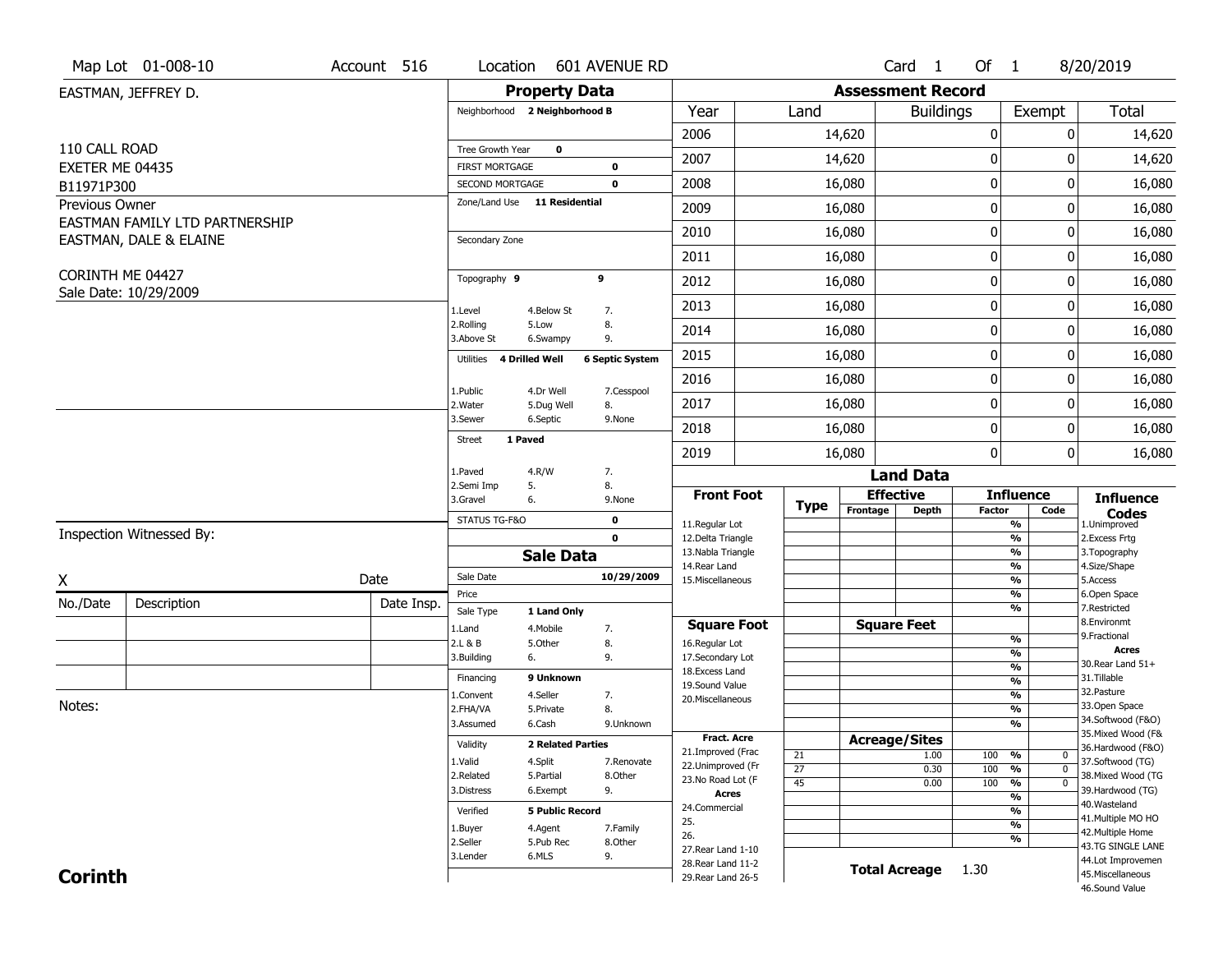Map Lot 01-008-10 | Account 516 | Location 601 AVENUE RD | Card 1 Of 1 | 8/20/2019

EASTMAN, JEFFREY D.

110 CALL ROAD
EXETER ME 04435
B11971P300

Previous Owner
EASTMAN FAMILY LTD PARTNERSHIP
EASTMAN, DALE & ELAINE

CORINTH ME 04427
Sale Date: 10/29/2009

## Property Data

Neighborhood **2 Neighborhood B**

Tree Growth Year **0**
FIRST MORTGAGE **0**
SECOND MORTGAGE **0**
Zone/Land Use **11 Residential**

Secondary Zone

Topography **9** **9**

1.Level 4.Below St 7.
2.Rolling 5.Low 8.
3.Above St 6.Swampy 9.

Utilities **4 Drilled Well** **6 Septic System**

1.Public 4.Dr Well 7.Cesspool
2.Water 5.Dug Well 8.
3.Sewer 6.Septic 9.None

Street **1 Paved**

1.Paved 4.R/W 7.
2.Semi Imp 5. 8.
3.Gravel 6. 9.None

STATUS TG-F&O **0**
**0**

## Sale Data

Sale Date **10/29/2009**
Price
Sale Type **1 Land Only**

1.Land 4.Mobile 7.
2.L & B 5.Other 8.
3.Building 6. 9.

Financing **9 Unknown**

1.Convent 4.Seller 7.
2.FHA/VA 5.Private 8.
3.Assumed 6.Cash 9.Unknown

Validity **2 Related Parties**

1.Valid 4.Split 7.Renovate
2.Related 5.Partial 8.Other
3.Distress 6.Exempt 9.

Verified **5 Public Record**

1.Buyer 4.Agent 7.Family
2.Seller 5.Pub Rec 8.Other
3.Lender 6.MLS 9.

## Assessment Record

| Year | Land | Buildings | Exempt | Total |
|---|---|---|---|---|
| 2006 | 14,620 | 0 | 0 | 14,620 |
| 2007 | 14,620 | 0 | 0 | 14,620 |
| 2008 | 16,080 | 0 | 0 | 16,080 |
| 2009 | 16,080 | 0 | 0 | 16,080 |
| 2010 | 16,080 | 0 | 0 | 16,080 |
| 2011 | 16,080 | 0 | 0 | 16,080 |
| 2012 | 16,080 | 0 | 0 | 16,080 |
| 2013 | 16,080 | 0 | 0 | 16,080 |
| 2014 | 16,080 | 0 | 0 | 16,080 |
| 2015 | 16,080 | 0 | 0 | 16,080 |
| 2016 | 16,080 | 0 | 0 | 16,080 |
| 2017 | 16,080 | 0 | 0 | 16,080 |
| 2018 | 16,080 | 0 | 0 | 16,080 |
| 2019 | 16,080 | 0 | 0 | 16,080 |

## Land Data

| Front Foot | Type | Effective Frontage | Effective Depth | Influence Factor | Influence Code |
|---|---|---|---|---|---|
| 11.Regular Lot | | | | % | |
| 12.Delta Triangle | | | | % | |
| 13.Nabla Triangle | | | | % | |
| 14.Rear Land | | | | % | |
| 15.Miscellaneous | | | | % | |
| | | | | % | |
| | | | | % | |
| **Square Foot** | | **Square Feet** | | | |
| 16.Regular Lot | | | | % | |
| 17.Secondary Lot | | | | % | |
| 18.Excess Land | | | | % | |
| 19.Sound Value | | | | % | |
| 20.Miscellaneous | | | | % | |
| | | | | % | |
| | | | | % | |
| **Fract. Acre** | | **Acreage/Sites** | | | |
| 21.Improved (Frac | 21 | | 1.00 | 100 % | 0 |
| 22.Unimproved (Fr | 27 | | 0.30 | 100 % | 0 |
| 23.No Road Lot (F | 45 | | 0.00 | 100 % | 0 |
| **Acres** | | | | % | |
| 24.Commercial | | | | % | |
| 25. | | | | % | |
| 26. | | | | % | |
| 27.Rear Land 1-10 | | | | | |
| 28.Rear Land 11-2 | | | | | |
| 29.Rear Land 26-5 | | | | | |

**Total Acreage** 1.30

**Influence Codes**
1.Unimproved
2.Excess Frtg
3.Topography
4.Size/Shape
5.Access
6.Open Space
7.Restricted
8.Environmt
9.Fractional

**Acres**
30.Rear Land 51+
31.Tillable
32.Pasture
33.Open Space
34.Softwood (F&O)
35.Mixed Wood (F&
36.Hardwood (F&O)
37.Softwood (TG)
38.Mixed Wood (TG
39.Hardwood (TG)
40.Wasteland
41.Multiple MO HO
42.Multiple Home
43.TG SINGLE LANE
44.Lot Improvemen
45.Miscellaneous
46.Sound Value

Inspection Witnessed By:

X Date

| No./Date | Description | Date Insp. |
|---|---|---|
| | | |
| | | |
| | | |

Notes:

**Corinth**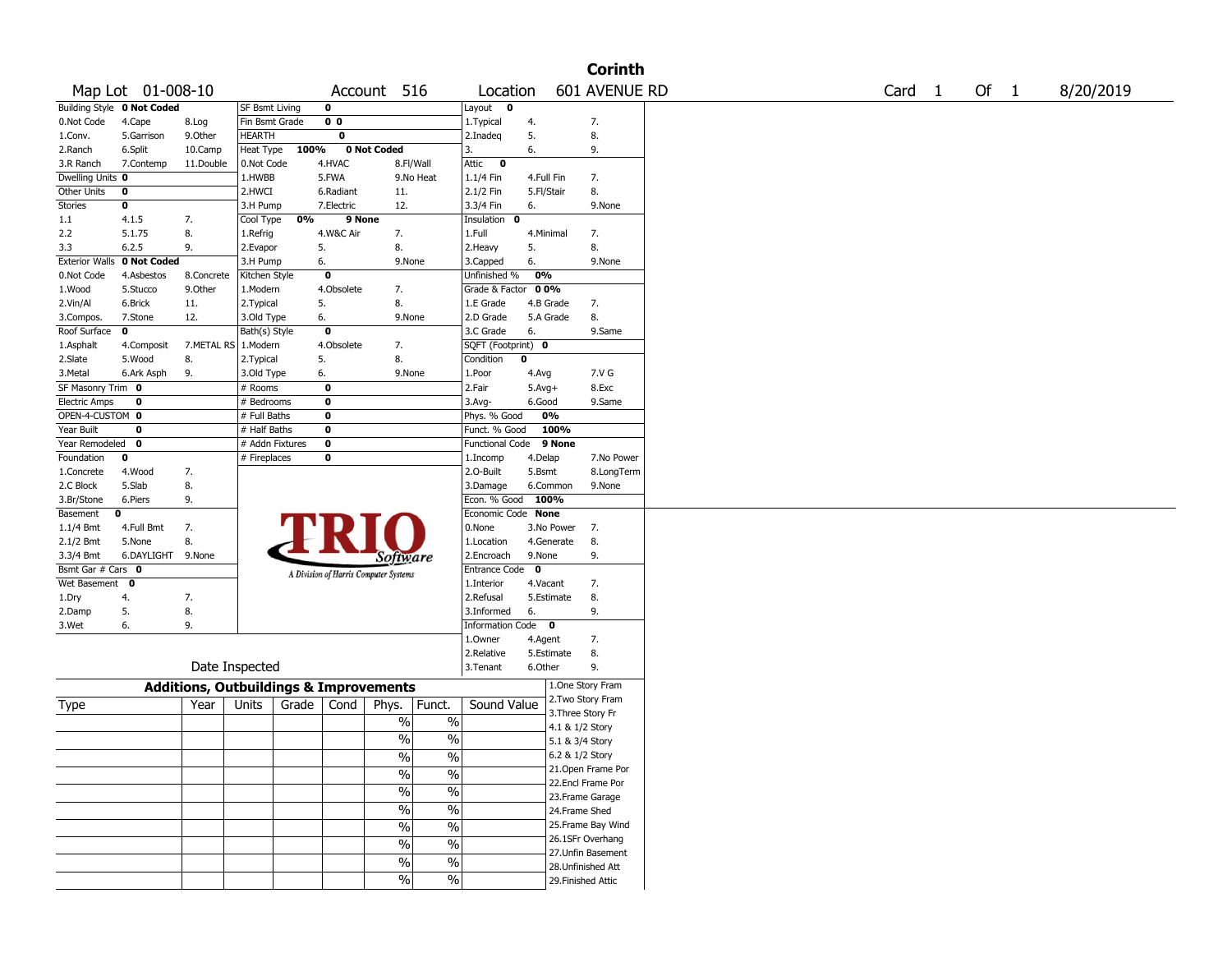# Corinth

Map Lot 01-008-10 | Account 516 | Location 601 AVENUE RD | Card 1 Of 1 | 8/20/2019

| Building Style | 0 Not Coded | | SF Bsmt Living | 0 | | Layout | 0 | |
|---|---|---|---|---|---|---|---|---|
| 0.Not Code | 4.Cape | 8.Log | Fin Bsmt Grade | 0 0 | | 1.Typical | 4. | 7. |
| 1.Conv. | 5.Garrison | 9.Other | HEARTH | 0 | | 2.Inadeq | 5. | 8. |
| 2.Ranch | 6.Split | 10.Camp | Heat Type 100% | 0 Not Coded | | 3. | 6. | 9. |
| 3.R Ranch | 7.Contemp | 11.Double | 0.Not Code | 4.HVAC | 8.Fl/Wall | Attic | 0 | |
| Dwelling Units | 0 | | 1.HWBB | 5.FWA | 9.No Heat | 1.1/4 Fin | 4.Full Fin | 7. |
| Other Units | 0 | | 2.HWCI | 6.Radiant | 11. | 2.1/2 Fin | 5.Fl/Stair | 8. |
| Stories | 0 | | 3.H Pump | 7.Electric | 12. | 3.3/4 Fin | 6. | 9.None |
| 1.1 | 4.1.5 | 7. | Cool Type 0% | 9 None | | Insulation | 0 | |
| 2.2 | 5.1.75 | 8. | 1.Refrig | 4.W&C Air | 7. | 1.Full | 4.Minimal | 7. |
| 3.3 | 6.2.5 | 9. | 2.Evapor | 5. | 8. | 2.Heavy | 5. | 8. |
| Exterior Walls | 0 Not Coded | | 3.H Pump | 6. | 9.None | 3.Capped | 6. | 9.None |
| 0.Not Code | 4.Asbestos | 8.Concrete | Kitchen Style | 0 | | Unfinished % | 0% | |
| 1.Wood | 5.Stucco | 9.Other | 1.Modern | 4.Obsolete | 7. | Grade & Factor | 0 0% | |
| 2.Vin/Al | 6.Brick | 11. | 2.Typical | 5. | 8. | 1.E Grade | 4.B Grade | 7. |
| 3.Compos. | 7.Stone | 12. | 3.Old Type | 6. | 9.None | 2.D Grade | 5.A Grade | 8. |
| Roof Surface | 0 | | Bath(s) Style | 0 | | 3.C Grade | 6. | 9.Same |
| 1.Asphalt | 4.Composit | 7.METAL RS | 1.Modern | 4.Obsolete | 7. | SQFT (Footprint) | 0 | |
| 2.Slate | 5.Wood | 8. | 2.Typical | 5. | 8. | Condition | 0 | |
| 3.Metal | 6.Ark Asph | 9. | 3.Old Type | 6. | 9.None | 1.Poor | 4.Avg | 7.V G |
| SF Masonry Trim | 0 | | # Rooms | 0 | | 2.Fair | 5.Avg+ | 8.Exc |
| Electric Amps | 0 | | # Bedrooms | 0 | | 3.Avg- | 6.Good | 9.Same |
| OPEN-4-CUSTOM | 0 | | # Full Baths | 0 | | Phys. % Good | 0% | |
| Year Built | 0 | | # Half Baths | 0 | | Funct. % Good | 100% | |
| Year Remodeled | 0 | | # Addn Fixtures | 0 | | Functional Code | 9 None | |
| Foundation | 0 | | # Fireplaces | 0 | | 1.Incomp | 4.Delap | 7.No Power |
| 1.Concrete | 4.Wood | 7. | | | | 2.O-Built | 5.Bsmt | 8.LongTerm |
| 2.C Block | 5.Slab | 8. | | | | 3.Damage | 6.Common | 9.None |
| 3.Br/Stone | 6.Piers | 9. | | | | Econ. % Good | 100% | |
| Basement | 0 | | | | | Economic Code | None | |
| 1.1/4 Bmt | 4.Full Bmt | 7. | | | | 0.None | 3.No Power | 7. |
| 2.1/2 Bmt | 5.None | 8. | | | | 1.Location | 4.Generate | 8. |
| 3.3/4 Bmt | 6.DAYLIGHT | 9.None | | | | 2.Encroach | 9.None | 9. |
| Bsmt Gar # Cars | 0 | | | | | Entrance Code | 0 | |
| Wet Basement | 0 | | | | | 1.Interior | 4.Vacant | 7. |
| 1.Dry | 4. | 7. | | | | 2.Refusal | 5.Estimate | 8. |
| 2.Damp | 5. | 8. | | | | 3.Informed | 6. | 9. |
| 3.Wet | 6. | 9. | | | | Information Code | 0 | |
| | | | | | | 1.Owner | 4.Agent | 7. |
| | | | | | | 2.Relative | 5.Estimate | 8. |
| | Date Inspected | | | | | 3.Tenant | 6.Other | 9. |

TRIO Software — A Division of Harris Computer Systems

## Additions, Outbuildings & Improvements

| Type | Year | Units | Grade | Cond | Phys. | Funct. | Sound Value |
|---|---|---|---|---|---|---|---|
| | | | | | % | % | |
| | | | | | % | % | |
| | | | | | % | % | |
| | | | | | % | % | |
| | | | | | % | % | |
| | | | | | % | % | |
| | | | | | % | % | |
| | | | | | % | % | |
| | | | | | % | % | |
| | | | | | % | % | |

1.One Story Fram
2.Two Story Fram
3.Three Story Fr
4.1 & 1/2 Story
5.1 & 3/4 Story
6.2 & 1/2 Story
21.Open Frame Por
22.Encl Frame Por
23.Frame Garage
24.Frame Shed
25.Frame Bay Wind
26.1SFr Overhang
27.Unfin Basement
28.Unfinished Att
29.Finished Attic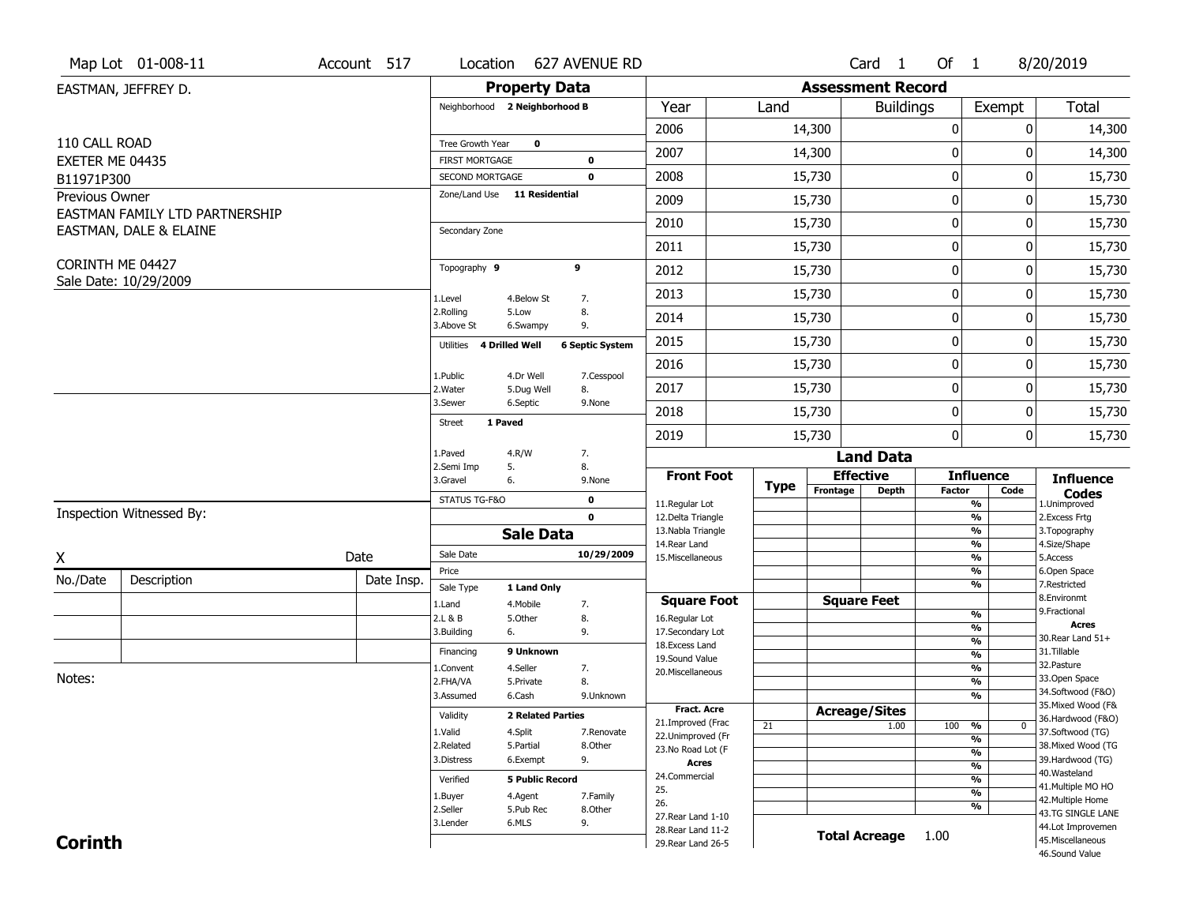Map Lot 01-008-11 | Account 517 | Location 627 AVENUE RD | Card 1 Of 1 | 8/20/2019

EASTMAN, JEFFREY D.

110 CALL ROAD
EXETER ME 04435
B11971P300

Previous Owner
EASTMAN FAMILY LTD PARTNERSHIP
EASTMAN, DALE & ELAINE

CORINTH ME 04427
Sale Date: 10/29/2009

## Property Data

| | |
|---|---|
| Neighborhood | 2 Neighborhood B |
| Tree Growth Year | 0 |
| FIRST MORTGAGE | 0 |
| SECOND MORTGAGE | 0 |
| Zone/Land Use | 11 Residential |
| Secondary Zone | |
| Topography | 9 / 9 |
| Utilities | 4 Drilled Well / 6 Septic System |
| Street | 1 Paved |
| STATUS TG-F&O | 0 |
| | 0 |

Topography codes: 1.Level, 2.Rolling, 3.Above St, 4.Below St, 5.Low, 6.Swampy, 7., 8., 9.

Utilities codes: 1.Public, 2.Water, 3.Sewer, 4.Dr Well, 5.Dug Well, 6.Septic, 7.Cesspool, 8., 9.None

Street codes: 1.Paved, 2.Semi Imp, 3.Gravel, 4.R/W, 5., 6., 7., 8., 9.None

## Sale Data

| | |
|---|---|
| Sale Date | 10/29/2009 |
| Price | |
| Sale Type | 1 Land Only |
| Financing | 9 Unknown |
| Validity | 2 Related Parties |
| Verified | 5 Public Record |

Sale Type codes: 1.Land, 2.L & B, 3.Building, 4.Mobile, 5.Other, 6., 7., 8., 9.

Financing codes: 1.Convent, 2.FHA/VA, 3.Assumed, 4.Seller, 5.Private, 6.Cash, 7., 8., 9.Unknown

Validity codes: 1.Valid, 2.Related, 3.Distress, 4.Split, 5.Partial, 6.Exempt, 7.Renovate, 8.Other, 9.

Verified codes: 1.Buyer, 2.Seller, 3.Lender, 4.Agent, 5.Pub Rec, 6.MLS, 7.Family, 8.Other, 9.

Inspection Witnessed By:

X ______________________ Date

| No./Date | Description | Date Insp. |
|---|---|---|
| | | |
| | | |
| | | |

Notes:

## Assessment Record

| Year | Land | Buildings | Exempt | Total |
|---|---|---|---|---|
| 2006 | 14,300 | 0 | 0 | 14,300 |
| 2007 | 14,300 | 0 | 0 | 14,300 |
| 2008 | 15,730 | 0 | 0 | 15,730 |
| 2009 | 15,730 | 0 | 0 | 15,730 |
| 2010 | 15,730 | 0 | 0 | 15,730 |
| 2011 | 15,730 | 0 | 0 | 15,730 |
| 2012 | 15,730 | 0 | 0 | 15,730 |
| 2013 | 15,730 | 0 | 0 | 15,730 |
| 2014 | 15,730 | 0 | 0 | 15,730 |
| 2015 | 15,730 | 0 | 0 | 15,730 |
| 2016 | 15,730 | 0 | 0 | 15,730 |
| 2017 | 15,730 | 0 | 0 | 15,730 |
| 2018 | 15,730 | 0 | 0 | 15,730 |
| 2019 | 15,730 | 0 | 0 | 15,730 |

## Land Data

| Type | Effective Frontage | Effective Depth | Influence Factor | Influence Code |
|---|---|---|---|---|
| 21 | | 1.00 | 100 % | 0 |

Front Foot: 11.Regular Lot, 12.Delta Triangle, 13.Nabla Triangle, 14.Rear Land, 15.Miscellaneous

Square Foot: 16.Regular Lot, 17.Secondary Lot, 18.Excess Land, 19.Sound Value, 20.Miscellaneous

Fract. Acre: 21.Improved (Frac, 22.Unimproved (Fr, 23.No Road Lot (F

Acres: 24.Commercial, 25., 26., 27.Rear Land 1-10, 28.Rear Land 11-2, 29.Rear Land 26-5

Influence Codes: 1.Unimproved, 2.Excess Frtg, 3.Topography, 4.Size/Shape, 5.Access, 6.Open Space, 7.Restricted, 8.Environmt, 9.Fractional

Acres: 30.Rear Land 51+, 31.Tillable, 32.Pasture, 33.Open Space, 34.Softwood (F&O), 35.Mixed Wood (F&, 36.Hardwood (F&O), 37.Softwood (TG), 38.Mixed Wood (TG, 39.Hardwood (TG), 40.Wasteland, 41.Multiple MO HO, 42.Multiple Home, 43.TG SINGLE LANE, 44.Lot Improvemen, 45.Miscellaneous, 46.Sound Value

**Total Acreage** 1.00

**Corinth**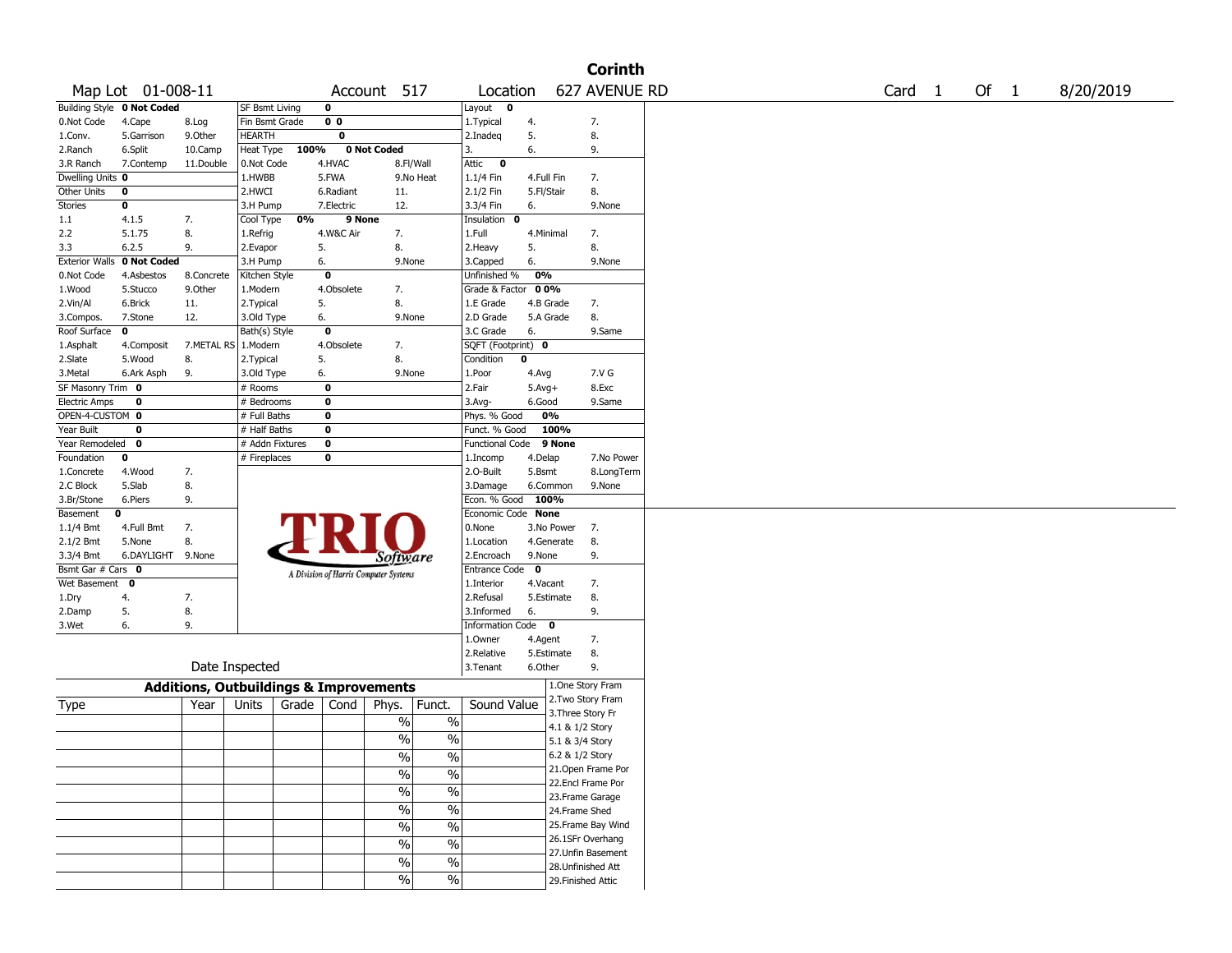# Corinth

Map Lot 01-008-11 | Account 517 | Location 627 AVENUE RD | Card 1 Of 1 | 8/20/2019

| Building Style | 0 Not Coded | | SF Bsmt Living | 0 | | Layout | 0 | |
|---|---|---|---|---|---|---|---|---|
| 0.Not Code | 4.Cape | 8.Log | Fin Bsmt Grade | 0 0 | | 1.Typical | 4. | 7. |
| 1.Conv. | 5.Garrison | 9.Other | HEARTH | 0 | | 2.Inadeq | 5. | 8. |
| 2.Ranch | 6.Split | 10.Camp | Heat Type 100% | 0 Not Coded | | 3. | 6. | 9. |
| 3.R Ranch | 7.Contemp | 11.Double | 0.Not Code | 4.HVAC | 8.Fl/Wall | Attic | 0 | |
| Dwelling Units | 0 | | 1.HWBB | 5.FWA | 9.No Heat | 1.1/4 Fin | 4.Full Fin | 7. |
| Other Units | 0 | | 2.HWCI | 6.Radiant | 11. | 2.1/2 Fin | 5.Fl/Stair | 8. |
| Stories | 0 | | 3.H Pump | 7.Electric | 12. | 3.3/4 Fin | 6. | 9.None |
| 1.1 | 4.1.5 | 7. | Cool Type 0% | 9 None | | Insulation | 0 | |
| 2.2 | 5.1.75 | 8. | 1.Refrig | 4.W&C Air | 7. | 1.Full | 4.Minimal | 7. |
| 3.3 | 6.2.5 | 9. | 2.Evapor | 5. | 8. | 2.Heavy | 5. | 8. |
| Exterior Walls | 0 Not Coded | | 3.H Pump | 6. | 9.None | 3.Capped | 6. | 9.None |
| 0.Not Code | 4.Asbestos | 8.Concrete | Kitchen Style | 0 | | Unfinished % | 0% | |
| 1.Wood | 5.Stucco | 9.Other | 1.Modern | 4.Obsolete | 7. | Grade & Factor | 0 0% | |
| 2.Vin/Al | 6.Brick | 11. | 2.Typical | 5. | 8. | 1.E Grade | 4.B Grade | 7. |
| 3.Compos. | 7.Stone | 12. | 3.Old Type | 6. | 9.None | 2.D Grade | 5.A Grade | 8. |
| Roof Surface | 0 | | Bath(s) Style | 0 | | 3.C Grade | 6. | 9.Same |
| 1.Asphalt | 4.Composit | 7.METAL RS | 1.Modern | 4.Obsolete | 7. | SQFT (Footprint) | 0 | |
| 2.Slate | 5.Wood | 8. | 2.Typical | 5. | 8. | Condition | 0 | |
| 3.Metal | 6.Ark Asph | 9. | 3.Old Type | 6. | 9.None | 1.Poor | 4.Avg | 7.V G |
| SF Masonry Trim | 0 | | # Rooms | 0 | | 2.Fair | 5.Avg+ | 8.Exc |
| Electric Amps | 0 | | # Bedrooms | 0 | | 3.Avg- | 6.Good | 9.Same |
| OPEN-4-CUSTOM | 0 | | # Full Baths | 0 | | Phys. % Good | 0% | |
| Year Built | 0 | | # Half Baths | 0 | | Funct. % Good | 100% | |
| Year Remodeled | 0 | | # Addn Fixtures | 0 | | Functional Code | 9 None | |
| Foundation | 0 | | # Fireplaces | 0 | | 1.Incomp | 4.Delap | 7.No Power |
| 1.Concrete | 4.Wood | 7. | | | | 2.O-Built | 5.Bsmt | 8.LongTerm |
| 2.C Block | 5.Slab | 8. | | | | 3.Damage | 6.Common | 9.None |
| 3.Br/Stone | 6.Piers | 9. | | | | Econ. % Good | 100% | |
| Basement | 0 | | | | | Economic Code | None | |
| 1.1/4 Bmt | 4.Full Bmt | 7. | | | | 0.None | 3.No Power | 7. |
| 2.1/2 Bmt | 5.None | 8. | | | | 1.Location | 4.Generate | 8. |
| 3.3/4 Bmt | 6.DAYLIGHT | 9.None | | | | 2.Encroach | 9.None | 9. |
| Bsmt Gar # Cars | 0 | | | | | Entrance Code | 0 | |
| Wet Basement | 0 | | | | | 1.Interior | 4.Vacant | 7. |
| 1.Dry | 4. | 7. | | | | 2.Refusal | 5.Estimate | 8. |
| 2.Damp | 5. | 8. | | | | 3.Informed | 6. | 9. |
| 3.Wet | 6. | 9. | | | | Information Code | 0 | |
| | | | | | | 1.Owner | 4.Agent | 7. |
| | | | | | | 2.Relative | 5.Estimate | 8. |
| | Date Inspected | | | | | 3.Tenant | 6.Other | 9. |

TRIO Software — A Division of Harris Computer Systems

## Additions, Outbuildings & Improvements

| Type | Year | Units | Grade | Cond | Phys. | Funct. | Sound Value |
|---|---|---|---|---|---|---|---|
| | | | | | % | % | |
| | | | | | % | % | |
| | | | | | % | % | |
| | | | | | % | % | |
| | | | | | % | % | |
| | | | | | % | % | |
| | | | | | % | % | |
| | | | | | % | % | |
| | | | | | % | % | |
| | | | | | % | % | |

1.One Story Fram
2.Two Story Fram
3.Three Story Fr
4.1 & 1/2 Story
5.1 & 3/4 Story
6.2 & 1/2 Story
21.Open Frame Por
22.Encl Frame Por
23.Frame Garage
24.Frame Shed
25.Frame Bay Wind
26.1SFr Overhang
27.Unfin Basement
28.Unfinished Att
29.Finished Attic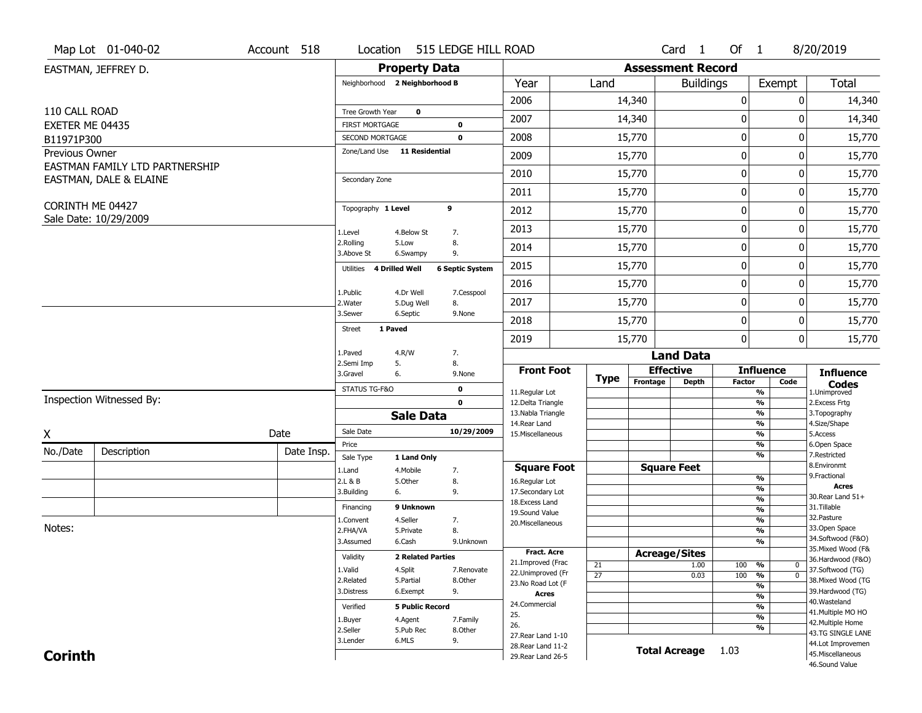Map Lot 01-040-02 | Account 518 | Location 515 LEDGE HILL ROAD | Card 1 Of 1 | 8/20/2019

EASTMAN, JEFFREY D.

110 CALL ROAD
EXETER ME 04435
B11971P300

Previous Owner
EASTMAN FAMILY LTD PARTNERSHIP
EASTMAN, DALE & ELAINE

CORINTH ME 04427
Sale Date: 10/29/2009

## Property Data

Neighborhood **2 Neighborhood B**

Tree Growth Year **0**
FIRST MORTGAGE **0**
SECOND MORTGAGE **0**
Zone/Land Use **11 Residential**

Secondary Zone

Topography **1 Level** **9**

1.Level 4.Below St 7.
2.Rolling 5.Low 8.
3.Above St 6.Swampy 9.

Utilities **4 Drilled Well** **6 Septic System**

1.Public 4.Dr Well 7.Cesspool
2.Water 5.Dug Well 8.
3.Sewer 6.Septic 9.None

Street **1 Paved**

1.Paved 4.R/W 7.
2.Semi Imp 5. 8.
3.Gravel 6. 9.None

STATUS TG-F&O **0**
**0**

## Sale Data

Sale Date **10/29/2009**
Price
Sale Type **1 Land Only**

1.Land 4.Mobile 7.
2.L & B 5.Other 8.
3.Building 6. 9.

Financing **9 Unknown**

1.Convent 4.Seller 7.
2.FHA/VA 5.Private 8.
3.Assumed 6.Cash 9.Unknown

Validity **2 Related Parties**

1.Valid 4.Split 7.Renovate
2.Related 5.Partial 8.Other
3.Distress 6.Exempt 9.

Verified **5 Public Record**

1.Buyer 4.Agent 7.Family
2.Seller 5.Pub Rec 8.Other
3.Lender 6.MLS 9.

## Assessment Record

| Year | Land | Buildings | Exempt | Total |
|---|---|---|---|---|
| 2006 | 14,340 | 0 | 0 | 14,340 |
| 2007 | 14,340 | 0 | 0 | 14,340 |
| 2008 | 15,770 | 0 | 0 | 15,770 |
| 2009 | 15,770 | 0 | 0 | 15,770 |
| 2010 | 15,770 | 0 | 0 | 15,770 |
| 2011 | 15,770 | 0 | 0 | 15,770 |
| 2012 | 15,770 | 0 | 0 | 15,770 |
| 2013 | 15,770 | 0 | 0 | 15,770 |
| 2014 | 15,770 | 0 | 0 | 15,770 |
| 2015 | 15,770 | 0 | 0 | 15,770 |
| 2016 | 15,770 | 0 | 0 | 15,770 |
| 2017 | 15,770 | 0 | 0 | 15,770 |
| 2018 | 15,770 | 0 | 0 | 15,770 |
| 2019 | 15,770 | 0 | 0 | 15,770 |

## Land Data

| Front Foot | Type | Effective Frontage | Effective Depth | Influence Factor | Influence Code |
|---|---|---|---|---|---|
| 11.Regular Lot | | | | % | |
| 12.Delta Triangle | | | | % | |
| 13.Nabla Triangle | | | | % | |
| 14.Rear Land | | | | % | |
| 15.Miscellaneous | | | | % | |
| | | | | % | |
| | | | | % | |
| **Square Foot** | | **Square Feet** | | | |
| 16.Regular Lot | | | | % | |
| 17.Secondary Lot | | | | % | |
| 18.Excess Land | | | | % | |
| 19.Sound Value | | | | % | |
| 20.Miscellaneous | | | | % | |
| | | | | % | |
| | | | | % | |
| **Fract. Acre** | | **Acreage/Sites** | | | |
| 21.Improved (Frac | 21 | | 1.00 | 100 % | 0 |
| 22.Unimproved (Fr | 27 | | 0.03 | 100 % | 0 |
| 23.No Road Lot (F | | | | % | |
| **Acres** | | | | % | |
| 24.Commercial | | | | % | |
| 25. | | | | % | |
| 26. | | | | % | |
| 27.Rear Land 1-10 | | | | | |
| 28.Rear Land 11-2 | | **Total Acreage** | 1.03 | | |
| 29.Rear Land 26-5 | | | | | |

**Influence Codes**
1.Unimproved
2.Excess Frtg
3.Topography
4.Size/Shape
5.Access
6.Open Space
7.Restricted
8.Environmt
9.Fractional

**Acres**
30.Rear Land 51+
31.Tillable
32.Pasture
33.Open Space
34.Softwood (F&O)
35.Mixed Wood (F&
36.Hardwood (F&O)
37.Softwood (TG)
38.Mixed Wood (TG
39.Hardwood (TG)
40.Wasteland
41.Multiple MO HO
42.Multiple Home
43.TG SINGLE LANE
44.Lot Improvemen
45.Miscellaneous
46.Sound Value

Inspection Witnessed By:

X ____________________ Date

| No./Date | Description | Date Insp. |
|---|---|---|
| | | |
| | | |
| | | |

Notes:

**Corinth**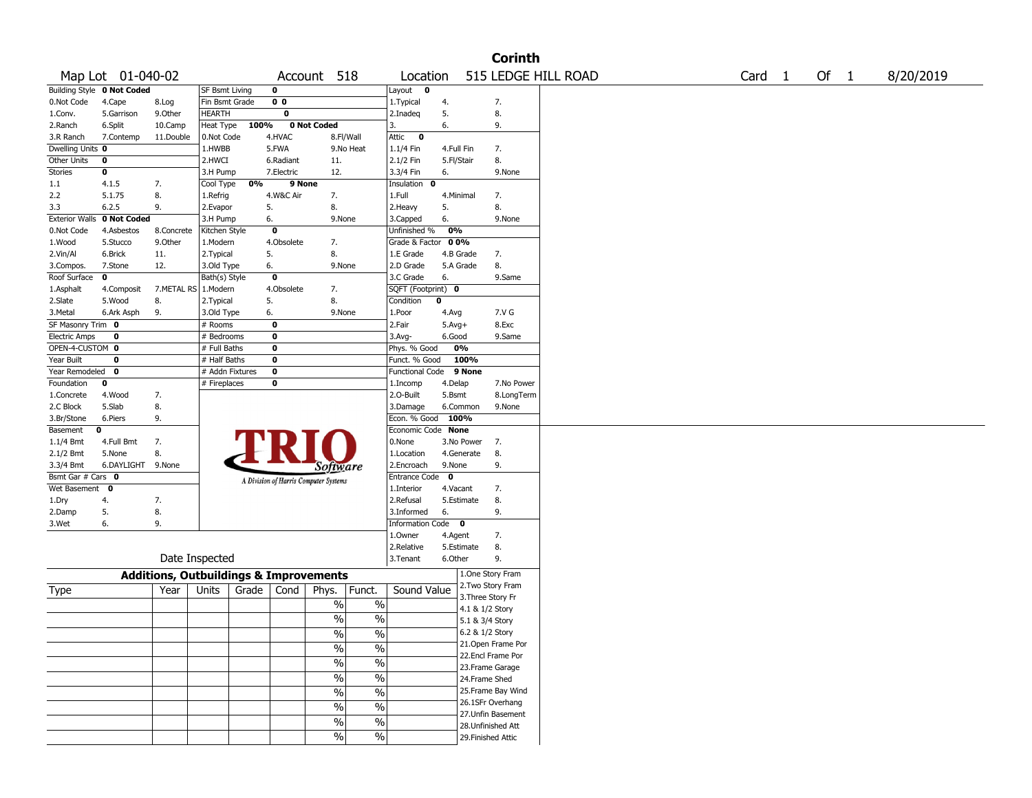# Corinth

Map Lot 01-040-02 | Account 518 | Location 515 LEDGE HILL ROAD | Card 1 Of 1 | 8/20/2019

| Building Style | 0 Not Coded | | SF Bsmt Living | 0 | | Layout | 0 | |
|---|---|---|---|---|---|---|---|---|
| 0.Not Code | 4.Cape | 8.Log | Fin Bsmt Grade | 0 0 | | 1.Typical | 4. | 7. |
| 1.Conv. | 5.Garrison | 9.Other | HEARTH | 0 | | 2.Inadeq | 5. | 8. |
| 2.Ranch | 6.Split | 10.Camp | Heat Type | 100% | 0 Not Coded | 3. | 6. | 9. |
| 3.R Ranch | 7.Contemp | 11.Double | 0.Not Code | 4.HVAC | 8.Fl/Wall | Attic | 0 | |
| Dwelling Units | 0 | | 1.HWBB | 5.FWA | 9.No Heat | 1.1/4 Fin | 4.Full Fin | 7. |
| Other Units | 0 | | 2.HWCI | 6.Radiant | 11. | 2.1/2 Fin | 5.Fl/Stair | 8. |
| Stories | 0 | | 3.H Pump | 7.Electric | 12. | 3.3/4 Fin | 6. | 9.None |
| 1.1 | 4.1.5 | 7. | Cool Type | 0% | 9 None | Insulation | 0 | |
| 2.2 | 5.1.75 | 8. | 1.Refrig | 4.W&C Air | 7. | 1.Full | 4.Minimal | 7. |
| 3.3 | 6.2.5 | 9. | 2.Evapor | 5. | 8. | 2.Heavy | 5. | 8. |
| Exterior Walls | 0 Not Coded | | 3.H Pump | 6. | 9.None | 3.Capped | 6. | 9.None |
| 0.Not Code | 4.Asbestos | 8.Concrete | Kitchen Style | 0 | | Unfinished % | 0% | |
| 1.Wood | 5.Stucco | 9.Other | 1.Modern | 4.Obsolete | 7. | Grade & Factor | 0 0% | |
| 2.Vin/Al | 6.Brick | 11. | 2.Typical | 5. | 8. | 1.E Grade | 4.B Grade | 7. |
| 3.Compos. | 7.Stone | 12. | 3.Old Type | 6. | 9.None | 2.D Grade | 5.A Grade | 8. |
| Roof Surface | 0 | | Bath(s) Style | 0 | | 3.C Grade | 6. | 9.Same |
| 1.Asphalt | 4.Composit | 7.METAL RS | 1.Modern | 4.Obsolete | 7. | SQFT (Footprint) | 0 | |
| 2.Slate | 5.Wood | 8. | 2.Typical | 5. | 8. | Condition | 0 | |
| 3.Metal | 6.Ark Asph | 9. | 3.Old Type | 6. | 9.None | 1.Poor | 4.Avg | 7.V G |
| SF Masonry Trim | 0 | | # Rooms | 0 | | 2.Fair | 5.Avg+ | 8.Exc |
| Electric Amps | 0 | | # Bedrooms | 0 | | 3.Avg- | 6.Good | 9.Same |
| OPEN-4-CUSTOM | 0 | | # Full Baths | 0 | | Phys. % Good | 0% | |
| Year Built | 0 | | # Half Baths | 0 | | Funct. % Good | 100% | |
| Year Remodeled | 0 | | # Addn Fixtures | 0 | | Functional Code | 9 None | |
| Foundation | 0 | | # Fireplaces | 0 | | 1.Incomp | 4.Delap | 7.No Power |
| 1.Concrete | 4.Wood | 7. | | | | 2.O-Built | 5.Bsmt | 8.LongTerm |
| 2.C Block | 5.Slab | 8. | | | | 3.Damage | 6.Common | 9.None |
| 3.Br/Stone | 6.Piers | 9. | | | | Econ. % Good | 100% | |
| Basement | 0 | | | | | Economic Code | None | |
| 1.1/4 Bmt | 4.Full Bmt | 7. | | | | 0.None | 3.No Power | 7. |
| 2.1/2 Bmt | 5.None | 8. | | | | 1.Location | 4.Generate | 8. |
| 3.3/4 Bmt | 6.DAYLIGHT | 9.None | | | | 2.Encroach | 9.None | 9. |
| Bsmt Gar # Cars | 0 | | | | | Entrance Code | 0 | |
| Wet Basement | 0 | | | | | 1.Interior | 4.Vacant | 7. |
| 1.Dry | 4. | 7. | | | | 2.Refusal | 5.Estimate | 8. |
| 2.Damp | 5. | 8. | | | | 3.Informed | 6. | 9. |
| 3.Wet | 6. | 9. | | | | Information Code | 0 | |
| | | | | | | 1.Owner | 4.Agent | 7. |
| | | | | | | 2.Relative | 5.Estimate | 8. |
| | Date Inspected | | | | | 3.Tenant | 6.Other | 9. |

TRIO Software — A Division of Harris Computer Systems

## Additions, Outbuildings & Improvements

| Type | Year | Units | Grade | Cond | Phys. | Funct. | Sound Value |
|---|---|---|---|---|---|---|---|
| | | | | | % | % | |
| | | | | | % | % | |
| | | | | | % | % | |
| | | | | | % | % | |
| | | | | | % | % | |
| | | | | | % | % | |
| | | | | | % | % | |
| | | | | | % | % | |
| | | | | | % | % | |
| | | | | | % | % | |

1.One Story Fram
2.Two Story Fram
3.Three Story Fr
4.1 & 1/2 Story
5.1 & 3/4 Story
6.2 & 1/2 Story
21.Open Frame Por
22.Encl Frame Por
23.Frame Garage
24.Frame Shed
25.Frame Bay Wind
26.1SFr Overhang
27.Unfin Basement
28.Unfinished Att
29.Finished Attic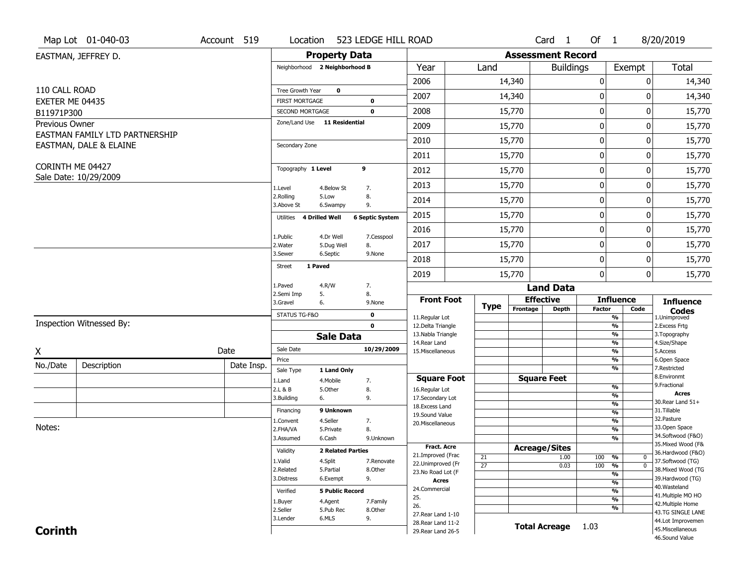Map Lot 01-040-03 | Account 519 | Location 523 LEDGE HILL ROAD | Card 1 Of 1 | 8/20/2019

EASTMAN, JEFFREY D.

110 CALL ROAD
EXETER ME 04435
B11971P300

Previous Owner
EASTMAN FAMILY LTD PARTNERSHIP
EASTMAN, DALE & ELAINE

CORINTH ME 04427
Sale Date: 10/29/2009

## Property Data

Neighborhood **2 Neighborhood B**

Tree Growth Year **0**
FIRST MORTGAGE **0**
SECOND MORTGAGE **0**
Zone/Land Use **11 Residential**

Secondary Zone

Topography **1 Level** **9**

1.Level 4.Below St 7.
2.Rolling 5.Low 8.
3.Above St 6.Swampy 9.

Utilities **4 Drilled Well** **6 Septic System**

1.Public 4.Dr Well 7.Cesspool
2.Water 5.Dug Well 8.
3.Sewer 6.Septic 9.None

Street **1 Paved**

1.Paved 4.R/W 7.
2.Semi Imp 5. 8.
3.Gravel 6. 9.None

STATUS TG-F&O **0**
**0**

## Sale Data

Sale Date **10/29/2009**
Price
Sale Type **1 Land Only**

1.Land 4.Mobile 7.
2.L & B 5.Other 8.
3.Building 6. 9.

Financing **9 Unknown**

1.Convent 4.Seller 7.
2.FHA/VA 5.Private 8.
3.Assumed 6.Cash 9.Unknown

Validity **2 Related Parties**

1.Valid 4.Split 7.Renovate
2.Related 5.Partial 8.Other
3.Distress 6.Exempt 9.

Verified **5 Public Record**

1.Buyer 4.Agent 7.Family
2.Seller 5.Pub Rec 8.Other
3.Lender 6.MLS 9.

## Assessment Record

| Year | Land | Buildings | Exempt | Total |
|---|---|---|---|---|
| 2006 | 14,340 | 0 | 0 | 14,340 |
| 2007 | 14,340 | 0 | 0 | 14,340 |
| 2008 | 15,770 | 0 | 0 | 15,770 |
| 2009 | 15,770 | 0 | 0 | 15,770 |
| 2010 | 15,770 | 0 | 0 | 15,770 |
| 2011 | 15,770 | 0 | 0 | 15,770 |
| 2012 | 15,770 | 0 | 0 | 15,770 |
| 2013 | 15,770 | 0 | 0 | 15,770 |
| 2014 | 15,770 | 0 | 0 | 15,770 |
| 2015 | 15,770 | 0 | 0 | 15,770 |
| 2016 | 15,770 | 0 | 0 | 15,770 |
| 2017 | 15,770 | 0 | 0 | 15,770 |
| 2018 | 15,770 | 0 | 0 | 15,770 |
| 2019 | 15,770 | 0 | 0 | 15,770 |

## Land Data

| Front Foot | Type | Effective Frontage | Effective Depth | Influence Factor | Influence Code |
|---|---|---|---|---|---|
| 11.Regular Lot | | | | % | |
| 12.Delta Triangle | | | | % | |
| 13.Nabla Triangle | | | | % | |
| 14.Rear Land | | | | % | |
| 15.Miscellaneous | | | | % | |
| | | | | % | |
| | | | | % | |
| **Square Foot** | | **Square Feet** | | | |
| 16.Regular Lot | | | | % | |
| 17.Secondary Lot | | | | % | |
| 18.Excess Land | | | | % | |
| 19.Sound Value | | | | % | |
| 20.Miscellaneous | | | | % | |
| | | | | % | |
| | | | | % | |
| **Fract. Acre** | | **Acreage/Sites** | | | |
| 21.Improved (Frac | 21 | | 1.00 | 100 % | 0 |
| 22.Unimproved (Fr | 27 | | 0.03 | 100 % | 0 |
| 23.No Road Lot (F | | | | % | |
| **Acres** | | | | % | |
| 24.Commercial | | | | % | |
| 25. | | | | % | |
| 26. | | | | % | |
| 27.Rear Land 1-10 | | | | | |
| 28.Rear Land 11-2 | | **Total Acreage** | 1.03 | | |
| 29.Rear Land 26-5 | | | | | |

**Influence Codes**
1.Unimproved
2.Excess Frtg
3.Topography
4.Size/Shape
5.Access
6.Open Space
7.Restricted
8.Environmt
9.Fractional

**Acres**
30.Rear Land 51+
31.Tillable
32.Pasture
33.Open Space
34.Softwood (F&O)
35.Mixed Wood (F&
36.Hardwood (F&O)
37.Softwood (TG)
38.Mixed Wood (TG
39.Hardwood (TG)
40.Wasteland
41.Multiple MO HO
42.Multiple Home
43.TG SINGLE LANE
44.Lot Improvemen
45.Miscellaneous
46.Sound Value

Inspection Witnessed By:

X ____________________ Date

| No./Date | Description | Date Insp. |
|---|---|---|
| | | |
| | | |
| | | |

Notes:

**Corinth**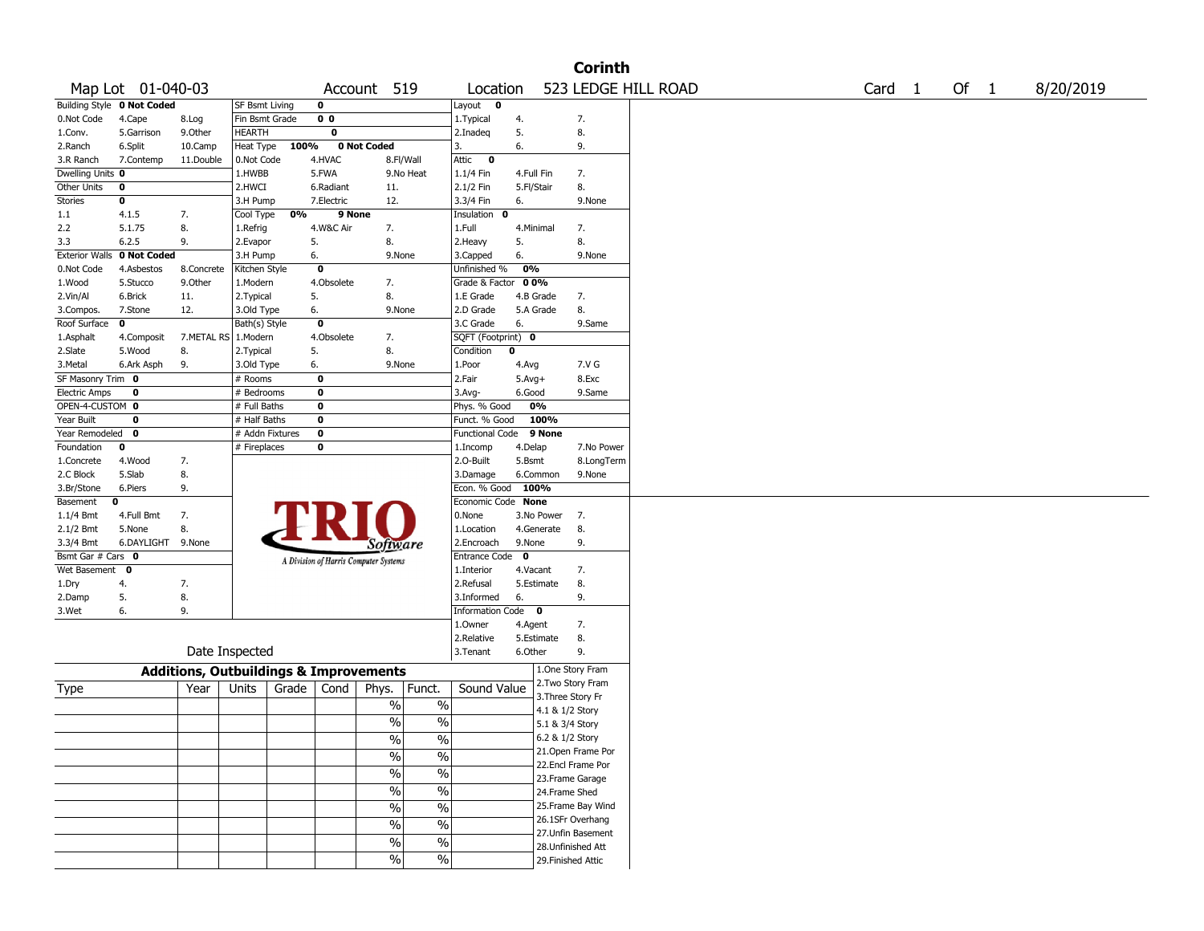# Corinth

Map Lot 01-040-03 | Account 519 | Location 523 LEDGE HILL ROAD | Card 1 Of 1 | 8/20/2019

| Building Style | 0 Not Coded | | SF Bsmt Living | 0 | | Layout 0 | | |
|---|---|---|---|---|---|---|---|---|
| 0.Not Code | 4.Cape | 8.Log | Fin Bsmt Grade | 0 0 | | 1.Typical | 4. | 7. |
| 1.Conv. | 5.Garrison | 9.Other | HEARTH | 0 | | 2.Inadeq | 5. | 8. |
| 2.Ranch | 6.Split | 10.Camp | Heat Type 100% | 0 Not Coded | | 3. | 6. | 9. |
| 3.R Ranch | 7.Contemp | 11.Double | 0.Not Code | 4.HVAC | 8.Fl/Wall | Attic 0 | | |
| Dwelling Units 0 | | | 1.HWBB | 5.FWA | 9.No Heat | 1.1/4 Fin | 4.Full Fin | 7. |
| Other Units 0 | | | 2.HWCI | 6.Radiant | 11. | 2.1/2 Fin | 5.Fl/Stair | 8. |
| Stories 0 | | | 3.H Pump | 7.Electric | 12. | 3.3/4 Fin | 6. | 9.None |
| 1.1 | 4.1.5 | 7. | Cool Type 0% | 9 None | | Insulation 0 | | |
| 2.2 | 5.1.75 | 8. | 1.Refrig | 4.W&C Air | 7. | 1.Full | 4.Minimal | 7. |
| 3.3 | 6.2.5 | 9. | 2.Evapor | 5. | 8. | 2.Heavy | 5. | 8. |
| Exterior Walls | 0 Not Coded | | 3.H Pump | 6. | 9.None | 3.Capped | 6. | 9.None |
| 0.Not Code | 4.Asbestos | 8.Concrete | Kitchen Style | 0 | | Unfinished % 0% | | |
| 1.Wood | 5.Stucco | 9.Other | 1.Modern | 4.Obsolete | 7. | Grade & Factor 0 0% | | |
| 2.Vin/Al | 6.Brick | 11. | 2.Typical | 5. | 8. | 1.E Grade | 4.B Grade | 7. |
| 3.Compos. | 7.Stone | 12. | 3.Old Type | 6. | 9.None | 2.D Grade | 5.A Grade | 8. |
| Roof Surface 0 | | | Bath(s) Style | 0 | | 3.C Grade | 6. | 9.Same |
| 1.Asphalt | 4.Composit | 7.METAL RS | 1.Modern | 4.Obsolete | 7. | SQFT (Footprint) 0 | | |
| 2.Slate | 5.Wood | 8. | 2.Typical | 5. | 8. | Condition 0 | | |
| 3.Metal | 6.Ark Asph | 9. | 3.Old Type | 6. | 9.None | 1.Poor | 4.Avg | 7.V G |
| SF Masonry Trim 0 | | | # Rooms | 0 | | 2.Fair | 5.Avg+ | 8.Exc |
| Electric Amps 0 | | | # Bedrooms | 0 | | 3.Avg- | 6.Good | 9.Same |
| OPEN-4-CUSTOM 0 | | | # Full Baths | 0 | | Phys. % Good 0% | | |
| Year Built 0 | | | # Half Baths | 0 | | Funct. % Good 100% | | |
| Year Remodeled 0 | | | # Addn Fixtures | 0 | | Functional Code 9 None | | |
| Foundation 0 | | | # Fireplaces | 0 | | 1.Incomp | 4.Delap | 7.No Power |
| 1.Concrete | 4.Wood | 7. | | | | 2.O-Built | 5.Bsmt | 8.LongTerm |
| 2.C Block | 5.Slab | 8. | | | | 3.Damage | 6.Common | 9.None |
| 3.Br/Stone | 6.Piers | 9. | | | | Econ. % Good 100% | | |
| Basement 0 | | | | | | Economic Code None | | |
| 1.1/4 Bmt | 4.Full Bmt | 7. | | | | 0.None | 3.No Power | 7. |
| 2.1/2 Bmt | 5.None | 8. | | | | 1.Location | 4.Generate | 8. |
| 3.3/4 Bmt | 6.DAYLIGHT | 9.None | | | | 2.Encroach | 9.None | 9. |
| Bsmt Gar # Cars 0 | | | | | | Entrance Code 0 | | |
| Wet Basement 0 | | | | | | 1.Interior | 4.Vacant | 7. |
| 1.Dry | 4. | 7. | | | | 2.Refusal | 5.Estimate | 8. |
| 2.Damp | 5. | 8. | | | | 3.Informed | 6. | 9. |
| 3.Wet | 6. | 9. | | | | Information Code 0 | | |
| | | | | | | 1.Owner | 4.Agent | 7. |
| | | | | | | 2.Relative | 5.Estimate | 8. |
| Date Inspected | | | | | | 3.Tenant | 6.Other | 9. |

TRIO Software — A Division of Harris Computer Systems

## Additions, Outbuildings & Improvements

| Type | Year | Units | Grade | Cond | Phys. | Funct. | Sound Value |
|---|---|---|---|---|---|---|---|
| | | | | | % | % | |
| | | | | | % | % | |
| | | | | | % | % | |
| | | | | | % | % | |
| | | | | | % | % | |
| | | | | | % | % | |
| | | | | | % | % | |
| | | | | | % | % | |
| | | | | | % | % | |
| | | | | | % | % | |

1.One Story Fram
2.Two Story Fram
3.Three Story Fr
4.1 & 1/2 Story
5.1 & 3/4 Story
6.2 & 1/2 Story
21.Open Frame Por
22.Encl Frame Por
23.Frame Garage
24.Frame Shed
25.Frame Bay Wind
26.1SFr Overhang
27.Unfin Basement
28.Unfinished Att
29.Finished Attic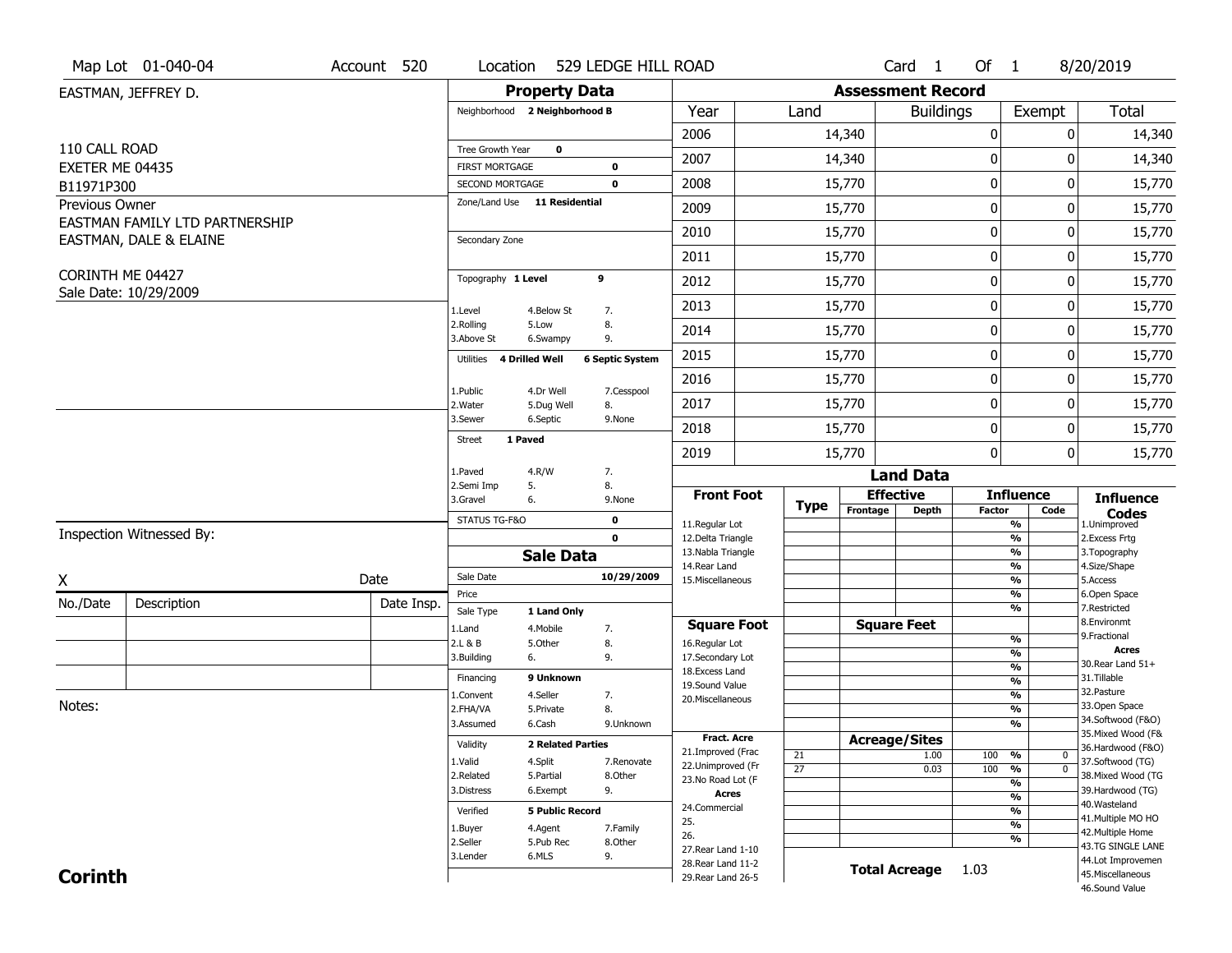Map Lot 01-040-04 | Account 520 | Location 529 LEDGE HILL ROAD | Card 1 Of 1 | 8/20/2019

EASTMAN, JEFFREY D.

110 CALL ROAD
EXETER ME 04435
B11971P300

Previous Owner
EASTMAN FAMILY LTD PARTNERSHIP
EASTMAN, DALE & ELAINE

CORINTH ME 04427
Sale Date: 10/29/2009

## Property Data

Neighborhood **2 Neighborhood B**

Tree Growth Year **0**
FIRST MORTGAGE **0**
SECOND MORTGAGE **0**

Zone/Land Use **11 Residential**

Secondary Zone

Topography **1 Level** **9**

1.Level 4.Below St 7.
2.Rolling 5.Low 8.
3.Above St 6.Swampy 9.

Utilities **4 Drilled Well** **6 Septic System**

1.Public 4.Dr Well 7.Cesspool
2.Water 5.Dug Well 8.
3.Sewer 6.Septic 9.None

Street **1 Paved**

1.Paved 4.R/W 7.
2.Semi Imp 5. 8.
3.Gravel 6. 9.None

STATUS TG-F&O **0**
**0**

## Sale Data

Sale Date **10/29/2009**
Price
Sale Type **1 Land Only**

1.Land 4.Mobile 7.
2.L & B 5.Other 8.
3.Building 6. 9.

Financing **9 Unknown**

1.Convent 4.Seller 7.
2.FHA/VA 5.Private 8.
3.Assumed 6.Cash 9.Unknown

Validity **2 Related Parties**

1.Valid 4.Split 7.Renovate
2.Related 5.Partial 8.Other
3.Distress 6.Exempt 9.

Verified **5 Public Record**

1.Buyer 4.Agent 7.Family
2.Seller 5.Pub Rec 8.Other
3.Lender 6.MLS 9.

## Assessment Record

| Year | Land | Buildings | Exempt | Total |
|---|---|---|---|---|
| 2006 | 14,340 | 0 | 0 | 14,340 |
| 2007 | 14,340 | 0 | 0 | 14,340 |
| 2008 | 15,770 | 0 | 0 | 15,770 |
| 2009 | 15,770 | 0 | 0 | 15,770 |
| 2010 | 15,770 | 0 | 0 | 15,770 |
| 2011 | 15,770 | 0 | 0 | 15,770 |
| 2012 | 15,770 | 0 | 0 | 15,770 |
| 2013 | 15,770 | 0 | 0 | 15,770 |
| 2014 | 15,770 | 0 | 0 | 15,770 |
| 2015 | 15,770 | 0 | 0 | 15,770 |
| 2016 | 15,770 | 0 | 0 | 15,770 |
| 2017 | 15,770 | 0 | 0 | 15,770 |
| 2018 | 15,770 | 0 | 0 | 15,770 |
| 2019 | 15,770 | 0 | 0 | 15,770 |

## Land Data

| Front Foot | Type | Effective Frontage | Effective Depth | Influence Factor | Influence Code |
|---|---|---|---|---|---|
| 11.Regular Lot | | | | % | |
| 12.Delta Triangle | | | | % | |
| 13.Nabla Triangle | | | | % | |
| 14.Rear Land | | | | % | |
| 15.Miscellaneous | | | | % | |
| | | | | % | |
| | | | | % | |

| Square Foot | | Square Feet | | |
|---|---|---|---|---|
| 16.Regular Lot | | | % | |
| 17.Secondary Lot | | | % | |
| 18.Excess Land | | | % | |
| 19.Sound Value | | | % | |
| 20.Miscellaneous | | | % | |
| | | | % | |
| | | | % | |

| Fract. Acre | Type | Acreage/Sites | Factor | Code |
|---|---|---|---|---|
| 21.Improved (Frac | 21 | 1.00 | 100 % | 0 |
| 22.Unimproved (Fr | 27 | 0.03 | 100 % | 0 |
| 23.No Road Lot (F | | | % | |
| **Acres** | | | % | |
| 24.Commercial | | | % | |
| 25. | | | % | |
| 26. | | | % | |
| 27.Rear Land 1-10 | | | | |
| 28.Rear Land 11-2 | | | | |
| 29.Rear Land 26-5 | | | | |

**Total Acreage** 1.03

**Influence Codes**
1.Unimproved
2.Excess Frtg
3.Topography
4.Size/Shape
5.Access
6.Open Space
7.Restricted
8.Environmt
9.Fractional

**Acres**
30.Rear Land 51+
31.Tillable
32.Pasture
33.Open Space
34.Softwood (F&O)
35.Mixed Wood (F&
36.Hardwood (F&O)
37.Softwood (TG)
38.Mixed Wood (TG
39.Hardwood (TG)
40.Wasteland
41.Multiple MO HO
42.Multiple Home
43.TG SINGLE LANE
44.Lot Improvemen
45.Miscellaneous
46.Sound Value

Inspection Witnessed By:

X ____________________ Date

| No./Date | Description | Date Insp. |
|---|---|---|
| | | |
| | | |
| | | |

Notes:

**Corinth**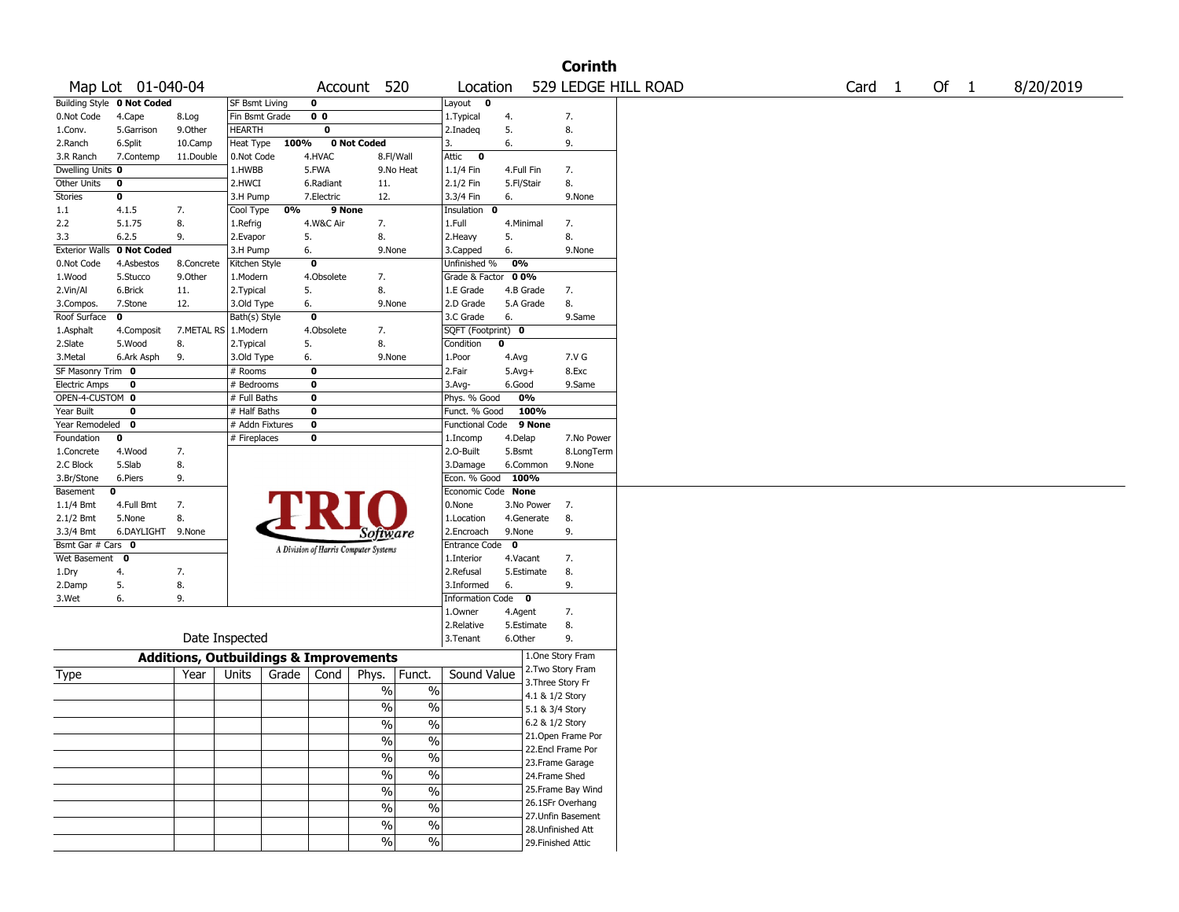# Corinth

Map Lot 01-040-04 | Account 520 | Location 529 LEDGE HILL ROAD | Card 1 Of 1 | 8/20/2019

| Building Style | 0 Not Coded | | SF Bsmt Living | 0 | | Layout 0 | | |
|---|---|---|---|---|---|---|---|---|
| 0.Not Code | 4.Cape | 8.Log | Fin Bsmt Grade | 0 0 | | 1.Typical | 4. | 7. |
| 1.Conv. | 5.Garrison | 9.Other | HEARTH | 0 | | 2.Inadeq | 5. | 8. |
| 2.Ranch | 6.Split | 10.Camp | Heat Type 100% | 0 Not Coded | | 3. | 6. | 9. |
| 3.R Ranch | 7.Contemp | 11.Double | 0.Not Code | 4.HVAC | 8.Fl/Wall | Attic 0 | | |
| Dwelling Units 0 | | | 1.HWBB | 5.FWA | 9.No Heat | 1.1/4 Fin | 4.Full Fin | 7. |
| Other Units | 0 | | 2.HWCI | 6.Radiant | 11. | 2.1/2 Fin | 5.Fl/Stair | 8. |
| Stories | 0 | | 3.H Pump | 7.Electric | 12. | 3.3/4 Fin | 6. | 9.None |
| 1.1 | 4.1.5 | 7. | Cool Type 0% | 9 None | | Insulation 0 | | |
| 2.2 | 5.1.75 | 8. | 1.Refrig | 4.W&C Air | 7. | 1.Full | 4.Minimal | 7. |
| 3.3 | 6.2.5 | 9. | 2.Evapor | 5. | 8. | 2.Heavy | 5. | 8. |
| Exterior Walls | 0 Not Coded | | 3.H Pump | 6. | 9.None | 3.Capped | 6. | 9.None |
| 0.Not Code | 4.Asbestos | 8.Concrete | Kitchen Style | 0 | | Unfinished % | 0% | |
| 1.Wood | 5.Stucco | 9.Other | 1.Modern | 4.Obsolete | 7. | Grade & Factor | 0 0% | |
| 2.Vin/Al | 6.Brick | 11. | 2.Typical | 5. | 8. | 1.E Grade | 4.B Grade | 7. |
| 3.Compos. | 7.Stone | 12. | 3.Old Type | 6. | 9.None | 2.D Grade | 5.A Grade | 8. |
| Roof Surface | 0 | | Bath(s) Style | 0 | | 3.C Grade | 6. | 9.Same |
| 1.Asphalt | 4.Composit | 7.METAL RS | 1.Modern | 4.Obsolete | 7. | SQFT (Footprint) 0 | | |
| 2.Slate | 5.Wood | 8. | 2.Typical | 5. | 8. | Condition | 0 | |
| 3.Metal | 6.Ark Asph | 9. | 3.Old Type | 6. | 9.None | 1.Poor | 4.Avg | 7.V G |
| SF Masonry Trim | 0 | | # Rooms | 0 | | 2.Fair | 5.Avg+ | 8.Exc |
| Electric Amps | 0 | | # Bedrooms | 0 | | 3.Avg- | 6.Good | 9.Same |
| OPEN-4-CUSTOM | 0 | | # Full Baths | 0 | | Phys. % Good | 0% | |
| Year Built | 0 | | # Half Baths | 0 | | Funct. % Good | 100% | |
| Year Remodeled | 0 | | # Addn Fixtures | 0 | | Functional Code | 9 None | |
| Foundation | 0 | | # Fireplaces | 0 | | 1.Incomp | 4.Delap | 7.No Power |
| 1.Concrete | 4.Wood | 7. | | | | 2.O-Built | 5.Bsmt | 8.LongTerm |
| 2.C Block | 5.Slab | 8. | | | | 3.Damage | 6.Common | 9.None |
| 3.Br/Stone | 6.Piers | 9. | | | | Econ. % Good | 100% | |
| Basement | 0 | | | | | Economic Code | None | |
| 1.1/4 Bmt | 4.Full Bmt | 7. | | | | 0.None | 3.No Power | 7. |
| 2.1/2 Bmt | 5.None | 8. | | | | 1.Location | 4.Generate | 8. |
| 3.3/4 Bmt | 6.DAYLIGHT | 9.None | | | | 2.Encroach | 9.None | 9. |
| Bsmt Gar # Cars | 0 | | | | | Entrance Code | 0 | |
| Wet Basement | 0 | | | | | 1.Interior | 4.Vacant | 7. |
| 1.Dry | 4. | 7. | | | | 2.Refusal | 5.Estimate | 8. |
| 2.Damp | 5. | 8. | | | | 3.Informed | 6. | 9. |
| 3.Wet | 6. | 9. | | | | Information Code | 0 | |
| | | | | | | 1.Owner | 4.Agent | 7. |
| | | | | | | 2.Relative | 5.Estimate | 8. |
| | Date Inspected | | | | | 3.Tenant | 6.Other | 9. |

TRIO Software — A Division of Harris Computer Systems

## Additions, Outbuildings & Improvements

| Type | Year | Units | Grade | Cond | Phys. | Funct. | Sound Value |
|---|---|---|---|---|---|---|---|
| | | | | | % | % | |
| | | | | | % | % | |
| | | | | | % | % | |
| | | | | | % | % | |
| | | | | | % | % | |
| | | | | | % | % | |
| | | | | | % | % | |
| | | | | | % | % | |
| | | | | | % | % | |
| | | | | | % | % | |

1.One Story Fram
2.Two Story Fram
3.Three Story Fr
4.1 & 1/2 Story
5.1 & 3/4 Story
6.2 & 1/2 Story
21.Open Frame Por
22.Encl Frame Por
23.Frame Garage
24.Frame Shed
25.Frame Bay Wind
26.1SFr Overhang
27.Unfin Basement
28.Unfinished Att
29.Finished Attic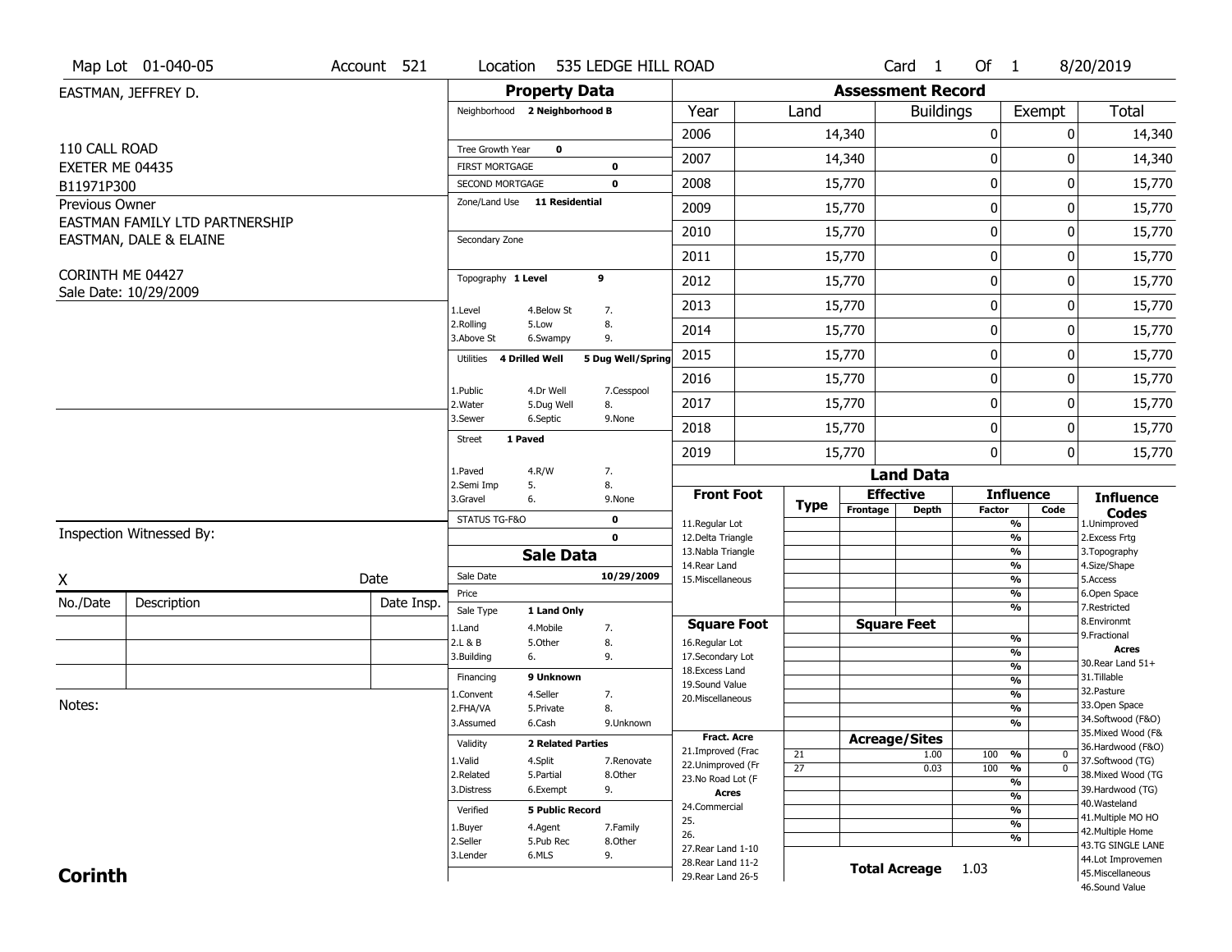Map Lot 01-040-05 | Account 521 | Location 535 LEDGE HILL ROAD | Card 1 Of 1 | 8/20/2019

EASTMAN, JEFFREY D.

110 CALL ROAD
EXETER ME 04435
B11971P300

Previous Owner
EASTMAN FAMILY LTD PARTNERSHIP
EASTMAN, DALE & ELAINE

CORINTH ME 04427
Sale Date: 10/29/2009

## Property Data

Neighborhood **2 Neighborhood B**

Tree Growth Year **0**
FIRST MORTGAGE **0**
SECOND MORTGAGE **0**
Zone/Land Use **11 Residential**

Secondary Zone

Topography **1 Level** **9**

1.Level 4.Below St 7.
2.Rolling 5.Low 8.
3.Above St 6.Swampy 9.

Utilities **4 Drilled Well** **5 Dug Well/Spring**

1.Public 4.Dr Well 7.Cesspool
2.Water 5.Dug Well 8.
3.Sewer 6.Septic 9.None

Street **1 Paved**

1.Paved 4.R/W 7.
2.Semi Imp 5. 8.
3.Gravel 6. 9.None

STATUS TG-F&O **0**
**0**

## Sale Data

Sale Date **10/29/2009**
Price
Sale Type **1 Land Only**

1.Land 4.Mobile 7.
2.L & B 5.Other 8.
3.Building 6. 9.

Financing **9 Unknown**

1.Convent 4.Seller 7.
2.FHA/VA 5.Private 8.
3.Assumed 6.Cash 9.Unknown

Validity **2 Related Parties**

1.Valid 4.Split 7.Renovate
2.Related 5.Partial 8.Other
3.Distress 6.Exempt 9.

Verified **5 Public Record**

1.Buyer 4.Agent 7.Family
2.Seller 5.Pub Rec 8.Other
3.Lender 6.MLS 9.

## Assessment Record

| Year | Land | Buildings | Exempt | Total |
|---|---|---|---|---|
| 2006 | 14,340 | 0 | 0 | 14,340 |
| 2007 | 14,340 | 0 | 0 | 14,340 |
| 2008 | 15,770 | 0 | 0 | 15,770 |
| 2009 | 15,770 | 0 | 0 | 15,770 |
| 2010 | 15,770 | 0 | 0 | 15,770 |
| 2011 | 15,770 | 0 | 0 | 15,770 |
| 2012 | 15,770 | 0 | 0 | 15,770 |
| 2013 | 15,770 | 0 | 0 | 15,770 |
| 2014 | 15,770 | 0 | 0 | 15,770 |
| 2015 | 15,770 | 0 | 0 | 15,770 |
| 2016 | 15,770 | 0 | 0 | 15,770 |
| 2017 | 15,770 | 0 | 0 | 15,770 |
| 2018 | 15,770 | 0 | 0 | 15,770 |
| 2019 | 15,770 | 0 | 0 | 15,770 |

## Land Data

| Front Foot | Type | Effective Frontage | Effective Depth | Influence Factor | Influence Code |
|---|---|---|---|---|---|
| 11.Regular Lot | | | | % | |
| 12.Delta Triangle | | | | % | |
| 13.Nabla Triangle | | | | % | |
| 14.Rear Land | | | | % | |
| 15.Miscellaneous | | | | % | |
| | | | | % | |
| | | | | % | |
| **Square Foot** | | **Square Feet** | | | |
| 16.Regular Lot | | | | % | |
| 17.Secondary Lot | | | | % | |
| 18.Excess Land | | | | % | |
| 19.Sound Value | | | | % | |
| 20.Miscellaneous | | | | % | |
| | | | | % | |
| | | | | % | |
| **Fract. Acre** | | **Acreage/Sites** | | | |
| 21.Improved (Frac | 21 | | 1.00 | 100 % | 0 |
| 22.Unimproved (Fr | 27 | | 0.03 | 100 % | 0 |
| 23.No Road Lot (F | | | | % | |
| **Acres** | | | | % | |
| 24.Commercial | | | | % | |
| 25. | | | | % | |
| 26. | | | | % | |
| 27.Rear Land 1-10 | | | | | |
| 28.Rear Land 11-2 | | | | | |
| 29.Rear Land 26-5 | | | | | |

**Total Acreage** 1.03

**Influence Codes**
1.Unimproved
2.Excess Frtg
3.Topography
4.Size/Shape
5.Access
6.Open Space
7.Restricted
8.Environmt
9.Fractional

**Acres**
30.Rear Land 51+
31.Tillable
32.Pasture
33.Open Space
34.Softwood (F&O)
35.Mixed Wood (F&
36.Hardwood (F&O)
37.Softwood (TG)
38.Mixed Wood (TG
39.Hardwood (TG)
40.Wasteland
41.Multiple MO HO
42.Multiple Home
43.TG SINGLE LANE
44.Lot Improvemen
45.Miscellaneous
46.Sound Value

Inspection Witnessed By:

X &nbsp;&nbsp;&nbsp;&nbsp; Date

| No./Date | Description | Date Insp. |
|---|---|---|
| | | |
| | | |
| | | |

Notes:

**Corinth**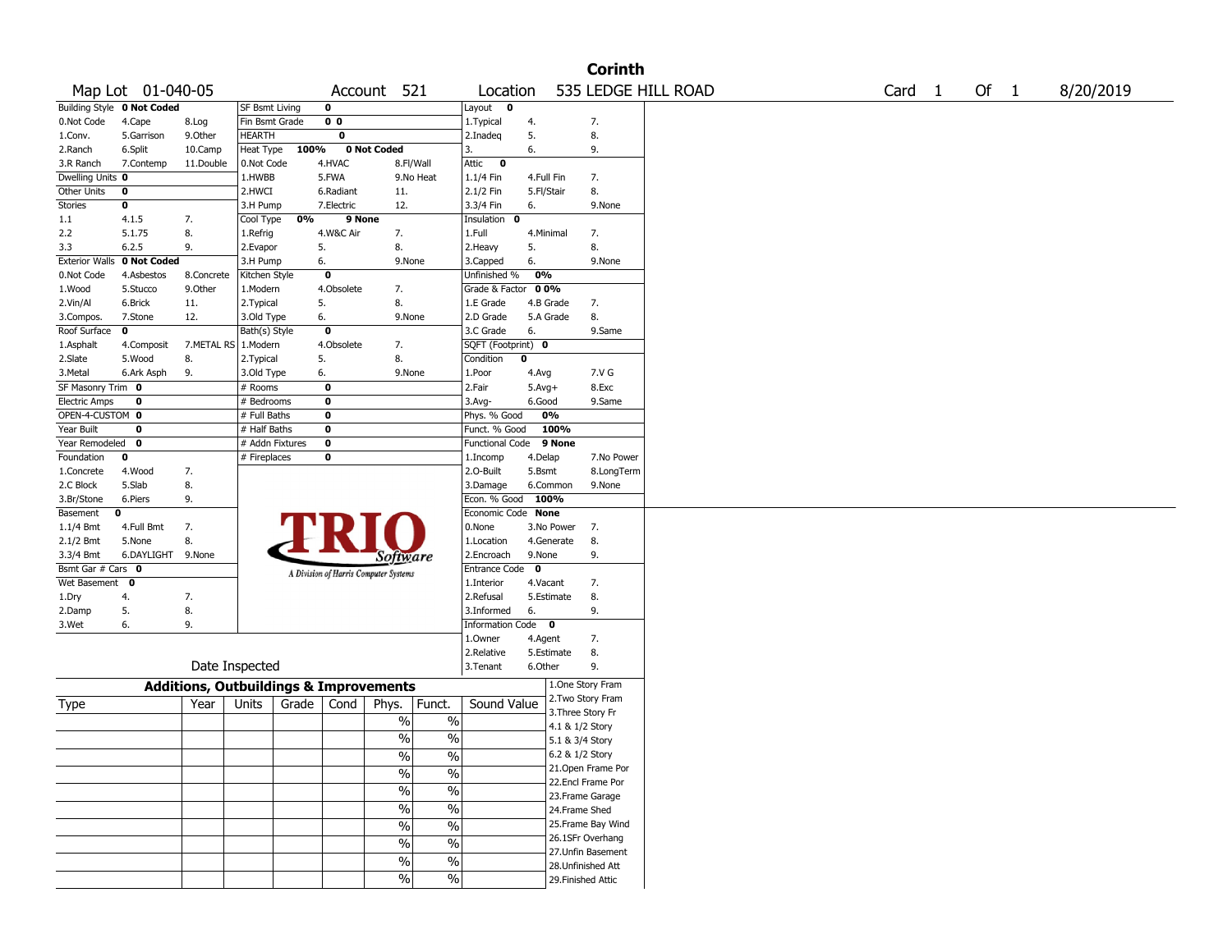# Corinth

Map Lot 01-040-05 | Account 521 | Location 535 LEDGE HILL ROAD | Card 1 Of 1 | 8/20/2019

| Building Style | 0 Not Coded | | SF Bsmt Living | 0 | | Layout | 0 | |
|---|---|---|---|---|---|---|---|---|
| 0.Not Code | 4.Cape | 8.Log | Fin Bsmt Grade | 0 0 | | 1.Typical | 4. | 7. |
| 1.Conv. | 5.Garrison | 9.Other | HEARTH | 0 | | 2.Inadeq | 5. | 8. |
| 2.Ranch | 6.Split | 10.Camp | Heat Type 100% | 0 Not Coded | | 3. | 6. | 9. |
| 3.R Ranch | 7.Contemp | 11.Double | 0.Not Code | 4.HVAC | 8.Fl/Wall | Attic | 0 | |
| Dwelling Units | 0 | | 1.HWBB | 5.FWA | 9.No Heat | 1.1/4 Fin | 4.Full Fin | 7. |
| Other Units | 0 | | 2.HWCI | 6.Radiant | 11. | 2.1/2 Fin | 5.Fl/Stair | 8. |
| Stories | 0 | | 3.H Pump | 7.Electric | 12. | 3.3/4 Fin | 6. | 9.None |
| 1.1 | 4.1.5 | 7. | Cool Type 0% | 9 None | | Insulation | 0 | |
| 2.2 | 5.1.75 | 8. | 1.Refrig | 4.W&C Air | 7. | 1.Full | 4.Minimal | 7. |
| 3.3 | 6.2.5 | 9. | 2.Evapor | 5. | 8. | 2.Heavy | 5. | 8. |
| Exterior Walls | 0 Not Coded | | 3.H Pump | 6. | 9.None | 3.Capped | 6. | 9.None |
| 0.Not Code | 4.Asbestos | 8.Concrete | Kitchen Style | 0 | | Unfinished % | 0% | |
| 1.Wood | 5.Stucco | 9.Other | 1.Modern | 4.Obsolete | 7. | Grade & Factor | 0 0% | |
| 2.Vin/Al | 6.Brick | 11. | 2.Typical | 5. | 8. | 1.E Grade | 4.B Grade | 7. |
| 3.Compos. | 7.Stone | 12. | 3.Old Type | 6. | 9.None | 2.D Grade | 5.A Grade | 8. |
| Roof Surface | 0 | | Bath(s) Style | 0 | | 3.C Grade | 6. | 9.Same |
| 1.Asphalt | 4.Composit | 7.METAL RS | 1.Modern | 4.Obsolete | 7. | SQFT (Footprint) | 0 | |
| 2.Slate | 5.Wood | 8. | 2.Typical | 5. | 8. | Condition | 0 | |
| 3.Metal | 6.Ark Asph | 9. | 3.Old Type | 6. | 9.None | 1.Poor | 4.Avg | 7.V G |
| SF Masonry Trim | 0 | | # Rooms | 0 | | 2.Fair | 5.Avg+ | 8.Exc |
| Electric Amps | 0 | | # Bedrooms | 0 | | 3.Avg- | 6.Good | 9.Same |
| OPEN-4-CUSTOM | 0 | | # Full Baths | 0 | | Phys. % Good | 0% | |
| Year Built | 0 | | # Half Baths | 0 | | Funct. % Good | 100% | |
| Year Remodeled | 0 | | # Addn Fixtures | 0 | | Functional Code | 9 None | |
| Foundation | 0 | | # Fireplaces | 0 | | 1.Incomp | 4.Delap | 7.No Power |
| 1.Concrete | 4.Wood | 7. | | | | 2.O-Built | 5.Bsmt | 8.LongTerm |
| 2.C Block | 5.Slab | 8. | | | | 3.Damage | 6.Common | 9.None |
| 3.Br/Stone | 6.Piers | 9. | | | | Econ. % Good | 100% | |
| Basement | 0 | | | | | Economic Code | None | |
| 1.1/4 Bmt | 4.Full Bmt | 7. | | | | 0.None | 3.No Power | 7. |
| 2.1/2 Bmt | 5.None | 8. | | | | 1.Location | 4.Generate | 8. |
| 3.3/4 Bmt | 6.DAYLIGHT | 9.None | | | | 2.Encroach | 9.None | 9. |
| Bsmt Gar # Cars | 0 | | | | | Entrance Code | 0 | |
| Wet Basement | 0 | | | | | 1.Interior | 4.Vacant | 7. |
| 1.Dry | 4. | 7. | | | | 2.Refusal | 5.Estimate | 8. |
| 2.Damp | 5. | 8. | | | | 3.Informed | 6. | 9. |
| 3.Wet | 6. | 9. | | | | Information Code | 0 | |
| | | | | | | 1.Owner | 4.Agent | 7. |
| | | | | | | 2.Relative | 5.Estimate | 8. |
| Date Inspected | | | | | | 3.Tenant | 6.Other | 9. |

TRIO Software — A Division of Harris Computer Systems

## Additions, Outbuildings & Improvements

| Type | Year | Units | Grade | Cond | Phys. | Funct. | Sound Value |
|---|---|---|---|---|---|---|---|
| | | | | | % | % | |
| | | | | | % | % | |
| | | | | | % | % | |
| | | | | | % | % | |
| | | | | | % | % | |
| | | | | | % | % | |
| | | | | | % | % | |
| | | | | | % | % | |
| | | | | | % | % | |
| | | | | | % | % | |

1.One Story Fram
2.Two Story Fram
3.Three Story Fr
4.1 & 1/2 Story
5.1 & 3/4 Story
6.2 & 1/2 Story
21.Open Frame Por
22.Encl Frame Por
23.Frame Garage
24.Frame Shed
25.Frame Bay Wind
26.1SFr Overhang
27.Unfin Basement
28.Unfinished Att
29.Finished Attic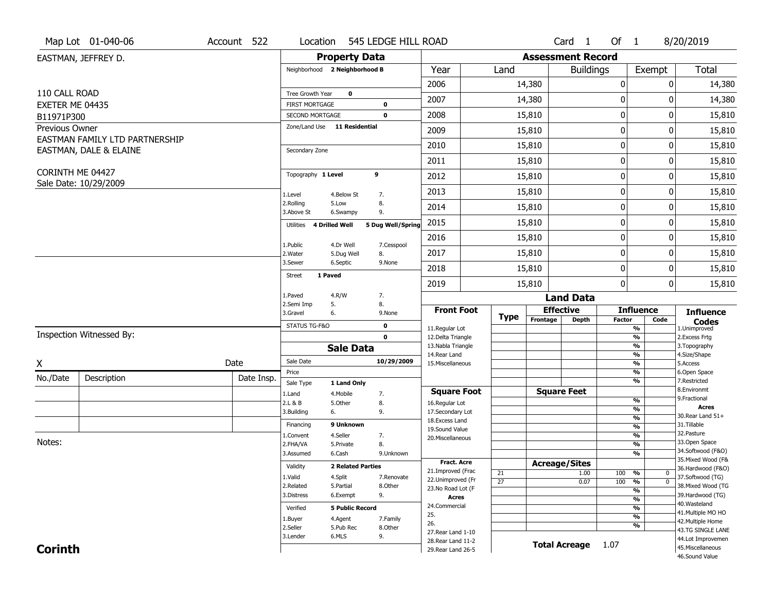Map Lot 01-040-06 | Account 522 | Location 545 LEDGE HILL ROAD | Card 1 Of 1 | 8/20/2019

EASTMAN, JEFFREY D.

110 CALL ROAD
EXETER ME 04435
B11971P300

Previous Owner
EASTMAN FAMILY LTD PARTNERSHIP
EASTMAN, DALE & ELAINE

CORINTH ME 04427
Sale Date: 10/29/2009

## Property Data

Neighborhood **2 Neighborhood B**

Tree Growth Year **0**
FIRST MORTGAGE **0**
SECOND MORTGAGE **0**
Zone/Land Use **11 Residential**

Secondary Zone

Topography **1 Level** **9**

1.Level 4.Below St 7.
2.Rolling 5.Low 8.
3.Above St 6.Swampy 9.

Utilities **4 Drilled Well** **5 Dug Well/Spring**

1.Public 4.Dr Well 7.Cesspool
2.Water 5.Dug Well 8.
3.Sewer 6.Septic 9.None

Street **1 Paved**

1.Paved 4.R/W 7.
2.Semi Imp 5. 8.
3.Gravel 6. 9.None

STATUS TG-F&O **0**
**0**

## Sale Data

Sale Date **10/29/2009**
Price
Sale Type **1 Land Only**

1.Land 4.Mobile 7.
2.L & B 5.Other 8.
3.Building 6. 9.

Financing **9 Unknown**

1.Convent 4.Seller 7.
2.FHA/VA 5.Private 8.
3.Assumed 6.Cash 9.Unknown

Validity **2 Related Parties**

1.Valid 4.Split 7.Renovate
2.Related 5.Partial 8.Other
3.Distress 6.Exempt 9.

Verified **5 Public Record**

1.Buyer 4.Agent 7.Family
2.Seller 5.Pub Rec 8.Other
3.Lender 6.MLS 9.

## Assessment Record

| Year | Land | Buildings | Exempt | Total |
|---|---|---|---|---|
| 2006 | 14,380 | 0 | 0 | 14,380 |
| 2007 | 14,380 | 0 | 0 | 14,380 |
| 2008 | 15,810 | 0 | 0 | 15,810 |
| 2009 | 15,810 | 0 | 0 | 15,810 |
| 2010 | 15,810 | 0 | 0 | 15,810 |
| 2011 | 15,810 | 0 | 0 | 15,810 |
| 2012 | 15,810 | 0 | 0 | 15,810 |
| 2013 | 15,810 | 0 | 0 | 15,810 |
| 2014 | 15,810 | 0 | 0 | 15,810 |
| 2015 | 15,810 | 0 | 0 | 15,810 |
| 2016 | 15,810 | 0 | 0 | 15,810 |
| 2017 | 15,810 | 0 | 0 | 15,810 |
| 2018 | 15,810 | 0 | 0 | 15,810 |
| 2019 | 15,810 | 0 | 0 | 15,810 |

## Land Data

| Front Foot | Type | Effective Frontage | Effective Depth | Influence Factor | Influence Code |
|---|---|---|---|---|---|
| 11.Regular Lot | | | | % | |
| 12.Delta Triangle | | | | % | |
| 13.Nabla Triangle | | | | % | |
| 14.Rear Land | | | | % | |
| 15.Miscellaneous | | | | % | |
| | | | | % | |
| | | | | % | |
| **Square Foot** | | **Square Feet** | | | |
| 16.Regular Lot | | | | % | |
| 17.Secondary Lot | | | | % | |
| 18.Excess Land | | | | % | |
| 19.Sound Value | | | | % | |
| 20.Miscellaneous | | | | % | |
| | | | | % | |
| | | | | % | |
| **Fract. Acre** | | **Acreage/Sites** | | | |
| 21.Improved (Frac | 21 | | 1.00 | 100 % | 0 |
| 22.Unimproved (Fr | 27 | | 0.07 | 100 % | 0 |
| 23.No Road Lot (F | | | | % | |
| **Acres** | | | | % | |
| 24.Commercial | | | | % | |
| 25. | | | | % | |
| 26. | | | | % | |
| 27.Rear Land 1-10 | | | | | |
| 28.Rear Land 11-2 | | | | | |
| 29.Rear Land 26-5 | | | | | |

**Total Acreage** 1.07

**Influence Codes**
1.Unimproved
2.Excess Frtg
3.Topography
4.Size/Shape
5.Access
6.Open Space
7.Restricted
8.Environmt
9.Fractional

**Acres**
30.Rear Land 51+
31.Tillable
32.Pasture
33.Open Space
34.Softwood (F&O)
35.Mixed Wood (F&
36.Hardwood (F&O)
37.Softwood (TG)
38.Mixed Wood (TG
39.Hardwood (TG)
40.Wasteland
41.Multiple MO HO
42.Multiple Home
43.TG SINGLE LANE
44.Lot Improvemen
45.Miscellaneous
46.Sound Value

Inspection Witnessed By:

X Date

| No./Date | Description | Date Insp. |
|---|---|---|
| | | |
| | | |
| | | |

Notes:

**Corinth**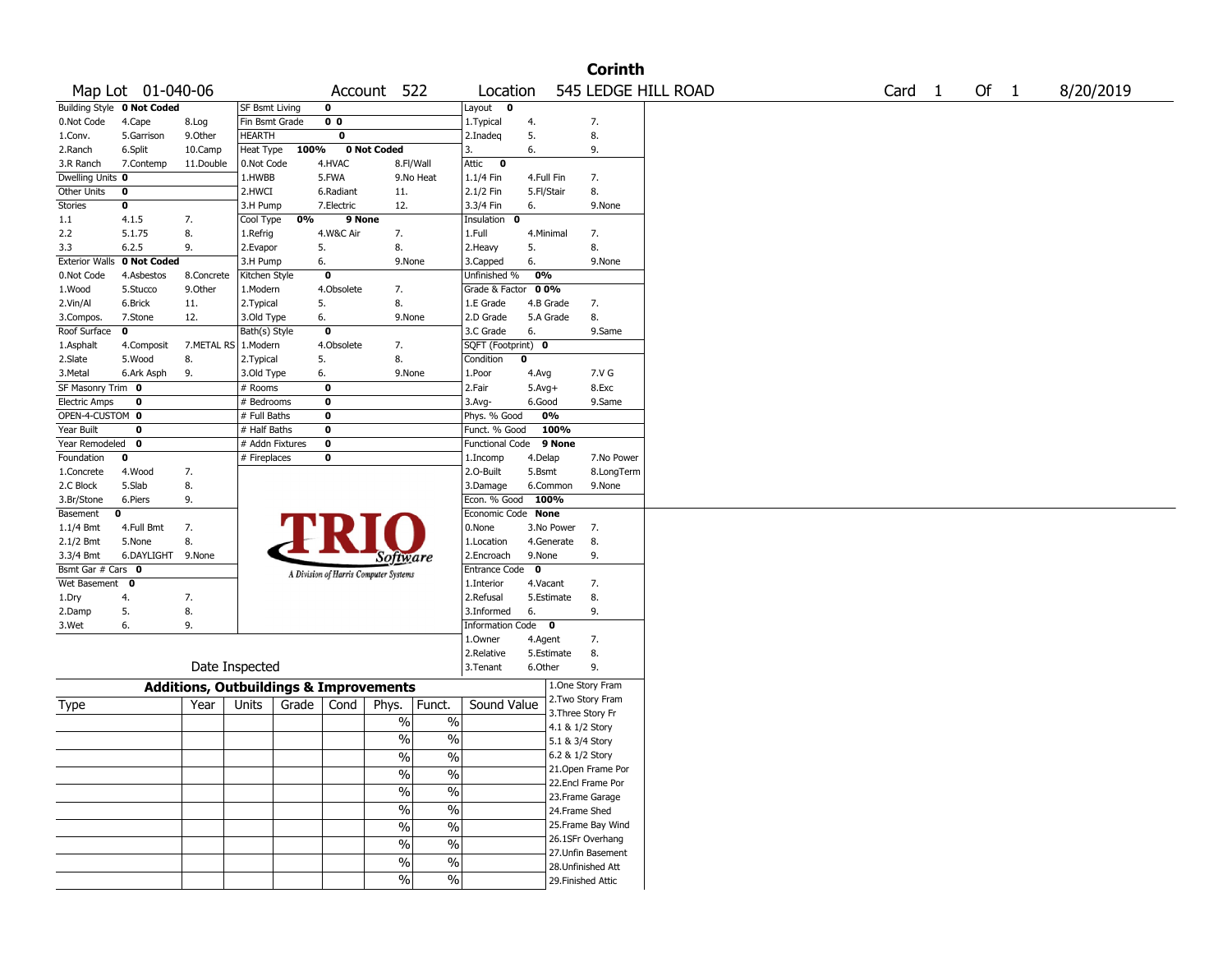# Corinth

Map Lot 01-040-06 | Account 522 | Location 545 LEDGE HILL ROAD | Card 1 Of 1 | 8/20/2019

| | | |
|---|---|---|
| Building Style **0 Not Coded** | | |
| 0.Not Code | 4.Cape | 8.Log |
| 1.Conv. | 5.Garrison | 9.Other |
| 2.Ranch | 6.Split | 10.Camp |
| 3.R Ranch | 7.Contemp | 11.Double |
| Dwelling Units **0** | | |
| Other Units **0** | | |
| Stories **0** | | |
| 1.1 | 4.1.5 | 7. |
| 2.2 | 5.1.75 | 8. |
| 3.3 | 6.2.5 | 9. |
| Exterior Walls **0 Not Coded** | | |
| 0.Not Code | 4.Asbestos | 8.Concrete |
| 1.Wood | 5.Stucco | 9.Other |
| 2.Vin/Al | 6.Brick | 11. |
| 3.Compos. | 7.Stone | 12. |
| Roof Surface **0** | | |
| 1.Asphalt | 4.Composit | 7.METAL RS |
| 2.Slate | 5.Wood | 8. |
| 3.Metal | 6.Ark Asph | 9. |
| SF Masonry Trim **0** | | |
| Electric Amps **0** | | |
| OPEN-4-CUSTOM **0** | | |
| Year Built **0** | | |
| Year Remodeled **0** | | |
| Foundation **0** | | |
| 1.Concrete | 4.Wood | 7. |
| 2.C Block | 5.Slab | 8. |
| 3.Br/Stone | 6.Piers | 9. |
| Basement **0** | | |
| 1.1/4 Bmt | 4.Full Bmt | 7. |
| 2.1/2 Bmt | 5.None | 8. |
| 3.3/4 Bmt | 6.DAYLIGHT | 9.None |
| Bsmt Gar # Cars **0** | | |
| Wet Basement **0** | | |
| 1.Dry | 4. | 7. |
| 2.Damp | 5. | 8. |
| 3.Wet | 6. | 9. |

| | | |
|---|---|---|
| SF Bsmt Living **0** | | |
| Fin Bsmt Grade **0 0** | | |
| HEARTH **0** | | |
| Heat Type **100%** | **0 Not Coded** | |
| 0.Not Code | 4.HVAC | 8.Fl/Wall |
| 1.HWBB | 5.FWA | 9.No Heat |
| 2.HWCI | 6.Radiant | 11. |
| 3.H Pump | 7.Electric | 12. |
| Cool Type **0%** | **9 None** | |
| 1.Refrig | 4.W&C Air | 7. |
| 2.Evapor | 5. | 8. |
| 3.H Pump | 6. | 9.None |
| Kitchen Style **0** | | |
| 1.Modern | 4.Obsolete | 7. |
| 2.Typical | 5. | 8. |
| 3.Old Type | 6. | 9.None |
| Bath(s) Style **0** | | |
| 1.Modern | 4.Obsolete | 7. |
| 2.Typical | 5. | 8. |
| 3.Old Type | 6. | 9.None |
| # Rooms **0** | | |
| # Bedrooms **0** | | |
| # Full Baths **0** | | |
| # Half Baths **0** | | |
| # Addn Fixtures **0** | | |
| # Fireplaces **0** | | |

| | | |
|---|---|---|
| Layout **0** | | |
| 1.Typical | 4. | 7. |
| 2.Inadeq | 5. | 8. |
| 3. | 6. | 9. |
| Attic **0** | | |
| 1.1/4 Fin | 4.Full Fin | 7. |
| 2.1/2 Fin | 5.Fl/Stair | 8. |
| 3.3/4 Fin | 6. | 9.None |
| Insulation **0** | | |
| 1.Full | 4.Minimal | 7. |
| 2.Heavy | 5. | 8. |
| 3.Capped | 6. | 9.None |
| Unfinished % **0%** | | |
| Grade & Factor **0 0%** | | |
| 1.E Grade | 4.B Grade | 7. |
| 2.D Grade | 5.A Grade | 8. |
| 3.C Grade | 6. | 9.Same |
| SQFT (Footprint) **0** | | |
| Condition **0** | | |
| 1.Poor | 4.Avg | 7.V G |
| 2.Fair | 5.Avg+ | 8.Exc |
| 3.Avg- | 6.Good | 9.Same |
| Phys. % Good **0%** | | |
| Funct. % Good **100%** | | |
| Functional Code **9 None** | | |
| 1.Incomp | 4.Delap | 7.No Power |
| 2.O-Built | 5.Bsmt | 8.LongTerm |
| 3.Damage | 6.Common | 9.None |
| Econ. % Good **100%** | | |
| Economic Code **None** | | |
| 0.None | 3.No Power | 7. |
| 1.Location | 4.Generate | 8. |
| 2.Encroach | 9.None | 9. |
| Entrance Code **0** | | |
| 1.Interior | 4.Vacant | 7. |
| 2.Refusal | 5.Estimate | 8. |
| 3.Informed | 6. | 9. |
| Information Code **0** | | |
| 1.Owner | 4.Agent | 7. |
| 2.Relative | 5.Estimate | 8. |
| 3.Tenant | 6.Other | 9. |

TRIO Software — A Division of Harris Computer Systems

Date Inspected

## Additions, Outbuildings & Improvements

| Type | Year | Units | Grade | Cond | Phys. | Funct. | Sound Value |
|---|---|---|---|---|---|---|---|
| | | | | | % | % | |
| | | | | | % | % | |
| | | | | | % | % | |
| | | | | | % | % | |
| | | | | | % | % | |
| | | | | | % | % | |
| | | | | | % | % | |
| | | | | | % | % | |
| | | | | | % | % | |
| | | | | | % | % | |

1.One Story Fram
2.Two Story Fram
3.Three Story Fr
4.1 & 1/2 Story
5.1 & 3/4 Story
6.2 & 1/2 Story
21.Open Frame Por
22.Encl Frame Por
23.Frame Garage
24.Frame Shed
25.Frame Bay Wind
26.1SFr Overhang
27.Unfin Basement
28.Unfinished Att
29.Finished Attic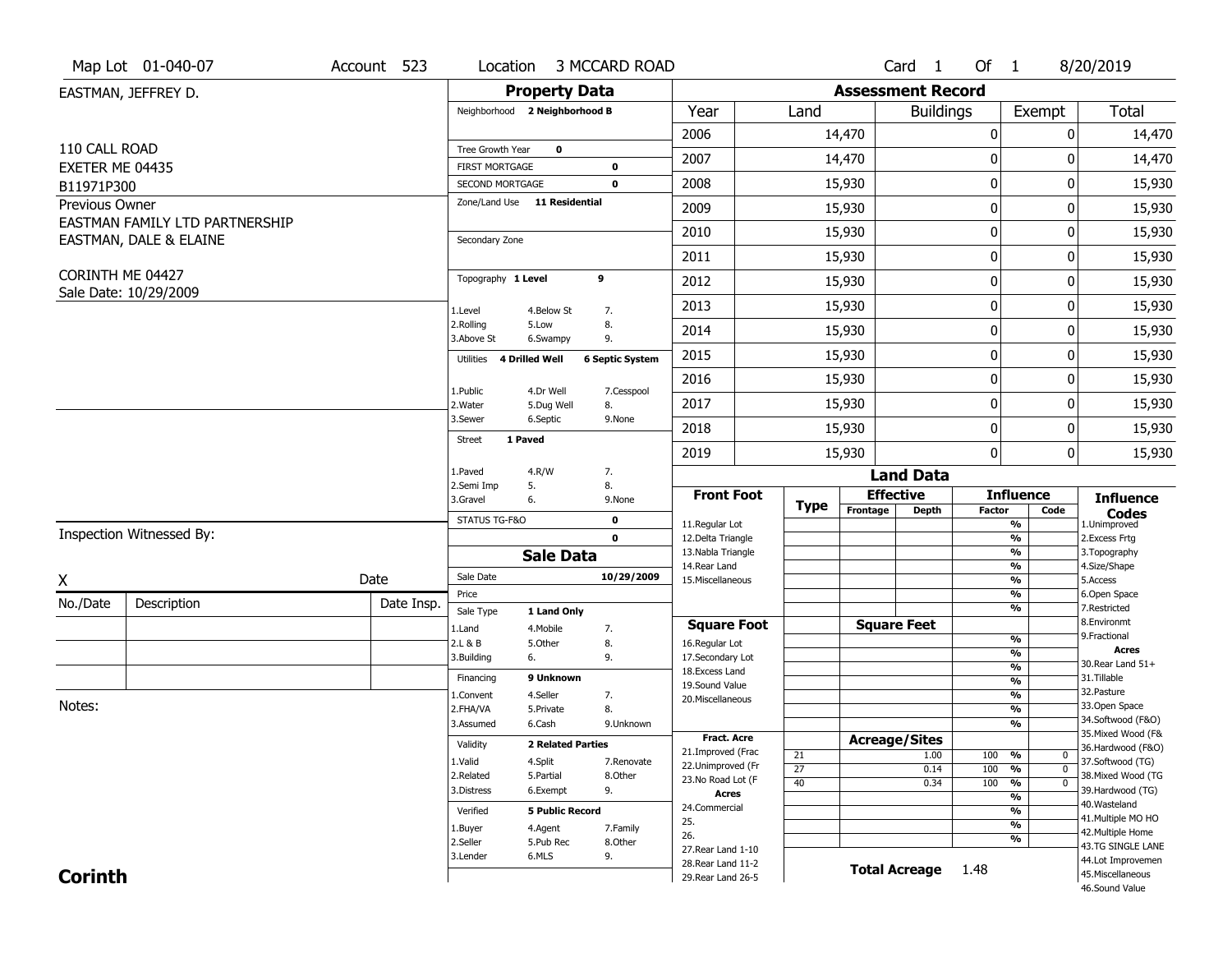Map Lot 01-040-07 | Account 523 | Location 3 MCCARD ROAD | Card 1 Of 1 | 8/20/2019

EASTMAN, JEFFREY D.

110 CALL ROAD
EXETER ME 04435
B11971P300

Previous Owner
EASTMAN FAMILY LTD PARTNERSHIP
EASTMAN, DALE & ELAINE

CORINTH ME 04427
Sale Date: 10/29/2009

## Property Data

Neighborhood **2 Neighborhood B**

Tree Growth Year **0**
FIRST MORTGAGE **0**
SECOND MORTGAGE **0**
Zone/Land Use **11 Residential**

Secondary Zone

Topography **1 Level** **9**

1.Level 4.Below St 7.
2.Rolling 5.Low 8.
3.Above St 6.Swampy 9.

Utilities **4 Drilled Well** **6 Septic System**

1.Public 4.Dr Well 7.Cesspool
2.Water 5.Dug Well 8.
3.Sewer 6.Septic 9.None

Street **1 Paved**

1.Paved 4.R/W 7.
2.Semi Imp 5. 8.
3.Gravel 6. 9.None

STATUS TG-F&O **0**
**0**

## Sale Data

Sale Date **10/29/2009**
Price
Sale Type **1 Land Only**

1.Land 4.Mobile 7.
2.L & B 5.Other 8.
3.Building 6. 9.

Financing **9 Unknown**

1.Convent 4.Seller 7.
2.FHA/VA 5.Private 8.
3.Assumed 6.Cash 9.Unknown

Validity **2 Related Parties**

1.Valid 4.Split 7.Renovate
2.Related 5.Partial 8.Other
3.Distress 6.Exempt 9.

Verified **5 Public Record**

1.Buyer 4.Agent 7.Family
2.Seller 5.Pub Rec 8.Other
3.Lender 6.MLS 9.

## Assessment Record

| Year | Land | Buildings | Exempt | Total |
|---|---|---|---|---|
| 2006 | 14,470 | 0 | 0 | 14,470 |
| 2007 | 14,470 | 0 | 0 | 14,470 |
| 2008 | 15,930 | 0 | 0 | 15,930 |
| 2009 | 15,930 | 0 | 0 | 15,930 |
| 2010 | 15,930 | 0 | 0 | 15,930 |
| 2011 | 15,930 | 0 | 0 | 15,930 |
| 2012 | 15,930 | 0 | 0 | 15,930 |
| 2013 | 15,930 | 0 | 0 | 15,930 |
| 2014 | 15,930 | 0 | 0 | 15,930 |
| 2015 | 15,930 | 0 | 0 | 15,930 |
| 2016 | 15,930 | 0 | 0 | 15,930 |
| 2017 | 15,930 | 0 | 0 | 15,930 |
| 2018 | 15,930 | 0 | 0 | 15,930 |
| 2019 | 15,930 | 0 | 0 | 15,930 |

## Land Data

| Front Foot | Type | Effective Frontage | Effective Depth | Influence Factor | Influence Code |
|---|---|---|---|---|---|
| 11.Regular Lot | | | | % | |
| 12.Delta Triangle | | | | % | |
| 13.Nabla Triangle | | | | % | |
| 14.Rear Land | | | | % | |
| 15.Miscellaneous | | | | % | |
| | | | | % | |
| | | | | % | |
| **Square Foot** | | **Square Feet** | | | |
| 16.Regular Lot | | | | % | |
| 17.Secondary Lot | | | | % | |
| 18.Excess Land | | | | % | |
| 19.Sound Value | | | | % | |
| 20.Miscellaneous | | | | % | |
| | | | | % | |
| | | | | % | |
| **Fract. Acre** | | **Acreage/Sites** | | | |
| 21.Improved (Frac | 21 | | 1.00 | 100 % | 0 |
| 22.Unimproved (Fr | 27 | | 0.14 | 100 % | 0 |
| 23.No Road Lot (F | 40 | | 0.34 | 100 % | 0 |
| **Acres** | | | | % | |
| 24.Commercial | | | | % | |
| 25. | | | | % | |
| 26. | | | | % | |
| 27.Rear Land 1-10 | | | | | |
| 28.Rear Land 11-2 | | | | | |
| 29.Rear Land 26-5 | | | | | |

**Total Acreage** 1.48

**Influence Codes**
1.Unimproved
2.Excess Frtg
3.Topography
4.Size/Shape
5.Access
6.Open Space
7.Restricted
8.Environmt
9.Fractional

**Acres**
30.Rear Land 51+
31.Tillable
32.Pasture
33.Open Space
34.Softwood (F&O)
35.Mixed Wood (F&
36.Hardwood (F&O)
37.Softwood (TG)
38.Mixed Wood (TG
39.Hardwood (TG)
40.Wasteland
41.Multiple MO HO
42.Multiple Home
43.TG SINGLE LANE
44.Lot Improvemen
45.Miscellaneous
46.Sound Value

Inspection Witnessed By:

X ______________________ Date

| No./Date | Description | Date Insp. |
|---|---|---|
| | | |
| | | |
| | | |

Notes:

**Corinth**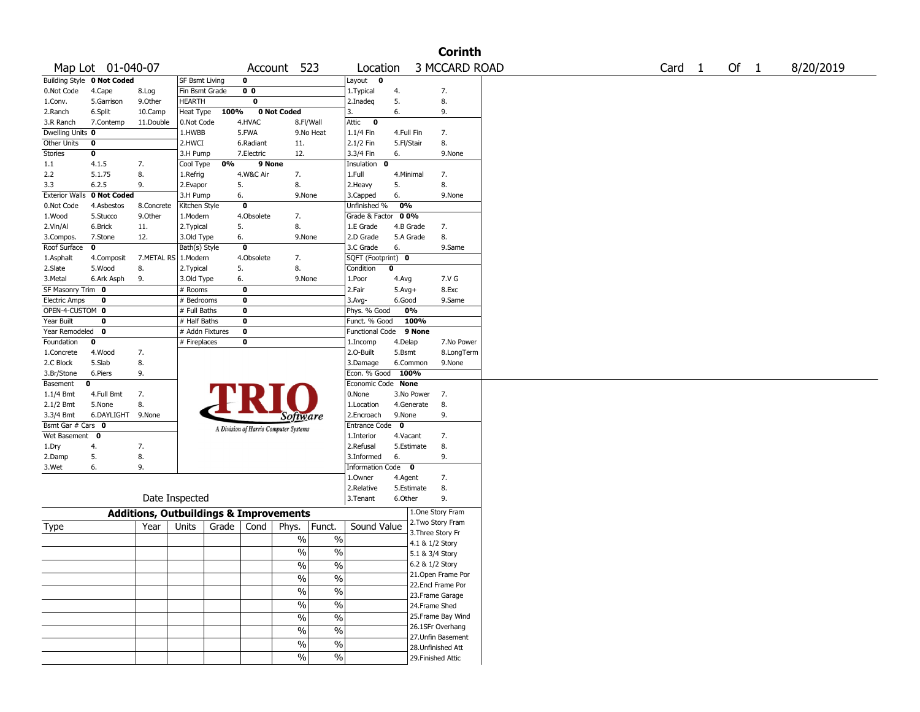# Corinth

| Map Lot | 01-040-07 | Account | 523 | Location | 3 MCCARD ROAD | Card 1 Of 1 | 8/20/2019 |
|---|---|---|---|---|---|---|---|

| Building Style | 0 Not Coded | | SF Bsmt Living | 0 | | Layout | 0 | |
|---|---|---|---|---|---|---|---|---|
| 0.Not Code | 4.Cape | 8.Log | Fin Bsmt Grade | 0 0 | | 1.Typical | 4. | 7. |
| 1.Conv. | 5.Garrison | 9.Other | HEARTH | 0 | | 2.Inadeq | 5. | 8. |
| 2.Ranch | 6.Split | 10.Camp | Heat Type 100% | 0 Not Coded | | 3. | 6. | 9. |
| 3.R Ranch | 7.Contemp | 11.Double | 0.Not Code | 4.HVAC | 8.Fl/Wall | Attic | 0 | |
| Dwelling Units | 0 | | 1.HWBB | 5.FWA | 9.No Heat | 1.1/4 Fin | 4.Full Fin | 7. |
| Other Units | 0 | | 2.HWCI | 6.Radiant | 11. | 2.1/2 Fin | 5.Fl/Stair | 8. |
| Stories | 0 | | 3.H Pump | 7.Electric | 12. | 3.3/4 Fin | 6. | 9.None |
| 1.1 | 4.1.5 | 7. | Cool Type 0% | 9 None | | Insulation | 0 | |
| 2.2 | 5.1.75 | 8. | 1.Refrig | 4.W&C Air | 7. | 1.Full | 4.Minimal | 7. |
| 3.3 | 6.2.5 | 9. | 2.Evapor | 5. | 8. | 2.Heavy | 5. | 8. |
| Exterior Walls | 0 Not Coded | | 3.H Pump | 6. | 9.None | 3.Capped | 6. | 9.None |
| 0.Not Code | 4.Asbestos | 8.Concrete | Kitchen Style | 0 | | Unfinished % | 0% | |
| 1.Wood | 5.Stucco | 9.Other | 1.Modern | 4.Obsolete | 7. | Grade & Factor | 0 0% | |
| 2.Vin/Al | 6.Brick | 11. | 2.Typical | 5. | 8. | 1.E Grade | 4.B Grade | 7. |
| 3.Compos. | 7.Stone | 12. | 3.Old Type | 6. | 9.None | 2.D Grade | 5.A Grade | 8. |
| Roof Surface | 0 | | Bath(s) Style | 0 | | 3.C Grade | 6. | 9.Same |
| 1.Asphalt | 4.Composit | 7.METAL RS | 1.Modern | 4.Obsolete | 7. | SQFT (Footprint) | 0 | |
| 2.Slate | 5.Wood | 8. | 2.Typical | 5. | 8. | Condition | 0 | |
| 3.Metal | 6.Ark Asph | 9. | 3.Old Type | 6. | 9.None | 1.Poor | 4.Avg | 7.V G |
| SF Masonry Trim | 0 | | # Rooms | 0 | | 2.Fair | 5.Avg+ | 8.Exc |
| Electric Amps | 0 | | # Bedrooms | 0 | | 3.Avg- | 6.Good | 9.Same |
| OPEN-4-CUSTOM | 0 | | # Full Baths | 0 | | Phys. % Good | 0% | |
| Year Built | 0 | | # Half Baths | 0 | | Funct. % Good | 100% | |
| Year Remodeled | 0 | | # Addn Fixtures | 0 | | Functional Code | 9 None | |
| Foundation | 0 | | # Fireplaces | 0 | | 1.Incomp | 4.Delap | 7.No Power |
| 1.Concrete | 4.Wood | 7. | | | | 2.O-Built | 5.Bsmt | 8.LongTerm |
| 2.C Block | 5.Slab | 8. | | | | 3.Damage | 6.Common | 9.None |
| 3.Br/Stone | 6.Piers | 9. | | | | Econ. % Good | 100% | |
| Basement | 0 | | | | | Economic Code | None | |
| 1.1/4 Bmt | 4.Full Bmt | 7. | | | | 0.None | 3.No Power | 7. |
| 2.1/2 Bmt | 5.None | 8. | | | | 1.Location | 4.Generate | 8. |
| 3.3/4 Bmt | 6.DAYLIGHT | 9.None | | | | 2.Encroach | 9.None | 9. |
| Bsmt Gar # Cars | 0 | | | | | Entrance Code | 0 | |
| Wet Basement | 0 | | | | | 1.Interior | 4.Vacant | 7. |
| 1.Dry | 4. | 7. | | | | 2.Refusal | 5.Estimate | 8. |
| 2.Damp | 5. | 8. | | | | 3.Informed | 6. | 9. |
| 3.Wet | 6. | 9. | | | | Information Code | 0 | |
| | | | | | | 1.Owner | 4.Agent | 7. |
| | | | | | | 2.Relative | 5.Estimate | 8. |
| | Date Inspected | | | | | 3.Tenant | 6.Other | 9. |

TRIO Software — A Division of Harris Computer Systems

## Additions, Outbuildings & Improvements

| Type | Year | Units | Grade | Cond | Phys. | Funct. | Sound Value |
|---|---|---|---|---|---|---|---|
| | | | | | % | % | |
| | | | | | % | % | |
| | | | | | % | % | |
| | | | | | % | % | |
| | | | | | % | % | |
| | | | | | % | % | |
| | | | | | % | % | |
| | | | | | % | % | |
| | | | | | % | % | |
| | | | | | % | % | |

1.One Story Fram
2.Two Story Fram
3.Three Story Fr
4.1 & 1/2 Story
5.1 & 3/4 Story
6.2 & 1/2 Story
21.Open Frame Por
22.Encl Frame Por
23.Frame Garage
24.Frame Shed
25.Frame Bay Wind
26.1SFr Overhang
27.Unfin Basement
28.Unfinished Att
29.Finished Attic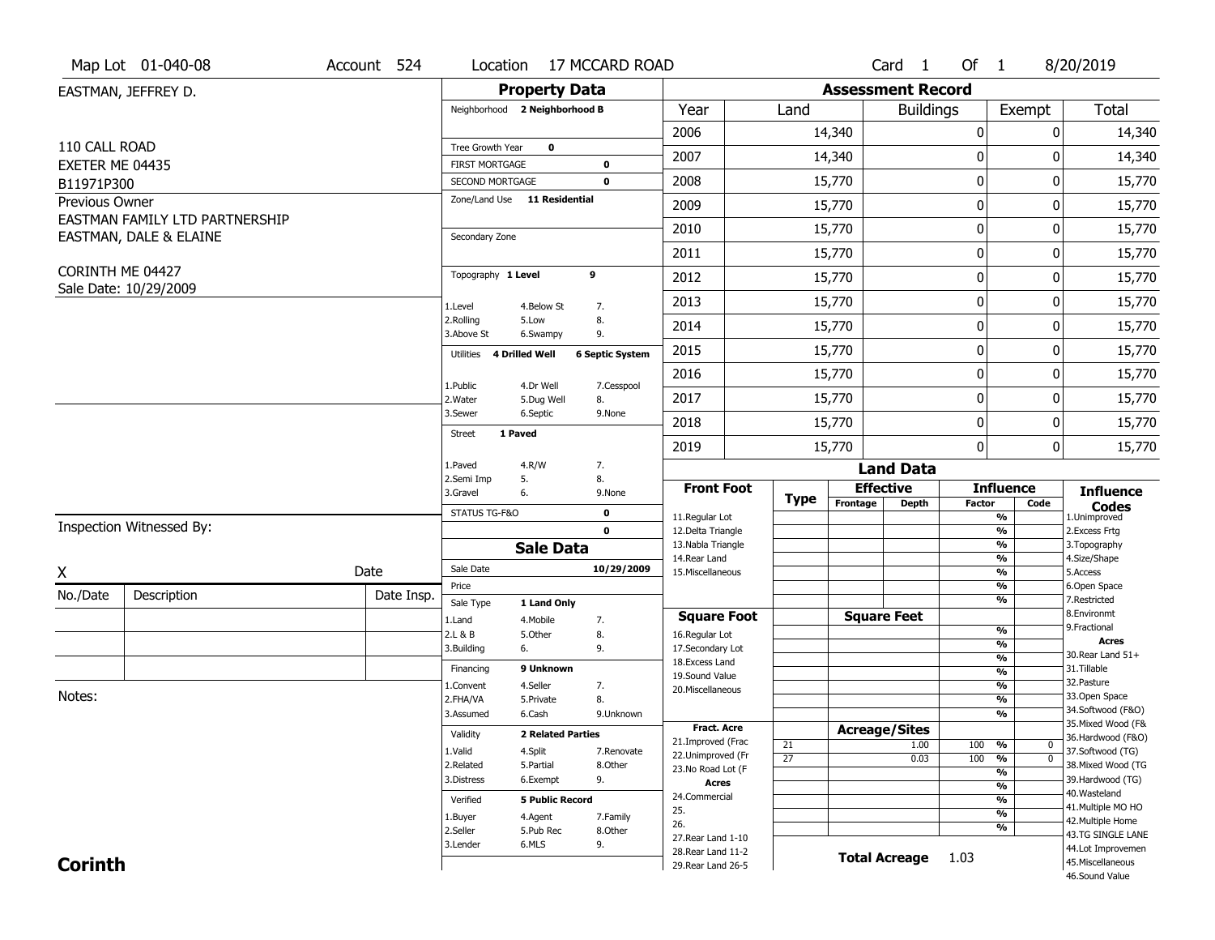Map Lot 01-040-08 | Account 524 | Location 17 MCCARD ROAD | Card 1 Of 1 | 8/20/2019

EASTMAN, JEFFREY D.

110 CALL ROAD
EXETER ME 04435
B11971P300

Previous Owner
EASTMAN FAMILY LTD PARTNERSHIP
EASTMAN, DALE & ELAINE

CORINTH ME 04427
Sale Date: 10/29/2009

## Property Data

Neighborhood **2 Neighborhood B**

Tree Growth Year **0**
FIRST MORTGAGE **0**
SECOND MORTGAGE **0**
Zone/Land Use **11 Residential**

Secondary Zone

Topography **1 Level** **9**

1.Level 4.Below St 7.
2.Rolling 5.Low 8.
3.Above St 6.Swampy 9.

Utilities **4 Drilled Well** **6 Septic System**

1.Public 4.Dr Well 7.Cesspool
2.Water 5.Dug Well 8.
3.Sewer 6.Septic 9.None

Street **1 Paved**

1.Paved 4.R/W 7.
2.Semi Imp 5. 8.
3.Gravel 6. 9.None

STATUS TG-F&O **0**
**0**

## Sale Data

Sale Date **10/29/2009**
Price
Sale Type **1 Land Only**

1.Land 4.Mobile 7.
2.L & B 5.Other 8.
3.Building 6. 9.

Financing **9 Unknown**

1.Convent 4.Seller 7.
2.FHA/VA 5.Private 8.
3.Assumed 6.Cash 9.Unknown

Validity **2 Related Parties**

1.Valid 4.Split 7.Renovate
2.Related 5.Partial 8.Other
3.Distress 6.Exempt 9.

Verified **5 Public Record**

1.Buyer 4.Agent 7.Family
2.Seller 5.Pub Rec 8.Other
3.Lender 6.MLS 9.

## Assessment Record

| Year | Land | Buildings | Exempt | Total |
|---|---|---|---|---|
| 2006 | 14,340 | 0 | 0 | 14,340 |
| 2007 | 14,340 | 0 | 0 | 14,340 |
| 2008 | 15,770 | 0 | 0 | 15,770 |
| 2009 | 15,770 | 0 | 0 | 15,770 |
| 2010 | 15,770 | 0 | 0 | 15,770 |
| 2011 | 15,770 | 0 | 0 | 15,770 |
| 2012 | 15,770 | 0 | 0 | 15,770 |
| 2013 | 15,770 | 0 | 0 | 15,770 |
| 2014 | 15,770 | 0 | 0 | 15,770 |
| 2015 | 15,770 | 0 | 0 | 15,770 |
| 2016 | 15,770 | 0 | 0 | 15,770 |
| 2017 | 15,770 | 0 | 0 | 15,770 |
| 2018 | 15,770 | 0 | 0 | 15,770 |
| 2019 | 15,770 | 0 | 0 | 15,770 |

## Land Data

**Front Foot**: 11.Regular Lot, 12.Delta Triangle, 13.Nabla Triangle, 14.Rear Land, 15.Miscellaneous

**Square Foot**: 16.Regular Lot, 17.Secondary Lot, 18.Excess Land, 19.Sound Value, 20.Miscellaneous

**Fract. Acre**: 21.Improved (Frac, 22.Unimproved (Fr, 23.No Road Lot (F

**Acres**: 24.Commercial, 25., 26., 27.Rear Land 1-10, 28.Rear Land 11-2, 29.Rear Land 26-5

Acreage/Sites

| Type | Acreage/Sites | Influence Factor | Code |
|---|---|---|---|
| 21 | 1.00 | 100 % | 0 |
| 27 | 0.03 | 100 % | 0 |

**Total Acreage** 1.03

**Influence Codes**: 1.Unimproved, 2.Excess Frtg, 3.Topography, 4.Size/Shape, 5.Access, 6.Open Space, 7.Restricted, 8.Environmt, 9.Fractional

**Acres**: 30.Rear Land 51+, 31.Tillable, 32.Pasture, 33.Open Space, 34.Softwood (F&O), 35.Mixed Wood (F&, 36.Hardwood (F&O), 37.Softwood (TG), 38.Mixed Wood (TG, 39.Hardwood (TG), 40.Wasteland, 41.Multiple MO HO, 42.Multiple Home, 43.TG SINGLE LANE, 44.Lot Improvemen, 45.Miscellaneous, 46.Sound Value

Inspection Witnessed By:

X ______ Date ______

| No./Date | Description | Date Insp. |
|---|---|---|
| | | |
| | | |
| | | |

Notes:

**Corinth**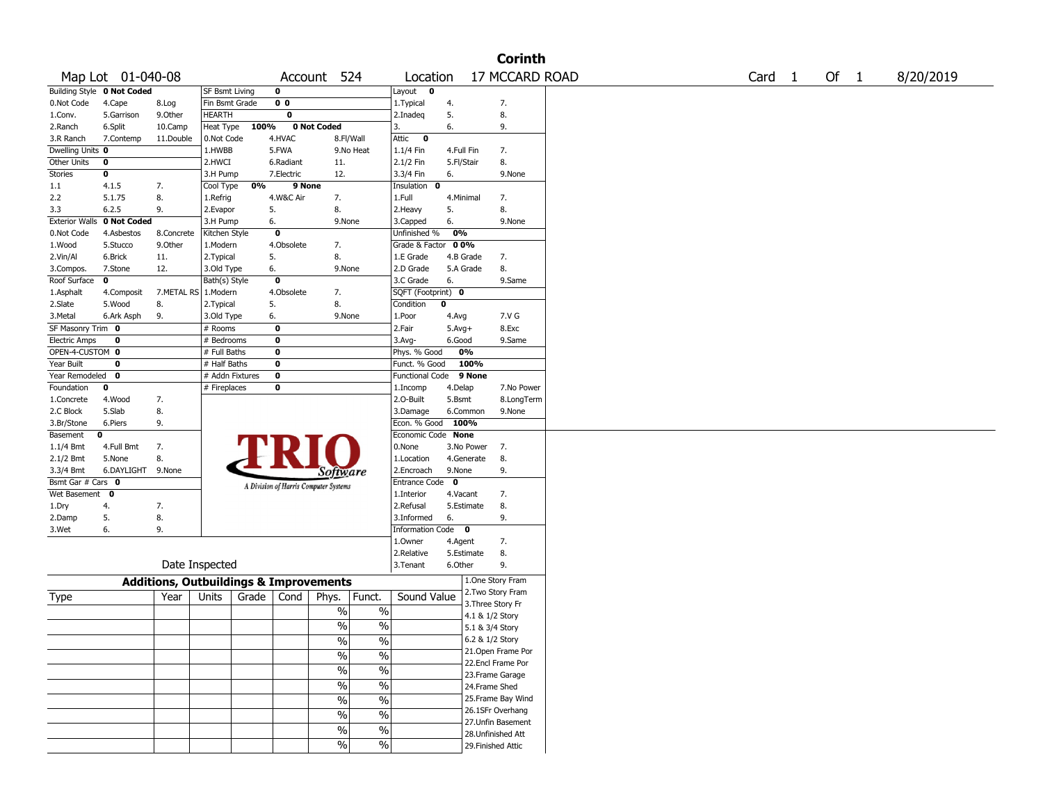# Corinth

Map Lot 01-040-08 | Account 524 | Location 17 MCCARD ROAD | Card 1 Of 1 | 8/20/2019

| Building Style | 0 Not Coded | | SF Bsmt Living | 0 | | Layout | 0 | |
|---|---|---|---|---|---|---|---|---|
| 0.Not Code | 4.Cape | 8.Log | Fin Bsmt Grade | 0 0 | | 1.Typical | 4. | 7. |
| 1.Conv. | 5.Garrison | 9.Other | HEARTH | 0 | | 2.Inadeq | 5. | 8. |
| 2.Ranch | 6.Split | 10.Camp | Heat Type 100% | 0 Not Coded | | 3. | 6. | 9. |
| 3.R Ranch | 7.Contemp | 11.Double | 0.Not Code | 4.HVAC | 8.Fl/Wall | Attic | 0 | |
| Dwelling Units | 0 | | 1.HWBB | 5.FWA | 9.No Heat | 1.1/4 Fin | 4.Full Fin | 7. |
| Other Units | 0 | | 2.HWCI | 6.Radiant | 11. | 2.1/2 Fin | 5.Fl/Stair | 8. |
| Stories | 0 | | 3.H Pump | 7.Electric | 12. | 3.3/4 Fin | 6. | 9.None |
| 1.1 | 4.1.5 | 7. | Cool Type 0% | 9 None | | Insulation | 0 | |
| 2.2 | 5.1.75 | 8. | 1.Refrig | 4.W&C Air | 7. | 1.Full | 4.Minimal | 7. |
| 3.3 | 6.2.5 | 9. | 2.Evapor | 5. | 8. | 2.Heavy | 5. | 8. |
| Exterior Walls | 0 Not Coded | | 3.H Pump | 6. | 9.None | 3.Capped | 6. | 9.None |
| 0.Not Code | 4.Asbestos | 8.Concrete | Kitchen Style | 0 | | Unfinished % | 0% | |
| 1.Wood | 5.Stucco | 9.Other | 1.Modern | 4.Obsolete | 7. | Grade & Factor | 0 0% | |
| 2.Vin/Al | 6.Brick | 11. | 2.Typical | 5. | 8. | 1.E Grade | 4.B Grade | 7. |
| 3.Compos. | 7.Stone | 12. | 3.Old Type | 6. | 9.None | 2.D Grade | 5.A Grade | 8. |
| Roof Surface | 0 | | Bath(s) Style | 0 | | 3.C Grade | 6. | 9.Same |
| 1.Asphalt | 4.Composit | 7.METAL RS | 1.Modern | 4.Obsolete | 7. | SQFT (Footprint) | 0 | |
| 2.Slate | 5.Wood | 8. | 2.Typical | 5. | 8. | Condition | 0 | |
| 3.Metal | 6.Ark Asph | 9. | 3.Old Type | 6. | 9.None | 1.Poor | 4.Avg | 7.V G |
| SF Masonry Trim | 0 | | # Rooms | 0 | | 2.Fair | 5.Avg+ | 8.Exc |
| Electric Amps | 0 | | # Bedrooms | 0 | | 3.Avg- | 6.Good | 9.Same |
| OPEN-4-CUSTOM | 0 | | # Full Baths | 0 | | Phys. % Good | 0% | |
| Year Built | 0 | | # Half Baths | 0 | | Funct. % Good | 100% | |
| Year Remodeled | 0 | | # Addn Fixtures | 0 | | Functional Code | 9 None | |
| Foundation | 0 | | # Fireplaces | 0 | | 1.Incomp | 4.Delap | 7.No Power |
| 1.Concrete | 4.Wood | 7. | | | | 2.O-Built | 5.Bsmt | 8.LongTerm |
| 2.C Block | 5.Slab | 8. | | | | 3.Damage | 6.Common | 9.None |
| 3.Br/Stone | 6.Piers | 9. | | | | Econ. % Good | 100% | |
| Basement | 0 | | | | | Economic Code | None | |
| 1.1/4 Bmt | 4.Full Bmt | 7. | | | | 0.None | 3.No Power | 7. |
| 2.1/2 Bmt | 5.None | 8. | | | | 1.Location | 4.Generate | 8. |
| 3.3/4 Bmt | 6.DAYLIGHT | 9.None | | | | 2.Encroach | 9.None | 9. |
| Bsmt Gar # Cars | 0 | | | | | Entrance Code | 0 | |
| Wet Basement | 0 | | | | | 1.Interior | 4.Vacant | 7. |
| 1.Dry | 4. | 7. | | | | 2.Refusal | 5.Estimate | 8. |
| 2.Damp | 5. | 8. | | | | 3.Informed | 6. | 9. |
| 3.Wet | 6. | 9. | | | | Information Code | 0 | |
| | | | | | | 1.Owner | 4.Agent | 7. |
| | | | | | | 2.Relative | 5.Estimate | 8. |
| | Date Inspected | | | | | 3.Tenant | 6.Other | 9. |

TRIO Software — A Division of Harris Computer Systems

## Additions, Outbuildings & Improvements

| Type | Year | Units | Grade | Cond | Phys. | Funct. | Sound Value |
|---|---|---|---|---|---|---|---|
| | | | | | % | % | |
| | | | | | % | % | |
| | | | | | % | % | |
| | | | | | % | % | |
| | | | | | % | % | |
| | | | | | % | % | |
| | | | | | % | % | |
| | | | | | % | % | |
| | | | | | % | % | |
| | | | | | % | % | |

1.One Story Fram
2.Two Story Fram
3.Three Story Fr
4.1 & 1/2 Story
5.1 & 3/4 Story
6.2 & 1/2 Story
21.Open Frame Por
22.Encl Frame Por
23.Frame Garage
24.Frame Shed
25.Frame Bay Wind
26.1SFr Overhang
27.Unfin Basement
28.Unfinished Att
29.Finished Attic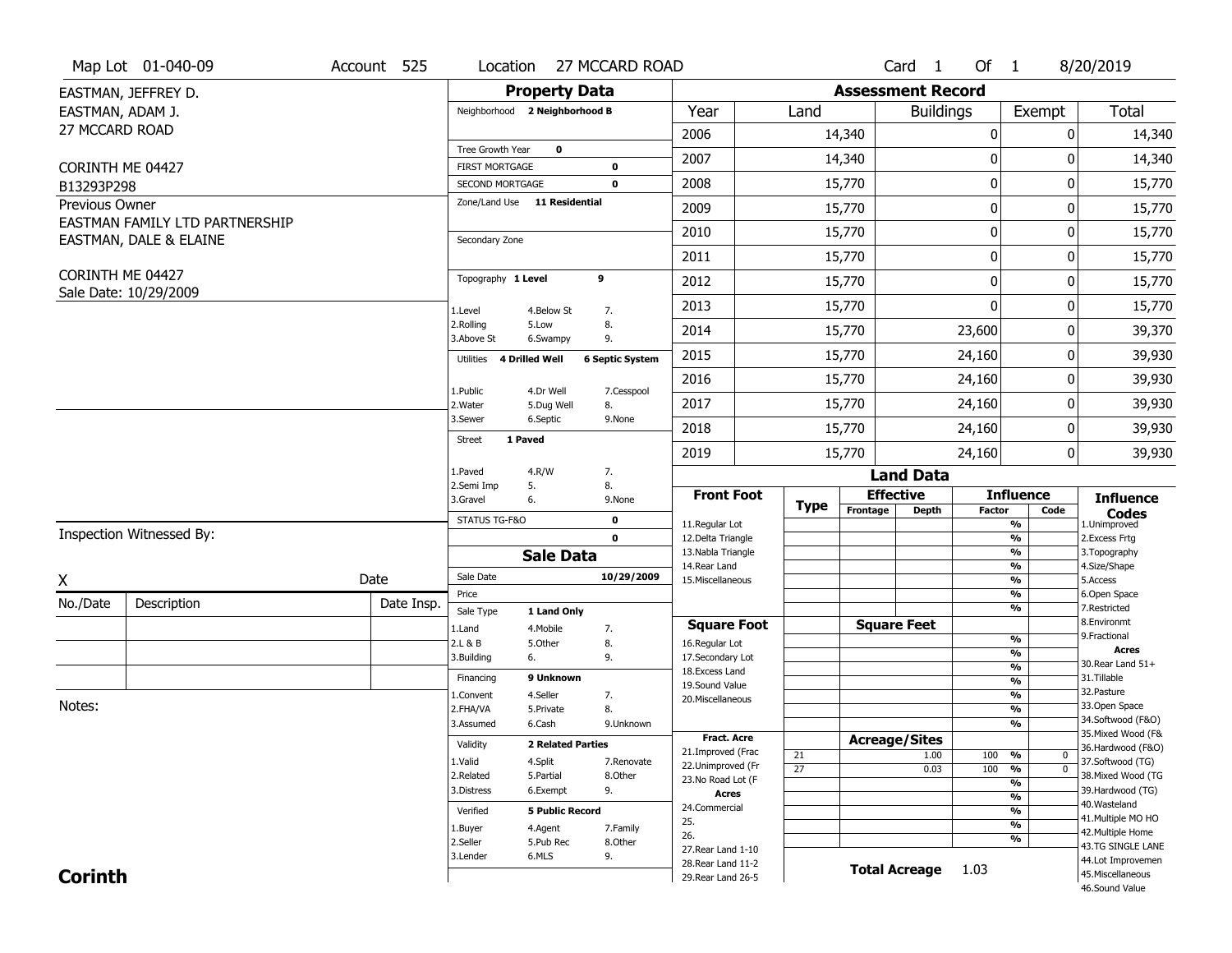Map Lot 01-040-09 | Account 525 | Location 27 MCCARD ROAD | Card 1 Of 1 | 8/20/2019

EASTMAN, JEFFREY D.
EASTMAN, ADAM J.
27 MCCARD ROAD

CORINTH ME 04427
B13293P298

Previous Owner
EASTMAN FAMILY LTD PARTNERSHIP
EASTMAN, DALE & ELAINE

CORINTH ME 04427
Sale Date: 10/29/2009

## Property Data

Neighborhood **2 Neighborhood B**

Tree Growth Year **0**
FIRST MORTGAGE **0**
SECOND MORTGAGE **0**
Zone/Land Use **11 Residential**

Secondary Zone

Topography **1 Level** **9**

1.Level 4.Below St 7.
2.Rolling 5.Low 8.
3.Above St 6.Swampy 9.

Utilities **4 Drilled Well** **6 Septic System**

1.Public 4.Dr Well 7.Cesspool
2.Water 5.Dug Well 8.
3.Sewer 6.Septic 9.None

Street **1 Paved**

1.Paved 4.R/W 7.
2.Semi Imp 5. 8.
3.Gravel 6. 9.None

STATUS TG-F&O **0**
**0**

## Sale Data

Sale Date **10/29/2009**
Price
Sale Type **1 Land Only**

1.Land 4.Mobile 7.
2.L & B 5.Other 8.
3.Building 6. 9.

Financing **9 Unknown**

1.Convent 4.Seller 7.
2.FHA/VA 5.Private 8.
3.Assumed 6.Cash 9.Unknown

Validity **2 Related Parties**

1.Valid 4.Split 7.Renovate
2.Related 5.Partial 8.Other
3.Distress 6.Exempt 9.

Verified **5 Public Record**

1.Buyer 4.Agent 7.Family
2.Seller 5.Pub Rec 8.Other
3.Lender 6.MLS 9.

## Assessment Record

| Year | Land | Buildings | Exempt | Total |
|---|---|---|---|---|
| 2006 | 14,340 | 0 | 0 | 14,340 |
| 2007 | 14,340 | 0 | 0 | 14,340 |
| 2008 | 15,770 | 0 | 0 | 15,770 |
| 2009 | 15,770 | 0 | 0 | 15,770 |
| 2010 | 15,770 | 0 | 0 | 15,770 |
| 2011 | 15,770 | 0 | 0 | 15,770 |
| 2012 | 15,770 | 0 | 0 | 15,770 |
| 2013 | 15,770 | 0 | 0 | 15,770 |
| 2014 | 15,770 | 23,600 | 0 | 39,370 |
| 2015 | 15,770 | 24,160 | 0 | 39,930 |
| 2016 | 15,770 | 24,160 | 0 | 39,930 |
| 2017 | 15,770 | 24,160 | 0 | 39,930 |
| 2018 | 15,770 | 24,160 | 0 | 39,930 |
| 2019 | 15,770 | 24,160 | 0 | 39,930 |

## Land Data

| Front Foot | Type | Effective Frontage | Effective Depth | Influence Factor | Influence Code |
|---|---|---|---|---|---|
| 11.Regular Lot | | | | % | |
| 12.Delta Triangle | | | | % | |
| 13.Nabla Triangle | | | | % | |
| 14.Rear Land | | | | % | |
| 15.Miscellaneous | | | | % | |
| | | | | % | |
| | | | | % | |

| Square Foot | Square Feet | Influence Factor | Influence Code |
|---|---|---|---|
| 16.Regular Lot | | % | |
| 17.Secondary Lot | | % | |
| 18.Excess Land | | % | |
| 19.Sound Value | | % | |
| 20.Miscellaneous | | % | |
| | | % | |
| | | % | |

| Fract. Acre | Type | Acreage/Sites | Influence Factor | Influence Code |
|---|---|---|---|---|
| 21.Improved (Frac | 21 | 1.00 | 100 % | 0 |
| 22.Unimproved (Fr | 27 | 0.03 | 100 % | 0 |
| 23.No Road Lot (F | | | % | |
| **Acres** | | | % | |
| 24.Commercial | | | % | |
| 25. | | | % | |
| 26. | | | % | |
| 27.Rear Land 1-10 | | | | |
| 28.Rear Land 11-2 | | | | |
| 29.Rear Land 26-5 | | | | |

**Total Acreage** 1.03

**Influence Codes**
1.Unimproved
2.Excess Frtg
3.Topography
4.Size/Shape
5.Access
6.Open Space
7.Restricted
8.Environmt
9.Fractional

**Acres**
30.Rear Land 51+
31.Tillable
32.Pasture
33.Open Space
34.Softwood (F&O)
35.Mixed Wood (F&
36.Hardwood (F&O)
37.Softwood (TG)
38.Mixed Wood (TG
39.Hardwood (TG)
40.Wasteland
41.Multiple MO HO
42.Multiple Home
43.TG SINGLE LANE
44.Lot Improvemen
45.Miscellaneous
46.Sound Value

Inspection Witnessed By:

X ________________________ Date ________

| No./Date | Description | Date Insp. |
|---|---|---|
| | | |
| | | |
| | | |

Notes:

**Corinth**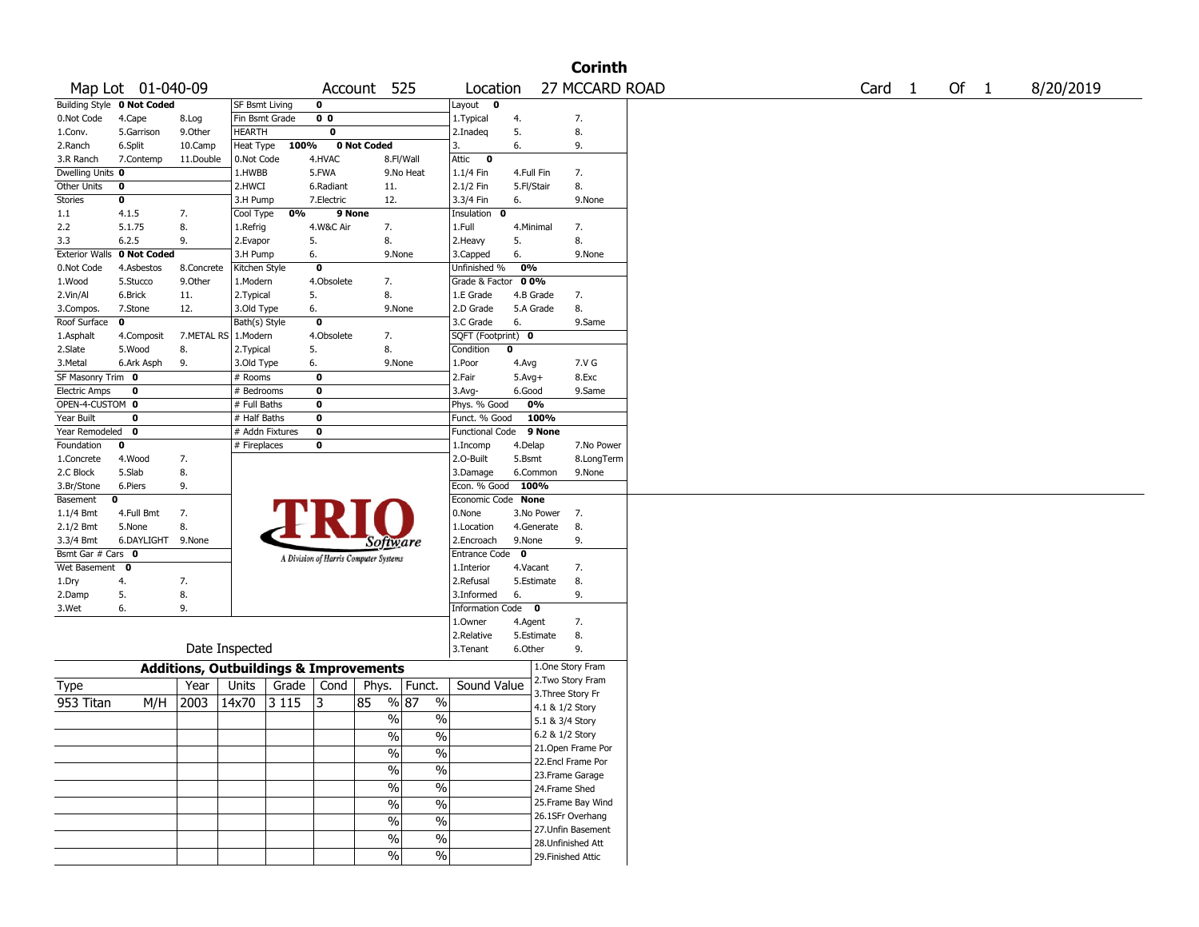# Corinth

Map Lot 01-040-09 | Account 525 | Location 27 MCCARD ROAD | Card 1 Of 1 | 8/20/2019

| Building Style | 0 Not Coded | | SF Bsmt Living | 0 | | Layout | 0 | |
|---|---|---|---|---|---|---|---|---|
| 0.Not Code | 4.Cape | 8.Log | Fin Bsmt Grade | 0 0 | | 1.Typical | 4. | 7. |
| 1.Conv. | 5.Garrison | 9.Other | HEARTH | 0 | | 2.Inadeq | 5. | 8. |
| 2.Ranch | 6.Split | 10.Camp | Heat Type 100% | 0 Not Coded | | 3. | 6. | 9. |
| 3.R Ranch | 7.Contemp | 11.Double | 0.Not Code | 4.HVAC | 8.Fl/Wall | Attic | 0 | |
| Dwelling Units | 0 | | 1.HWBB | 5.FWA | 9.No Heat | 1.1/4 Fin | 4.Full Fin | 7. |
| Other Units | 0 | | 2.HWCI | 6.Radiant | 11. | 2.1/2 Fin | 5.Fl/Stair | 8. |
| Stories | 0 | | 3.H Pump | 7.Electric | 12. | 3.3/4 Fin | 6. | 9.None |
| 1.1 | 4.1.5 | 7. | Cool Type 0% | 9 None | | Insulation | 0 | |
| 2.2 | 5.1.75 | 8. | 1.Refrig | 4.W&C Air | 7. | 1.Full | 4.Minimal | 7. |
| 3.3 | 6.2.5 | 9. | 2.Evapor | 5. | 8. | 2.Heavy | 5. | 8. |
| Exterior Walls | 0 Not Coded | | 3.H Pump | 6. | 9.None | 3.Capped | 6. | 9.None |
| 0.Not Code | 4.Asbestos | 8.Concrete | Kitchen Style | 0 | | Unfinished % | 0% | |
| 1.Wood | 5.Stucco | 9.Other | 1.Modern | 4.Obsolete | 7. | Grade & Factor | 0 0% | |
| 2.Vin/Al | 6.Brick | 11. | 2.Typical | 5. | 8. | 1.E Grade | 4.B Grade | 7. |
| 3.Compos. | 7.Stone | 12. | 3.Old Type | 6. | 9.None | 2.D Grade | 5.A Grade | 8. |
| Roof Surface | 0 | | Bath(s) Style | 0 | | 3.C Grade | 6. | 9.Same |
| 1.Asphalt | 4.Composit | 7.METAL RS | 1.Modern | 4.Obsolete | 7. | SQFT (Footprint) | 0 | |
| 2.Slate | 5.Wood | 8. | 2.Typical | 5. | 8. | Condition | 0 | |
| 3.Metal | 6.Ark Asph | 9. | 3.Old Type | 6. | 9.None | 1.Poor | 4.Avg | 7.V G |
| SF Masonry Trim | 0 | | # Rooms | 0 | | 2.Fair | 5.Avg+ | 8.Exc |
| Electric Amps | 0 | | # Bedrooms | 0 | | 3.Avg- | 6.Good | 9.Same |
| OPEN-4-CUSTOM | 0 | | # Full Baths | 0 | | Phys. % Good | 0% | |
| Year Built | 0 | | # Half Baths | 0 | | Funct. % Good | 100% | |
| Year Remodeled | 0 | | # Addn Fixtures | 0 | | Functional Code | 9 None | |
| Foundation | 0 | | # Fireplaces | 0 | | 1.Incomp | 4.Delap | 7.No Power |
| 1.Concrete | 4.Wood | 7. | | | | 2.O-Built | 5.Bsmt | 8.LongTerm |
| 2.C Block | 5.Slab | 8. | | | | 3.Damage | 6.Common | 9.None |
| 3.Br/Stone | 6.Piers | 9. | | | | Econ. % Good | 100% | |
| Basement | 0 | | | | | Economic Code | None | |
| 1.1/4 Bmt | 4.Full Bmt | 7. | | | | 0.None | 3.No Power | 7. |
| 2.1/2 Bmt | 5.None | 8. | | | | 1.Location | 4.Generate | 8. |
| 3.3/4 Bmt | 6.DAYLIGHT | 9.None | | | | 2.Encroach | 9.None | 9. |
| Bsmt Gar # Cars | 0 | | | | | Entrance Code | 0 | |
| Wet Basement | 0 | | | | | 1.Interior | 4.Vacant | 7. |
| 1.Dry | 4. | 7. | | | | 2.Refusal | 5.Estimate | 8. |
| 2.Damp | 5. | 8. | | | | 3.Informed | 6. | 9. |
| 3.Wet | 6. | 9. | | | | Information Code | 0 | |
| | | | | | | 1.Owner | 4.Agent | 7. |
| | | | | | | 2.Relative | 5.Estimate | 8. |
| | Date Inspected | | | | | 3.Tenant | 6.Other | 9. |

TRIO Software — A Division of Harris Computer Systems

## Additions, Outbuildings & Improvements

| Type | Year | Units | Grade | Cond | Phys. | Funct. | Sound Value |
|---|---|---|---|---|---|---|---|
| 953 Titan M/H | 2003 | 14x70 | 3 115 | 3 | 85 % | 87 % | |
| | | | | | % | % | |
| | | | | | % | % | |
| | | | | | % | % | |
| | | | | | % | % | |
| | | | | | % | % | |
| | | | | | % | % | |
| | | | | | % | % | |
| | | | | | % | % | |
| | | | | | % | % | |

1.One Story Fram
2.Two Story Fram
3.Three Story Fr
4.1 & 1/2 Story
5.1 & 3/4 Story
6.2 & 1/2 Story
21.Open Frame Por
22.Encl Frame Por
23.Frame Garage
24.Frame Shed
25.Frame Bay Wind
26.1SFr Overhang
27.Unfin Basement
28.Unfinished Att
29.Finished Attic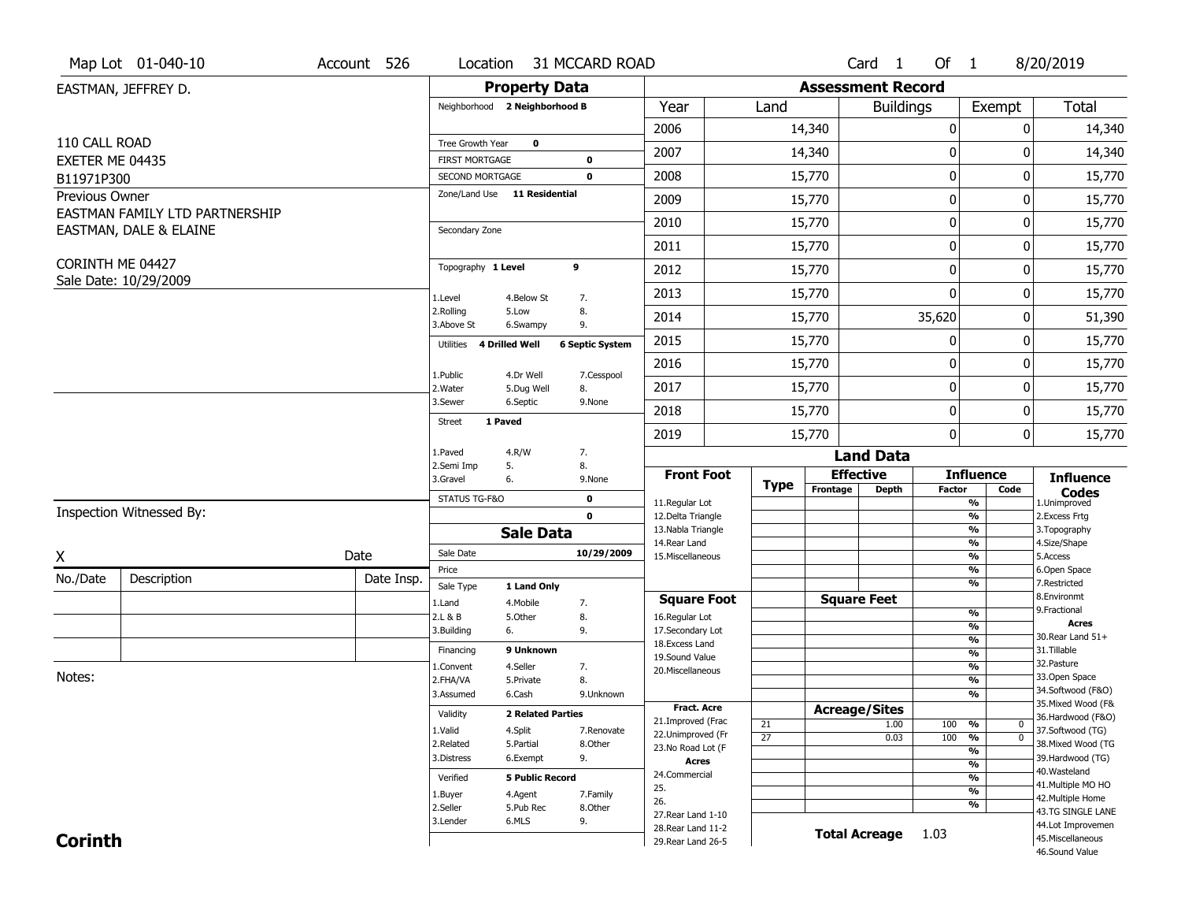Map Lot 01-040-10 | Account 526 | Location 31 MCCARD ROAD | Card 1 Of 1 | 8/20/2019

EASTMAN, JEFFREY D.

110 CALL ROAD
EXETER ME 04435
B11971P300

Previous Owner
EASTMAN FAMILY LTD PARTNERSHIP
EASTMAN, DALE & ELAINE

CORINTH ME 04427
Sale Date: 10/29/2009

## Property Data

Neighborhood **2 Neighborhood B**

Tree Growth Year **0**
FIRST MORTGAGE **0**
SECOND MORTGAGE **0**
Zone/Land Use **11 Residential**

Secondary Zone

Topography **1 Level** **9**

1.Level 4.Below St 7.
2.Rolling 5.Low 8.
3.Above St 6.Swampy 9.

Utilities **4 Drilled Well** **6 Septic System**

1.Public 4.Dr Well 7.Cesspool
2.Water 5.Dug Well 8.
3.Sewer 6.Septic 9.None

Street **1 Paved**

1.Paved 4.R/W 7.
2.Semi Imp 5. 8.
3.Gravel 6. 9.None

STATUS TG-F&O **0**
**0**

## Sale Data

Sale Date **10/29/2009**
Price
Sale Type **1 Land Only**

1.Land 4.Mobile 7.
2.L & B 5.Other 8.
3.Building 6. 9.

Financing **9 Unknown**

1.Convent 4.Seller 7.
2.FHA/VA 5.Private 8.
3.Assumed 6.Cash 9.Unknown

Validity **2 Related Parties**

1.Valid 4.Split 7.Renovate
2.Related 5.Partial 8.Other
3.Distress 6.Exempt 9.

Verified **5 Public Record**

1.Buyer 4.Agent 7.Family
2.Seller 5.Pub Rec 8.Other
3.Lender 6.MLS 9.

## Assessment Record

| Year | Land | Buildings | Exempt | Total |
|---|---|---|---|---|
| 2006 | 14,340 | 0 | 0 | 14,340 |
| 2007 | 14,340 | 0 | 0 | 14,340 |
| 2008 | 15,770 | 0 | 0 | 15,770 |
| 2009 | 15,770 | 0 | 0 | 15,770 |
| 2010 | 15,770 | 0 | 0 | 15,770 |
| 2011 | 15,770 | 0 | 0 | 15,770 |
| 2012 | 15,770 | 0 | 0 | 15,770 |
| 2013 | 15,770 | 0 | 0 | 15,770 |
| 2014 | 15,770 | 35,620 | 0 | 51,390 |
| 2015 | 15,770 | 0 | 0 | 15,770 |
| 2016 | 15,770 | 0 | 0 | 15,770 |
| 2017 | 15,770 | 0 | 0 | 15,770 |
| 2018 | 15,770 | 0 | 0 | 15,770 |
| 2019 | 15,770 | 0 | 0 | 15,770 |

## Land Data

| Front Foot | Type | Effective Frontage | Effective Depth | Influence Factor | Influence Code |
|---|---|---|---|---|---|
| 11.Regular Lot | | | | % | |
| 12.Delta Triangle | | | | % | |
| 13.Nabla Triangle | | | | % | |
| 14.Rear Land | | | | % | |
| 15.Miscellaneous | | | | % | |
| | | | | % | |
| | | | | % | |
| **Square Foot** | | **Square Feet** | | | |
| 16.Regular Lot | | | | % | |
| 17.Secondary Lot | | | | % | |
| 18.Excess Land | | | | % | |
| 19.Sound Value | | | | % | |
| 20.Miscellaneous | | | | % | |
| | | | | % | |
| | | | | % | |
| **Fract. Acre** | | **Acreage/Sites** | | | |
| 21.Improved (Frac | 21 | | 1.00 | 100 % | 0 |
| 22.Unimproved (Fr | 27 | | 0.03 | 100 % | 0 |
| 23.No Road Lot (F | | | | % | |
| **Acres** | | | | % | |
| 24.Commercial | | | | % | |
| 25. | | | | % | |
| 26. | | | | % | |
| 27.Rear Land 1-10 | | | | | |
| 28.Rear Land 11-2 | | | | | |
| 29.Rear Land 26-5 | | | | | |

**Total Acreage** 1.03

**Influence Codes**
1.Unimproved
2.Excess Frtg
3.Topography
4.Size/Shape
5.Access
6.Open Space
7.Restricted
8.Environmt
9.Fractional

**Acres**
30.Rear Land 51+
31.Tillable
32.Pasture
33.Open Space
34.Softwood (F&O)
35.Mixed Wood (F&
36.Hardwood (F&O)
37.Softwood (TG)
38.Mixed Wood (TG
39.Hardwood (TG)
40.Wasteland
41.Multiple MO HO
42.Multiple Home
43.TG SINGLE LANE
44.Lot Improvemen
45.Miscellaneous
46.Sound Value

Inspection Witnessed By:

X ____________________ Date

| No./Date | Description | Date Insp. |
|---|---|---|
| | | |
| | | |
| | | |

Notes:

**Corinth**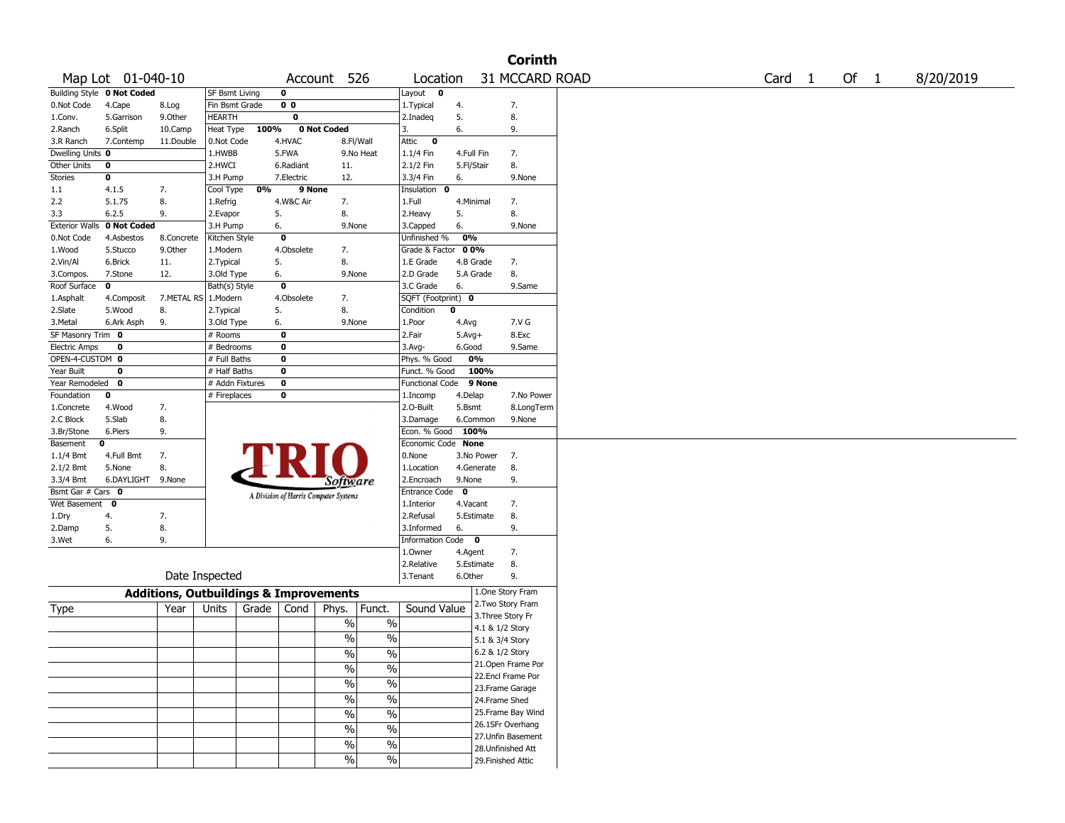# Corinth

| Map Lot | 01-040-10 | Account | 526 | Location | 31 MCCARD ROAD | Card | 1 | Of | 1 | 8/20/2019 |
|---|---|---|---|---|---|---|---|---|---|---|

| Building Style | 0 Not Coded | | SF Bsmt Living | 0 | | Layout | 0 | |
|---|---|---|---|---|---|---|---|---|
| 0.Not Code | 4.Cape | 8.Log | Fin Bsmt Grade | 0 0 | | 1.Typical | 4. | 7. |
| 1.Conv. | 5.Garrison | 9.Other | HEARTH | 0 | | 2.Inadeq | 5. | 8. |
| 2.Ranch | 6.Split | 10.Camp | Heat Type 100% | 0 Not Coded | | 3. | 6. | 9. |
| 3.R Ranch | 7.Contemp | 11.Double | 0.Not Code | 4.HVAC | 8.Fl/Wall | Attic | 0 | |
| Dwelling Units | 0 | | 1.HWBB | 5.FWA | 9.No Heat | 1.1/4 Fin | 4.Full Fin | 7. |
| Other Units | 0 | | 2.HWCI | 6.Radiant | 11. | 2.1/2 Fin | 5.Fl/Stair | 8. |
| Stories | 0 | | 3.H Pump | 7.Electric | 12. | 3.3/4 Fin | 6. | 9.None |
| 1.1 | 4.1.5 | 7. | Cool Type 0% | 9 None | | Insulation | 0 | |
| 2.2 | 5.1.75 | 8. | 1.Refrig | 4.W&C Air | 7. | 1.Full | 4.Minimal | 7. |
| 3.3 | 6.2.5 | 9. | 2.Evapor | 5. | 8. | 2.Heavy | 5. | 8. |
| Exterior Walls | 0 Not Coded | | 3.H Pump | 6. | 9.None | 3.Capped | 6. | 9.None |
| 0.Not Code | 4.Asbestos | 8.Concrete | Kitchen Style | 0 | | Unfinished % | 0% | |
| 1.Wood | 5.Stucco | 9.Other | 1.Modern | 4.Obsolete | 7. | Grade & Factor | 0 0% | |
| 2.Vin/Al | 6.Brick | 11. | 2.Typical | 5. | 8. | 1.E Grade | 4.B Grade | 7. |
| 3.Compos. | 7.Stone | 12. | 3.Old Type | 6. | 9.None | 2.D Grade | 5.A Grade | 8. |
| Roof Surface | 0 | | Bath(s) Style | 0 | | 3.C Grade | 6. | 9.Same |
| 1.Asphalt | 4.Composit | 7.METAL RS | 1.Modern | 4.Obsolete | 7. | SQFT (Footprint) | 0 | |
| 2.Slate | 5.Wood | 8. | 2.Typical | 5. | 8. | Condition | 0 | |
| 3.Metal | 6.Ark Asph | 9. | 3.Old Type | 6. | 9.None | 1.Poor | 4.Avg | 7.V G |
| SF Masonry Trim | 0 | | # Rooms | 0 | | 2.Fair | 5.Avg+ | 8.Exc |
| Electric Amps | 0 | | # Bedrooms | 0 | | 3.Avg- | 6.Good | 9.Same |
| OPEN-4-CUSTOM | 0 | | # Full Baths | 0 | | Phys. % Good | 0% | |
| Year Built | 0 | | # Half Baths | 0 | | Funct. % Good | 100% | |
| Year Remodeled | 0 | | # Addn Fixtures | 0 | | Functional Code | 9 None | |
| Foundation | 0 | | # Fireplaces | 0 | | 1.Incomp | 4.Delap | 7.No Power |
| 1.Concrete | 4.Wood | 7. | | | | 2.O-Built | 5.Bsmt | 8.LongTerm |
| 2.C Block | 5.Slab | 8. | | | | 3.Damage | 6.Common | 9.None |
| 3.Br/Stone | 6.Piers | 9. | | | | Econ. % Good | 100% | |
| Basement | 0 | | | | | Economic Code | None | |
| 1.1/4 Bmt | 4.Full Bmt | 7. | | | | 0.None | 3.No Power | 7. |
| 2.1/2 Bmt | 5.None | 8. | | | | 1.Location | 4.Generate | 8. |
| 3.3/4 Bmt | 6.DAYLIGHT | 9.None | | | | 2.Encroach | 9.None | 9. |
| Bsmt Gar # Cars | 0 | | | | | Entrance Code | 0 | |
| Wet Basement | 0 | | | | | 1.Interior | 4.Vacant | 7. |
| 1.Dry | 4. | 7. | | | | 2.Refusal | 5.Estimate | 8. |
| 2.Damp | 5. | 8. | | | | 3.Informed | 6. | 9. |
| 3.Wet | 6. | 9. | | | | Information Code | 0 | |
| | | | | | | 1.Owner | 4.Agent | 7. |
| | | | | | | 2.Relative | 5.Estimate | 8. |
| | Date Inspected | | | | | 3.Tenant | 6.Other | 9. |

TRIO Software — A Division of Harris Computer Systems

## Additions, Outbuildings & Improvements

| Type | Year | Units | Grade | Cond | Phys. | Funct. | Sound Value | |
|---|---|---|---|---|---|---|---|---|
| | | | | | % | % | | 1.One Story Fram |
| | | | | | % | % | | 2.Two Story Fram |
| | | | | | % | % | | 3.Three Story Fr |
| | | | | | % | % | | 4.1 & 1/2 Story |
| | | | | | % | % | | 5.1 & 3/4 Story |
| | | | | | % | % | | 6.2 & 1/2 Story |
| | | | | | % | % | | 21.Open Frame Por |
| | | | | | % | % | | 22.Encl Frame Por |
| | | | | | % | % | | 23.Frame Garage |
| | | | | | % | % | | 24.Frame Shed |
| | | | | | | | | 25.Frame Bay Wind |
| | | | | | | | | 26.1SFr Overhang |
| | | | | | | | | 27.Unfin Basement |
| | | | | | | | | 28.Unfinished Att |
| | | | | | | | | 29.Finished Attic |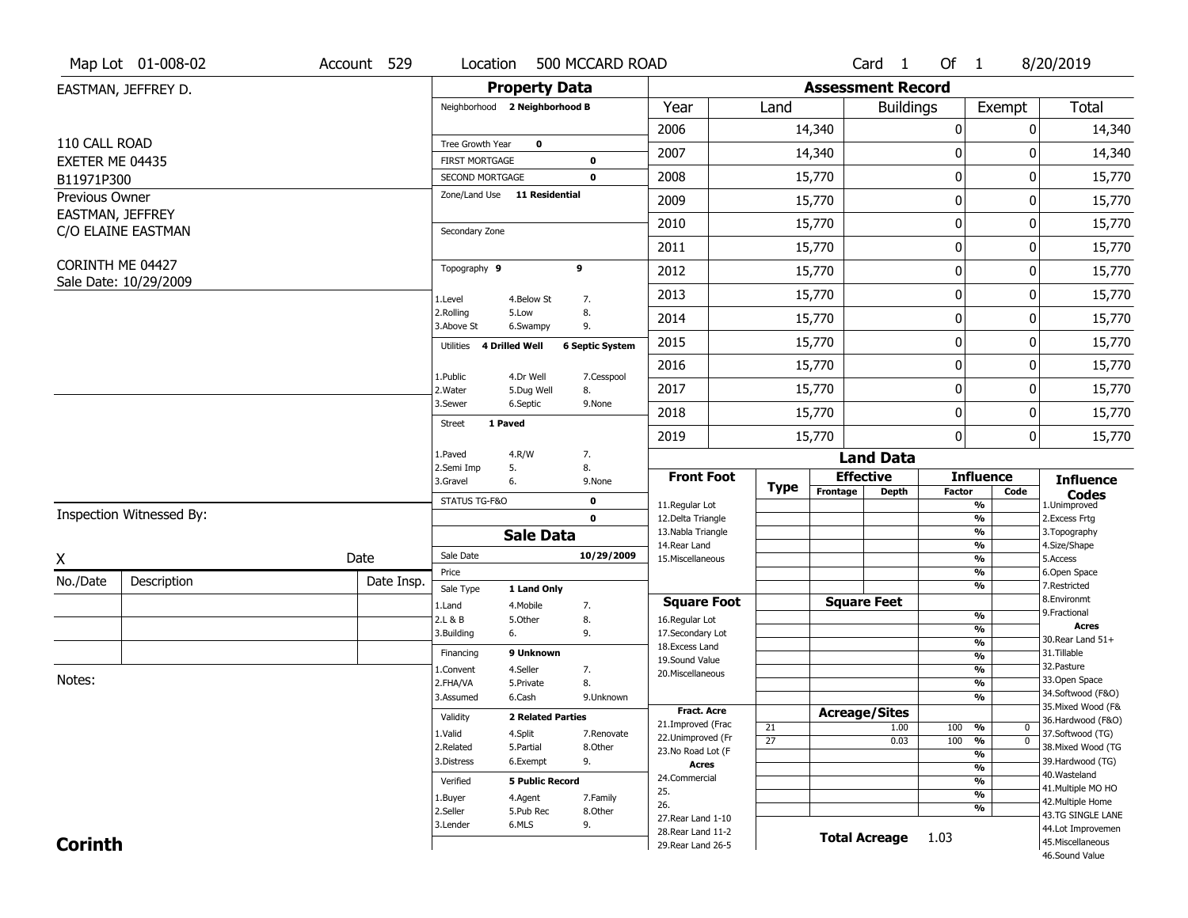Map Lot 01-008-02 | Account 529 | Location 500 MCCARD ROAD | Card 1 Of 1 | 8/20/2019

EASTMAN, JEFFREY D.

110 CALL ROAD
EXETER ME 04435
B11971P300

Previous Owner
EASTMAN, JEFFREY
C/O ELAINE EASTMAN

CORINTH ME 04427
Sale Date: 10/29/2009

## Property Data

| Field | Value |
|---|---|
| Neighborhood | 2 Neighborhood B |
| Tree Growth Year | 0 |
| FIRST MORTGAGE | 0 |
| SECOND MORTGAGE | 0 |
| Zone/Land Use | 11 Residential |
| Secondary Zone | |
| Topography | 9 9 |
| Utilities | 4 Drilled Well, 6 Septic System |
| Street | 1 Paved |
| STATUS TG-F&O | 0 |
| | 0 |

Topography: 1.Level 2.Rolling 3.Above St 4.Below St 5.Low 6.Swampy 7. 8. 9.

Utilities: 1.Public 2.Water 3.Sewer 4.Dr Well 5.Dug Well 6.Septic 7.Cesspool 8. 9.None

Street: 1.Paved 2.Semi Imp 3.Gravel 4.R/W 5. 6. 7. 8. 9.None

## Sale Data

| Field | Value |
|---|---|
| Sale Date | 10/29/2009 |
| Price | |
| Sale Type | 1 Land Only |
| Financing | 9 Unknown |
| Validity | 2 Related Parties |
| Verified | 5 Public Record |

Sale Type: 1.Land 2.L & B 3.Building 4.Mobile 5.Other 6. 7. 8. 9.

Financing: 1.Convent 2.FHA/VA 3.Assumed 4.Seller 5.Private 6.Cash 7. 8. 9.Unknown

Validity: 1.Valid 2.Related 3.Distress 4.Split 5.Partial 6.Exempt 7.Renovate 8.Other 9.

Verified: 1.Buyer 2.Seller 3.Lender 4.Agent 5.Pub Rec 6.MLS 7.Family 8.Other 9.

## Assessment Record

| Year | Land | Buildings | Exempt | Total |
|---|---|---|---|---|
| 2006 | 14,340 | 0 | 0 | 14,340 |
| 2007 | 14,340 | 0 | 0 | 14,340 |
| 2008 | 15,770 | 0 | 0 | 15,770 |
| 2009 | 15,770 | 0 | 0 | 15,770 |
| 2010 | 15,770 | 0 | 0 | 15,770 |
| 2011 | 15,770 | 0 | 0 | 15,770 |
| 2012 | 15,770 | 0 | 0 | 15,770 |
| 2013 | 15,770 | 0 | 0 | 15,770 |
| 2014 | 15,770 | 0 | 0 | 15,770 |
| 2015 | 15,770 | 0 | 0 | 15,770 |
| 2016 | 15,770 | 0 | 0 | 15,770 |
| 2017 | 15,770 | 0 | 0 | 15,770 |
| 2018 | 15,770 | 0 | 0 | 15,770 |
| 2019 | 15,770 | 0 | 0 | 15,770 |

## Land Data

| Type | Frontage / Square Feet / Acreage | Depth | Influence Factor | Influence Code |
|---|---|---|---|---|
| 21 | | 1.00 | 100 % | 0 |
| 27 | | 0.03 | 100 % | 0 |

**Total Acreage** 1.03

Front Foot: 11.Regular Lot 12.Delta Triangle 13.Nabla Triangle 14.Rear Land 15.Miscellaneous

Square Foot: 16.Regular Lot 17.Secondary Lot 18.Excess Land 19.Sound Value 20.Miscellaneous

Fract. Acre: 21.Improved (Frac 22.Unimproved (Fr 23.No Road Lot (F

Acres: 24.Commercial 25. 26. 27.Rear Land 1-10 28.Rear Land 11-2 29.Rear Land 26-5

Influence Codes: 1.Unimproved 2.Excess Frtg 3.Topography 4.Size/Shape 5.Access 6.Open Space 7.Restricted 8.Environmt 9.Fractional

Acres: 30.Rear Land 51+ 31.Tillable 32.Pasture 33.Open Space 34.Softwood (F&O) 35.Mixed Wood (F& 36.Hardwood (F&O) 37.Softwood (TG) 38.Mixed Wood (TG 39.Hardwood (TG) 40.Wasteland 41.Multiple MO HO 42.Multiple Home 43.TG SINGLE LANE 44.Lot Improvemen 45.Miscellaneous 46.Sound Value

Inspection Witnessed By:

X ______________________ Date

| No./Date | Description | Date Insp. |
|---|---|---|
| | | |
| | | |
| | | |

Notes:

**Corinth**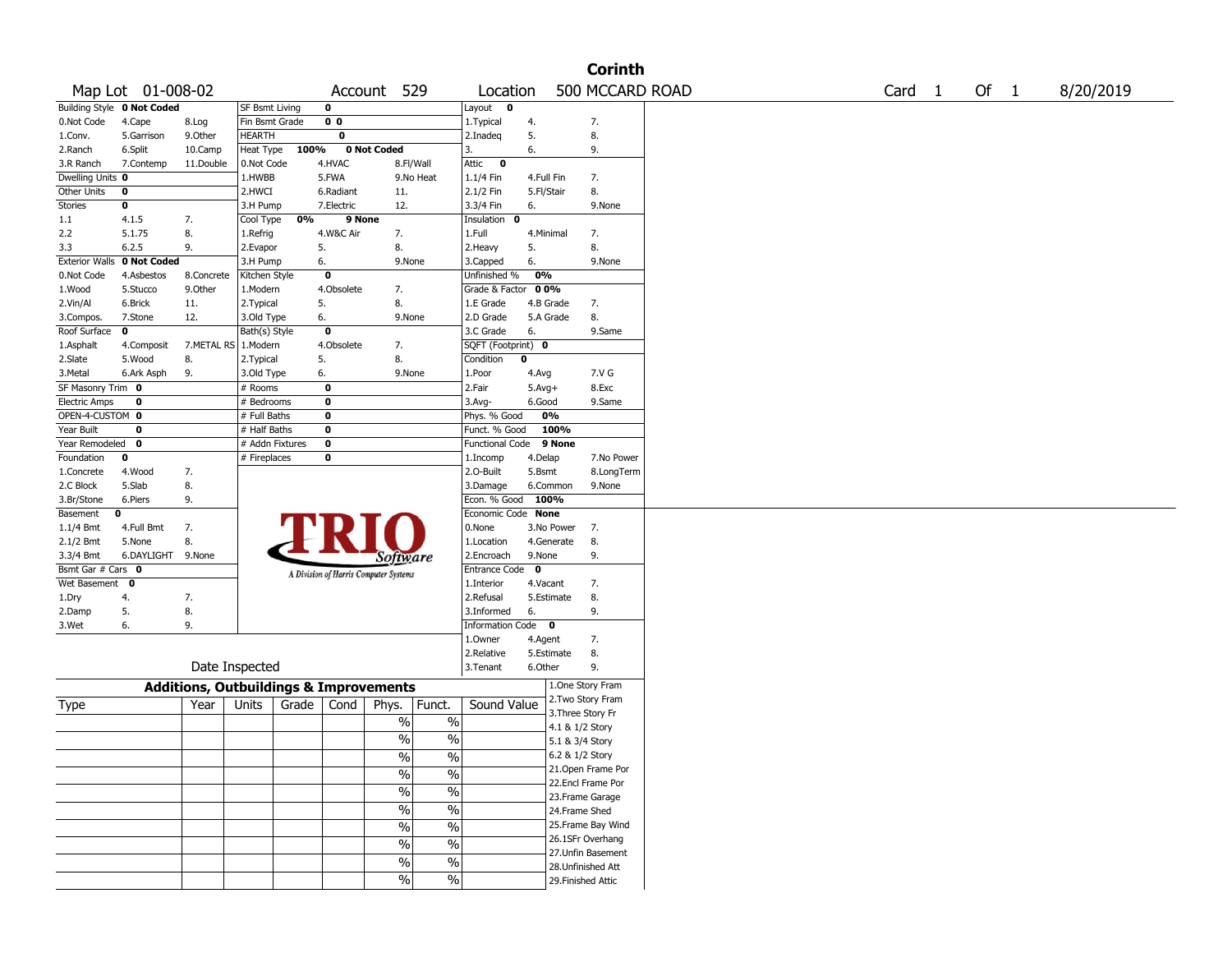# Corinth

Map Lot 01-008-02 | Account 529 | Location 500 MCCARD ROAD | Card 1 Of 1 | 8/20/2019

| Building Style | 0 Not Coded | | SF Bsmt Living | 0 | | Layout | 0 | |
|---|---|---|---|---|---|---|---|---|
| 0.Not Code | 4.Cape | 8.Log | Fin Bsmt Grade | 0 0 | | 1.Typical | 4. | 7. |
| 1.Conv. | 5.Garrison | 9.Other | HEARTH | 0 | | 2.Inadeq | 5. | 8. |
| 2.Ranch | 6.Split | 10.Camp | Heat Type 100% | 0 Not Coded | | 3. | 6. | 9. |
| 3.R Ranch | 7.Contemp | 11.Double | 0.Not Code | 4.HVAC | 8.Fl/Wall | Attic | 0 | |
| Dwelling Units | 0 | | 1.HWBB | 5.FWA | 9.No Heat | 1.1/4 Fin | 4.Full Fin | 7. |
| Other Units | 0 | | 2.HWCI | 6.Radiant | 11. | 2.1/2 Fin | 5.Fl/Stair | 8. |
| Stories | 0 | | 3.H Pump | 7.Electric | 12. | 3.3/4 Fin | 6. | 9.None |
| 1.1 | 4.1.5 | 7. | Cool Type 0% | 9 None | | Insulation | 0 | |
| 2.2 | 5.1.75 | 8. | 1.Refrig | 4.W&C Air | 7. | 1.Full | 4.Minimal | 7. |
| 3.3 | 6.2.5 | 9. | 2.Evapor | 5. | 8. | 2.Heavy | 5. | 8. |
| Exterior Walls | 0 Not Coded | | 3.H Pump | 6. | 9.None | 3.Capped | 6. | 9.None |
| 0.Not Code | 4.Asbestos | 8.Concrete | Kitchen Style | 0 | | Unfinished % | 0% | |
| 1.Wood | 5.Stucco | 9.Other | 1.Modern | 4.Obsolete | 7. | Grade & Factor | 0 0% | |
| 2.Vin/Al | 6.Brick | 11. | 2.Typical | 5. | 8. | 1.E Grade | 4.B Grade | 7. |
| 3.Compos. | 7.Stone | 12. | 3.Old Type | 6. | 9.None | 2.D Grade | 5.A Grade | 8. |
| Roof Surface | 0 | | Bath(s) Style | 0 | | 3.C Grade | 6. | 9.Same |
| 1.Asphalt | 4.Composit | 7.METAL RS | 1.Modern | 4.Obsolete | 7. | SQFT (Footprint) | 0 | |
| 2.Slate | 5.Wood | 8. | 2.Typical | 5. | 8. | Condition | 0 | |
| 3.Metal | 6.Ark Asph | 9. | 3.Old Type | 6. | 9.None | 1.Poor | 4.Avg | 7.V G |
| SF Masonry Trim | 0 | | # Rooms | 0 | | 2.Fair | 5.Avg+ | 8.Exc |
| Electric Amps | 0 | | # Bedrooms | 0 | | 3.Avg- | 6.Good | 9.Same |
| OPEN-4-CUSTOM | 0 | | # Full Baths | 0 | | Phys. % Good | 0% | |
| Year Built | 0 | | # Half Baths | 0 | | Funct. % Good | 100% | |
| Year Remodeled | 0 | | # Addn Fixtures | 0 | | Functional Code | 9 None | |
| Foundation | 0 | | # Fireplaces | 0 | | 1.Incomp | 4.Delap | 7.No Power |
| 1.Concrete | 4.Wood | 7. | | | | 2.O-Built | 5.Bsmt | 8.LongTerm |
| 2.C Block | 5.Slab | 8. | | | | 3.Damage | 6.Common | 9.None |
| 3.Br/Stone | 6.Piers | 9. | | | | Econ. % Good | 100% | |
| Basement | 0 | | | | | Economic Code | None | |
| 1.1/4 Bmt | 4.Full Bmt | 7. | | | | 0.None | 3.No Power | 7. |
| 2.1/2 Bmt | 5.None | 8. | | | | 1.Location | 4.Generate | 8. |
| 3.3/4 Bmt | 6.DAYLIGHT | 9.None | | | | 2.Encroach | 9.None | 9. |
| Bsmt Gar # Cars | 0 | | | | | Entrance Code | 0 | |
| Wet Basement | 0 | | | | | 1.Interior | 4.Vacant | 7. |
| 1.Dry | 4. | 7. | | | | 2.Refusal | 5.Estimate | 8. |
| 2.Damp | 5. | 8. | | | | 3.Informed | 6. | 9. |
| 3.Wet | 6. | 9. | | | | Information Code | 0 | |
| | | | | | | 1.Owner | 4.Agent | 7. |
| | | | | | | 2.Relative | 5.Estimate | 8. |
| | Date Inspected | | | | | 3.Tenant | 6.Other | 9. |

TRIO Software — A Division of Harris Computer Systems

## Additions, Outbuildings & Improvements

| Type | Year | Units | Grade | Cond | Phys. | Funct. | Sound Value |
|---|---|---|---|---|---|---|---|
| | | | | | % | % | |
| | | | | | % | % | |
| | | | | | % | % | |
| | | | | | % | % | |
| | | | | | % | % | |
| | | | | | % | % | |
| | | | | | % | % | |
| | | | | | % | % | |
| | | | | | % | % | |
| | | | | | % | % | |

1.One Story Fram
2.Two Story Fram
3.Three Story Fr
4.1 & 1/2 Story
5.1 & 3/4 Story
6.2 & 1/2 Story
21.Open Frame Por
22.Encl Frame Por
23.Frame Garage
24.Frame Shed
25.Frame Bay Wind
26.1SFr Overhang
27.Unfin Basement
28.Unfinished Att
29.Finished Attic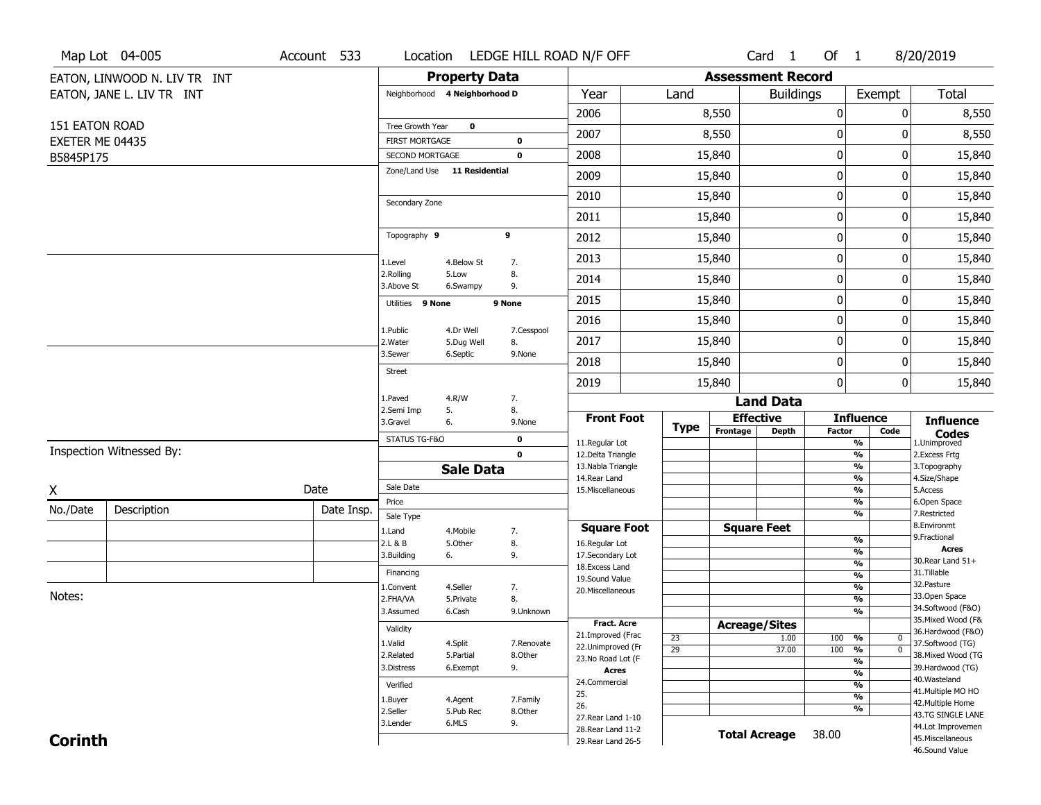Map Lot 04-005 | Account 533 | Location LEDGE HILL ROAD N/F OFF | Card 1 Of 1 | 8/20/2019

EATON, LINWOOD N. LIV TR INT
EATON, JANE L. LIV TR INT

151 EATON ROAD
EXETER ME 04435
B5845P175

## Property Data

Neighborhood 4 Neighborhood D

Tree Growth Year 0
FIRST MORTGAGE 0
SECOND MORTGAGE 0
Zone/Land Use 11 Residential

Secondary Zone

Topography 9 9

1.Level 4.Below St 7.
2.Rolling 5.Low 8.
3.Above St 6.Swampy 9.

Utilities 9 None 9 None

1.Public 4.Dr Well 7.Cesspool
2.Water 5.Dug Well 8.
3.Sewer 6.Septic 9.None

Street

1.Paved 4.R/W 7.
2.Semi Imp 5. 8.
3.Gravel 6. 9.None

STATUS TG-F&O 0
0

## Sale Data

Sale Date
Price
Sale Type
1.Land 4.Mobile 7.
2.L & B 5.Other 8.
3.Building 6. 9.

Financing
1.Convent 4.Seller 7.
2.FHA/VA 5.Private 8.
3.Assumed 6.Cash 9.Unknown

Validity
1.Valid 4.Split 7.Renovate
2.Related 5.Partial 8.Other
3.Distress 6.Exempt 9.

Verified
1.Buyer 4.Agent 7.Family
2.Seller 5.Pub Rec 8.Other
3.Lender 6.MLS 9.

## Assessment Record

| Year | Land | Buildings | Exempt | Total |
|---|---|---|---|---|
| 2006 | 8,550 | 0 | 0 | 8,550 |
| 2007 | 8,550 | 0 | 0 | 8,550 |
| 2008 | 15,840 | 0 | 0 | 15,840 |
| 2009 | 15,840 | 0 | 0 | 15,840 |
| 2010 | 15,840 | 0 | 0 | 15,840 |
| 2011 | 15,840 | 0 | 0 | 15,840 |
| 2012 | 15,840 | 0 | 0 | 15,840 |
| 2013 | 15,840 | 0 | 0 | 15,840 |
| 2014 | 15,840 | 0 | 0 | 15,840 |
| 2015 | 15,840 | 0 | 0 | 15,840 |
| 2016 | 15,840 | 0 | 0 | 15,840 |
| 2017 | 15,840 | 0 | 0 | 15,840 |
| 2018 | 15,840 | 0 | 0 | 15,840 |
| 2019 | 15,840 | 0 | 0 | 15,840 |

## Land Data

| Front Foot | Type | Effective Frontage | Effective Depth | Influence Factor | Influence Code |
|---|---|---|---|---|---|
| 11.Regular Lot | | | | % | |
| 12.Delta Triangle | | | | % | |
| 13.Nabla Triangle | | | | % | |
| 14.Rear Land | | | | % | |
| 15.Miscellaneous | | | | % | |
| | | | | % | |
| | | | | % | |
| **Square Foot** | | **Square Feet** | | | |
| 16.Regular Lot | | | | % | |
| 17.Secondary Lot | | | | % | |
| 18.Excess Land | | | | % | |
| 19.Sound Value | | | | % | |
| 20.Miscellaneous | | | | % | |
| | | | | % | |
| | | | | % | |
| **Fract. Acre** | | **Acreage/Sites** | | | |
| 21.Improved (Frac | 23 | | 1.00 | 100 % | 0 |
| 22.Unimproved (Fr | 29 | | 37.00 | 100 % | 0 |
| 23.No Road Lot (F | | | | % | |
| **Acres** | | | | % | |
| 24.Commercial | | | | % | |
| 25. | | | | % | |
| 26. | | | | % | |
| 27.Rear Land 1-10 | | | | | |
| 28.Rear Land 11-2 | | | | | |
| 29.Rear Land 26-5 | | | | | |

**Total Acreage** 38.00

**Influence Codes**
1.Unimproved
2.Excess Frtg
3.Topography
4.Size/Shape
5.Access
6.Open Space
7.Restricted
8.Environmt
9.Fractional

**Acres**
30.Rear Land 51+
31.Tillable
32.Pasture
33.Open Space
34.Softwood (F&O)
35.Mixed Wood (F&
36.Hardwood (F&O)
37.Softwood (TG)
38.Mixed Wood (TG
39.Hardwood (TG)
40.Wasteland
41.Multiple MO HO
42.Multiple Home
43.TG SINGLE LANE
44.Lot Improvemen
45.Miscellaneous
46.Sound Value

Inspection Witnessed By:

X Date

| No./Date | Description | Date Insp. |
|---|---|---|
| | | |
| | | |
| | | |

Notes:

**Corinth**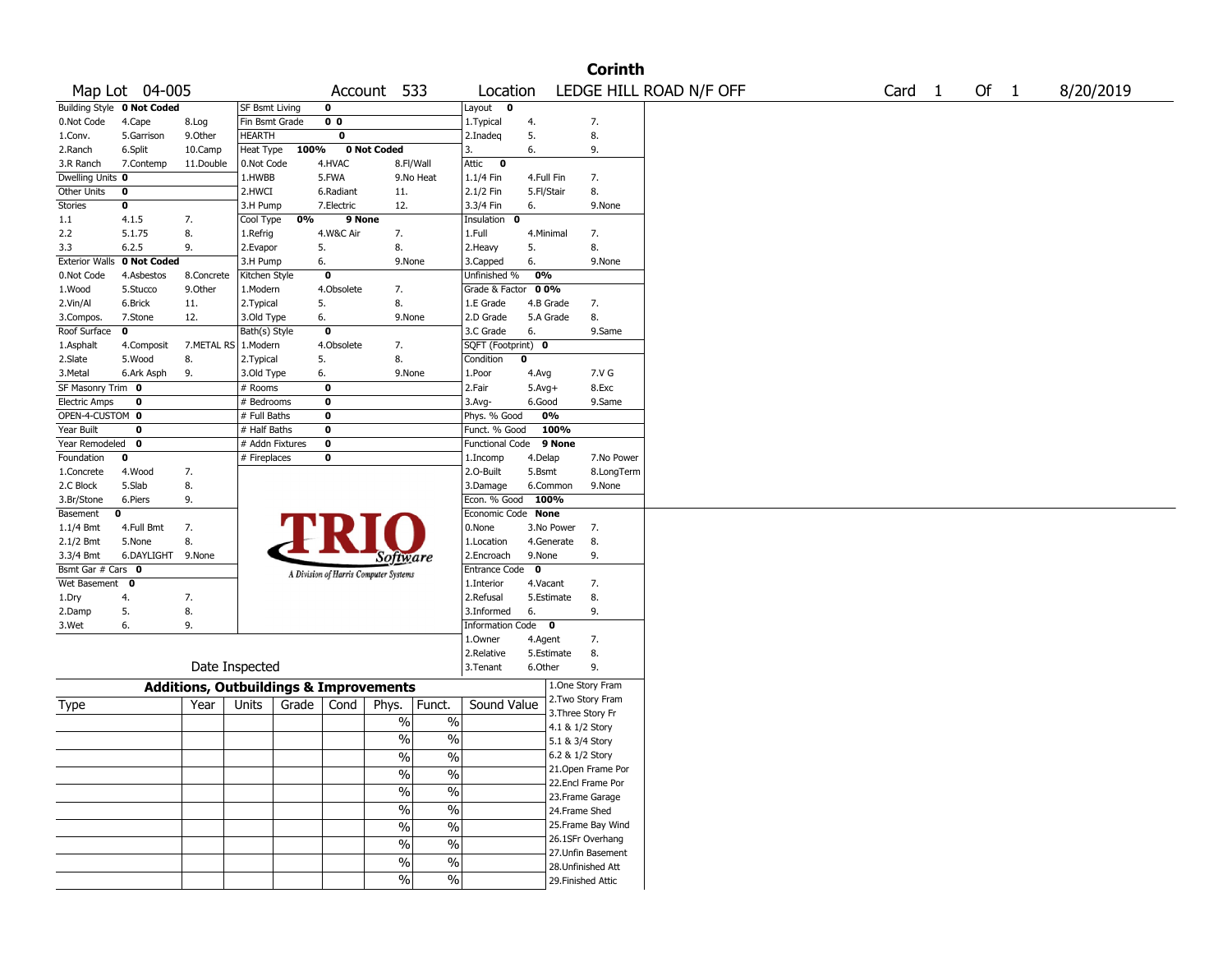# Corinth

Map Lot 04-005 | Account 533 | Location LEDGE HILL ROAD N/F OFF | Card 1 Of 1 | 8/20/2019

| Building Style | 0 Not Coded | | SF Bsmt Living | 0 | | Layout | 0 | |
|---|---|---|---|---|---|---|---|---|
| 0.Not Code | 4.Cape | 8.Log | Fin Bsmt Grade | 0 0 | | 1.Typical | 4. | 7. |
| 1.Conv. | 5.Garrison | 9.Other | HEARTH | 0 | | 2.Inadeq | 5. | 8. |
| 2.Ranch | 6.Split | 10.Camp | Heat Type 100% | 0 Not Coded | | 3. | 6. | 9. |
| 3.R Ranch | 7.Contemp | 11.Double | 0.Not Code | 4.HVAC | 8.Fl/Wall | Attic | 0 | |
| Dwelling Units | 0 | | 1.HWBB | 5.FWA | 9.No Heat | 1.1/4 Fin | 4.Full Fin | 7. |
| Other Units | 0 | | 2.HWCI | 6.Radiant | 11. | 2.1/2 Fin | 5.Fl/Stair | 8. |
| Stories | 0 | | 3.H Pump | 7.Electric | 12. | 3.3/4 Fin | 6. | 9.None |
| 1.1 | 4.1.5 | 7. | Cool Type 0% | 9 None | | Insulation | 0 | |
| 2.2 | 5.1.75 | 8. | 1.Refrig | 4.W&C Air | 7. | 1.Full | 4.Minimal | 7. |
| 3.3 | 6.2.5 | 9. | 2.Evapor | 5. | 8. | 2.Heavy | 5. | 8. |
| Exterior Walls | 0 Not Coded | | 3.H Pump | 6. | 9.None | 3.Capped | 6. | 9.None |
| 0.Not Code | 4.Asbestos | 8.Concrete | Kitchen Style | 0 | | Unfinished % | 0% | |
| 1.Wood | 5.Stucco | 9.Other | 1.Modern | 4.Obsolete | 7. | Grade & Factor | 0 0% | |
| 2.Vin/Al | 6.Brick | 11. | 2.Typical | 5. | 8. | 1.E Grade | 4.B Grade | 7. |
| 3.Compos. | 7.Stone | 12. | 3.Old Type | 6. | 9.None | 2.D Grade | 5.A Grade | 8. |
| Roof Surface | 0 | | Bath(s) Style | 0 | | 3.C Grade | 6. | 9.Same |
| 1.Asphalt | 4.Composit | 7.METAL RS | 1.Modern | 4.Obsolete | 7. | SQFT (Footprint) | 0 | |
| 2.Slate | 5.Wood | 8. | 2.Typical | 5. | 8. | Condition | 0 | |
| 3.Metal | 6.Ark Asph | 9. | 3.Old Type | 6. | 9.None | 1.Poor | 4.Avg | 7.V G |
| SF Masonry Trim | 0 | | # Rooms | 0 | | 2.Fair | 5.Avg+ | 8.Exc |
| Electric Amps | 0 | | # Bedrooms | 0 | | 3.Avg- | 6.Good | 9.Same |
| OPEN-4-CUSTOM | 0 | | # Full Baths | 0 | | Phys. % Good | 0% | |
| Year Built | 0 | | # Half Baths | 0 | | Funct. % Good | 100% | |
| Year Remodeled | 0 | | # Addn Fixtures | 0 | | Functional Code | 9 None | |
| Foundation | 0 | | # Fireplaces | 0 | | 1.Incomp | 4.Delap | 7.No Power |
| 1.Concrete | 4.Wood | 7. | | | | 2.O-Built | 5.Bsmt | 8.LongTerm |
| 2.C Block | 5.Slab | 8. | | | | 3.Damage | 6.Common | 9.None |
| 3.Br/Stone | 6.Piers | 9. | | | | Econ. % Good | 100% | |
| Basement | 0 | | | | | Economic Code | None | |
| 1.1/4 Bmt | 4.Full Bmt | 7. | | | | 0.None | 3.No Power | 7. |
| 2.1/2 Bmt | 5.None | 8. | | | | 1.Location | 4.Generate | 8. |
| 3.3/4 Bmt | 6.DAYLIGHT | 9.None | | | | 2.Encroach | 9.None | 9. |
| Bsmt Gar # Cars | 0 | | | | | Entrance Code | 0 | |
| Wet Basement | 0 | | | | | 1.Interior | 4.Vacant | 7. |
| 1.Dry | 4. | 7. | | | | 2.Refusal | 5.Estimate | 8. |
| 2.Damp | 5. | 8. | | | | 3.Informed | 6. | 9. |
| 3.Wet | 6. | 9. | | | | Information Code | 0 | |
| | | | | | | 1.Owner | 4.Agent | 7. |
| | | | | | | 2.Relative | 5.Estimate | 8. |
| | Date Inspected | | | | | 3.Tenant | 6.Other | 9. |

TRIO Software — A Division of Harris Computer Systems

## Additions, Outbuildings & Improvements

| Type | Year | Units | Grade | Cond | Phys. | Funct. | Sound Value |
|---|---|---|---|---|---|---|---|
| | | | | | % | % | |
| | | | | | % | % | |
| | | | | | % | % | |
| | | | | | % | % | |
| | | | | | % | % | |
| | | | | | % | % | |
| | | | | | % | % | |
| | | | | | % | % | |
| | | | | | % | % | |
| | | | | | % | % | |

1.One Story Fram
2.Two Story Fram
3.Three Story Fr
4.1 & 1/2 Story
5.1 & 3/4 Story
6.2 & 1/2 Story
21.Open Frame Por
22.Encl Frame Por
23.Frame Garage
24.Frame Shed
25.Frame Bay Wind
26.1SFr Overhang
27.Unfin Basement
28.Unfinished Att
29.Finished Attic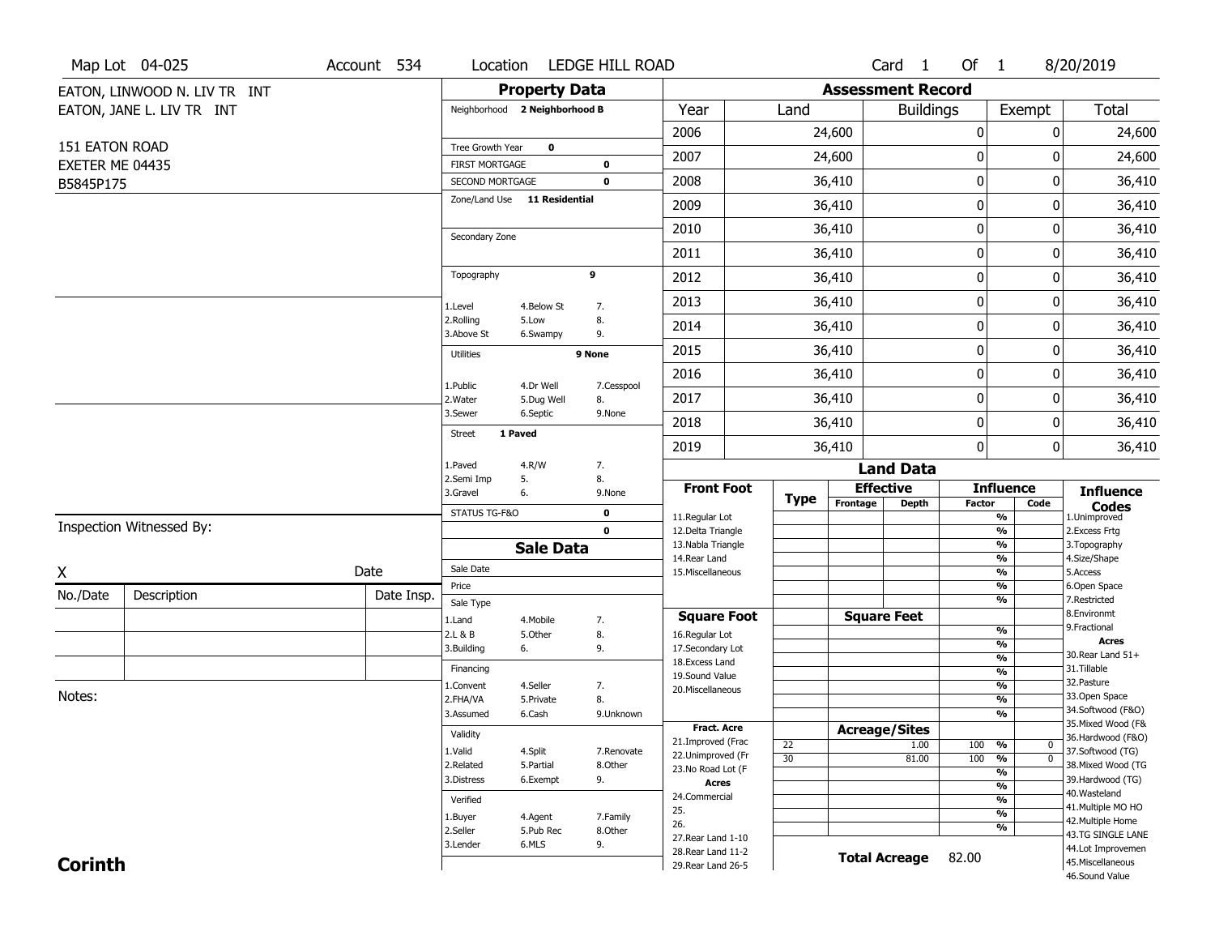Map Lot 04-025 | Account 534 | Location LEDGE HILL ROAD | Card 1 Of 1 | 8/20/2019

EATON, LINWOOD N. LIV TR INT
EATON, JANE L. LIV TR INT

151 EATON ROAD
EXETER ME 04435
B5845P175

## Property Data

Neighborhood **2 Neighborhood B**

Tree Growth Year **0**
FIRST MORTGAGE **0**
SECOND MORTGAGE **0**
Zone/Land Use **11 Residential**

Secondary Zone

Topography **9**

1.Level 4.Below St 7.
2.Rolling 5.Low 8.
3.Above St 6.Swampy 9.

Utilities **9 None**

1.Public 4.Dr Well 7.Cesspool
2.Water 5.Dug Well 8.
3.Sewer 6.Septic 9.None

Street **1 Paved**

1.Paved 4.R/W 7.
2.Semi Imp 5. 8.
3.Gravel 6. 9.None

STATUS TG-F&O **0**
**0**

## Sale Data

Sale Date
Price
Sale Type

1.Land 4.Mobile 7.
2.L & B 5.Other 8.
3.Building 6. 9.

Financing

1.Convent 4.Seller 7.
2.FHA/VA 5.Private 8.
3.Assumed 6.Cash 9.Unknown

Validity

1.Valid 4.Split 7.Renovate
2.Related 5.Partial 8.Other
3.Distress 6.Exempt 9.

Verified

1.Buyer 4.Agent 7.Family
2.Seller 5.Pub Rec 8.Other
3.Lender 6.MLS 9.

## Assessment Record

| Year | Land | Buildings | Exempt | Total |
|---|---|---|---|---|
| 2006 | 24,600 | 0 | 0 | 24,600 |
| 2007 | 24,600 | 0 | 0 | 24,600 |
| 2008 | 36,410 | 0 | 0 | 36,410 |
| 2009 | 36,410 | 0 | 0 | 36,410 |
| 2010 | 36,410 | 0 | 0 | 36,410 |
| 2011 | 36,410 | 0 | 0 | 36,410 |
| 2012 | 36,410 | 0 | 0 | 36,410 |
| 2013 | 36,410 | 0 | 0 | 36,410 |
| 2014 | 36,410 | 0 | 0 | 36,410 |
| 2015 | 36,410 | 0 | 0 | 36,410 |
| 2016 | 36,410 | 0 | 0 | 36,410 |
| 2017 | 36,410 | 0 | 0 | 36,410 |
| 2018 | 36,410 | 0 | 0 | 36,410 |
| 2019 | 36,410 | 0 | 0 | 36,410 |

## Land Data

| Front Foot | Type | Effective Frontage | Effective Depth | Influence Factor | Influence Code |
|---|---|---|---|---|---|
| 11.Regular Lot | | | | % | |
| 12.Delta Triangle | | | | % | |
| 13.Nabla Triangle | | | | % | |
| 14.Rear Land | | | | % | |
| 15.Miscellaneous | | | | % | |
| | | | | % | |
| | | | | % | |
| **Square Foot** | | **Square Feet** | | | |
| 16.Regular Lot | | | | % | |
| 17.Secondary Lot | | | | % | |
| 18.Excess Land | | | | % | |
| 19.Sound Value | | | | % | |
| 20.Miscellaneous | | | | % | |
| | | | | % | |
| | | | | % | |
| **Fract. Acre** | | **Acreage/Sites** | | | |
| 21.Improved (Frac | 22 | | 1.00 | 100 % | 0 |
| 22.Unimproved (Fr | 30 | | 81.00 | 100 % | 0 |
| 23.No Road Lot (F | | | | % | |
| **Acres** | | | | % | |
| 24.Commercial | | | | % | |
| 25. | | | | % | |
| 26. | | | | % | |
| 27.Rear Land 1-10 | | | | | |
| 28.Rear Land 11-2 | | | | | |
| 29.Rear Land 26-5 | | | | | |

**Total Acreage** 82.00

**Influence Codes**
1.Unimproved
2.Excess Frtg
3.Topography
4.Size/Shape
5.Access
6.Open Space
7.Restricted
8.Environmt
9.Fractional

**Acres**
30.Rear Land 51+
31.Tillable
32.Pasture
33.Open Space
34.Softwood (F&O)
35.Mixed Wood (F&
36.Hardwood (F&O)
37.Softwood (TG)
38.Mixed Wood (TG
39.Hardwood (TG)
40.Wasteland
41.Multiple MO HO
42.Multiple Home
43.TG SINGLE LANE
44.Lot Improvemen
45.Miscellaneous
46.Sound Value

Inspection Witnessed By:

X Date

| No./Date | Description | Date Insp. |
|---|---|---|
| | | |
| | | |
| | | |

Notes:

**Corinth**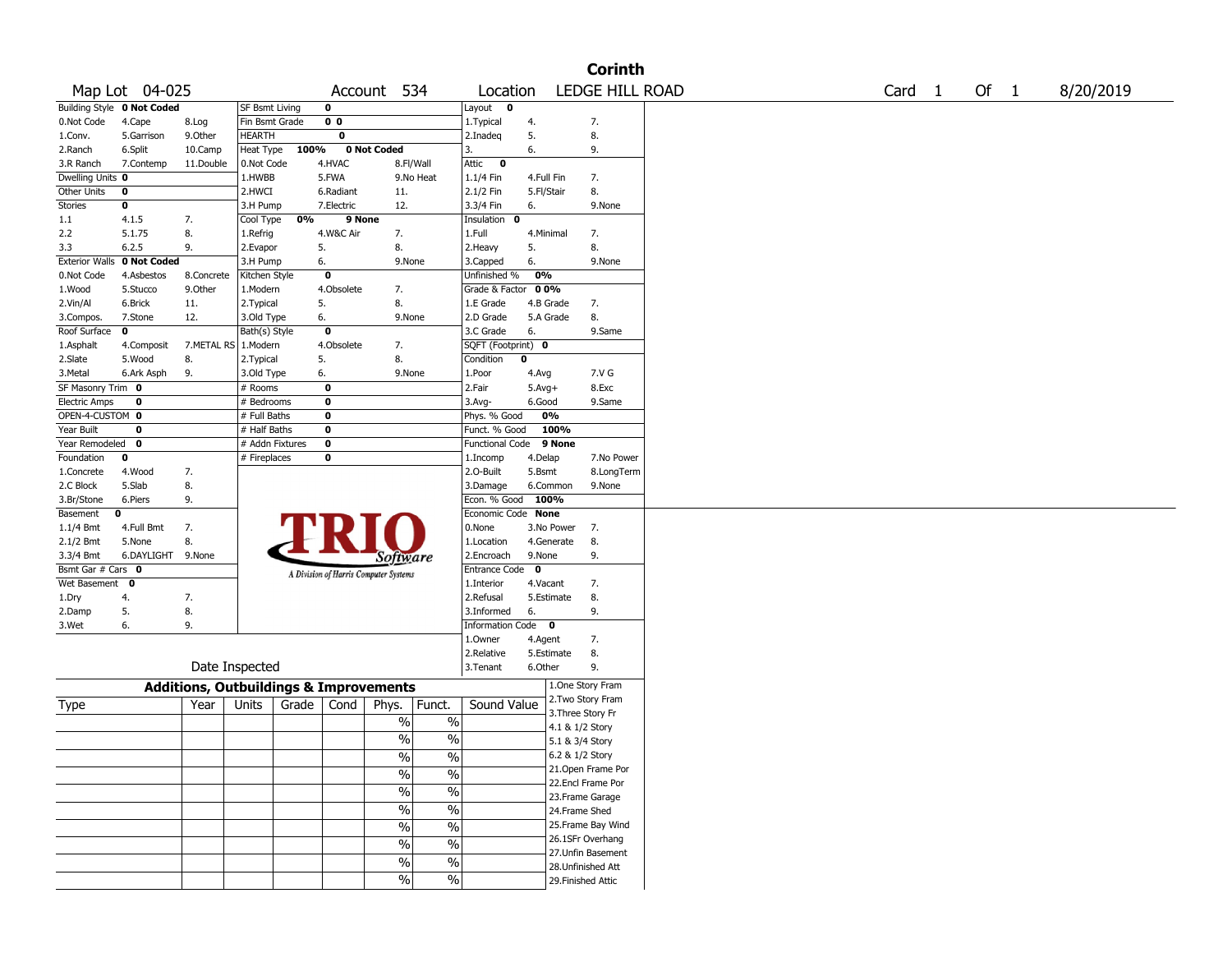# Corinth

Map Lot 04-025 | Account 534 | Location LEDGE HILL ROAD | Card 1 Of 1 | 8/20/2019

| Building Style | 0 Not Coded | | SF Bsmt Living | 0 | | | Layout | 0 | |
|---|---|---|---|---|---|---|---|---|---|
| 0.Not Code | 4.Cape | 8.Log | Fin Bsmt Grade | 0 0 | | | 1.Typical | 4. | 7. |
| 1.Conv. | 5.Garrison | 9.Other | HEARTH | 0 | | | 2.Inadeq | 5. | 8. |
| 2.Ranch | 6.Split | 10.Camp | Heat Type | 100% | 0 Not Coded | | 3. | 6. | 9. |
| 3.R Ranch | 7.Contemp | 11.Double | 0.Not Code | 4.HVAC | 8.Fl/Wall | | Attic | 0 | |
| Dwelling Units | 0 | | 1.HWBB | 5.FWA | 9.No Heat | | 1.1/4 Fin | 4.Full Fin | 7. |
| Other Units | 0 | | 2.HWCI | 6.Radiant | 11. | | 2.1/2 Fin | 5.Fl/Stair | 8. |
| Stories | 0 | | 3.H Pump | 7.Electric | 12. | | 3.3/4 Fin | 6. | 9.None |
| 1.1 | 4.1.5 | 7. | Cool Type | 0% | 9 None | | Insulation | 0 | |
| 2.2 | 5.1.75 | 8. | 1.Refrig | 4.W&C Air | 7. | | 1.Full | 4.Minimal | 7. |
| 3.3 | 6.2.5 | 9. | 2.Evapor | 5. | 8. | | 2.Heavy | 5. | 8. |
| Exterior Walls | 0 Not Coded | | 3.H Pump | 6. | 9.None | | 3.Capped | 6. | 9.None |
| 0.Not Code | 4.Asbestos | 8.Concrete | Kitchen Style | 0 | | | Unfinished % | 0% | |
| 1.Wood | 5.Stucco | 9.Other | 1.Modern | 4.Obsolete | 7. | | Grade & Factor | 0 0% | |
| 2.Vin/Al | 6.Brick | 11. | 2.Typical | 5. | 8. | | 1.E Grade | 4.B Grade | 7. |
| 3.Compos. | 7.Stone | 12. | 3.Old Type | 6. | 9.None | | 2.D Grade | 5.A Grade | 8. |
| Roof Surface | 0 | | Bath(s) Style | 0 | | | 3.C Grade | 6. | 9.Same |
| 1.Asphalt | 4.Composit | 7.METAL RS | 1.Modern | 4.Obsolete | 7. | | SQFT (Footprint) | 0 | |
| 2.Slate | 5.Wood | 8. | 2.Typical | 5. | 8. | | Condition | 0 | |
| 3.Metal | 6.Ark Asph | 9. | 3.Old Type | 6. | 9.None | | 1.Poor | 4.Avg | 7.V G |
| SF Masonry Trim | 0 | | # Rooms | 0 | | | 2.Fair | 5.Avg+ | 8.Exc |
| Electric Amps | 0 | | # Bedrooms | 0 | | | 3.Avg- | 6.Good | 9.Same |
| OPEN-4-CUSTOM | 0 | | # Full Baths | 0 | | | Phys. % Good | 0% | |
| Year Built | 0 | | # Half Baths | 0 | | | Funct. % Good | 100% | |
| Year Remodeled | 0 | | # Addn Fixtures | 0 | | | Functional Code | 9 None | |
| Foundation | 0 | | # Fireplaces | 0 | | | 1.Incomp | 4.Delap | 7.No Power |
| 1.Concrete | 4.Wood | 7. | | | | | 2.O-Built | 5.Bsmt | 8.LongTerm |
| 2.C Block | 5.Slab | 8. | | | | | 3.Damage | 6.Common | 9.None |
| 3.Br/Stone | 6.Piers | 9. | | | | | Econ. % Good | 100% | |
| Basement | 0 | | | | | | Economic Code | None | |
| 1.1/4 Bmt | 4.Full Bmt | 7. | | | | | 0.None | 3.No Power | 7. |
| 2.1/2 Bmt | 5.None | 8. | | | | | 1.Location | 4.Generate | 8. |
| 3.3/4 Bmt | 6.DAYLIGHT | 9.None | | | | | 2.Encroach | 9.None | 9. |
| Bsmt Gar # Cars | 0 | | | | | | Entrance Code | 0 | |
| Wet Basement | 0 | | | | | | 1.Interior | 4.Vacant | 7. |
| 1.Dry | 4. | 7. | | | | | 2.Refusal | 5.Estimate | 8. |
| 2.Damp | 5. | 8. | | | | | 3.Informed | 6. | 9. |
| 3.Wet | 6. | 9. | | | | | Information Code | 0 | |
| | | | | | | | 1.Owner | 4.Agent | 7. |
| | | | | | | | 2.Relative | 5.Estimate | 8. |
| | Date Inspected | | | | | | 3.Tenant | 6.Other | 9. |

TRIO Software — A Division of Harris Computer Systems

## Additions, Outbuildings & Improvements

| Type | Year | Units | Grade | Cond | Phys. | Funct. | Sound Value |
|---|---|---|---|---|---|---|---|
| | | | | | % | % | |
| | | | | | % | % | |
| | | | | | % | % | |
| | | | | | % | % | |
| | | | | | % | % | |
| | | | | | % | % | |
| | | | | | % | % | |
| | | | | | % | % | |
| | | | | | % | % | |
| | | | | | % | % | |

1.One Story Fram
2.Two Story Fram
3.Three Story Fr
4.1 & 1/2 Story
5.1 & 3/4 Story
6.2 & 1/2 Story
21.Open Frame Por
22.Encl Frame Por
23.Frame Garage
24.Frame Shed
25.Frame Bay Wind
26.1SFr Overhang
27.Unfin Basement
28.Unfinished Att
29.Finished Attic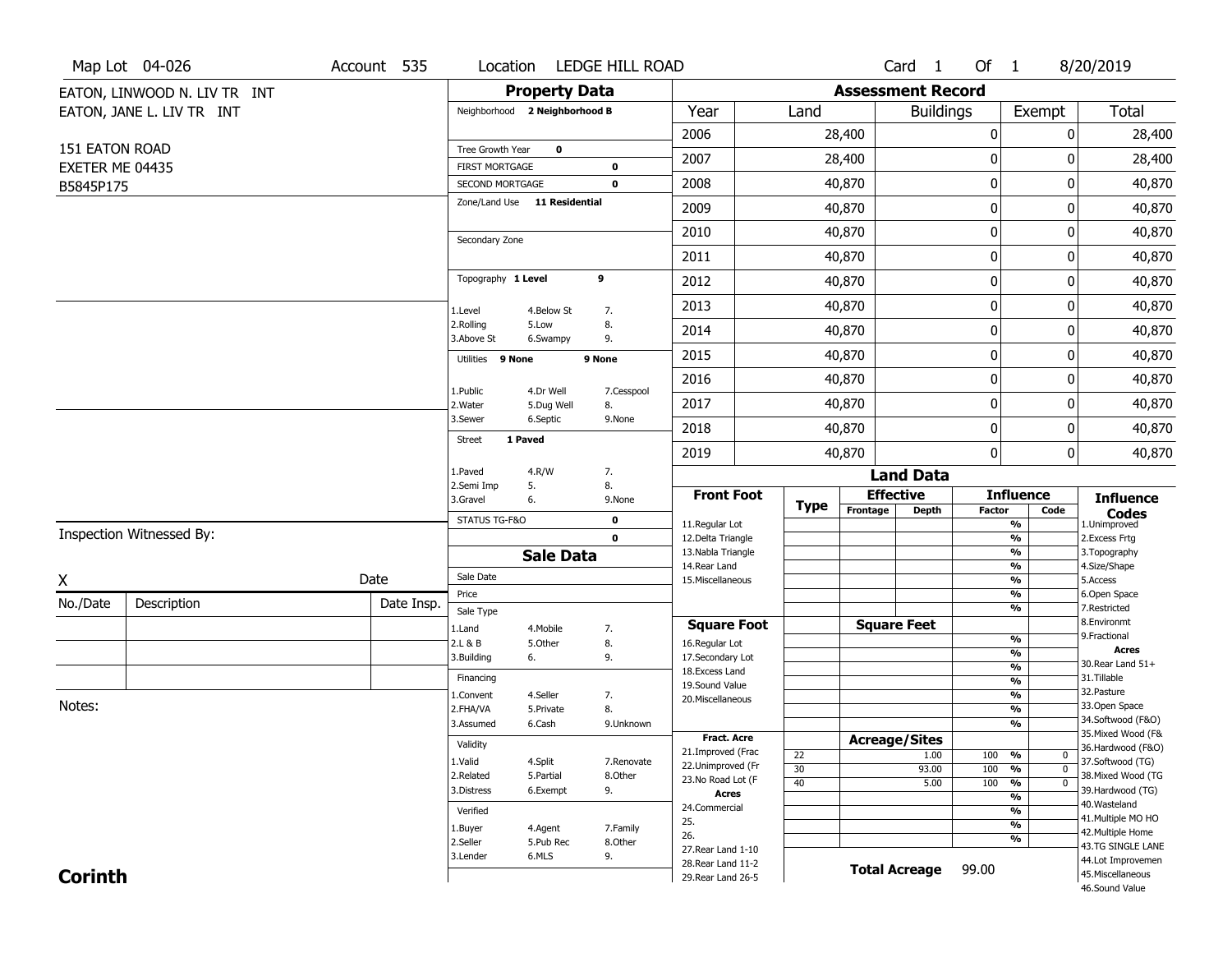Map Lot 04-026 | Account 535 | Location LEDGE HILL ROAD | Card 1 Of 1 | 8/20/2019

EATON, LINWOOD N. LIV TR INT
EATON, JANE L. LIV TR INT

151 EATON ROAD
EXETER ME 04435
B5845P175

## Property Data

Neighborhood 2 Neighborhood B

Tree Growth Year 0
FIRST MORTGAGE 0
SECOND MORTGAGE 0
Zone/Land Use 11 Residential

Secondary Zone

Topography 1 Level 9

1.Level 4.Below St 7.
2.Rolling 5.Low 8.
3.Above St 6.Swampy 9.

Utilities 9 None 9 None

1.Public 4.Dr Well 7.Cesspool
2.Water 5.Dug Well 8.
3.Sewer 6.Septic 9.None

Street 1 Paved

1.Paved 4.R/W 7.
2.Semi Imp 5. 8.
3.Gravel 6. 9.None

STATUS TG-F&O 0
0

## Assessment Record

| Year | Land | Buildings | Exempt | Total |
|---|---|---|---|---|
| 2006 | 28,400 | 0 | 0 | 28,400 |
| 2007 | 28,400 | 0 | 0 | 28,400 |
| 2008 | 40,870 | 0 | 0 | 40,870 |
| 2009 | 40,870 | 0 | 0 | 40,870 |
| 2010 | 40,870 | 0 | 0 | 40,870 |
| 2011 | 40,870 | 0 | 0 | 40,870 |
| 2012 | 40,870 | 0 | 0 | 40,870 |
| 2013 | 40,870 | 0 | 0 | 40,870 |
| 2014 | 40,870 | 0 | 0 | 40,870 |
| 2015 | 40,870 | 0 | 0 | 40,870 |
| 2016 | 40,870 | 0 | 0 | 40,870 |
| 2017 | 40,870 | 0 | 0 | 40,870 |
| 2018 | 40,870 | 0 | 0 | 40,870 |
| 2019 | 40,870 | 0 | 0 | 40,870 |

Inspection Witnessed By:

X Date

| No./Date | Description | Date Insp. |
|---|---|---|
| | | |
| | | |
| | | |

Notes:

## Sale Data

Sale Date
Price
Sale Type
1.Land 4.Mobile 7.
2.L & B 5.Other 8.
3.Building 6. 9.

Financing
1.Convent 4.Seller 7.
2.FHA/VA 5.Private 8.
3.Assumed 6.Cash 9.Unknown

Validity
1.Valid 4.Split 7.Renovate
2.Related 5.Partial 8.Other
3.Distress 6.Exempt 9.

Verified
1.Buyer 4.Agent 7.Family
2.Seller 5.Pub Rec 8.Other
3.Lender 6.MLS 9.

## Land Data

| Front Foot | Type | Effective Frontage | Effective Depth | Influence Factor | Influence Code |
|---|---|---|---|---|---|
| 11.Regular Lot | | | | % | |
| 12.Delta Triangle | | | | % | |
| 13.Nabla Triangle | | | | % | |
| 14.Rear Land | | | | % | |
| 15.Miscellaneous | | | | % | |
| | | | | % | |
| | | | | % | |

| Square Foot | Square Feet | Factor | Code |
|---|---|---|---|
| 16.Regular Lot | | % | |
| 17.Secondary Lot | | % | |
| 18.Excess Land | | % | |
| 19.Sound Value | | % | |
| 20.Miscellaneous | | % | |
| | | % | |
| | | % | |

| Fract. Acre | Type | Acreage/Sites | Factor | Code |
|---|---|---|---|---|
| 21.Improved (Frac | 22 | 1.00 | 100 % | 0 |
| 22.Unimproved (Fr | 30 | 93.00 | 100 % | 0 |
| 23.No Road Lot (F | 40 | 5.00 | 100 % | 0 |
| Acres | | | % | |
| 24.Commercial | | | % | |
| 25. | | | % | |
| 26. | | | % | |
| 27.Rear Land 1-10 | | | | |
| 28.Rear Land 11-2 | | | | |
| 29.Rear Land 26-5 | | | | |

Total Acreage 99.00

### Influence Codes

1.Unimproved
2.Excess Frtg
3.Topography
4.Size/Shape
5.Access
6.Open Space
7.Restricted
8.Environmt
9.Fractional

**Acres**
30.Rear Land 51+
31.Tillable
32.Pasture
33.Open Space
34.Softwood (F&O)
35.Mixed Wood (F&
36.Hardwood (F&O)
37.Softwood (TG)
38.Mixed Wood (TG
39.Hardwood (TG)
40.Wasteland
41.Multiple MO HO
42.Multiple Home
43.TG SINGLE LANE
44.Lot Improvemen
45.Miscellaneous
46.Sound Value

**Corinth**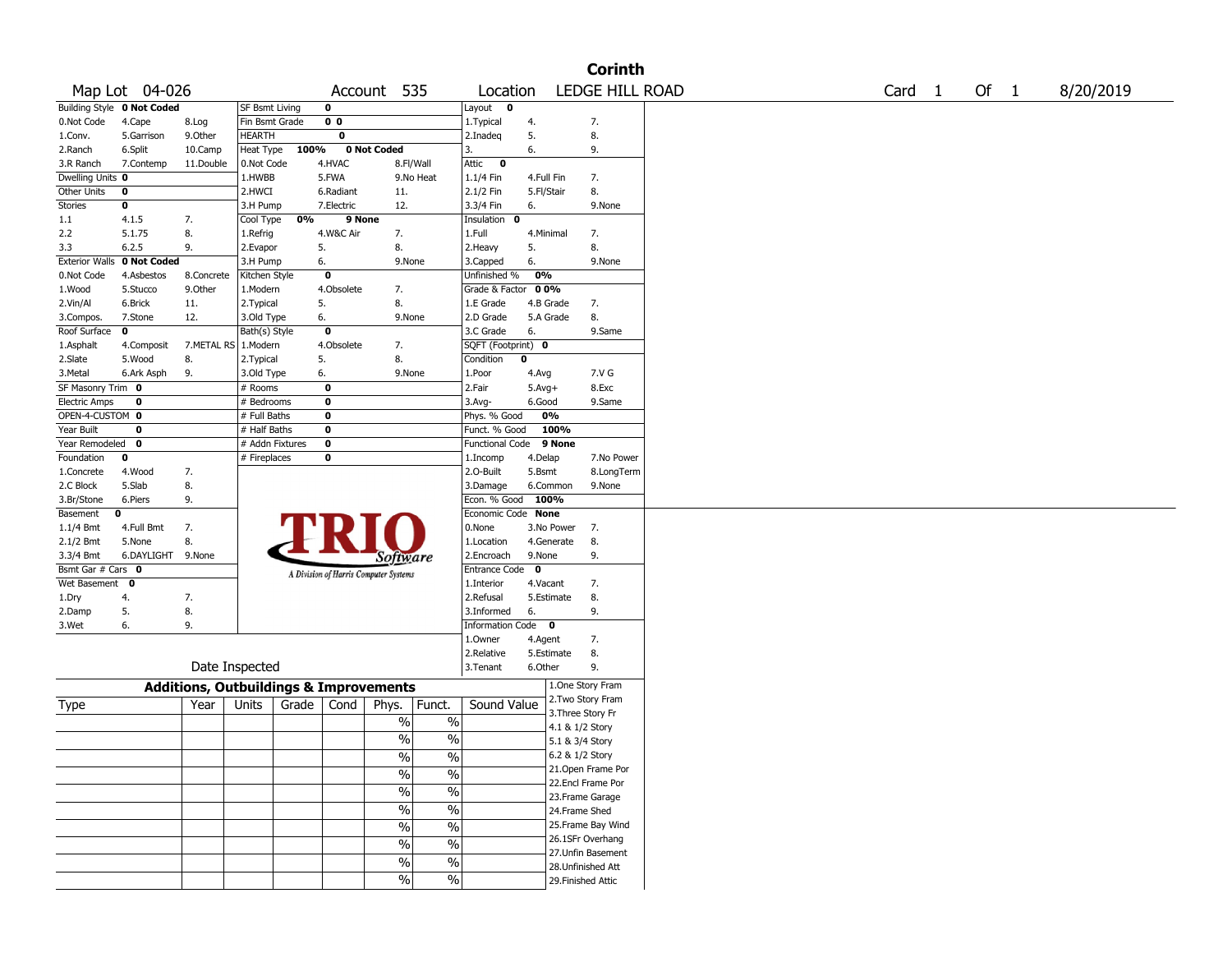# Corinth

Map Lot 04-026 | Account 535 | Location LEDGE HILL ROAD | Card 1 Of 1 | 8/20/2019

| Building Style | 0 Not Coded | | SF Bsmt Living | 0 | | | Layout | 0 | |
|---|---|---|---|---|---|---|---|---|---|
| 0.Not Code | 4.Cape | 8.Log | Fin Bsmt Grade | 0 0 | | | 1.Typical | 4. | 7. |
| 1.Conv. | 5.Garrison | 9.Other | HEARTH | 0 | | | 2.Inadeq | 5. | 8. |
| 2.Ranch | 6.Split | 10.Camp | Heat Type | 100% | 0 Not Coded | | 3. | 6. | 9. |
| 3.R Ranch | 7.Contemp | 11.Double | 0.Not Code | 4.HVAC | 8.Fl/Wall | | Attic | 0 | |
| Dwelling Units | 0 | | 1.HWBB | 5.FWA | 9.No Heat | | 1.1/4 Fin | 4.Full Fin | 7. |
| Other Units | 0 | | 2.HWCI | 6.Radiant | 11. | | 2.1/2 Fin | 5.Fl/Stair | 8. |
| Stories | 0 | | 3.H Pump | 7.Electric | 12. | | 3.3/4 Fin | 6. | 9.None |
| 1.1 | 4.1.5 | 7. | Cool Type | 0% | 9 None | | Insulation | 0 | |
| 2.2 | 5.1.75 | 8. | 1.Refrig | 4.W&C Air | 7. | | 1.Full | 4.Minimal | 7. |
| 3.3 | 6.2.5 | 9. | 2.Evapor | 5. | 8. | | 2.Heavy | 5. | 8. |
| Exterior Walls | 0 Not Coded | | 3.H Pump | 6. | 9.None | | 3.Capped | 6. | 9.None |
| 0.Not Code | 4.Asbestos | 8.Concrete | Kitchen Style | 0 | | | Unfinished % | 0% | |
| 1.Wood | 5.Stucco | 9.Other | 1.Modern | 4.Obsolete | 7. | | Grade & Factor | 0 0% | |
| 2.Vin/Al | 6.Brick | 11. | 2.Typical | 5. | 8. | | 1.E Grade | 4.B Grade | 7. |
| 3.Compos. | 7.Stone | 12. | 3.Old Type | 6. | 9.None | | 2.D Grade | 5.A Grade | 8. |
| Roof Surface | 0 | | Bath(s) Style | 0 | | | 3.C Grade | 6. | 9.Same |
| 1.Asphalt | 4.Composit | 7.METAL RS | 1.Modern | 4.Obsolete | 7. | | SQFT (Footprint) | 0 | |
| 2.Slate | 5.Wood | 8. | 2.Typical | 5. | 8. | | Condition | 0 | |
| 3.Metal | 6.Ark Asph | 9. | 3.Old Type | 6. | 9.None | | 1.Poor | 4.Avg | 7.V G |
| SF Masonry Trim | 0 | | # Rooms | 0 | | | 2.Fair | 5.Avg+ | 8.Exc |
| Electric Amps | 0 | | # Bedrooms | 0 | | | 3.Avg- | 6.Good | 9.Same |
| OPEN-4-CUSTOM | 0 | | # Full Baths | 0 | | | Phys. % Good | 0% | |
| Year Built | 0 | | # Half Baths | 0 | | | Funct. % Good | 100% | |
| Year Remodeled | 0 | | # Addn Fixtures | 0 | | | Functional Code | 9 None | |
| Foundation | 0 | | # Fireplaces | 0 | | | 1.Incomp | 4.Delap | 7.No Power |
| 1.Concrete | 4.Wood | 7. | | | | | 2.O-Built | 5.Bsmt | 8.LongTerm |
| 2.C Block | 5.Slab | 8. | | | | | 3.Damage | 6.Common | 9.None |
| 3.Br/Stone | 6.Piers | 9. | | | | | Econ. % Good | 100% | |
| Basement | 0 | | | | | | Economic Code | None | |
| 1.1/4 Bmt | 4.Full Bmt | 7. | | | | | 0.None | 3.No Power | 7. |
| 2.1/2 Bmt | 5.None | 8. | | | | | 1.Location | 4.Generate | 8. |
| 3.3/4 Bmt | 6.DAYLIGHT | 9.None | | | | | 2.Encroach | 9.None | 9. |
| Bsmt Gar # Cars | 0 | | | | | | Entrance Code | 0 | |
| Wet Basement | 0 | | | | | | 1.Interior | 4.Vacant | 7. |
| 1.Dry | 4. | 7. | | | | | 2.Refusal | 5.Estimate | 8. |
| 2.Damp | 5. | 8. | | | | | 3.Informed | 6. | 9. |
| 3.Wet | 6. | 9. | | | | | Information Code | 0 | |
| | | | | | | | 1.Owner | 4.Agent | 7. |
| | | | | | | | 2.Relative | 5.Estimate | 8. |
| | Date Inspected | | | | | | 3.Tenant | 6.Other | 9. |

TRIO Software — A Division of Harris Computer Systems

## Additions, Outbuildings & Improvements

| Type | Year | Units | Grade | Cond | Phys. | Funct. | Sound Value |
|---|---|---|---|---|---|---|---|
| | | | | | % | % | |
| | | | | | % | % | |
| | | | | | % | % | |
| | | | | | % | % | |
| | | | | | % | % | |
| | | | | | % | % | |
| | | | | | % | % | |
| | | | | | % | % | |
| | | | | | % | % | |
| | | | | | % | % | |

1.One Story Fram
2.Two Story Fram
3.Three Story Fr
4.1 & 1/2 Story
5.1 & 3/4 Story
6.2 & 1/2 Story
21.Open Frame Por
22.Encl Frame Por
23.Frame Garage
24.Frame Shed
25.Frame Bay Wind
26.1SFr Overhang
27.Unfin Basement
28.Unfinished Att
29.Finished Attic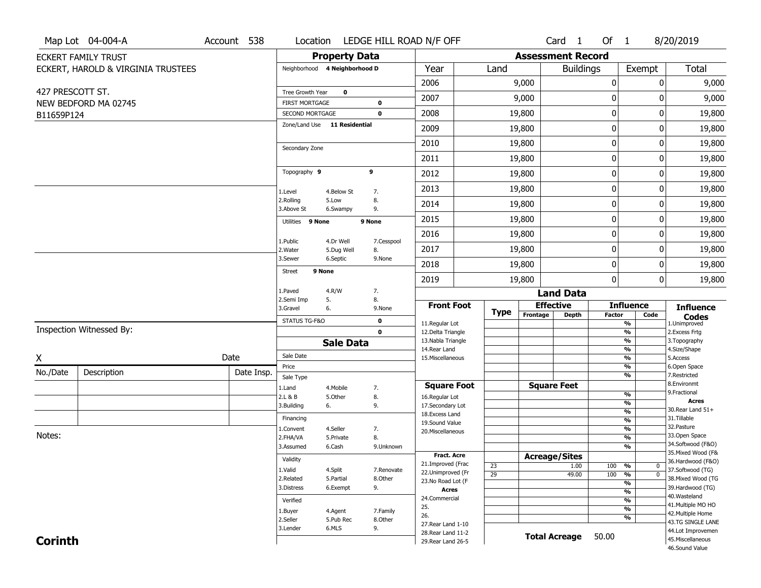Map Lot 04-004-A | Account 538 | Location LEDGE HILL ROAD N/F OFF | Card 1 Of 1 | 8/20/2019

ECKERT FAMILY TRUST
ECKERT, HAROLD & VIRGINIA TRUSTEES

427 PRESCOTT ST.
NEW BEDFORD MA 02745
B11659P124

## Property Data

Neighborhood **4 Neighborhood D**

| | |
|---|---|
| Tree Growth Year | **0** |
| FIRST MORTGAGE | **0** |
| SECOND MORTGAGE | **0** |
| Zone/Land Use | **11 Residential** |
| Secondary Zone | |

Topography **9** **9**

| | | |
|---|---|---|
| 1.Level | 4.Below St | 7. |
| 2.Rolling | 5.Low | 8. |
| 3.Above St | 6.Swampy | 9. |

Utilities **9 None** **9 None**

| | | |
|---|---|---|
| 1.Public | 4.Dr Well | 7.Cesspool |
| 2.Water | 5.Dug Well | 8. |
| 3.Sewer | 6.Septic | 9.None |

Street **9 None**

| | | |
|---|---|---|
| 1.Paved | 4.R/W | 7. |
| 2.Semi Imp | 5. | 8. |
| 3.Gravel | 6. | 9.None |

STATUS TG-F&O **0**
**0**

## Assessment Record

| Year | Land | Buildings | Exempt | Total |
|---|---|---|---|---|
| 2006 | 9,000 | 0 | 0 | 9,000 |
| 2007 | 9,000 | 0 | 0 | 9,000 |
| 2008 | 19,800 | 0 | 0 | 19,800 |
| 2009 | 19,800 | 0 | 0 | 19,800 |
| 2010 | 19,800 | 0 | 0 | 19,800 |
| 2011 | 19,800 | 0 | 0 | 19,800 |
| 2012 | 19,800 | 0 | 0 | 19,800 |
| 2013 | 19,800 | 0 | 0 | 19,800 |
| 2014 | 19,800 | 0 | 0 | 19,800 |
| 2015 | 19,800 | 0 | 0 | 19,800 |
| 2016 | 19,800 | 0 | 0 | 19,800 |
| 2017 | 19,800 | 0 | 0 | 19,800 |
| 2018 | 19,800 | 0 | 0 | 19,800 |
| 2019 | 19,800 | 0 | 0 | 19,800 |

Inspection Witnessed By:

X Date

| No./Date | Description | Date Insp. |
|---|---|---|
| | | |
| | | |
| | | |

Notes:

## Sale Data

Sale Date
Price
Sale Type

| | | |
|---|---|---|
| 1.Land | 4.Mobile | 7. |
| 2.L & B | 5.Other | 8. |
| 3.Building | 6. | 9. |

Financing

| | | |
|---|---|---|
| 1.Convent | 4.Seller | 7. |
| 2.FHA/VA | 5.Private | 8. |
| 3.Assumed | 6.Cash | 9.Unknown |

Validity

| | | |
|---|---|---|
| 1.Valid | 4.Split | 7.Renovate |
| 2.Related | 5.Partial | 8.Other |
| 3.Distress | 6.Exempt | 9. |

Verified

| | | |
|---|---|---|
| 1.Buyer | 4.Agent | 7.Family |
| 2.Seller | 5.Pub Rec | 8.Other |
| 3.Lender | 6.MLS | 9. |

## Land Data

| Front Foot | Type | Effective Frontage | Effective Depth | Influence Factor | Influence Code |
|---|---|---|---|---|---|
| 11.Regular Lot | | | | % | |
| 12.Delta Triangle | | | | % | |
| 13.Nabla Triangle | | | | % | |
| 14.Rear Land | | | | % | |
| 15.Miscellaneous | | | | % | |
| | | | | % | |
| | | | | % | |

| Square Foot | Square Feet | | |
|---|---|---|---|
| 16.Regular Lot | | % | |
| 17.Secondary Lot | | % | |
| 18.Excess Land | | % | |
| 19.Sound Value | | % | |
| 20.Miscellaneous | | % | |
| | | % | |
| | | % | |

| Fract. Acre | Type | Acreage/Sites | Factor | Code |
|---|---|---|---|---|
| 21.Improved (Frac | 23 | 1.00 | 100 % | 0 |
| 22.Unimproved (Fr | 29 | 49.00 | 100 % | 0 |
| 23.No Road Lot (F | | | % | |
| **Acres** | | | % | |
| 24.Commercial | | | % | |
| 25. | | | % | |
| 26. | | | % | |
| 27.Rear Land 1-10 | | | | |
| 28.Rear Land 11-2 | | | | |
| 29.Rear Land 26-5 | | | | |

**Total Acreage** 50.00

**Influence Codes**
1.Unimproved
2.Excess Frtg
3.Topography
4.Size/Shape
5.Access
6.Open Space
7.Restricted
8.Environmt
9.Fractional

**Acres**
30.Rear Land 51+
31.Tillable
32.Pasture
33.Open Space
34.Softwood (F&O)
35.Mixed Wood (F&
36.Hardwood (F&O)
37.Softwood (TG)
38.Mixed Wood (TG
39.Hardwood (TG)
40.Wasteland
41.Multiple MO HO
42.Multiple Home
43.TG SINGLE LANE
44.Lot Improvemen
45.Miscellaneous
46.Sound Value

**Corinth**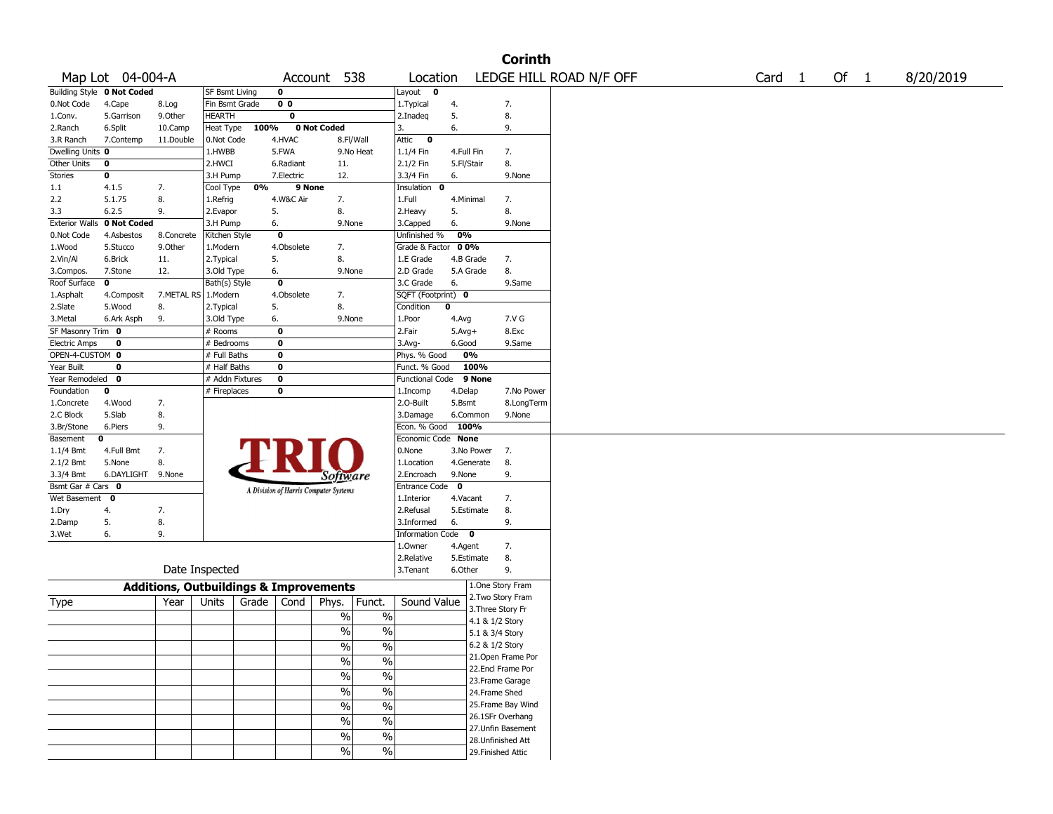# Corinth

Map Lot 04-004-A | Account 538 | Location LEDGE HILL ROAD N/F OFF | Card 1 Of 1 | 8/20/2019

| Building Style | 0 Not Coded | | SF Bsmt Living | 0 | | | Layout | 0 | |
|---|---|---|---|---|---|---|---|---|---|
| 0.Not Code | 4.Cape | 8.Log | Fin Bsmt Grade | 0 0 | | | 1.Typical | 4. | 7. |
| 1.Conv. | 5.Garrison | 9.Other | HEARTH | 0 | | | 2.Inadeq | 5. | 8. |
| 2.Ranch | 6.Split | 10.Camp | Heat Type | 100% | 0 Not Coded | | 3. | 6. | 9. |
| 3.R Ranch | 7.Contemp | 11.Double | 0.Not Code | 4.HVAC | 8.Fl/Wall | | Attic | 0 | |
| Dwelling Units | 0 | | 1.HWBB | 5.FWA | 9.No Heat | | 1.1/4 Fin | 4.Full Fin | 7. |
| Other Units | 0 | | 2.HWCI | 6.Radiant | 11. | | 2.1/2 Fin | 5.Fl/Stair | 8. |
| Stories | 0 | | 3.H Pump | 7.Electric | 12. | | 3.3/4 Fin | 6. | 9.None |
| 1.1 | 4.1.5 | 7. | Cool Type | 0% | 9 None | | Insulation | 0 | |
| 2.2 | 5.1.75 | 8. | 1.Refrig | 4.W&C Air | 7. | | 1.Full | 4.Minimal | 7. |
| 3.3 | 6.2.5 | 9. | 2.Evapor | 5. | 8. | | 2.Heavy | 5. | 8. |
| Exterior Walls | 0 Not Coded | | 3.H Pump | 6. | 9.None | | 3.Capped | 6. | 9.None |
| 0.Not Code | 4.Asbestos | 8.Concrete | Kitchen Style | 0 | | | Unfinished % | 0% | |
| 1.Wood | 5.Stucco | 9.Other | 1.Modern | 4.Obsolete | 7. | | Grade & Factor | 0 0% | |
| 2.Vin/Al | 6.Brick | 11. | 2.Typical | 5. | 8. | | 1.E Grade | 4.B Grade | 7. |
| 3.Compos. | 7.Stone | 12. | 3.Old Type | 6. | 9.None | | 2.D Grade | 5.A Grade | 8. |
| Roof Surface | 0 | | Bath(s) Style | 0 | | | 3.C Grade | 6. | 9.Same |
| 1.Asphalt | 4.Composit | 7.METAL RS | 1.Modern | 4.Obsolete | 7. | | SQFT (Footprint) | 0 | |
| 2.Slate | 5.Wood | 8. | 2.Typical | 5. | 8. | | Condition | 0 | |
| 3.Metal | 6.Ark Asph | 9. | 3.Old Type | 6. | 9.None | | 1.Poor | 4.Avg | 7.V G |
| SF Masonry Trim | 0 | | # Rooms | 0 | | | 2.Fair | 5.Avg+ | 8.Exc |
| Electric Amps | 0 | | # Bedrooms | 0 | | | 3.Avg- | 6.Good | 9.Same |
| OPEN-4-CUSTOM | 0 | | # Full Baths | 0 | | | Phys. % Good | 0% | |
| Year Built | 0 | | # Half Baths | 0 | | | Funct. % Good | 100% | |
| Year Remodeled | 0 | | # Addn Fixtures | 0 | | | Functional Code | 9 None | |
| Foundation | 0 | | # Fireplaces | 0 | | | 1.Incomp | 4.Delap | 7.No Power |
| 1.Concrete | 4.Wood | 7. | | | | | 2.O-Built | 5.Bsmt | 8.LongTerm |
| 2.C Block | 5.Slab | 8. | | | | | 3.Damage | 6.Common | 9.None |
| 3.Br/Stone | 6.Piers | 9. | | | | | Econ. % Good | 100% | |
| Basement | 0 | | | | | | Economic Code | None | |
| 1.1/4 Bmt | 4.Full Bmt | 7. | | | | | 0.None | 3.No Power | 7. |
| 2.1/2 Bmt | 5.None | 8. | | | | | 1.Location | 4.Generate | 8. |
| 3.3/4 Bmt | 6.DAYLIGHT | 9.None | | | | | 2.Encroach | 9.None | 9. |
| Bsmt Gar # Cars | 0 | | | | | | Entrance Code | 0 | |
| Wet Basement | 0 | | | | | | 1.Interior | 4.Vacant | 7. |
| 1.Dry | 4. | 7. | | | | | 2.Refusal | 5.Estimate | 8. |
| 2.Damp | 5. | 8. | | | | | 3.Informed | 6. | 9. |
| 3.Wet | 6. | 9. | | | | | Information Code | 0 | |
| | | | | | | | 1.Owner | 4.Agent | 7. |
| | | | | | | | 2.Relative | 5.Estimate | 8. |
| | | | Date Inspected | | | | 3.Tenant | 6.Other | 9. |

TRIO Software — A Division of Harris Computer Systems

## Additions, Outbuildings & Improvements

| Type | Year | Units | Grade | Cond | Phys. | Funct. | Sound Value |
|---|---|---|---|---|---|---|---|
| | | | | | % | % | |
| | | | | | % | % | |
| | | | | | % | % | |
| | | | | | % | % | |
| | | | | | % | % | |
| | | | | | % | % | |
| | | | | | % | % | |
| | | | | | % | % | |
| | | | | | % | % | |
| | | | | | % | % | |

1.One Story Fram
2.Two Story Fram
3.Three Story Fr
4.1 & 1/2 Story
5.1 & 3/4 Story
6.2 & 1/2 Story
21.Open Frame Por
22.Encl Frame Por
23.Frame Garage
24.Frame Shed
25.Frame Bay Wind
26.1SFr Overhang
27.Unfin Basement
28.Unfinished Att
29.Finished Attic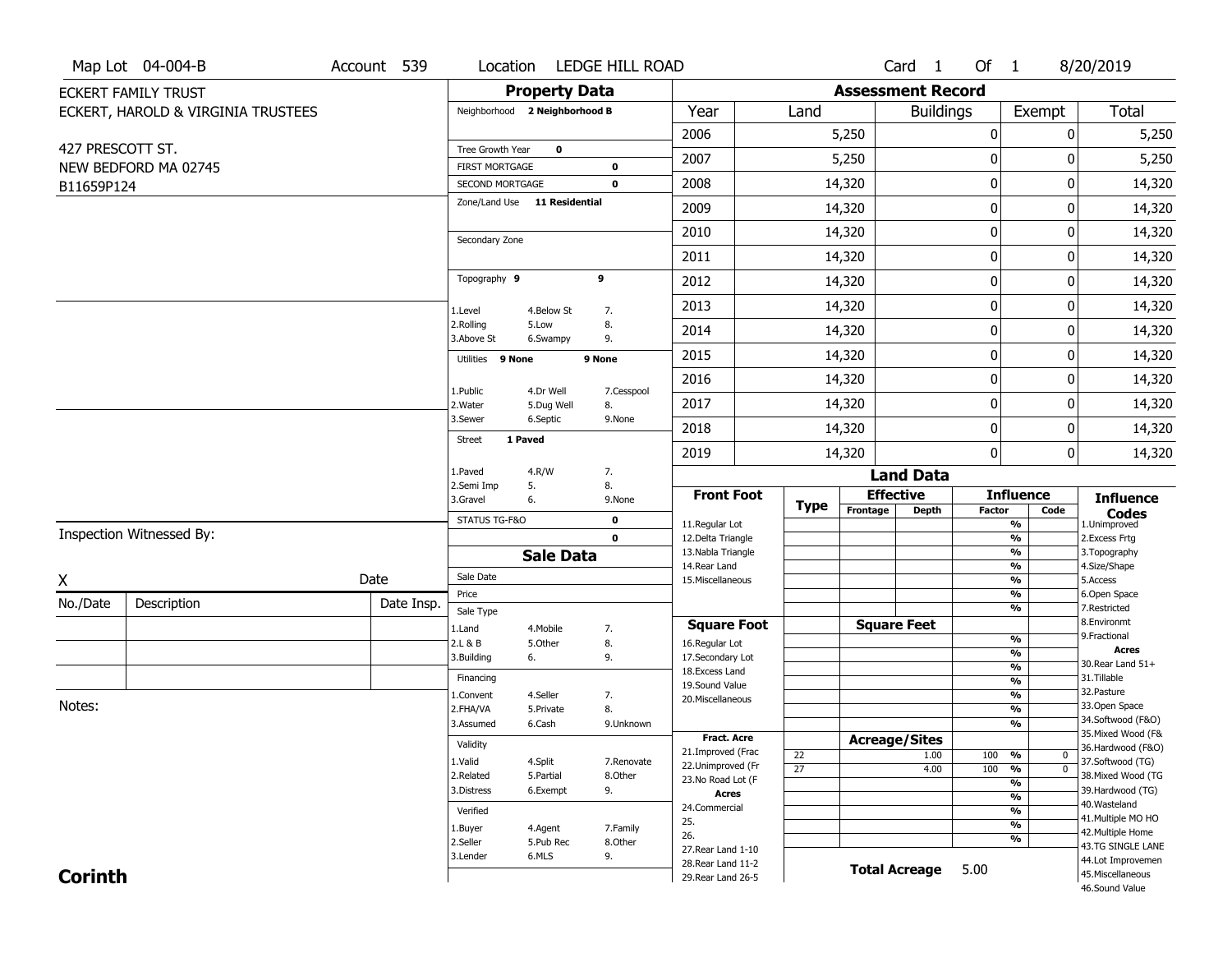Map Lot 04-004-B | Account 539 | Location LEDGE HILL ROAD | Card 1 Of 1 | 8/20/2019

ECKERT FAMILY TRUST
ECKERT, HAROLD & VIRGINIA TRUSTEES

427 PRESCOTT ST.
NEW BEDFORD MA 02745
B11659P124

## Property Data

Neighborhood **2 Neighborhood B**

Tree Growth Year **0**
FIRST MORTGAGE **0**
SECOND MORTGAGE **0**
Zone/Land Use **11 Residential**

Secondary Zone

Topography **9** **9**

1.Level 4.Below St 7.
2.Rolling 5.Low 8.
3.Above St 6.Swampy 9.

Utilities **9 None** **9 None**

1.Public 4.Dr Well 7.Cesspool
2.Water 5.Dug Well 8.
3.Sewer 6.Septic 9.None

Street **1 Paved**

1.Paved 4.R/W 7.
2.Semi Imp 5. 8.
3.Gravel 6. 9.None

STATUS TG-F&O **0**
**0**

## Sale Data

Sale Date
Price
Sale Type
1.Land 4.Mobile 7.
2.L & B 5.Other 8.
3.Building 6. 9.

Financing
1.Convent 4.Seller 7.
2.FHA/VA 5.Private 8.
3.Assumed 6.Cash 9.Unknown

Validity
1.Valid 4.Split 7.Renovate
2.Related 5.Partial 8.Other
3.Distress 6.Exempt 9.

Verified
1.Buyer 4.Agent 7.Family
2.Seller 5.Pub Rec 8.Other
3.Lender 6.MLS 9.

## Assessment Record

| Year | Land | Buildings | Exempt | Total |
|---|---|---|---|---|
| 2006 | 5,250 | 0 | 0 | 5,250 |
| 2007 | 5,250 | 0 | 0 | 5,250 |
| 2008 | 14,320 | 0 | 0 | 14,320 |
| 2009 | 14,320 | 0 | 0 | 14,320 |
| 2010 | 14,320 | 0 | 0 | 14,320 |
| 2011 | 14,320 | 0 | 0 | 14,320 |
| 2012 | 14,320 | 0 | 0 | 14,320 |
| 2013 | 14,320 | 0 | 0 | 14,320 |
| 2014 | 14,320 | 0 | 0 | 14,320 |
| 2015 | 14,320 | 0 | 0 | 14,320 |
| 2016 | 14,320 | 0 | 0 | 14,320 |
| 2017 | 14,320 | 0 | 0 | 14,320 |
| 2018 | 14,320 | 0 | 0 | 14,320 |
| 2019 | 14,320 | 0 | 0 | 14,320 |

## Land Data

| Front Foot | Type | Effective Frontage | Effective Depth | Influence Factor | Influence Code |
|---|---|---|---|---|---|
| 11.Regular Lot | | | | % | |
| 12.Delta Triangle | | | | % | |
| 13.Nabla Triangle | | | | % | |
| 14.Rear Land | | | | % | |
| 15.Miscellaneous | | | | % | |
| | | | | % | |
| | | | | % | |
| **Square Foot** | | **Square Feet** | | | |
| 16.Regular Lot | | | | % | |
| 17.Secondary Lot | | | | % | |
| 18.Excess Land | | | | % | |
| 19.Sound Value | | | | % | |
| 20.Miscellaneous | | | | % | |
| | | | | % | |
| | | | | % | |
| **Fract. Acre** | | **Acreage/Sites** | | | |
| 21.Improved (Frac | 22 | | 1.00 | 100 % | 0 |
| 22.Unimproved (Fr | 27 | | 4.00 | 100 % | 0 |
| 23.No Road Lot (F | | | | % | |
| **Acres** | | | | % | |
| 24.Commercial | | | | % | |
| 25. | | | | % | |
| 26. | | | | % | |
| 27.Rear Land 1-10 | | | | | |
| 28.Rear Land 11-2 | | | | | |
| 29.Rear Land 26-5 | | | | | |

**Total Acreage** 5.00

**Influence Codes**
1.Unimproved
2.Excess Frtg
3.Topography
4.Size/Shape
5.Access
6.Open Space
7.Restricted
8.Environmt
9.Fractional

**Acres**
30.Rear Land 51+
31.Tillable
32.Pasture
33.Open Space
34.Softwood (F&O)
35.Mixed Wood (F&
36.Hardwood (F&O)
37.Softwood (TG)
38.Mixed Wood (TG
39.Hardwood (TG)
40.Wasteland
41.Multiple MO HO
42.Multiple Home
43.TG SINGLE LANE
44.Lot Improvemen
45.Miscellaneous
46.Sound Value

Inspection Witnessed By:

X Date

| No./Date | Description | Date Insp. |
|---|---|---|
| | | |
| | | |
| | | |

Notes:

**Corinth**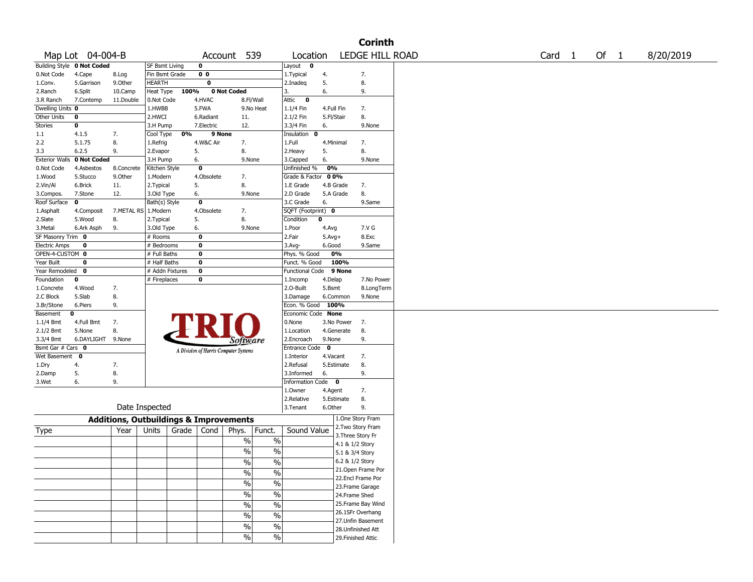# Corinth

Map Lot 04-004-B | Account 539 | Location LEDGE HILL ROAD | Card 1 Of 1 | 8/20/2019

| Building Style | 0 Not Coded | | SF Bsmt Living | 0 | | Layout | 0 | |
|---|---|---|---|---|---|---|---|---|
| 0.Not Code | 4.Cape | 8.Log | Fin Bsmt Grade | 0 0 | | 1.Typical | 4. | 7. |
| 1.Conv. | 5.Garrison | 9.Other | HEARTH | 0 | | 2.Inadeq | 5. | 8. |
| 2.Ranch | 6.Split | 10.Camp | Heat Type 100% | 0 Not Coded | | 3. | 6. | 9. |
| 3.R Ranch | 7.Contemp | 11.Double | 0.Not Code | 4.HVAC | 8.Fl/Wall | Attic | 0 | |
| Dwelling Units | 0 | | 1.HWBB | 5.FWA | 9.No Heat | 1.1/4 Fin | 4.Full Fin | 7. |
| Other Units | 0 | | 2.HWCI | 6.Radiant | 11. | 2.1/2 Fin | 5.Fl/Stair | 8. |
| Stories | 0 | | 3.H Pump | 7.Electric | 12. | 3.3/4 Fin | 6. | 9.None |
| 1.1 | 4.1.5 | 7. | Cool Type 0% | 9 None | | Insulation | 0 | |
| 2.2 | 5.1.75 | 8. | 1.Refrig | 4.W&C Air | 7. | 1.Full | 4.Minimal | 7. |
| 3.3 | 6.2.5 | 9. | 2.Evapor | 5. | 8. | 2.Heavy | 5. | 8. |
| Exterior Walls | 0 Not Coded | | 3.H Pump | 6. | 9.None | 3.Capped | 6. | 9.None |
| 0.Not Code | 4.Asbestos | 8.Concrete | Kitchen Style | 0 | | Unfinished % | 0% | |
| 1.Wood | 5.Stucco | 9.Other | 1.Modern | 4.Obsolete | 7. | Grade & Factor | 0 0% | |
| 2.Vin/Al | 6.Brick | 11. | 2.Typical | 5. | 8. | 1.E Grade | 4.B Grade | 7. |
| 3.Compos. | 7.Stone | 12. | 3.Old Type | 6. | 9.None | 2.D Grade | 5.A Grade | 8. |
| Roof Surface | 0 | | Bath(s) Style | 0 | | 3.C Grade | 6. | 9.Same |
| 1.Asphalt | 4.Composit | 7.METAL RS | 1.Modern | 4.Obsolete | 7. | SQFT (Footprint) | 0 | |
| 2.Slate | 5.Wood | 8. | 2.Typical | 5. | 8. | Condition | 0 | |
| 3.Metal | 6.Ark Asph | 9. | 3.Old Type | 6. | 9.None | 1.Poor | 4.Avg | 7.V G |
| SF Masonry Trim | 0 | | # Rooms | 0 | | 2.Fair | 5.Avg+ | 8.Exc |
| Electric Amps | 0 | | # Bedrooms | 0 | | 3.Avg- | 6.Good | 9.Same |
| OPEN-4-CUSTOM | 0 | | # Full Baths | 0 | | Phys. % Good | 0% | |
| Year Built | 0 | | # Half Baths | 0 | | Funct. % Good | 100% | |
| Year Remodeled | 0 | | # Addn Fixtures | 0 | | Functional Code | 9 None | |
| Foundation | 0 | | # Fireplaces | 0 | | 1.Incomp | 4.Delap | 7.No Power |
| 1.Concrete | 4.Wood | 7. | | | | 2.O-Built | 5.Bsmt | 8.LongTerm |
| 2.C Block | 5.Slab | 8. | | | | 3.Damage | 6.Common | 9.None |
| 3.Br/Stone | 6.Piers | 9. | | | | Econ. % Good | 100% | |
| Basement | 0 | | | | | Economic Code | None | |
| 1.1/4 Bmt | 4.Full Bmt | 7. | | | | 0.None | 3.No Power | 7. |
| 2.1/2 Bmt | 5.None | 8. | | | | 1.Location | 4.Generate | 8. |
| 3.3/4 Bmt | 6.DAYLIGHT | 9.None | | | | 2.Encroach | 9.None | 9. |
| Bsmt Gar # Cars | 0 | | | | | Entrance Code | 0 | |
| Wet Basement | 0 | | | | | 1.Interior | 4.Vacant | 7. |
| 1.Dry | 4. | 7. | | | | 2.Refusal | 5.Estimate | 8. |
| 2.Damp | 5. | 8. | | | | 3.Informed | 6. | 9. |
| 3.Wet | 6. | 9. | | | | Information Code | 0 | |
| | | | | | | 1.Owner | 4.Agent | 7. |
| | | | | | | 2.Relative | 5.Estimate | 8. |
| | Date Inspected | | | | | 3.Tenant | 6.Other | 9. |

TRIO Software — A Division of Harris Computer Systems

## Additions, Outbuildings & Improvements

| Type | Year | Units | Grade | Cond | Phys. | Funct. | Sound Value |
|---|---|---|---|---|---|---|---|
| | | | | | % | % | |
| | | | | | % | % | |
| | | | | | % | % | |
| | | | | | % | % | |
| | | | | | % | % | |
| | | | | | % | % | |
| | | | | | % | % | |
| | | | | | % | % | |
| | | | | | % | % | |
| | | | | | % | % | |

1.One Story Fram
2.Two Story Fram
3.Three Story Fr
4.1 & 1/2 Story
5.1 & 3/4 Story
6.2 & 1/2 Story
21.Open Frame Por
22.Encl Frame Por
23.Frame Garage
24.Frame Shed
25.Frame Bay Wind
26.1SFr Overhang
27.Unfin Basement
28.Unfinished Att
29.Finished Attic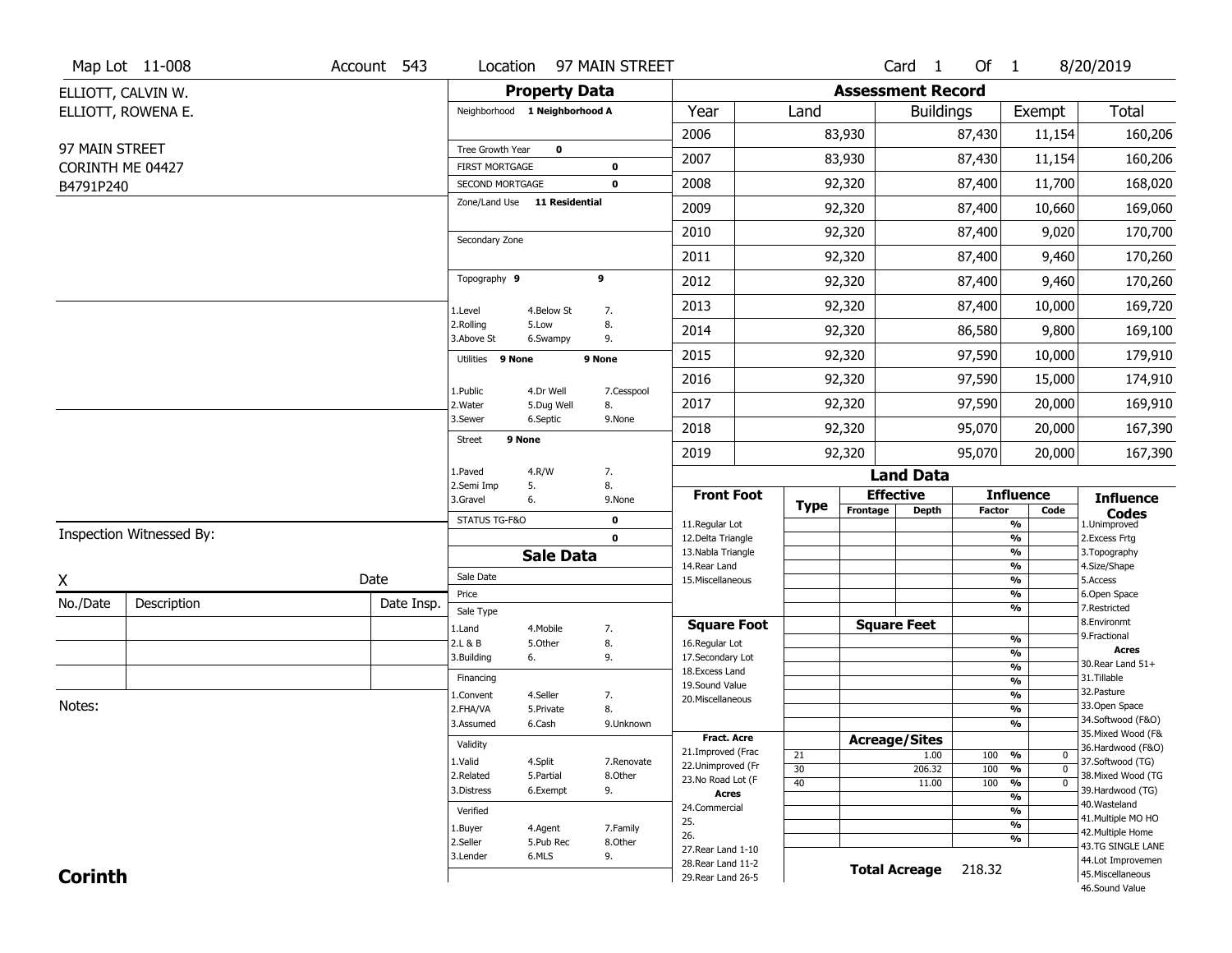Map Lot 11-008 | Account 543 | Location 97 MAIN STREET | Card 1 Of 1 | 8/20/2019

ELLIOTT, CALVIN W.
ELLIOTT, ROWENA E.

97 MAIN STREET
CORINTH ME 04427
B4791P240

## Property Data

Neighborhood **1 Neighborhood A**

Tree Growth Year **0**
FIRST MORTGAGE **0**
SECOND MORTGAGE **0**
Zone/Land Use **11 Residential**

Secondary Zone

Topography **9** **9**

1.Level 4.Below St 7.
2.Rolling 5.Low 8.
3.Above St 6.Swampy 9.

Utilities **9 None** **9 None**

1.Public 4.Dr Well 7.Cesspool
2.Water 5.Dug Well 8.
3.Sewer 6.Septic 9.None

Street **9 None**

1.Paved 4.R/W 7.
2.Semi Imp 5. 8.
3.Gravel 6. 9.None

STATUS TG-F&O **0**
**0**

## Sale Data

Sale Date
Price
Sale Type
1.Land 4.Mobile 7.
2.L & B 5.Other 8.
3.Building 6. 9.

Financing
1.Convent 4.Seller 7.
2.FHA/VA 5.Private 8.
3.Assumed 6.Cash 9.Unknown

Validity
1.Valid 4.Split 7.Renovate
2.Related 5.Partial 8.Other
3.Distress 6.Exempt 9.

Verified
1.Buyer 4.Agent 7.Family
2.Seller 5.Pub Rec 8.Other
3.Lender 6.MLS 9.

## Assessment Record

| Year | Land | Buildings | Exempt | Total |
|---|---|---|---|---|
| 2006 | 83,930 | 87,430 | 11,154 | 160,206 |
| 2007 | 83,930 | 87,430 | 11,154 | 160,206 |
| 2008 | 92,320 | 87,400 | 11,700 | 168,020 |
| 2009 | 92,320 | 87,400 | 10,660 | 169,060 |
| 2010 | 92,320 | 87,400 | 9,020 | 170,700 |
| 2011 | 92,320 | 87,400 | 9,460 | 170,260 |
| 2012 | 92,320 | 87,400 | 9,460 | 170,260 |
| 2013 | 92,320 | 87,400 | 10,000 | 169,720 |
| 2014 | 92,320 | 86,580 | 9,800 | 169,100 |
| 2015 | 92,320 | 97,590 | 10,000 | 179,910 |
| 2016 | 92,320 | 97,590 | 15,000 | 174,910 |
| 2017 | 92,320 | 97,590 | 20,000 | 169,910 |
| 2018 | 92,320 | 95,070 | 20,000 | 167,390 |
| 2019 | 92,320 | 95,070 | 20,000 | 167,390 |

## Land Data

| Front Foot | Type | Effective Frontage | Effective Depth | Influence Factor | Influence Code |
|---|---|---|---|---|---|
| 11.Regular Lot | | | | % | |
| 12.Delta Triangle | | | | % | |
| 13.Nabla Triangle | | | | % | |
| 14.Rear Land | | | | % | |
| 15.Miscellaneous | | | | % | |
| | | | | % | |
| | | | | % | |

| Square Foot | Type | Square Feet | | Influence Factor | Influence Code |
|---|---|---|---|---|---|
| 16.Regular Lot | | | | % | |
| 17.Secondary Lot | | | | % | |
| 18.Excess Land | | | | % | |
| 19.Sound Value | | | | % | |
| 20.Miscellaneous | | | | % | |
| | | | | % | |
| | | | | % | |

| Fract. Acre | Type | Acreage/Sites | | Influence Factor | Influence Code |
|---|---|---|---|---|---|
| 21.Improved (Frac | 21 | | 1.00 | 100 % | 0 |
| 22.Unimproved (Fr | 30 | | 206.32 | 100 % | 0 |
| 23.No Road Lot (F | 40 | | 11.00 | 100 % | 0 |
| **Acres** | | | | % | |
| 24.Commercial | | | | % | |
| 25. | | | | % | |
| 26. | | | | % | |
| 27.Rear Land 1-10 | | | | | |
| 28.Rear Land 11-2 | | **Total Acreage** | 218.32 | | |
| 29.Rear Land 26-5 | | | | | |

**Influence Codes**
1.Unimproved
2.Excess Frtg
3.Topography
4.Size/Shape
5.Access
6.Open Space
7.Restricted
8.Environmt
9.Fractional

**Acres**
30.Rear Land 51+
31.Tillable
32.Pasture
33.Open Space
34.Softwood (F&O)
35.Mixed Wood (F&
36.Hardwood (F&O)
37.Softwood (TG)
38.Mixed Wood (TG
39.Hardwood (TG)
40.Wasteland
41.Multiple MO HO
42.Multiple Home
43.TG SINGLE LANE
44.Lot Improvemen
45.Miscellaneous
46.Sound Value

Inspection Witnessed By:

X Date

| No./Date | Description | Date Insp. |
|---|---|---|
| | | |
| | | |
| | | |

Notes:

**Corinth**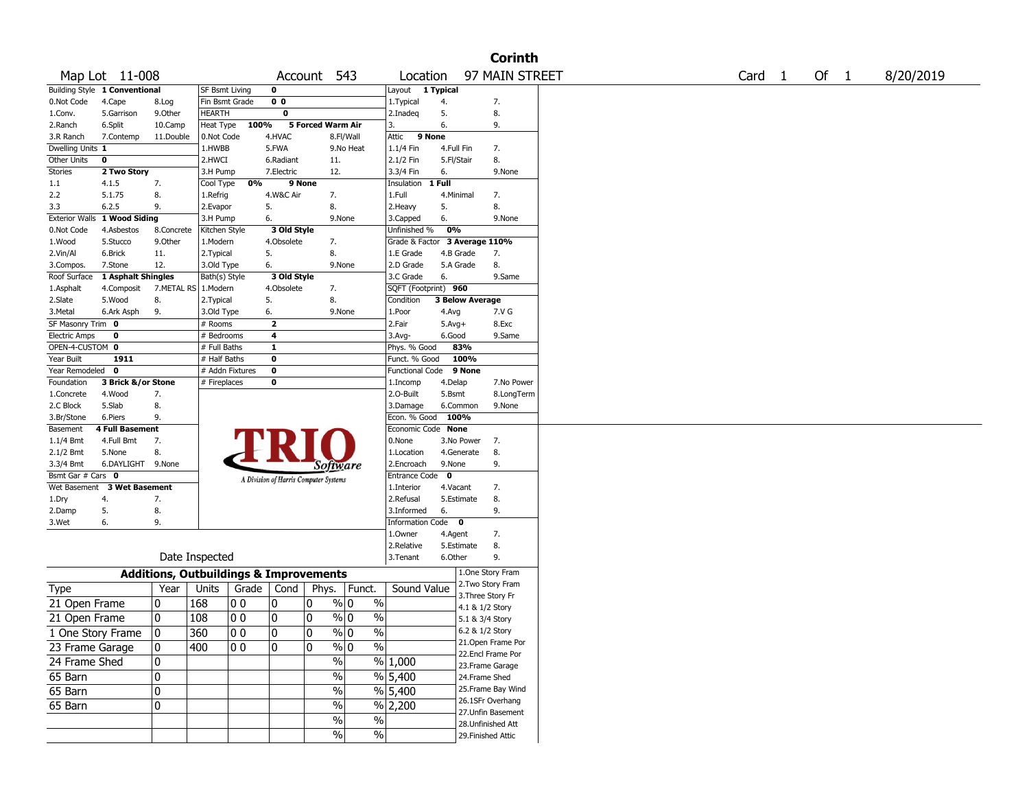# Corinth

Map Lot 11-008 | Account 543 | Location 97 MAIN STREET | Card 1 Of 1 | 8/20/2019

| Building Style | 1 Conventional | | SF Bsmt Living | 0 | | Layout | 1 Typical | |
|---|---|---|---|---|---|---|---|---|
| 0.Not Code | 4.Cape | 8.Log | Fin Bsmt Grade | 0 0 | | 1.Typical | 4. | 7. |
| 1.Conv. | 5.Garrison | 9.Other | HEARTH | 0 | | 2.Inadeq | 5. | 8. |
| 2.Ranch | 6.Split | 10.Camp | Heat Type 100% | 5 Forced Warm Air | | 3. | 6. | 9. |
| 3.R Ranch | 7.Contemp | 11.Double | 0.Not Code | 4.HVAC | 8.Fl/Wall | Attic | 9 None | |
| Dwelling Units | 1 | | 1.HWBB | 5.FWA | 9.No Heat | 1.1/4 Fin | 4.Full Fin | 7. |
| Other Units | 0 | | 2.HWCI | 6.Radiant | 11. | 2.1/2 Fin | 5.Fl/Stair | 8. |
| Stories | 2 Two Story | | 3.H Pump | 7.Electric | 12. | 3.3/4 Fin | 6. | 9.None |
| 1.1 | 4.1.5 | 7. | Cool Type 0% | 9 None | | Insulation | 1 Full | |
| 2.2 | 5.1.75 | 8. | 1.Refrig | 4.W&C Air | 7. | 1.Full | 4.Minimal | 7. |
| 3.3 | 6.2.5 | 9. | 2.Evapor | 5. | 8. | 2.Heavy | 5. | 8. |
| Exterior Walls | 1 Wood Siding | | 3.H Pump | 6. | 9.None | 3.Capped | 6. | 9.None |
| 0.Not Code | 4.Asbestos | 8.Concrete | Kitchen Style | 3 Old Style | | Unfinished % | 0% | |
| 1.Wood | 5.Stucco | 9.Other | 1.Modern | 4.Obsolete | 7. | Grade & Factor | 3 Average 110% | |
| 2.Vin/Al | 6.Brick | 11. | 2.Typical | 5. | 8. | 1.E Grade | 4.B Grade | 7. |
| 3.Compos. | 7.Stone | 12. | 3.Old Type | 6. | 9.None | 2.D Grade | 5.A Grade | 8. |
| Roof Surface | 1 Asphalt Shingles | | Bath(s) Style | 3 Old Style | | 3.C Grade | 6. | 9.Same |
| 1.Asphalt | 4.Composit | 7.METAL RS | 1.Modern | 4.Obsolete | 7. | SQFT (Footprint) | 960 | |
| 2.Slate | 5.Wood | 8. | 2.Typical | 5. | 8. | Condition | 3 Below Average | |
| 3.Metal | 6.Ark Asph | 9. | 3.Old Type | 6. | 9.None | 1.Poor | 4.Avg | 7.V G |
| SF Masonry Trim | 0 | | # Rooms | 2 | | 2.Fair | 5.Avg+ | 8.Exc |
| Electric Amps | 0 | | # Bedrooms | 4 | | 3.Avg- | 6.Good | 9.Same |
| OPEN-4-CUSTOM | 0 | | # Full Baths | 1 | | Phys. % Good | 83% | |
| Year Built | 1911 | | # Half Baths | 0 | | Funct. % Good | 100% | |
| Year Remodeled | 0 | | # Addn Fixtures | 0 | | Functional Code | 9 None | |
| Foundation | 3 Brick &/or Stone | | # Fireplaces | 0 | | 1.Incomp | 4.Delap | 7.No Power |
| 1.Concrete | 4.Wood | 7. | | | | 2.O-Built | 5.Bsmt | 8.LongTerm |
| 2.C Block | 5.Slab | 8. | | | | 3.Damage | 6.Common | 9.None |
| 3.Br/Stone | 6.Piers | 9. | | | | Econ. % Good | 100% | |
| Basement | 4 Full Basement | | | | | Economic Code | None | |
| 1.1/4 Bmt | 4.Full Bmt | 7. | | | | 0.None | 3.No Power | 7. |
| 2.1/2 Bmt | 5.None | 8. | | | | 1.Location | 4.Generate | 8. |
| 3.3/4 Bmt | 6.DAYLIGHT | 9.None | | | | 2.Encroach | 9.None | 9. |
| Bsmt Gar # Cars | 0 | | | | | Entrance Code | 0 | |
| Wet Basement | 3 Wet Basement | | | | | 1.Interior | 4.Vacant | 7. |
| 1.Dry | 4. | 7. | | | | 2.Refusal | 5.Estimate | 8. |
| 2.Damp | 5. | 8. | | | | 3.Informed | 6. | 9. |
| 3.Wet | 6. | 9. | | | | Information Code | 0 | |
| | | | | | | 1.Owner | 4.Agent | 7. |
| | | | | | | 2.Relative | 5.Estimate | 8. |
| | | | Date Inspected | | | 3.Tenant | 6.Other | 9. |

TRIO Software — A Division of Harris Computer Systems

## Additions, Outbuildings & Improvements

| Type | Year | Units | Grade | Cond | Phys. | Funct. | Sound Value |
|---|---|---|---|---|---|---|---|
| 21 Open Frame | 0 | 168 | 0 0 | 0 | 0 % | 0 % | |
| 21 Open Frame | 0 | 108 | 0 0 | 0 | 0 % | 0 % | |
| 1 One Story Frame | 0 | 360 | 0 0 | 0 | 0 % | 0 % | |
| 23 Frame Garage | 0 | 400 | 0 0 | 0 | 0 % | 0 % | |
| 24 Frame Shed | 0 | | | | % | % | 1,000 |
| 65 Barn | 0 | | | | % | % | 5,400 |
| 65 Barn | 0 | | | | % | % | 5,400 |
| 65 Barn | 0 | | | | % | % | 2,200 |
| | | | | | % | % | |
| | | | | | % | % | |

1.One Story Fram
2.Two Story Fram
3.Three Story Fr
4.1 & 1/2 Story
5.1 & 3/4 Story
6.2 & 1/2 Story
21.Open Frame Por
22.Encl Frame Por
23.Frame Garage
24.Frame Shed
25.Frame Bay Wind
26.1SFr Overhang
27.Unfin Basement
28.Unfinished Att
29.Finished Attic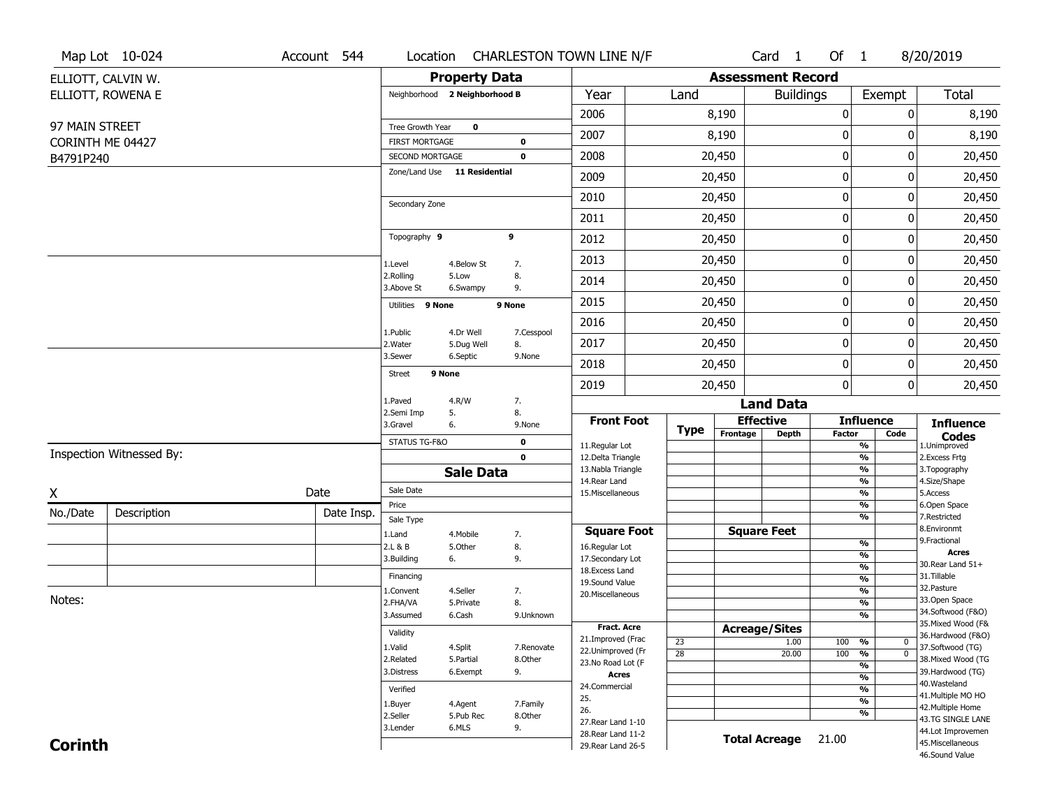Map Lot 10-024 | Account 544 | Location CHARLESTON TOWN LINE N/F | Card 1 Of 1 | 8/20/2019

ELLIOTT, CALVIN W.
ELLIOTT, ROWENA E

97 MAIN STREET
CORINTH ME 04427
B4791P240

## Property Data

Neighborhood **2 Neighborhood B**

Tree Growth Year **0**
FIRST MORTGAGE **0**
SECOND MORTGAGE **0**
Zone/Land Use **11 Residential**

Secondary Zone

Topography **9** **9**

1.Level 4.Below St 7.
2.Rolling 5.Low 8.
3.Above St 6.Swampy 9.

Utilities **9 None** **9 None**

1.Public 4.Dr Well 7.Cesspool
2.Water 5.Dug Well 8.
3.Sewer 6.Septic 9.None

Street **9 None**

1.Paved 4.R/W 7.
2.Semi Imp 5. 8.
3.Gravel 6. 9.None

STATUS TG-F&O **0**
**0**

## Sale Data

Sale Date
Price
Sale Type
1.Land 4.Mobile 7.
2.L & B 5.Other 8.
3.Building 6. 9.

Financing
1.Convent 4.Seller 7.
2.FHA/VA 5.Private 8.
3.Assumed 6.Cash 9.Unknown

Validity
1.Valid 4.Split 7.Renovate
2.Related 5.Partial 8.Other
3.Distress 6.Exempt 9.

Verified
1.Buyer 4.Agent 7.Family
2.Seller 5.Pub Rec 8.Other
3.Lender 6.MLS 9.

## Assessment Record

| Year | Land | Buildings | Exempt | Total |
|---|---|---|---|---|
| 2006 | 8,190 | 0 | 0 | 8,190 |
| 2007 | 8,190 | 0 | 0 | 8,190 |
| 2008 | 20,450 | 0 | 0 | 20,450 |
| 2009 | 20,450 | 0 | 0 | 20,450 |
| 2010 | 20,450 | 0 | 0 | 20,450 |
| 2011 | 20,450 | 0 | 0 | 20,450 |
| 2012 | 20,450 | 0 | 0 | 20,450 |
| 2013 | 20,450 | 0 | 0 | 20,450 |
| 2014 | 20,450 | 0 | 0 | 20,450 |
| 2015 | 20,450 | 0 | 0 | 20,450 |
| 2016 | 20,450 | 0 | 0 | 20,450 |
| 2017 | 20,450 | 0 | 0 | 20,450 |
| 2018 | 20,450 | 0 | 0 | 20,450 |
| 2019 | 20,450 | 0 | 0 | 20,450 |

## Land Data

| Front Foot | Type | Effective Frontage | Effective Depth | Influence Factor | Influence Code |
|---|---|---|---|---|---|
| 11.Regular Lot | | | | % | |
| 12.Delta Triangle | | | | % | |
| 13.Nabla Triangle | | | | % | |
| 14.Rear Land | | | | % | |
| 15.Miscellaneous | | | | % | |
| | | | | % | |
| | | | | % | |

| Square Foot | Type | Square Feet | Influence Factor | Influence Code |
|---|---|---|---|---|
| 16.Regular Lot | | | % | |
| 17.Secondary Lot | | | % | |
| 18.Excess Land | | | % | |
| 19.Sound Value | | | % | |
| 20.Miscellaneous | | | % | |
| | | | % | |
| | | | % | |

| Fract. Acre | Type | Acreage/Sites | Influence Factor | Influence Code |
|---|---|---|---|---|
| 21.Improved (Frac | 23 | 1.00 | 100 % | 0 |
| 22.Unimproved (Fr | 28 | 20.00 | 100 % | 0 |
| 23.No Road Lot (F | | | % | |
| **Acres** | | | % | |
| 24.Commercial | | | % | |
| 25. | | | % | |
| 26. | | | % | |
| 27.Rear Land 1-10 | | | | |
| 28.Rear Land 11-2 | | | | |
| 29.Rear Land 26-5 | | | | |

**Total Acreage** 21.00

**Influence Codes**
1.Unimproved
2.Excess Frtg
3.Topography
4.Size/Shape
5.Access
6.Open Space
7.Restricted
8.Environmt
9.Fractional

**Acres**
30.Rear Land 51+
31.Tillable
32.Pasture
33.Open Space
34.Softwood (F&O)
35.Mixed Wood (F&
36.Hardwood (F&O)
37.Softwood (TG)
38.Mixed Wood (TG
39.Hardwood (TG)
40.Wasteland
41.Multiple MO HO
42.Multiple Home
43.TG SINGLE LANE
44.Lot Improvemen
45.Miscellaneous
46.Sound Value

Inspection Witnessed By:

X Date

| No./Date | Description | Date Insp. |
|---|---|---|
| | | |
| | | |
| | | |

Notes:

**Corinth**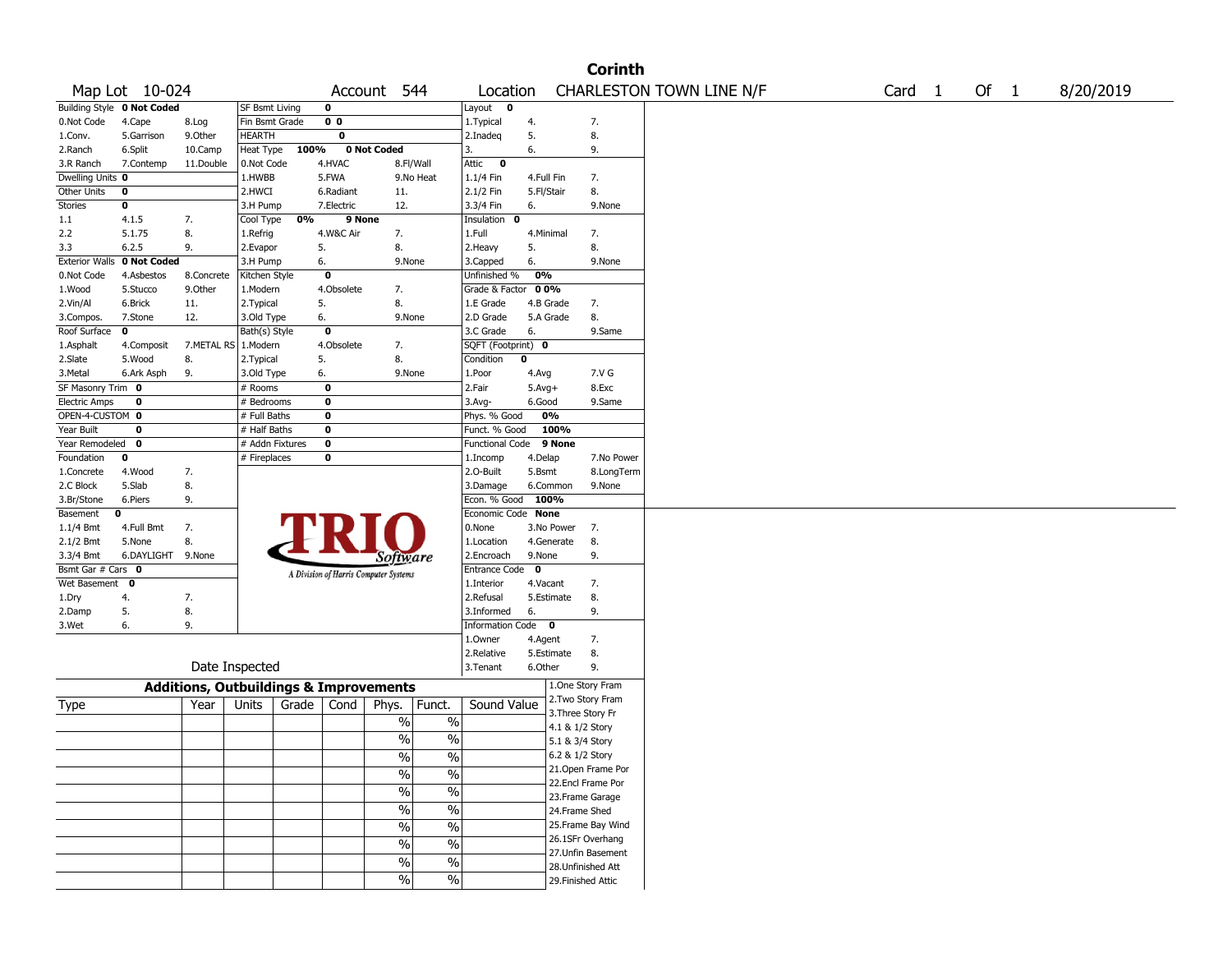# Corinth

| Map Lot | 10-024 | Account | 544 | Location | CHARLESTON TOWN LINE N/F | Card | 1 | Of | 1 | 8/20/2019 |
|---|---|---|---|---|---|---|---|---|---|---|

| Building Style | 0 Not Coded | | SF Bsmt Living | 0 | | | Layout 0 | | |
|---|---|---|---|---|---|---|---|---|---|
| 0.Not Code | 4.Cape | 8.Log | Fin Bsmt Grade | 0 0 | | | 1.Typical | 4. | 7. |
| 1.Conv. | 5.Garrison | 9.Other | HEARTH | 0 | | | 2.Inadeq | 5. | 8. |
| 2.Ranch | 6.Split | 10.Camp | Heat Type 100% | 0 Not Coded | | | 3. | 6. | 9. |
| 3.R Ranch | 7.Contemp | 11.Double | 0.Not Code | 4.HVAC | 8.Fl/Wall | | Attic 0 | | |
| Dwelling Units 0 | | | 1.HWBB | 5.FWA | 9.No Heat | | 1.1/4 Fin | 4.Full Fin | 7. |
| Other Units | 0 | | 2.HWCI | 6.Radiant | 11. | | 2.1/2 Fin | 5.Fl/Stair | 8. |
| Stories | 0 | | 3.H Pump | 7.Electric | 12. | | 3.3/4 Fin | 6. | 9.None |
| 1.1 | 4.1.5 | 7. | Cool Type 0% | 9 None | | | Insulation 0 | | |
| 2.2 | 5.1.75 | 8. | 1.Refrig | 4.W&C Air | 7. | | 1.Full | 4.Minimal | 7. |
| 3.3 | 6.2.5 | 9. | 2.Evapor | 5. | 8. | | 2.Heavy | 5. | 8. |
| Exterior Walls | 0 Not Coded | | 3.H Pump | 6. | 9.None | | 3.Capped | 6. | 9.None |
| 0.Not Code | 4.Asbestos | 8.Concrete | Kitchen Style | 0 | | | Unfinished % 0% | | |
| 1.Wood | 5.Stucco | 9.Other | 1.Modern | 4.Obsolete | 7. | | Grade & Factor 0 0% | | |
| 2.Vin/Al | 6.Brick | 11. | 2.Typical | 5. | 8. | | 1.E Grade | 4.B Grade | 7. |
| 3.Compos. | 7.Stone | 12. | 3.Old Type | 6. | 9.None | | 2.D Grade | 5.A Grade | 8. |
| Roof Surface | 0 | | Bath(s) Style | 0 | | | 3.C Grade | 6. | 9.Same |
| 1.Asphalt | 4.Composit | 7.METAL RS | 1.Modern | 4.Obsolete | 7. | | SQFT (Footprint) 0 | | |
| 2.Slate | 5.Wood | 8. | 2.Typical | 5. | 8. | | Condition 0 | | |
| 3.Metal | 6.Ark Asph | 9. | 3.Old Type | 6. | 9.None | | 1.Poor | 4.Avg | 7.V G |
| SF Masonry Trim | 0 | | # Rooms | 0 | | | 2.Fair | 5.Avg+ | 8.Exc |
| Electric Amps | 0 | | # Bedrooms | 0 | | | 3.Avg- | 6.Good | 9.Same |
| OPEN-4-CUSTOM | 0 | | # Full Baths | 0 | | | Phys. % Good | 0% | |
| Year Built | 0 | | # Half Baths | 0 | | | Funct. % Good | 100% | |
| Year Remodeled | 0 | | # Addn Fixtures | 0 | | | Functional Code | 9 None | |
| Foundation | 0 | | # Fireplaces | 0 | | | 1.Incomp | 4.Delap | 7.No Power |
| 1.Concrete | 4.Wood | 7. | | | | | 2.O-Built | 5.Bsmt | 8.LongTerm |
| 2.C Block | 5.Slab | 8. | | | | | 3.Damage | 6.Common | 9.None |
| 3.Br/Stone | 6.Piers | 9. | | | | | Econ. % Good | 100% | |
| Basement | 0 | | | | | | Economic Code | None | |
| 1.1/4 Bmt | 4.Full Bmt | 7. | | | | | 0.None | 3.No Power | 7. |
| 2.1/2 Bmt | 5.None | 8. | | | | | 1.Location | 4.Generate | 8. |
| 3.3/4 Bmt | 6.DAYLIGHT | 9.None | | | | | 2.Encroach | 9.None | 9. |
| Bsmt Gar # Cars | 0 | | | | | | Entrance Code | 0 | |
| Wet Basement | 0 | | | | | | 1.Interior | 4.Vacant | 7. |
| 1.Dry | 4. | 7. | | | | | 2.Refusal | 5.Estimate | 8. |
| 2.Damp | 5. | 8. | | | | | 3.Informed | 6. | 9. |
| 3.Wet | 6. | 9. | | | | | Information Code | 0 | |
| | | | | | | | 1.Owner | 4.Agent | 7. |
| | | | | | | | 2.Relative | 5.Estimate | 8. |
| | Date Inspected | | | | | | 3.Tenant | 6.Other | 9. |

TRIO Software — A Division of Harris Computer Systems

## Additions, Outbuildings & Improvements

| Type | Year | Units | Grade | Cond | Phys. | Funct. | Sound Value |
|---|---|---|---|---|---|---|---|
| | | | | | % | % | |
| | | | | | % | % | |
| | | | | | % | % | |
| | | | | | % | % | |
| | | | | | % | % | |
| | | | | | % | % | |
| | | | | | % | % | |
| | | | | | % | % | |
| | | | | | % | % | |
| | | | | | % | % | |

1.One Story Fram
2.Two Story Fram
3.Three Story Fr
4.1 & 1/2 Story
5.1 & 3/4 Story
6.2 & 1/2 Story
21.Open Frame Por
22.Encl Frame Por
23.Frame Garage
24.Frame Shed
25.Frame Bay Wind
26.1SFr Overhang
27.Unfin Basement
28.Unfinished Att
29.Finished Attic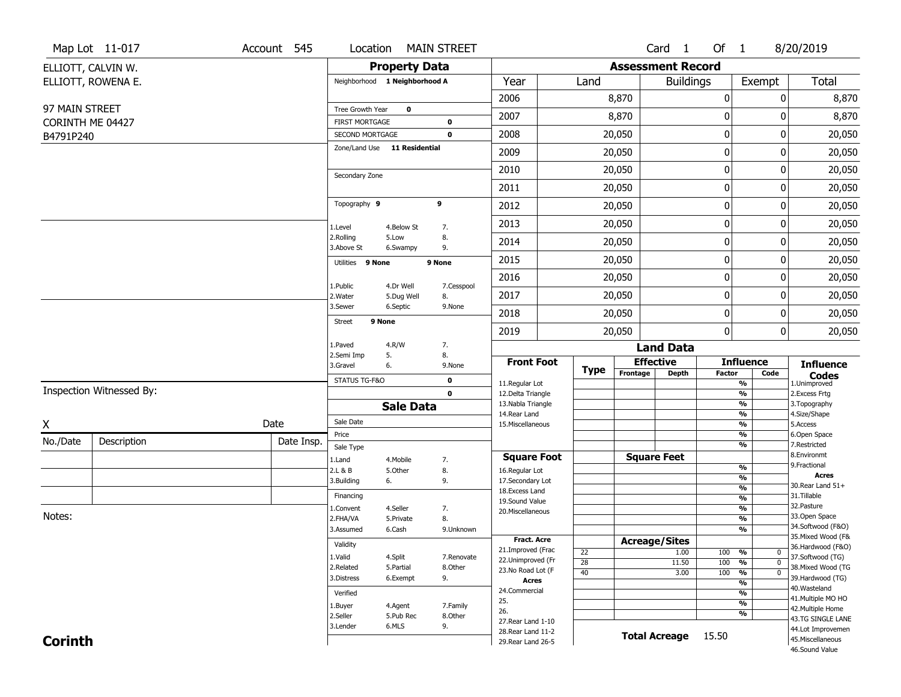Map Lot 11-017 | Account 545 | Location MAIN STREET | Card 1 Of 1 | 8/20/2019

ELLIOTT, CALVIN W.
ELLIOTT, ROWENA E.

97 MAIN STREET
CORINTH ME 04427
B4791P240

## Property Data

Neighborhood **1 Neighborhood A**

Tree Growth Year **0**
FIRST MORTGAGE **0**
SECOND MORTGAGE **0**
Zone/Land Use **11 Residential**

Secondary Zone

Topography **9** **9**

1.Level 4.Below St 7.
2.Rolling 5.Low 8.
3.Above St 6.Swampy 9.

Utilities **9 None** **9 None**

1.Public 4.Dr Well 7.Cesspool
2.Water 5.Dug Well 8.
3.Sewer 6.Septic 9.None

Street **9 None**

1.Paved 4.R/W 7.
2.Semi Imp 5. 8.
3.Gravel 6. 9.None

STATUS TG-F&O **0**
**0**

## Sale Data

Sale Date
Price
Sale Type
1.Land 4.Mobile 7.
2.L & B 5.Other 8.
3.Building 6. 9.

Financing
1.Convent 4.Seller 7.
2.FHA/VA 5.Private 8.
3.Assumed 6.Cash 9.Unknown

Validity
1.Valid 4.Split 7.Renovate
2.Related 5.Partial 8.Other
3.Distress 6.Exempt 9.

Verified
1.Buyer 4.Agent 7.Family
2.Seller 5.Pub Rec 8.Other
3.Lender 6.MLS 9.

## Assessment Record

| Year | Land | Buildings | Exempt | Total |
|---|---|---|---|---|
| 2006 | 8,870 | 0 | 0 | 8,870 |
| 2007 | 8,870 | 0 | 0 | 8,870 |
| 2008 | 20,050 | 0 | 0 | 20,050 |
| 2009 | 20,050 | 0 | 0 | 20,050 |
| 2010 | 20,050 | 0 | 0 | 20,050 |
| 2011 | 20,050 | 0 | 0 | 20,050 |
| 2012 | 20,050 | 0 | 0 | 20,050 |
| 2013 | 20,050 | 0 | 0 | 20,050 |
| 2014 | 20,050 | 0 | 0 | 20,050 |
| 2015 | 20,050 | 0 | 0 | 20,050 |
| 2016 | 20,050 | 0 | 0 | 20,050 |
| 2017 | 20,050 | 0 | 0 | 20,050 |
| 2018 | 20,050 | 0 | 0 | 20,050 |
| 2019 | 20,050 | 0 | 0 | 20,050 |

## Land Data

**Front Foot**: 11.Regular Lot, 12.Delta Triangle, 13.Nabla Triangle, 14.Rear Land, 15.Miscellaneous

**Square Foot**: 16.Regular Lot, 17.Secondary Lot, 18.Excess Land, 19.Sound Value, 20.Miscellaneous

**Fract. Acre**: 21.Improved (Frac, 22.Unimproved (Fr, 23.No Road Lot (F

**Acres**: 24.Commercial, 25., 26., 27.Rear Land 1-10, 28.Rear Land 11-2, 29.Rear Land 26-5

**Acreage/Sites**

| Type | Acreage/Sites | Factor | Code |
|---|---|---|---|
| 22 | 1.00 | 100 % | 0 |
| 28 | 11.50 | 100 % | 0 |
| 40 | 3.00 | 100 % | 0 |

**Total Acreage** 15.50

**Influence Codes**
1.Unimproved
2.Excess Frtg
3.Topography
4.Size/Shape
5.Access
6.Open Space
7.Restricted
8.Environmt
9.Fractional

**Acres**
30.Rear Land 51+
31.Tillable
32.Pasture
33.Open Space
34.Softwood (F&O)
35.Mixed Wood (F&
36.Hardwood (F&O)
37.Softwood (TG)
38.Mixed Wood (TG
39.Hardwood (TG)
40.Wasteland
41.Multiple MO HO
42.Multiple Home
43.TG SINGLE LANE
44.Lot Improvemen
45.Miscellaneous
46.Sound Value

Inspection Witnessed By:

X Date

| No./Date | Description | Date Insp. |
|---|---|---|
| | | |
| | | |
| | | |

Notes:

**Corinth**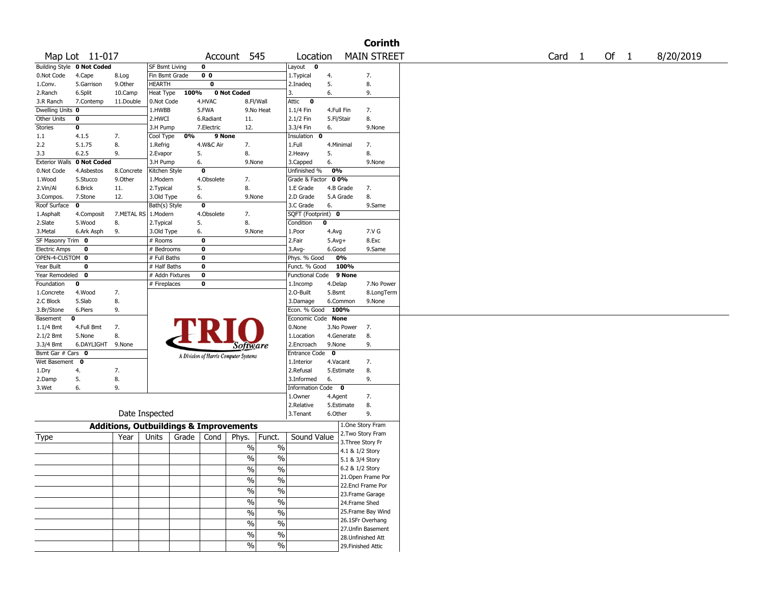# Corinth

Map Lot 11-017 | Account 545 | Location MAIN STREET | Card 1 Of 1 | 8/20/2019

| Building Style | 0 Not Coded | | SF Bsmt Living | 0 | | Layout | 0 | |
|---|---|---|---|---|---|---|---|---|
| 0.Not Code | 4.Cape | 8.Log | Fin Bsmt Grade | 0 0 | | 1.Typical | 4. | 7. |
| 1.Conv. | 5.Garrison | 9.Other | HEARTH | 0 | | 2.Inadeq | 5. | 8. |
| 2.Ranch | 6.Split | 10.Camp | Heat Type 100% | 0 Not Coded | | 3. | 6. | 9. |
| 3.R Ranch | 7.Contemp | 11.Double | 0.Not Code | 4.HVAC | 8.Fl/Wall | Attic | 0 | |
| Dwelling Units | 0 | | 1.HWBB | 5.FWA | 9.No Heat | 1.1/4 Fin | 4.Full Fin | 7. |
| Other Units | 0 | | 2.HWCI | 6.Radiant | 11. | 2.1/2 Fin | 5.Fl/Stair | 8. |
| Stories | 0 | | 3.H Pump | 7.Electric | 12. | 3.3/4 Fin | 6. | 9.None |
| 1.1 | 4.1.5 | 7. | Cool Type 0% | 9 None | | Insulation | 0 | |
| 2.2 | 5.1.75 | 8. | 1.Refrig | 4.W&C Air | 7. | 1.Full | 4.Minimal | 7. |
| 3.3 | 6.2.5 | 9. | 2.Evapor | 5. | 8. | 2.Heavy | 5. | 8. |
| Exterior Walls | 0 Not Coded | | 3.H Pump | 6. | 9.None | 3.Capped | 6. | 9.None |
| 0.Not Code | 4.Asbestos | 8.Concrete | Kitchen Style | 0 | | Unfinished % | 0% | |
| 1.Wood | 5.Stucco | 9.Other | 1.Modern | 4.Obsolete | 7. | Grade & Factor | 0 0% | |
| 2.Vin/Al | 6.Brick | 11. | 2.Typical | 5. | 8. | 1.E Grade | 4.B Grade | 7. |
| 3.Compos. | 7.Stone | 12. | 3.Old Type | 6. | 9.None | 2.D Grade | 5.A Grade | 8. |
| Roof Surface | 0 | | Bath(s) Style | 0 | | 3.C Grade | 6. | 9.Same |
| 1.Asphalt | 4.Composit | 7.METAL RS | 1.Modern | 4.Obsolete | 7. | SQFT (Footprint) | 0 | |
| 2.Slate | 5.Wood | 8. | 2.Typical | 5. | 8. | Condition | 0 | |
| 3.Metal | 6.Ark Asph | 9. | 3.Old Type | 6. | 9.None | 1.Poor | 4.Avg | 7.V G |
| SF Masonry Trim | 0 | | # Rooms | 0 | | 2.Fair | 5.Avg+ | 8.Exc |
| Electric Amps | 0 | | # Bedrooms | 0 | | 3.Avg- | 6.Good | 9.Same |
| OPEN-4-CUSTOM | 0 | | # Full Baths | 0 | | Phys. % Good | 0% | |
| Year Built | 0 | | # Half Baths | 0 | | Funct. % Good | 100% | |
| Year Remodeled | 0 | | # Addn Fixtures | 0 | | Functional Code | 9 None | |
| Foundation | 0 | | # Fireplaces | 0 | | 1.Incomp | 4.Delap | 7.No Power |
| 1.Concrete | 4.Wood | 7. | | | | 2.O-Built | 5.Bsmt | 8.LongTerm |
| 2.C Block | 5.Slab | 8. | | | | 3.Damage | 6.Common | 9.None |
| 3.Br/Stone | 6.Piers | 9. | | | | Econ. % Good | 100% | |
| Basement | 0 | | | | | Economic Code | None | |
| 1.1/4 Bmt | 4.Full Bmt | 7. | | | | 0.None | 3.No Power | 7. |
| 2.1/2 Bmt | 5.None | 8. | | | | 1.Location | 4.Generate | 8. |
| 3.3/4 Bmt | 6.DAYLIGHT | 9.None | | | | 2.Encroach | 9.None | 9. |
| Bsmt Gar # Cars | 0 | | | | | Entrance Code | 0 | |
| Wet Basement | 0 | | | | | 1.Interior | 4.Vacant | 7. |
| 1.Dry | 4. | 7. | | | | 2.Refusal | 5.Estimate | 8. |
| 2.Damp | 5. | 8. | | | | 3.Informed | 6. | 9. |
| 3.Wet | 6. | 9. | | | | Information Code | 0 | |
| | | | | | | 1.Owner | 4.Agent | 7. |
| | | | | | | 2.Relative | 5.Estimate | 8. |
| Date Inspected | | | | | | 3.Tenant | 6.Other | 9. |

TRIO Software — A Division of Harris Computer Systems

## Additions, Outbuildings & Improvements

| Type | Year | Units | Grade | Cond | Phys. | Funct. | Sound Value |
|---|---|---|---|---|---|---|---|
| | | | | | % | % | |
| | | | | | % | % | |
| | | | | | % | % | |
| | | | | | % | % | |
| | | | | | % | % | |
| | | | | | % | % | |
| | | | | | % | % | |
| | | | | | % | % | |
| | | | | | % | % | |
| | | | | | % | % | |

1.One Story Fram
2.Two Story Fram
3.Three Story Fr
4.1 & 1/2 Story
5.1 & 3/4 Story
6.2 & 1/2 Story
21.Open Frame Por
22.Encl Frame Por
23.Frame Garage
24.Frame Shed
25.Frame Bay Wind
26.1SFr Overhang
27.Unfin Basement
28.Unfinished Att
29.Finished Attic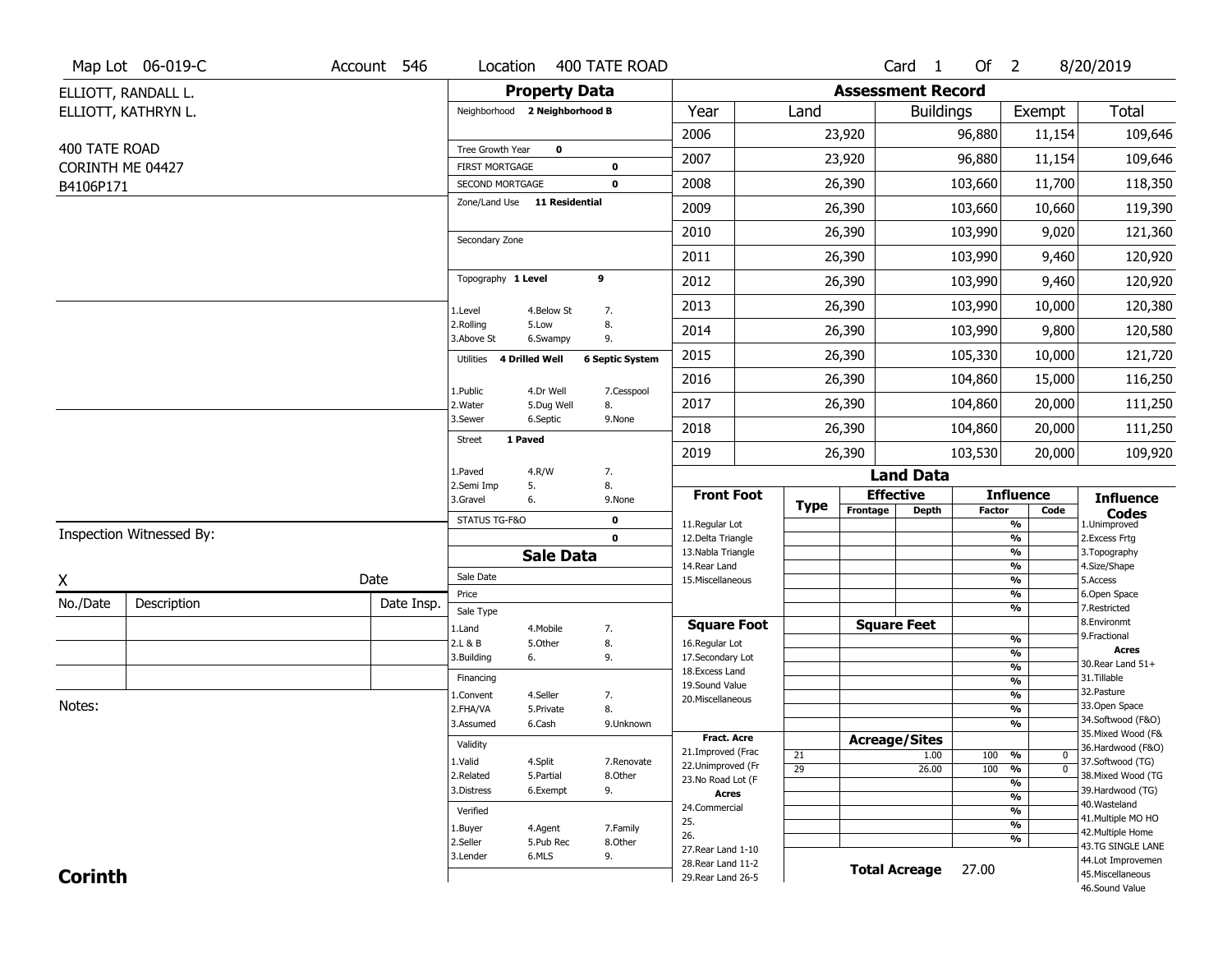Map Lot 06-019-C | Account 546 | Location 400 TATE ROAD | Card 1 Of 2 | 8/20/2019

ELLIOTT, RANDALL L.
ELLIOTT, KATHRYN L.

400 TATE ROAD
CORINTH ME 04427
B4106P171

## Property Data

Neighborhood **2 Neighborhood B**

Tree Growth Year **0**
FIRST MORTGAGE **0**
SECOND MORTGAGE **0**
Zone/Land Use **11 Residential**

Secondary Zone

Topography **1 Level** **9**

1.Level 4.Below St 7.
2.Rolling 5.Low 8.
3.Above St 6.Swampy 9.

Utilities **4 Drilled Well** **6 Septic System**

1.Public 4.Dr Well 7.Cesspool
2.Water 5.Dug Well 8.
3.Sewer 6.Septic 9.None

Street **1 Paved**

1.Paved 4.R/W 7.
2.Semi Imp 5. 8.
3.Gravel 6. 9.None

STATUS TG-F&O **0**
**0**

## Sale Data

Sale Date
Price
Sale Type
1.Land 4.Mobile 7.
2.L & B 5.Other 8.
3.Building 6. 9.

Financing
1.Convent 4.Seller 7.
2.FHA/VA 5.Private 8.
3.Assumed 6.Cash 9.Unknown

Validity
1.Valid 4.Split 7.Renovate
2.Related 5.Partial 8.Other
3.Distress 6.Exempt 9.

Verified
1.Buyer 4.Agent 7.Family
2.Seller 5.Pub Rec 8.Other
3.Lender 6.MLS 9.

## Assessment Record

| Year | Land | Buildings | Exempt | Total |
|---|---|---|---|---|
| 2006 | 23,920 | 96,880 | 11,154 | 109,646 |
| 2007 | 23,920 | 96,880 | 11,154 | 109,646 |
| 2008 | 26,390 | 103,660 | 11,700 | 118,350 |
| 2009 | 26,390 | 103,660 | 10,660 | 119,390 |
| 2010 | 26,390 | 103,990 | 9,020 | 121,360 |
| 2011 | 26,390 | 103,990 | 9,460 | 120,920 |
| 2012 | 26,390 | 103,990 | 9,460 | 120,920 |
| 2013 | 26,390 | 103,990 | 10,000 | 120,380 |
| 2014 | 26,390 | 103,990 | 9,800 | 120,580 |
| 2015 | 26,390 | 105,330 | 10,000 | 121,720 |
| 2016 | 26,390 | 104,860 | 15,000 | 116,250 |
| 2017 | 26,390 | 104,860 | 20,000 | 111,250 |
| 2018 | 26,390 | 104,860 | 20,000 | 111,250 |
| 2019 | 26,390 | 103,530 | 20,000 | 109,920 |

## Land Data

| Front Foot | Type | Effective Frontage | Effective Depth | Influence Factor | Influence Code |
|---|---|---|---|---|---|
| 11.Regular Lot | | | | % | |
| 12.Delta Triangle | | | | % | |
| 13.Nabla Triangle | | | | % | |
| 14.Rear Land | | | | % | |
| 15.Miscellaneous | | | | % | |
| | | | | % | |
| | | | | % | |
| **Square Foot** | | **Square Feet** | | | |
| 16.Regular Lot | | | | % | |
| 17.Secondary Lot | | | | % | |
| 18.Excess Land | | | | % | |
| 19.Sound Value | | | | % | |
| 20.Miscellaneous | | | | % | |
| | | | | % | |
| | | | | % | |
| **Fract. Acre** | | **Acreage/Sites** | | | |
| 21.Improved (Frac | 21 | | 1.00 | 100 % | 0 |
| 22.Unimproved (Fr | 29 | | 26.00 | 100 % | 0 |
| 23.No Road Lot (F | | | | % | |
| **Acres** | | | | % | |
| 24.Commercial | | | | % | |
| 25. | | | | % | |
| 26. | | | | % | |
| 27.Rear Land 1-10 | | | | | |
| 28.Rear Land 11-2 | | | | | |
| 29.Rear Land 26-5 | | | | | |

**Total Acreage** 27.00

**Influence Codes**
1.Unimproved
2.Excess Frtg
3.Topography
4.Size/Shape
5.Access
6.Open Space
7.Restricted
8.Environmt
9.Fractional
**Acres**
30.Rear Land 51+
31.Tillable
32.Pasture
33.Open Space
34.Softwood (F&O)
35.Mixed Wood (F&
36.Hardwood (F&O)
37.Softwood (TG)
38.Mixed Wood (TG
39.Hardwood (TG)
40.Wasteland
41.Multiple MO HO
42.Multiple Home
43.TG SINGLE LANE
44.Lot Improvemen
45.Miscellaneous
46.Sound Value

Inspection Witnessed By:

X Date

| No./Date | Description | Date Insp. |
|---|---|---|
| | | |
| | | |
| | | |

Notes:

**Corinth**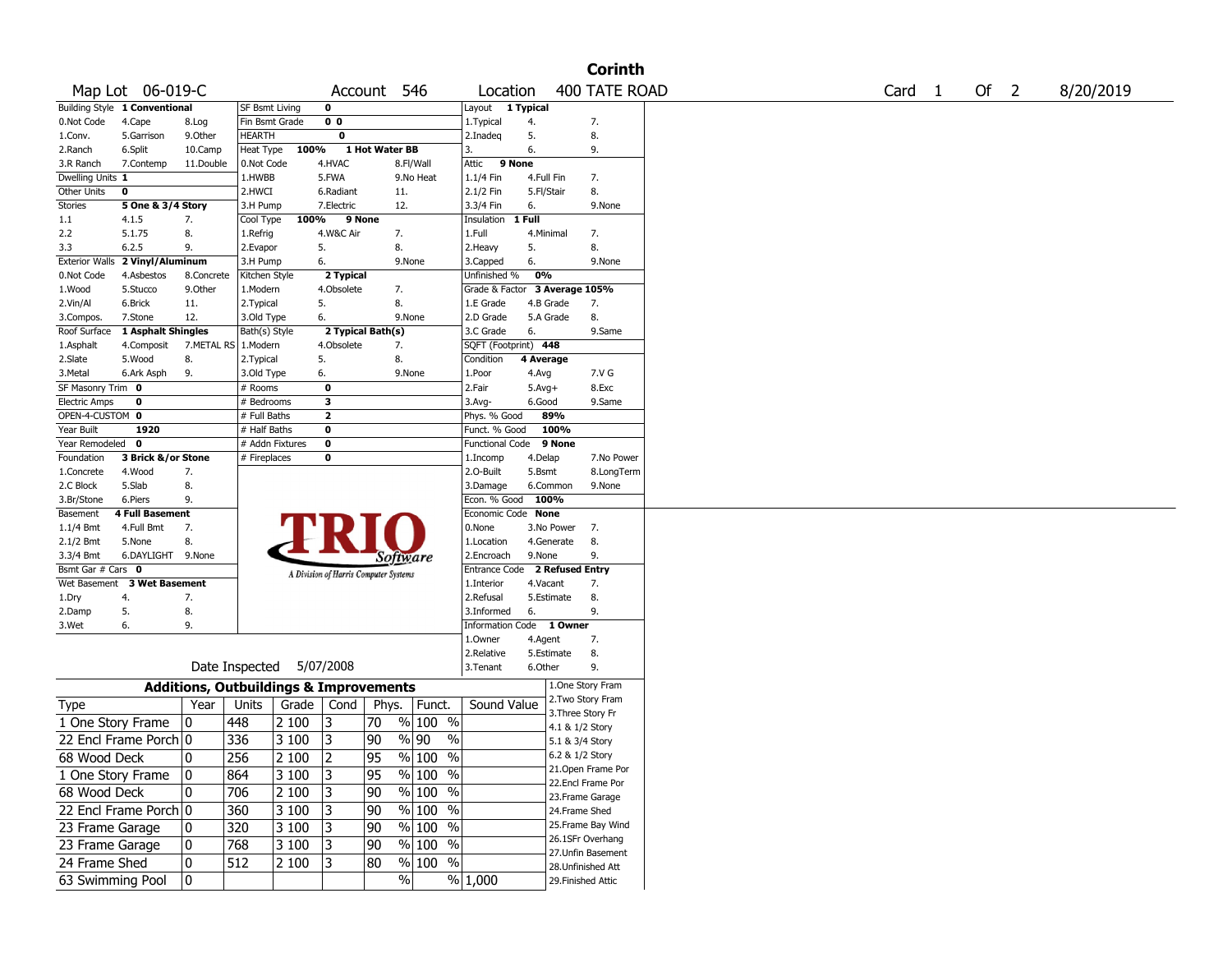# Corinth

| Map Lot | 06-019-C | Account | 546 | Location | 400 TATE ROAD | Card | 1 | Of | 2 | 8/20/2019 |
|---|---|---|---|---|---|---|---|---|---|---|

| Building Style | 1 Conventional | | SF Bsmt Living | 0 | | Layout | 1 Typical | |
|---|---|---|---|---|---|---|---|---|
| 0.Not Code | 4.Cape | 8.Log | Fin Bsmt Grade | 0 0 | | 1.Typical | 4. | 7. |
| 1.Conv. | 5.Garrison | 9.Other | HEARTH | 0 | | 2.Inadeq | 5. | 8. |
| 2.Ranch | 6.Split | 10.Camp | Heat Type 100% | 1 Hot Water BB | | 3. | 6. | 9. |
| 3.R Ranch | 7.Contemp | 11.Double | 0.Not Code | 4.HVAC | 8.Fl/Wall | Attic | 9 None | |
| Dwelling Units | 1 | | 1.HWBB | 5.FWA | 9.No Heat | 1.1/4 Fin | 4.Full Fin | 7. |
| Other Units | 0 | | 2.HWCI | 6.Radiant | 11. | 2.1/2 Fin | 5.Fl/Stair | 8. |
| Stories | 5 One & 3/4 Story | | 3.H Pump | 7.Electric | 12. | 3.3/4 Fin | 6. | 9.None |
| 1.1 | 4.1.5 | 7. | Cool Type 100% | 9 None | | Insulation | 1 Full | |
| 2.2 | 5.1.75 | 8. | 1.Refrig | 4.W&C Air | 7. | 1.Full | 4.Minimal | 7. |
| 3.3 | 6.2.5 | 9. | 2.Evapor | 5. | 8. | 2.Heavy | 5. | 8. |
| Exterior Walls | 2 Vinyl/Aluminum | | 3.H Pump | 6. | 9.None | 3.Capped | 6. | 9.None |
| 0.Not Code | 4.Asbestos | 8.Concrete | Kitchen Style | 2 Typical | | Unfinished % | 0% | |
| 1.Wood | 5.Stucco | 9.Other | 1.Modern | 4.Obsolete | 7. | Grade & Factor | 3 Average 105% | |
| 2.Vin/Al | 6.Brick | 11. | 2.Typical | 5. | 8. | 1.E Grade | 4.B Grade | 7. |
| 3.Compos. | 7.Stone | 12. | 3.Old Type | 6. | 9.None | 2.D Grade | 5.A Grade | 8. |
| Roof Surface | 1 Asphalt Shingles | | Bath(s) Style | 2 Typical Bath(s) | | 3.C Grade | 6. | 9.Same |
| 1.Asphalt | 4.Composit | 7.METAL RS | 1.Modern | 4.Obsolete | 7. | SQFT (Footprint) | 448 | |
| 2.Slate | 5.Wood | 8. | 2.Typical | 5. | 8. | Condition | 4 Average | |
| 3.Metal | 6.Ark Asph | 9. | 3.Old Type | 6. | 9.None | 1.Poor | 4.Avg | 7.V G |
| SF Masonry Trim | 0 | | # Rooms | 0 | | 2.Fair | 5.Avg+ | 8.Exc |
| Electric Amps | 0 | | # Bedrooms | 3 | | 3.Avg- | 6.Good | 9.Same |
| OPEN-4-CUSTOM | 0 | | # Full Baths | 2 | | Phys. % Good | 89% | |
| Year Built | 1920 | | # Half Baths | 0 | | Funct. % Good | 100% | |
| Year Remodeled | 0 | | # Addn Fixtures | 0 | | Functional Code | 9 None | |
| Foundation | 3 Brick &/or Stone | | # Fireplaces | 0 | | 1.Incomp | 4.Delap | 7.No Power |
| 1.Concrete | 4.Wood | 7. | | | | 2.O-Built | 5.Bsmt | 8.LongTerm |
| 2.C Block | 5.Slab | 8. | | | | 3.Damage | 6.Common | 9.None |
| 3.Br/Stone | 6.Piers | 9. | | | | Econ. % Good | 100% | |
| Basement | 4 Full Basement | | | | | Economic Code | None | |
| 1.1/4 Bmt | 4.Full Bmt | 7. | | | | 0.None | 3.No Power | 7. |
| 2.1/2 Bmt | 5.None | 8. | | | | 1.Location | 4.Generate | 8. |
| 3.3/4 Bmt | 6.DAYLIGHT | 9.None | | | | 2.Encroach | 9.None | 9. |
| Bsmt Gar # Cars | 0 | | | | | Entrance Code | 2 Refused Entry | |
| Wet Basement | 3 Wet Basement | | | | | 1.Interior | 4.Vacant | 7. |
| 1.Dry | 4. | 7. | | | | 2.Refusal | 5.Estimate | 8. |
| 2.Damp | 5. | 8. | | | | 3.Informed | 6. | 9. |
| 3.Wet | 6. | 9. | | | | Information Code | 1 Owner | |
| | | | | | | 1.Owner | 4.Agent | 7. |
| | | | | | | 2.Relative | 5.Estimate | 8. |
| | | | Date Inspected | 5/07/2008 | | 3.Tenant | 6.Other | 9. |

TRIO Software — A Division of Harris Computer Systems

## Additions, Outbuildings & Improvements

| Type | Year | Units | Grade | Cond | Phys. | Funct. | Sound Value |
|---|---|---|---|---|---|---|---|
| 1 One Story Frame | 0 | 448 | 2 100 | 3 | 70 % | 100 % | |
| 22 Encl Frame Porch | 0 | 336 | 3 100 | 3 | 90 % | 90 % | |
| 68 Wood Deck | 0 | 256 | 2 100 | 2 | 95 % | 100 % | |
| 1 One Story Frame | 0 | 864 | 3 100 | 3 | 95 % | 100 % | |
| 68 Wood Deck | 0 | 706 | 2 100 | 3 | 90 % | 100 % | |
| 22 Encl Frame Porch | 0 | 360 | 3 100 | 3 | 90 % | 100 % | |
| 23 Frame Garage | 0 | 320 | 3 100 | 3 | 90 % | 100 % | |
| 23 Frame Garage | 0 | 768 | 3 100 | 3 | 90 % | 100 % | |
| 24 Frame Shed | 0 | 512 | 2 100 | 3 | 80 % | 100 % | |
| 63 Swimming Pool | 0 | | | | % | % | 1,000 |

1.One Story Fram
2.Two Story Fram
3.Three Story Fr
4.1 & 1/2 Story
5.1 & 3/4 Story
6.2 & 1/2 Story
21.Open Frame Por
22.Encl Frame Por
23.Frame Garage
24.Frame Shed
25.Frame Bay Wind
26.1SFr Overhang
27.Unfin Basement
28.Unfinished Att
29.Finished Attic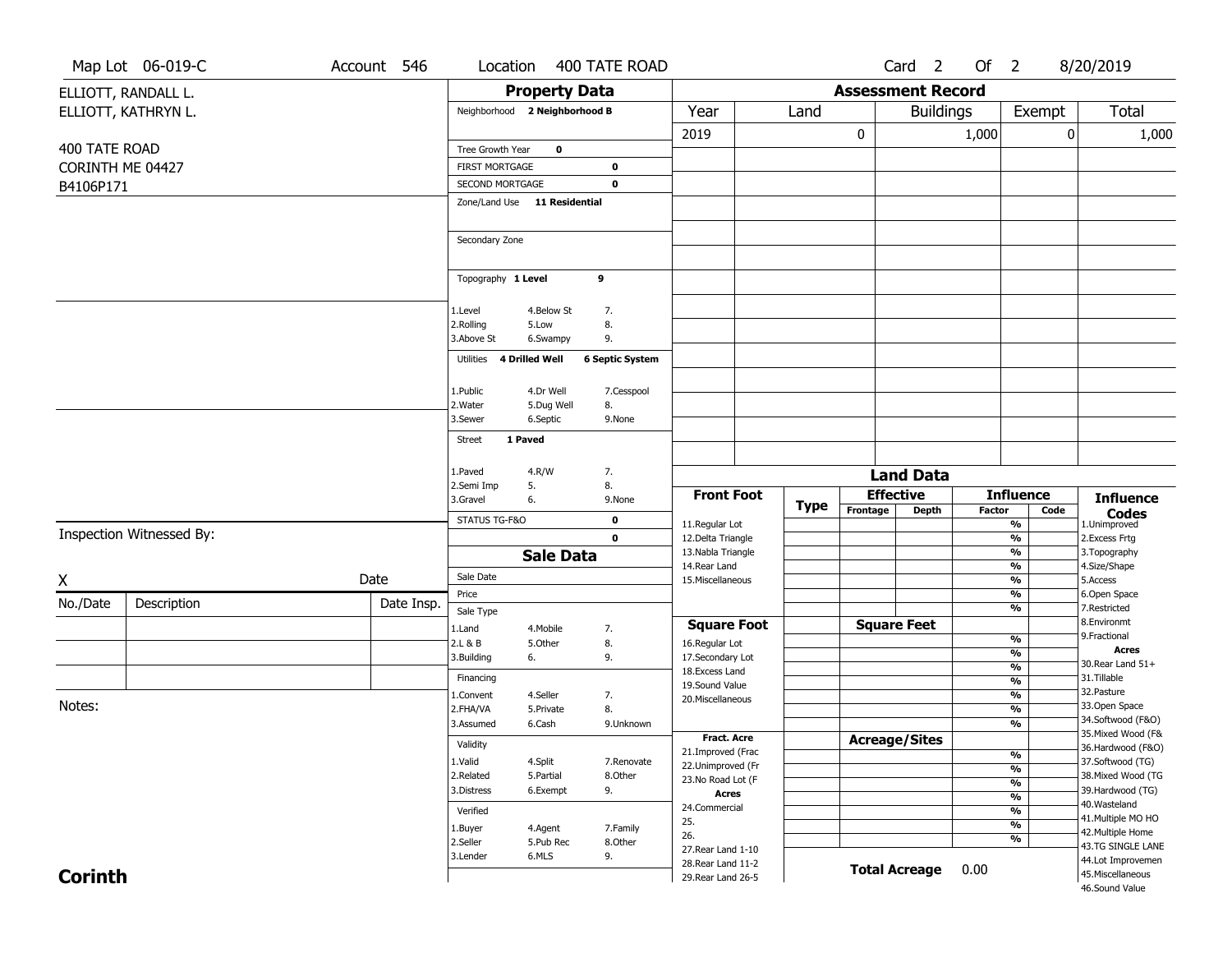Map Lot 06-019-C | Account 546 | Location 400 TATE ROAD | Card 2 Of 2 | 8/20/2019

ELLIOTT, RANDALL L.
ELLIOTT, KATHRYN L.

400 TATE ROAD
CORINTH ME 04427
B4106P171

## Property Data

Neighborhood **2 Neighborhood B**

| | |
|---|---|
| Tree Growth Year | **0** |
| FIRST MORTGAGE | **0** |
| SECOND MORTGAGE | **0** |

Zone/Land Use **11 Residential**

Secondary Zone

Topography **1 Level** **9**

| | | |
|---|---|---|
| 1.Level | 4.Below St | 7. |
| 2.Rolling | 5.Low | 8. |
| 3.Above St | 6.Swampy | 9. |

Utilities **4 Drilled Well** **6 Septic System**

| | | |
|---|---|---|
| 1.Public | 4.Dr Well | 7.Cesspool |
| 2.Water | 5.Dug Well | 8. |
| 3.Sewer | 6.Septic | 9.None |

Street **1 Paved**

| | | |
|---|---|---|
| 1.Paved | 4.R/W | 7. |
| 2.Semi Imp | 5. | 8. |
| 3.Gravel | 6. | 9.None |

STATUS TG-F&O **0**
**0**

## Sale Data

Sale Date
Price
Sale Type

| | | |
|---|---|---|
| 1.Land | 4.Mobile | 7. |
| 2.L & B | 5.Other | 8. |
| 3.Building | 6. | 9. |

Financing

| | | |
|---|---|---|
| 1.Convent | 4.Seller | 7. |
| 2.FHA/VA | 5.Private | 8. |
| 3.Assumed | 6.Cash | 9.Unknown |

Validity

| | | |
|---|---|---|
| 1.Valid | 4.Split | 7.Renovate |
| 2.Related | 5.Partial | 8.Other |
| 3.Distress | 6.Exempt | 9. |

Verified

| | | |
|---|---|---|
| 1.Buyer | 4.Agent | 7.Family |
| 2.Seller | 5.Pub Rec | 8.Other |
| 3.Lender | 6.MLS | 9. |

Inspection Witnessed By:

X Date

| No./Date | Description | Date Insp. |
|---|---|---|
| | | |
| | | |
| | | |

Notes:

## Assessment Record

| Year | Land | Buildings | Exempt | Total |
|---|---|---|---|---|
| 2019 | 0 | 1,000 | 0 | 1,000 |

## Land Data

| Front Foot | Type | Effective Frontage | Effective Depth | Influence Factor | Influence Code |
|---|---|---|---|---|---|
| 11.Regular Lot | | | | % | |
| 12.Delta Triangle | | | | % | |
| 13.Nabla Triangle | | | | % | |
| 14.Rear Land | | | | % | |
| 15.Miscellaneous | | | | % | |
| | | | | % | |
| | | | | % | |
| **Square Foot** | | **Square Feet** | | | |
| 16.Regular Lot | | | | % | |
| 17.Secondary Lot | | | | % | |
| 18.Excess Land | | | | % | |
| 19.Sound Value | | | | % | |
| 20.Miscellaneous | | | | % | |
| | | | | % | |
| | | | | % | |
| **Fract. Acre** | | **Acreage/Sites** | | | |
| 21.Improved (Frac | | | | % | |
| 22.Unimproved (Fr | | | | % | |
| 23.No Road Lot (F | | | | % | |
| **Acres** | | | | % | |
| 24.Commercial | | | | % | |
| 25. | | | | % | |
| 26. | | | | % | |
| 27.Rear Land 1-10 | | | | | |
| 28.Rear Land 11-2 | | | | | |
| 29.Rear Land 26-5 | | | | | |

**Total Acreage** 0.00

**Influence Codes**
1.Unimproved
2.Excess Frtg
3.Topography
4.Size/Shape
5.Access
6.Open Space
7.Restricted
8.Environmt
9.Fractional
**Acres**
30.Rear Land 51+
31.Tillable
32.Pasture
33.Open Space
34.Softwood (F&O)
35.Mixed Wood (F&
36.Hardwood (F&O)
37.Softwood (TG)
38.Mixed Wood (TG
39.Hardwood (TG)
40.Wasteland
41.Multiple MO HO
42.Multiple Home
43.TG SINGLE LANE
44.Lot Improvemen
45.Miscellaneous
46.Sound Value

**Corinth**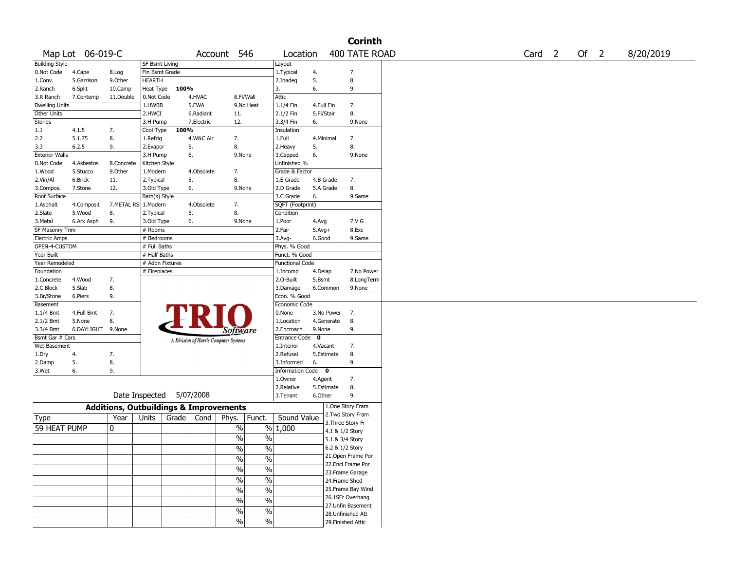# Corinth

Map Lot 06-019-C | Account 546 | Location 400 TATE ROAD | Card 2 Of 2 | 8/20/2019

| Building Style | | | SF Bsmt Living | | | Layout | | |
|---|---|---|---|---|---|---|---|---|
| 0.Not Code | 4.Cape | 8.Log | Fin Bsmt Grade | | | 1.Typical | 4. | 7. |
| 1.Conv. | 5.Garrison | 9.Other | HEARTH | | | 2.Inadeq | 5. | 8. |
| 2.Ranch | 6.Split | 10.Camp | Heat Type 100% | | | 3. | 6. | 9. |
| 3.R Ranch | 7.Contemp | 11.Double | 0.Not Code | 4.HVAC | 8.Fl/Wall | Attic | | |
| Dwelling Units | | | 1.HWBB | 5.FWA | 9.No Heat | 1.1/4 Fin | 4.Full Fin | 7. |
| Other Units | | | 2.HWCI | 6.Radiant | 11. | 2.1/2 Fin | 5.Fl/Stair | 8. |
| Stories | | | 3.H Pump | 7.Electric | 12. | 3.3/4 Fin | 6. | 9.None |
| 1.1 | 4.1.5 | 7. | Cool Type 100% | | | Insulation | | |
| 2.2 | 5.1.75 | 8. | 1.Refrig | 4.W&C Air | 7. | 1.Full | 4.Minimal | 7. |
| 3.3 | 6.2.5 | 9. | 2.Evapor | 5. | 8. | 2.Heavy | 5. | 8. |
| Exterior Walls | | | 3.H Pump | 6. | 9.None | 3.Capped | 6. | 9.None |
| 0.Not Code | 4.Asbestos | 8.Concrete | Kitchen Style | | | Unfinished % | | |
| 1.Wood | 5.Stucco | 9.Other | 1.Modern | 4.Obsolete | 7. | Grade & Factor | | |
| 2.Vin/Al | 6.Brick | 11. | 2.Typical | 5. | 8. | 1.E Grade | 4.B Grade | 7. |
| 3.Compos. | 7.Stone | 12. | 3.Old Type | 6. | 9.None | 2.D Grade | 5.A Grade | 8. |
| Roof Surface | | | Bath(s) Style | | | 3.C Grade | 6. | 9.Same |
| 1.Asphalt | 4.Composit | 7.METAL RS | 1.Modern | 4.Obsolete | 7. | SQFT (Footprint) | | |
| 2.Slate | 5.Wood | 8. | 2.Typical | 5. | 8. | Condition | | |
| 3.Metal | 6.Ark Asph | 9. | 3.Old Type | 6. | 9.None | 1.Poor | 4.Avg | 7.V G |
| SF Masonry Trim | | | # Rooms | | | 2.Fair | 5.Avg+ | 8.Exc |
| Electric Amps | | | # Bedrooms | | | 3.Avg- | 6.Good | 9.Same |
| OPEN-4-CUSTOM | | | # Full Baths | | | Phys. % Good | | |
| Year Built | | | # Half Baths | | | Funct. % Good | | |
| Year Remodeled | | | # Addn Fixtures | | | Functional Code | | |
| Foundation | | | # Fireplaces | | | 1.Incomp | 4.Delap | 7.No Power |
| 1.Concrete | 4.Wood | 7. | | | | 2.O-Built | 5.Bsmt | 8.LongTerm |
| 2.C Block | 5.Slab | 8. | | | | 3.Damage | 6.Common | 9.None |
| 3.Br/Stone | 6.Piers | 9. | | | | Econ. % Good | | |
| Basement | | | | | | Economic Code | | |
| 1.1/4 Bmt | 4.Full Bmt | 7. | | | | 0.None | 3.No Power | 7. |
| 2.1/2 Bmt | 5.None | 8. | | | | 1.Location | 4.Generate | 8. |
| 3.3/4 Bmt | 6.DAYLIGHT | 9.None | | | | 2.Encroach | 9.None | 9. |
| Bsmt Gar # Cars | | | | | | Entrance Code 0 | | |
| Wet Basement | | | | | | 1.Interior | 4.Vacant | 7. |
| 1.Dry | 4. | 7. | | | | 2.Refusal | 5.Estimate | 8. |
| 2.Damp | 5. | 8. | | | | 3.Informed | 6. | 9. |
| 3.Wet | 6. | 9. | | | | Information Code 0 | | |
| | | | | | | 1.Owner | 4.Agent | 7. |
| | | | | | | 2.Relative | 5.Estimate | 8. |
| | | | Date Inspected 5/07/2008 | | | 3.Tenant | 6.Other | 9. |

TRIO Software — A Division of Harris Computer Systems

## Additions, Outbuildings & Improvements

| Type | Year | Units | Grade | Cond | Phys. | Funct. | Sound Value |
|---|---|---|---|---|---|---|---|
| 59 HEAT PUMP | 0 | | | | % | % | 1,000 |
| | | | | | % | % | |
| | | | | | % | % | |
| | | | | | % | % | |
| | | | | | % | % | |
| | | | | | % | % | |
| | | | | | % | % | |
| | | | | | % | % | |
| | | | | | % | % | |
| | | | | | % | % | |

1.One Story Fram
2.Two Story Fram
3.Three Story Fr
4.1 & 1/2 Story
5.1 & 3/4 Story
6.2 & 1/2 Story
21.Open Frame Por
22.Encl Frame Por
23.Frame Garage
24.Frame Shed
25.Frame Bay Wind
26.1SFr Overhang
27.Unfin Basement
28.Unfinished Att
29.Finished Attic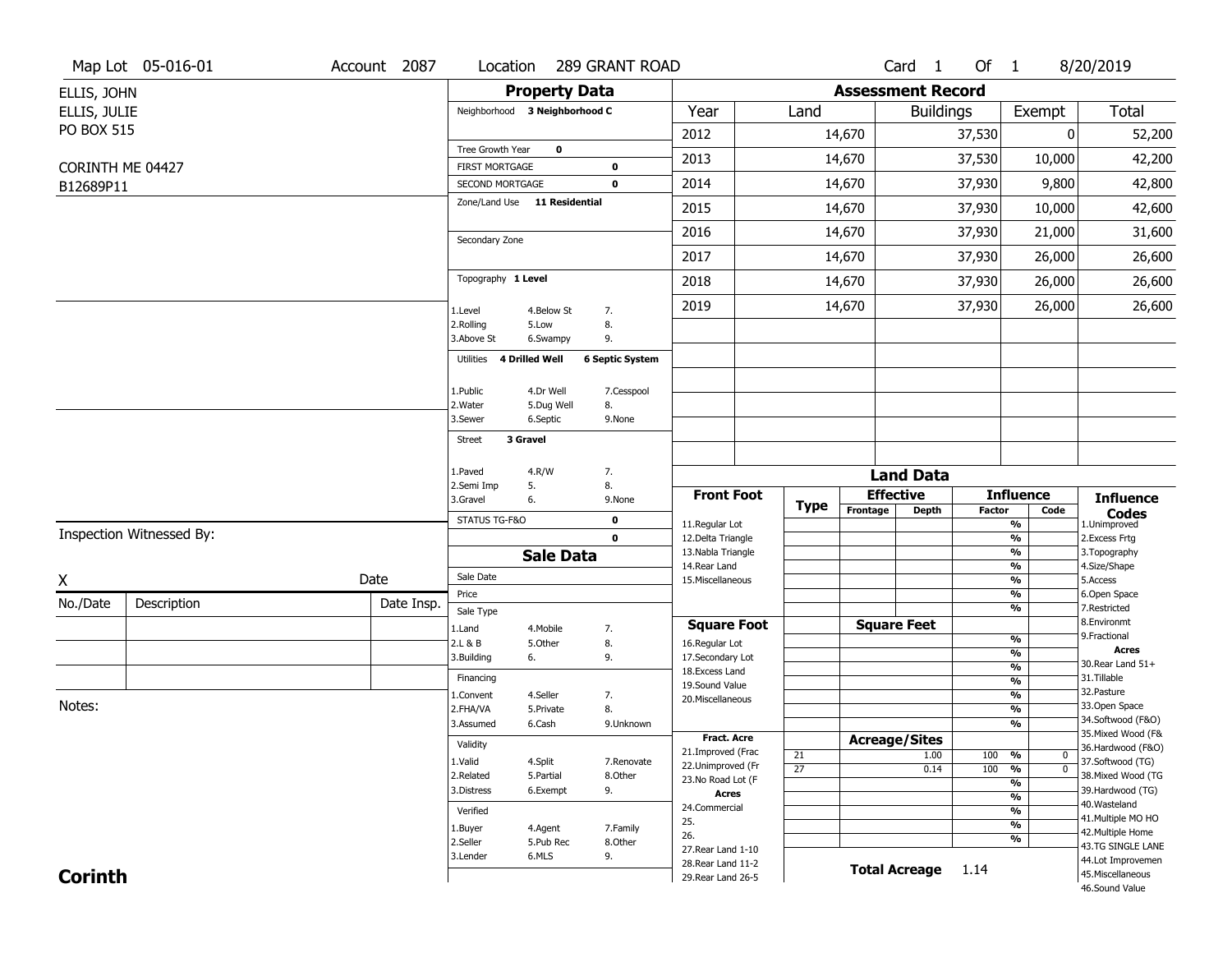Map Lot 05-016-01 | Account 2087 | Location 289 GRANT ROAD | Card 1 Of 1 | 8/20/2019

ELLIS, JOHN
ELLIS, JULIE
PO BOX 515

CORINTH ME 04427
B12689P11

## Property Data

Neighborhood **3 Neighborhood C**

Tree Growth Year **0**

FIRST MORTGAGE **0**

SECOND MORTGAGE **0**

Zone/Land Use **11 Residential**

Secondary Zone

Topography **1 Level**

1.Level 4.Below St 7.
2.Rolling 5.Low 8.
3.Above St 6.Swampy 9.

Utilities **4 Drilled Well** **6 Septic System**

1.Public 4.Dr Well 7.Cesspool
2.Water 5.Dug Well 8.
3.Sewer 6.Septic 9.None

Street **3 Gravel**

1.Paved 4.R/W 7.
2.Semi Imp 5. 8.
3.Gravel 6. 9.None

STATUS TG-F&O **0**

**0**

## Assessment Record

| Year | Land | Buildings | Exempt | Total |
|---|---|---|---|---|
| 2012 | 14,670 | 37,530 | 0 | 52,200 |
| 2013 | 14,670 | 37,530 | 10,000 | 42,200 |
| 2014 | 14,670 | 37,930 | 9,800 | 42,800 |
| 2015 | 14,670 | 37,930 | 10,000 | 42,600 |
| 2016 | 14,670 | 37,930 | 21,000 | 31,600 |
| 2017 | 14,670 | 37,930 | 26,000 | 26,600 |
| 2018 | 14,670 | 37,930 | 26,000 | 26,600 |
| 2019 | 14,670 | 37,930 | 26,000 | 26,600 |

Inspection Witnessed By:

X Date

| No./Date | Description | Date Insp. |
|---|---|---|
| | | |
| | | |
| | | |

Notes:

## Sale Data

Sale Date

Price

Sale Type
1.Land 4.Mobile 7.
2.L & B 5.Other 8.
3.Building 6. 9.

Financing
1.Convent 4.Seller 7.
2.FHA/VA 5.Private 8.
3.Assumed 6.Cash 9.Unknown

Validity
1.Valid 4.Split 7.Renovate
2.Related 5.Partial 8.Other
3.Distress 6.Exempt 9.

Verified
1.Buyer 4.Agent 7.Family
2.Seller 5.Pub Rec 8.Other
3.Lender 6.MLS 9.

## Land Data

| Front Foot | Type | Effective Frontage | Effective Depth | Influence Factor | Influence Code |
|---|---|---|---|---|---|
| 11.Regular Lot | | | | % | |
| 12.Delta Triangle | | | | % | |
| 13.Nabla Triangle | | | | % | |
| 14.Rear Land | | | | % | |
| 15.Miscellaneous | | | | % | |

| Square Foot | Type | Square Feet | Influence Factor | Influence Code |
|---|---|---|---|---|
| 16.Regular Lot | | | % | |
| 17.Secondary Lot | | | % | |
| 18.Excess Land | | | % | |
| 19.Sound Value | | | % | |
| 20.Miscellaneous | | | % | |

| Fract. Acre / Acres | Type | Acreage/Sites | Influence Factor | Influence Code |
|---|---|---|---|---|
| 21.Improved (Frac | 21 | 1.00 | 100 % | 0 |
| 22.Unimproved (Fr | 27 | 0.14 | 100 % | 0 |
| 23.No Road Lot (F | | | % | |
| 24.Commercial | | | % | |
| 25. | | | % | |
| 26. | | | % | |
| 27.Rear Land 1-10 | | | | |
| 28.Rear Land 11-2 | | | | |
| 29.Rear Land 26-5 | | | | |

**Total Acreage** 1.14

**Influence Codes**
1.Unimproved
2.Excess Frtg
3.Topography
4.Size/Shape
5.Access
6.Open Space
7.Restricted
8.Environmt
9.Fractional

**Acres**
30.Rear Land 51+
31.Tillable
32.Pasture
33.Open Space
34.Softwood (F&O)
35.Mixed Wood (F&
36.Hardwood (F&O)
37.Softwood (TG)
38.Mixed Wood (TG
39.Hardwood (TG)
40.Wasteland
41.Multiple MO HO
42.Multiple Home
43.TG SINGLE LANE
44.Lot Improvemen
45.Miscellaneous
46.Sound Value

**Corinth**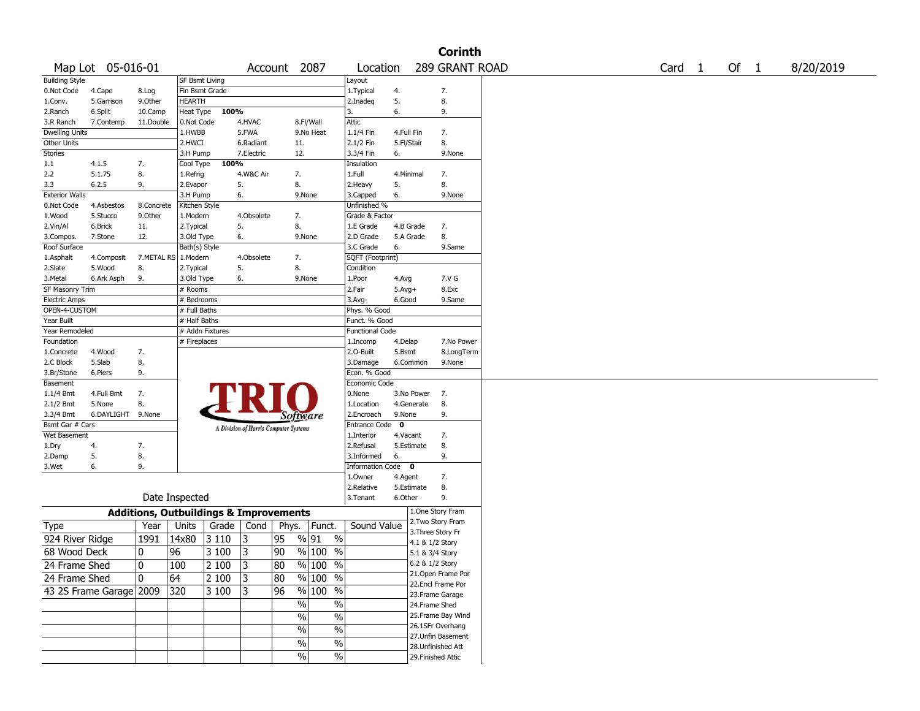# Corinth

Map Lot 05-016-01 | Account 2087 | Location 289 GRANT ROAD | Card 1 Of 1 | 8/20/2019

| Building Style | | | SF Bsmt Living | | | Layout | | |
|---|---|---|---|---|---|---|---|---|
| 0.Not Code | 4.Cape | 8.Log | Fin Bsmt Grade | | | 1.Typical | 4. | 7. |
| 1.Conv. | 5.Garrison | 9.Other | HEARTH | | | 2.Inadeq | 5. | 8. |
| 2.Ranch | 6.Split | 10.Camp | Heat Type 100% | | | 3. | 6. | 9. |
| 3.R Ranch | 7.Contemp | 11.Double | 0.Not Code | 4.HVAC | 8.Fl/Wall | Attic | | |
| Dwelling Units | | | 1.HWBB | 5.FWA | 9.No Heat | 1.1/4 Fin | 4.Full Fin | 7. |
| Other Units | | | 2.HWCI | 6.Radiant | 11. | 2.1/2 Fin | 5.Fl/Stair | 8. |
| Stories | | | 3.H Pump | 7.Electric | 12. | 3.3/4 Fin | 6. | 9.None |
| 1.1 | 4.1.5 | 7. | Cool Type 100% | | | Insulation | | |
| 2.2 | 5.1.75 | 8. | 1.Refrig | 4.W&C Air | 7. | 1.Full | 4.Minimal | 7. |
| 3.3 | 6.2.5 | 9. | 2.Evapor | 5. | 8. | 2.Heavy | 5. | 8. |
| Exterior Walls | | | 3.H Pump | 6. | 9.None | 3.Capped | 6. | 9.None |
| 0.Not Code | 4.Asbestos | 8.Concrete | Kitchen Style | | | Unfinished % | | |
| 1.Wood | 5.Stucco | 9.Other | 1.Modern | 4.Obsolete | 7. | Grade & Factor | | |
| 2.Vin/Al | 6.Brick | 11. | 2.Typical | 5. | 8. | 1.E Grade | 4.B Grade | 7. |
| 3.Compos. | 7.Stone | 12. | 3.Old Type | 6. | 9.None | 2.D Grade | 5.A Grade | 8. |
| Roof Surface | | | Bath(s) Style | | | 3.C Grade | 6. | 9.Same |
| 1.Asphalt | 4.Composit | 7.METAL RS | 1.Modern | 4.Obsolete | 7. | SQFT (Footprint) | | |
| 2.Slate | 5.Wood | 8. | 2.Typical | 5. | 8. | Condition | | |
| 3.Metal | 6.Ark Asph | 9. | 3.Old Type | 6. | 9.None | 1.Poor | 4.Avg | 7.V G |
| SF Masonry Trim | | | # Rooms | | | 2.Fair | 5.Avg+ | 8.Exc |
| Electric Amps | | | # Bedrooms | | | 3.Avg- | 6.Good | 9.Same |
| OPEN-4-CUSTOM | | | # Full Baths | | | Phys. % Good | | |
| Year Built | | | # Half Baths | | | Funct. % Good | | |
| Year Remodeled | | | # Addn Fixtures | | | Functional Code | | |
| Foundation | | | # Fireplaces | | | 1.Incomp | 4.Delap | 7.No Power |
| 1.Concrete | 4.Wood | 7. | | | | 2.O-Built | 5.Bsmt | 8.LongTerm |
| 2.C Block | 5.Slab | 8. | | | | 3.Damage | 6.Common | 9.None |
| 3.Br/Stone | 6.Piers | 9. | | | | Econ. % Good | | |
| Basement | | | | | | Economic Code | | |
| 1.1/4 Bmt | 4.Full Bmt | 7. | | | | 0.None | 3.No Power | 7. |
| 2.1/2 Bmt | 5.None | 8. | | | | 1.Location | 4.Generate | 8. |
| 3.3/4 Bmt | 6.DAYLIGHT | 9.None | | | | 2.Encroach | 9.None | 9. |
| Bsmt Gar # Cars | | | | | | Entrance Code 0 | | |
| Wet Basement | | | | | | 1.Interior | 4.Vacant | 7. |
| 1.Dry | 4. | 7. | | | | 2.Refusal | 5.Estimate | 8. |
| 2.Damp | 5. | 8. | | | | 3.Informed | 6. | 9. |
| 3.Wet | 6. | 9. | | | | Information Code 0 | | |
| | | | | | | 1.Owner | 4.Agent | 7. |
| | | | | | | 2.Relative | 5.Estimate | 8. |
| | | | Date Inspected | | | 3.Tenant | 6.Other | 9. |

TRIO Software — A Division of Harris Computer Systems

## Additions, Outbuildings & Improvements

| Type | Year | Units | Grade | Cond | Phys. | Funct. | Sound Value |
|---|---|---|---|---|---|---|---|
| 924 River Ridge | 1991 | 14x80 | 3 110 | 3 | 95 % | 91 % | |
| 68 Wood Deck | 0 | 96 | 3 100 | 3 | 90 % | 100 % | |
| 24 Frame Shed | 0 | 100 | 2 100 | 3 | 80 % | 100 % | |
| 24 Frame Shed | 0 | 64 | 2 100 | 3 | 80 % | 100 % | |
| 43 2S Frame Garage | 2009 | 320 | 3 100 | 3 | 96 % | 100 % | |
| | | | | | % | % | |
| | | | | | % | % | |
| | | | | | % | % | |
| | | | | | % | % | |
| | | | | | % | % | |

1.One Story Fram
2.Two Story Fram
3.Three Story Fr
4.1 & 1/2 Story
5.1 & 3/4 Story
6.2 & 1/2 Story
21.Open Frame Por
22.Encl Frame Por
23.Frame Garage
24.Frame Shed
25.Frame Bay Wind
26.1SFr Overhang
27.Unfin Basement
28.Unfinished Att
29.Finished Attic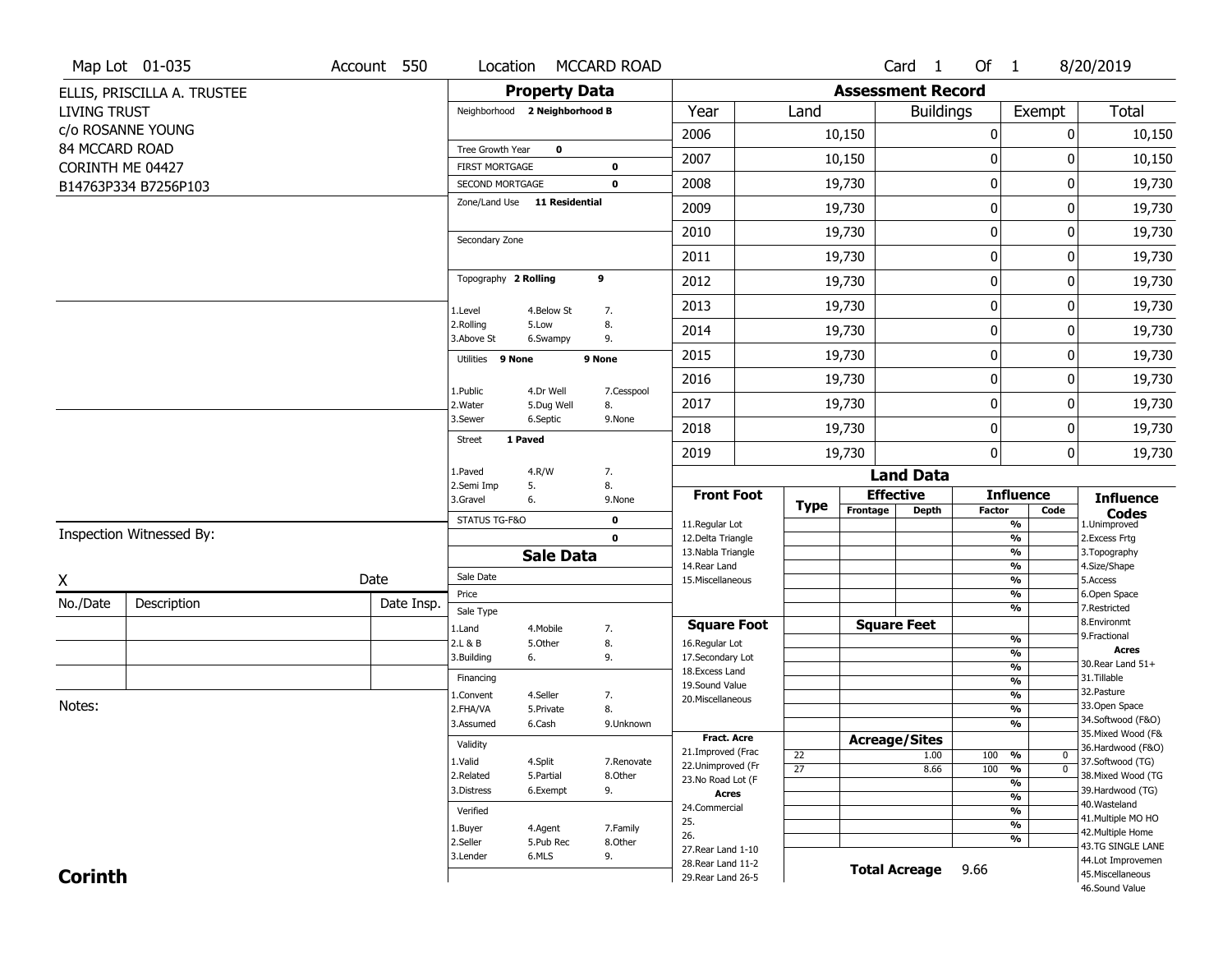Map Lot 01-035 | Account 550 | Location MCCARD ROAD | Card 1 Of 1 | 8/20/2019

ELLIS, PRISCILLA A. TRUSTEE
LIVING TRUST
c/o ROSANNE YOUNG
84 MCCARD ROAD
CORINTH ME 04427
B14763P334 B7256P103

## Property Data

Neighborhood **2 Neighborhood B**

Tree Growth Year **0**
FIRST MORTGAGE **0**
SECOND MORTGAGE **0**
Zone/Land Use **11 Residential**

Secondary Zone

Topography **2 Rolling** **9**

1.Level 4.Below St 7.
2.Rolling 5.Low 8.
3.Above St 6.Swampy 9.

Utilities **9 None** **9 None**

1.Public 4.Dr Well 7.Cesspool
2.Water 5.Dug Well 8.
3.Sewer 6.Septic 9.None

Street **1 Paved**

1.Paved 4.R/W 7.
2.Semi Imp 5. 8.
3.Gravel 6. 9.None

STATUS TG-F&O **0**
**0**

## Assessment Record

| Year | Land | Buildings | Exempt | Total |
|---|---|---|---|---|
| 2006 | 10,150 | 0 | 0 | 10,150 |
| 2007 | 10,150 | 0 | 0 | 10,150 |
| 2008 | 19,730 | 0 | 0 | 19,730 |
| 2009 | 19,730 | 0 | 0 | 19,730 |
| 2010 | 19,730 | 0 | 0 | 19,730 |
| 2011 | 19,730 | 0 | 0 | 19,730 |
| 2012 | 19,730 | 0 | 0 | 19,730 |
| 2013 | 19,730 | 0 | 0 | 19,730 |
| 2014 | 19,730 | 0 | 0 | 19,730 |
| 2015 | 19,730 | 0 | 0 | 19,730 |
| 2016 | 19,730 | 0 | 0 | 19,730 |
| 2017 | 19,730 | 0 | 0 | 19,730 |
| 2018 | 19,730 | 0 | 0 | 19,730 |
| 2019 | 19,730 | 0 | 0 | 19,730 |

Inspection Witnessed By:

X Date

| No./Date | Description | Date Insp. |
|---|---|---|
| | | |
| | | |
| | | |

Notes:

## Sale Data

Sale Date
Price
Sale Type
1.Land 4.Mobile 7.
2.L & B 5.Other 8.
3.Building 6. 9.

Financing
1.Convent 4.Seller 7.
2.FHA/VA 5.Private 8.
3.Assumed 6.Cash 9.Unknown

Validity
1.Valid 4.Split 7.Renovate
2.Related 5.Partial 8.Other
3.Distress 6.Exempt 9.

Verified
1.Buyer 4.Agent 7.Family
2.Seller 5.Pub Rec 8.Other
3.Lender 6.MLS 9.

## Land Data

**Front Foot**: 11.Regular Lot, 12.Delta Triangle, 13.Nabla Triangle, 14.Rear Land, 15.Miscellaneous

**Square Foot**: 16.Regular Lot, 17.Secondary Lot, 18.Excess Land, 19.Sound Value, 20.Miscellaneous

**Fract. Acre**: 21.Improved (Frac, 22.Unimproved (Fr, 23.No Road Lot (F

**Acres**: 24.Commercial, 25., 26., 27.Rear Land 1-10, 28.Rear Land 11-2, 29.Rear Land 26-5

| Type | Acreage/Sites | Influence Factor | Code |
|---|---|---|---|
| 22 | 1.00 | 100 % | 0 |
| 27 | 8.66 | 100 % | 0 |

**Total Acreage** 9.66

**Influence Codes**
1.Unimproved
2.Excess Frtg
3.Topography
4.Size/Shape
5.Access
6.Open Space
7.Restricted
8.Environmt
9.Fractional

**Acres**
30.Rear Land 51+
31.Tillable
32.Pasture
33.Open Space
34.Softwood (F&O)
35.Mixed Wood (F&
36.Hardwood (F&O)
37.Softwood (TG)
38.Mixed Wood (TG
39.Hardwood (TG)
40.Wasteland
41.Multiple MO HO
42.Multiple Home
43.TG SINGLE LANE
44.Lot Improvemen
45.Miscellaneous
46.Sound Value

**Corinth**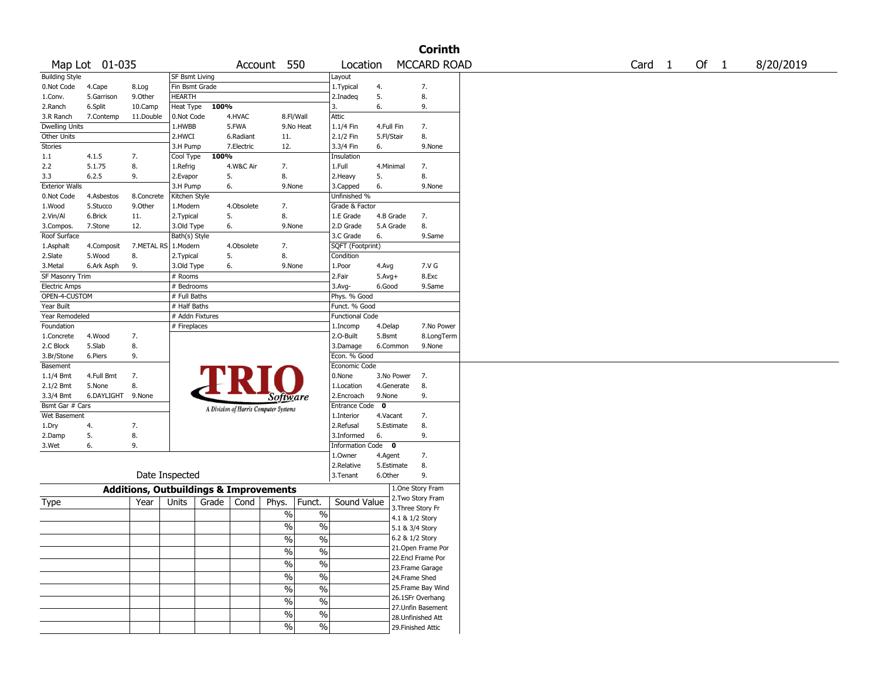# Corinth

Map Lot 01-035 | Account 550 | Location MCCARD ROAD | Card 1 Of 1 | 8/20/2019

| Building Style | | | SF Bsmt Living | | | Layout | | |
|---|---|---|---|---|---|---|---|---|
| 0.Not Code | 4.Cape | 8.Log | Fin Bsmt Grade | | | 1.Typical | 4. | 7. |
| 1.Conv. | 5.Garrison | 9.Other | HEARTH | | | 2.Inadeq | 5. | 8. |
| 2.Ranch | 6.Split | 10.Camp | Heat Type 100% | | | 3. | 6. | 9. |
| 3.R Ranch | 7.Contemp | 11.Double | 0.Not Code | 4.HVAC | 8.Fl/Wall | Attic | | |
| Dwelling Units | | | 1.HWBB | 5.FWA | 9.No Heat | 1.1/4 Fin | 4.Full Fin | 7. |
| Other Units | | | 2.HWCI | 6.Radiant | 11. | 2.1/2 Fin | 5.Fl/Stair | 8. |
| Stories | | | 3.H Pump | 7.Electric | 12. | 3.3/4 Fin | 6. | 9.None |
| 1.1 | 4.1.5 | 7. | Cool Type 100% | | | Insulation | | |
| 2.2 | 5.1.75 | 8. | 1.Refrig | 4.W&C Air | 7. | 1.Full | 4.Minimal | 7. |
| 3.3 | 6.2.5 | 9. | 2.Evapor | 5. | 8. | 2.Heavy | 5. | 8. |
| Exterior Walls | | | 3.H Pump | 6. | 9.None | 3.Capped | 6. | 9.None |
| 0.Not Code | 4.Asbestos | 8.Concrete | Kitchen Style | | | Unfinished % | | |
| 1.Wood | 5.Stucco | 9.Other | 1.Modern | 4.Obsolete | 7. | Grade & Factor | | |
| 2.Vin/Al | 6.Brick | 11. | 2.Typical | 5. | 8. | 1.E Grade | 4.B Grade | 7. |
| 3.Compos. | 7.Stone | 12. | 3.Old Type | 6. | 9.None | 2.D Grade | 5.A Grade | 8. |
| Roof Surface | | | Bath(s) Style | | | 3.C Grade | 6. | 9.Same |
| 1.Asphalt | 4.Composit | 7.METAL RS | 1.Modern | 4.Obsolete | 7. | SQFT (Footprint) | | |
| 2.Slate | 5.Wood | 8. | 2.Typical | 5. | 8. | Condition | | |
| 3.Metal | 6.Ark Asph | 9. | 3.Old Type | 6. | 9.None | 1.Poor | 4.Avg | 7.V G |
| SF Masonry Trim | | | # Rooms | | | 2.Fair | 5.Avg+ | 8.Exc |
| Electric Amps | | | # Bedrooms | | | 3.Avg- | 6.Good | 9.Same |
| OPEN-4-CUSTOM | | | # Full Baths | | | Phys. % Good | | |
| Year Built | | | # Half Baths | | | Funct. % Good | | |
| Year Remodeled | | | # Addn Fixtures | | | Functional Code | | |
| Foundation | | | # Fireplaces | | | 1.Incomp | 4.Delap | 7.No Power |
| 1.Concrete | 4.Wood | 7. | | | | 2.O-Built | 5.Bsmt | 8.LongTerm |
| 2.C Block | 5.Slab | 8. | | | | 3.Damage | 6.Common | 9.None |
| 3.Br/Stone | 6.Piers | 9. | | | | Econ. % Good | | |
| Basement | | | | | | Economic Code | | |
| 1.1/4 Bmt | 4.Full Bmt | 7. | | | | 0.None | 3.No Power | 7. |
| 2.1/2 Bmt | 5.None | 8. | | | | 1.Location | 4.Generate | 8. |
| 3.3/4 Bmt | 6.DAYLIGHT | 9.None | | | | 2.Encroach | 9.None | 9. |
| Bsmt Gar # Cars | | | | | | Entrance Code 0 | | |
| Wet Basement | | | | | | 1.Interior | 4.Vacant | 7. |
| 1.Dry | 4. | 7. | | | | 2.Refusal | 5.Estimate | 8. |
| 2.Damp | 5. | 8. | | | | 3.Informed | 6. | 9. |
| 3.Wet | 6. | 9. | | | | Information Code 0 | | |
| | | | | | | 1.Owner | 4.Agent | 7. |
| | | | | | | 2.Relative | 5.Estimate | 8. |
| Date Inspected | | | | | | 3.Tenant | 6.Other | 9. |

TRIO Software — A Division of Harris Computer Systems

## Additions, Outbuildings & Improvements

| Type | Year | Units | Grade | Cond | Phys. | Funct. | Sound Value |
|---|---|---|---|---|---|---|---|
| | | | | | % | % | |
| | | | | | % | % | |
| | | | | | % | % | |
| | | | | | % | % | |
| | | | | | % | % | |
| | | | | | % | % | |
| | | | | | % | % | |
| | | | | | % | % | |
| | | | | | % | % | |
| | | | | | % | % | |

1.One Story Fram
2.Two Story Fram
3.Three Story Fr
4.1 & 1/2 Story
5.1 & 3/4 Story
6.2 & 1/2 Story
21.Open Frame Por
22.Encl Frame Por
23.Frame Garage
24.Frame Shed
25.Frame Bay Wind
26.1SFr Overhang
27.Unfin Basement
28.Unfinished Att
29.Finished Attic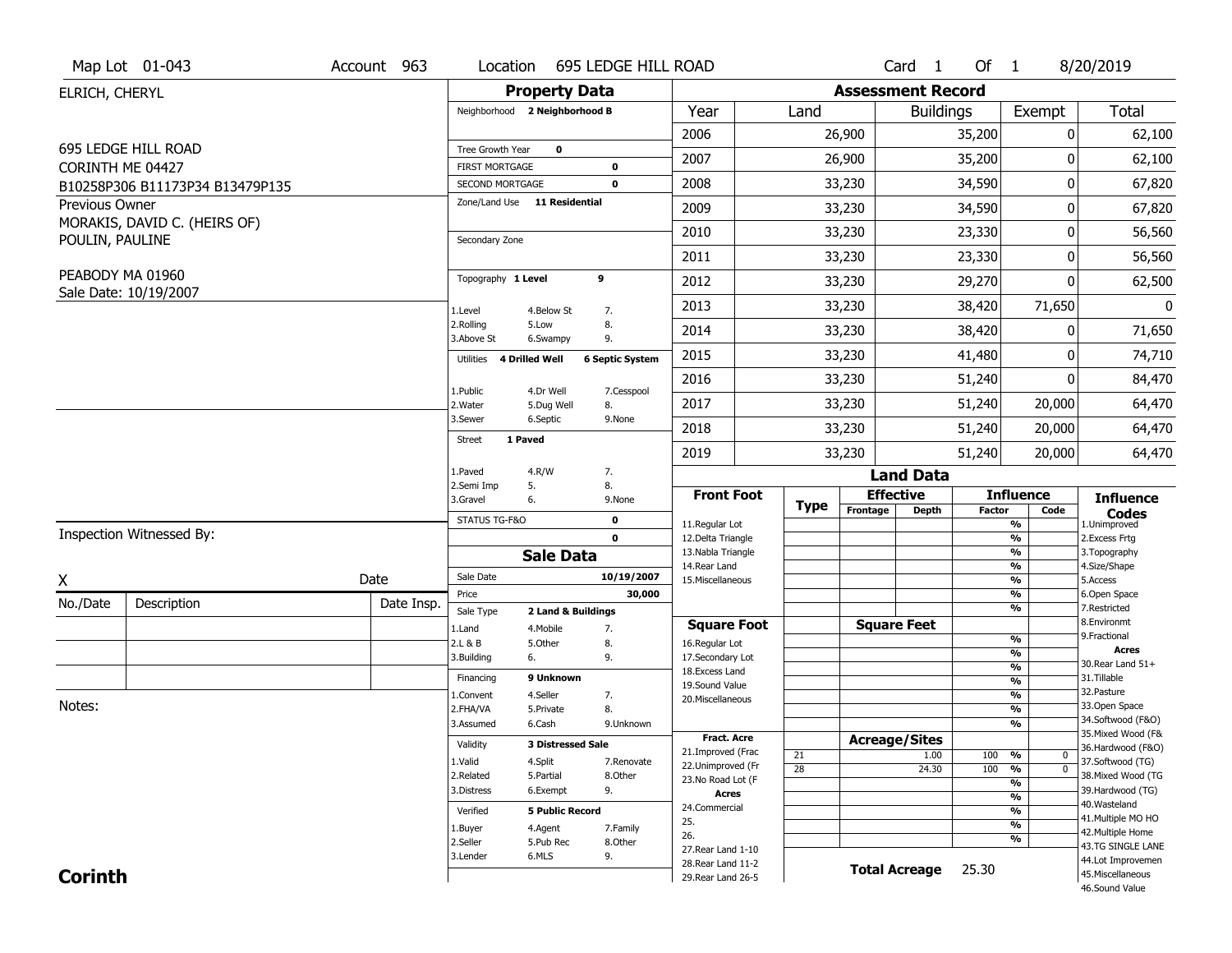Map Lot 01-043 | Account 963 | Location 695 LEDGE HILL ROAD | Card 1 Of 1 | 8/20/2019

ELRICH, CHERYL

695 LEDGE HILL ROAD
CORINTH ME 04427
B10258P306 B11173P34 B13479P135

Previous Owner
MORAKIS, DAVID C. (HEIRS OF)
POULIN, PAULINE

PEABODY MA 01960
Sale Date: 10/19/2007

Inspection Witnessed By:

X ______________________ Date

| No./Date | Description | Date Insp. |
|---|---|---|
| | | |
| | | |
| | | |

Notes:

**Corinth**

## Property Data

Neighborhood **2 Neighborhood B**

Tree Growth Year **0**
FIRST MORTGAGE **0**
SECOND MORTGAGE **0**
Zone/Land Use **11 Residential**

Secondary Zone

Topography **1 Level** **9**

1.Level 4.Below St 7.
2.Rolling 5.Low 8.
3.Above St 6.Swampy 9.

Utilities **4 Drilled Well** **6 Septic System**

1.Public 4.Dr Well 7.Cesspool
2.Water 5.Dug Well 8.
3.Sewer 6.Septic 9.None

Street **1 Paved**

1.Paved 4.R/W 7.
2.Semi Imp 5. 8.
3.Gravel 6. 9.None

STATUS TG-F&O **0**
**0**

## Sale Data

Sale Date **10/19/2007**
Price **30,000**
Sale Type **2 Land & Buildings**

1.Land 4.Mobile 7.
2.L & B 5.Other 8.
3.Building 6. 9.

Financing **9 Unknown**

1.Convent 4.Seller 7.
2.FHA/VA 5.Private 8.
3.Assumed 6.Cash 9.Unknown

Validity **3 Distressed Sale**

1.Valid 4.Split 7.Renovate
2.Related 5.Partial 8.Other
3.Distress 6.Exempt 9.

Verified **5 Public Record**

1.Buyer 4.Agent 7.Family
2.Seller 5.Pub Rec 8.Other
3.Lender 6.MLS 9.

## Assessment Record

| Year | Land | Buildings | Exempt | Total |
|---|---|---|---|---|
| 2006 | 26,900 | 35,200 | 0 | 62,100 |
| 2007 | 26,900 | 35,200 | 0 | 62,100 |
| 2008 | 33,230 | 34,590 | 0 | 67,820 |
| 2009 | 33,230 | 34,590 | 0 | 67,820 |
| 2010 | 33,230 | 23,330 | 0 | 56,560 |
| 2011 | 33,230 | 23,330 | 0 | 56,560 |
| 2012 | 33,230 | 29,270 | 0 | 62,500 |
| 2013 | 33,230 | 38,420 | 71,650 | 0 |
| 2014 | 33,230 | 38,420 | 0 | 71,650 |
| 2015 | 33,230 | 41,480 | 0 | 74,710 |
| 2016 | 33,230 | 51,240 | 0 | 84,470 |
| 2017 | 33,230 | 51,240 | 20,000 | 64,470 |
| 2018 | 33,230 | 51,240 | 20,000 | 64,470 |
| 2019 | 33,230 | 51,240 | 20,000 | 64,470 |

## Land Data

| Front Foot | Type | Effective Frontage | Effective Depth | Influence Factor | Influence Code |
|---|---|---|---|---|---|
| 11.Regular Lot | | | | % | |
| 12.Delta Triangle | | | | % | |
| 13.Nabla Triangle | | | | % | |
| 14.Rear Land | | | | % | |
| 15.Miscellaneous | | | | % | |
| | | | | % | |
| | | | | % | |
| **Square Foot** | | **Square Feet** | | | |
| 16.Regular Lot | | | | % | |
| 17.Secondary Lot | | | | % | |
| 18.Excess Land | | | | % | |
| 19.Sound Value | | | | % | |
| 20.Miscellaneous | | | | % | |
| | | | | % | |
| | | | | % | |
| **Fract. Acre** | | **Acreage/Sites** | | | |
| 21.Improved (Frac | 21 | | 1.00 | 100 % | 0 |
| 22.Unimproved (Fr | 28 | | 24.30 | 100 % | 0 |
| 23.No Road Lot (F | | | | % | |
| **Acres** | | | | % | |
| 24.Commercial | | | | % | |
| 25. | | | | % | |
| 26. | | | | % | |
| 27.Rear Land 1-10 | | | | | |
| 28.Rear Land 11-2 | | **Total Acreage** | | 25.30 | |
| 29.Rear Land 26-5 | | | | | |

**Influence Codes**
1.Unimproved
2.Excess Frtg
3.Topography
4.Size/Shape
5.Access
6.Open Space
7.Restricted
8.Environmt
9.Fractional

**Acres**
30.Rear Land 51+
31.Tillable
32.Pasture
33.Open Space
34.Softwood (F&O)
35.Mixed Wood (F&
36.Hardwood (F&O)
37.Softwood (TG)
38.Mixed Wood (TG
39.Hardwood (TG)
40.Wasteland
41.Multiple MO HO
42.Multiple Home
43.TG SINGLE LANE
44.Lot Improvemen
45.Miscellaneous
46.Sound Value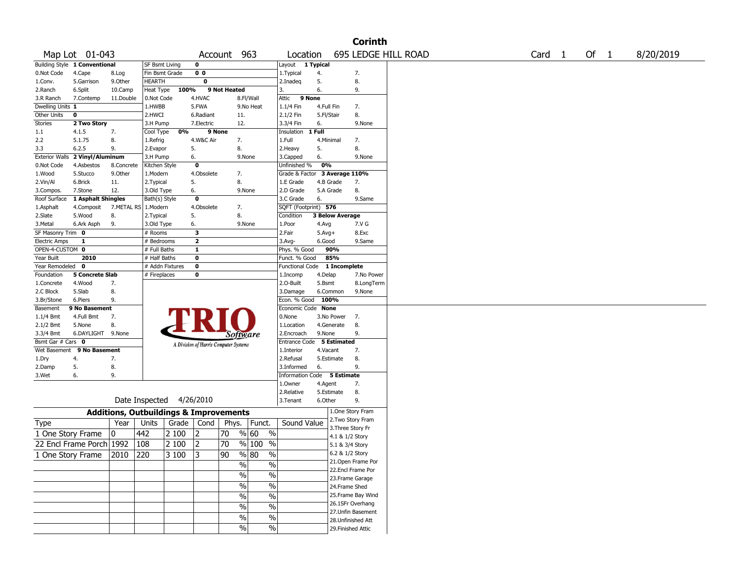# Corinth

**Map Lot** 01-043 **Account** 963 **Location** 695 LEDGE HILL ROAD **Card** 1 **Of** 1 8/20/2019

| | | | | | | | | | | |
|---|---|---|---|---|---|---|---|---|---|---|
| Building Style | **1 Conventional** | | SF Bsmt Living | **0** | | | Layout | **1 Typical** | | |
| 0.Not Code | 4.Cape | 8.Log | Fin Bsmt Grade | **0 0** | | | 1.Typical | 4. | 7. | |
| 1.Conv. | 5.Garrison | 9.Other | HEARTH | **0** | | | 2.Inadeq | 5. | 8. | |
| 2.Ranch | 6.Split | 10.Camp | Heat Type | **100%** | **9 Not Heated** | | 3. | 6. | 9. | |
| 3.R Ranch | 7.Contemp | 11.Double | 0.Not Code | 4.HVAC | 8.Fl/Wall | | Attic | **9 None** | | |
| Dwelling Units | **1** | | 1.HWBB | 5.FWA | 9.No Heat | | 1.1/4 Fin | 4.Full Fin | 7. | |
| Other Units | **0** | | 2.HWCI | 6.Radiant | 11. | | 2.1/2 Fin | 5.Fl/Stair | 8. | |
| Stories | **2 Two Story** | | 3.H Pump | 7.Electric | 12. | | 3.3/4 Fin | 6. | 9.None | |
| 1.1 | 4.1.5 | 7. | Cool Type | **0%** | **9 None** | | Insulation | **1 Full** | | |
| 2.2 | 5.1.75 | 8. | 1.Refrig | 4.W&C Air | 7. | | 1.Full | 4.Minimal | 7. | |
| 3.3 | 6.2.5 | 9. | 2.Evapor | 5. | 8. | | 2.Heavy | 5. | 8. | |
| Exterior Walls | **2 Vinyl/Aluminum** | | 3.H Pump | 6. | 9.None | | 3.Capped | 6. | 9.None | |
| 0.Not Code | 4.Asbestos | 8.Concrete | Kitchen Style | **0** | | | Unfinished % | **0%** | | |
| 1.Wood | 5.Stucco | 9.Other | 1.Modern | 4.Obsolete | 7. | | Grade & Factor | **3 Average 110%** | | |
| 2.Vin/Al | 6.Brick | 11. | 2.Typical | 5. | 8. | | 1.E Grade | 4.B Grade | 7. | |
| 3.Compos. | 7.Stone | 12. | 3.Old Type | 6. | 9.None | | 2.D Grade | 5.A Grade | 8. | |
| Roof Surface | **1 Asphalt Shingles** | | Bath(s) Style | **0** | | | 3.C Grade | 6. | 9.Same | |
| 1.Asphalt | 4.Composit | 7.METAL RS | 1.Modern | 4.Obsolete | 7. | | SQFT (Footprint) | **576** | | |
| 2.Slate | 5.Wood | 8. | 2.Typical | 5. | 8. | | Condition | **3 Below Average** | | |
| 3.Metal | 6.Ark Asph | 9. | 3.Old Type | 6. | 9.None | | 1.Poor | 4.Avg | 7.V G | |
| SF Masonry Trim | **0** | | # Rooms | **3** | | | 2.Fair | 5.Avg+ | 8.Exc | |
| Electric Amps | **1** | | # Bedrooms | **2** | | | 3.Avg- | 6.Good | 9.Same | |
| OPEN-4-CUSTOM | **0** | | # Full Baths | **1** | | | Phys. % Good | **90%** | | |
| Year Built | **2010** | | # Half Baths | **0** | | | Funct. % Good | **85%** | | |
| Year Remodeled | **0** | | # Addn Fixtures | **0** | | | Functional Code | **1 Incomplete** | | |
| Foundation | **5 Concrete Slab** | | # Fireplaces | **0** | | | 1.Incomp | 4.Delap | 7.No Power | |
| 1.Concrete | 4.Wood | 7. | | | | | 2.O-Built | 5.Bsmt | 8.LongTerm | |
| 2.C Block | 5.Slab | 8. | | | | | 3.Damage | 6.Common | 9.None | |
| 3.Br/Stone | 6.Piers | 9. | | | | | Econ. % Good | **100%** | | |
| Basement | **9 No Basement** | | | | | | Economic Code | **None** | | |
| 1.1/4 Bmt | 4.Full Bmt | 7. | | | | | 0.None | 3.No Power | 7. | |
| 2.1/2 Bmt | 5.None | 8. | | | | | 1.Location | 4.Generate | 8. | |
| 3.3/4 Bmt | 6.DAYLIGHT | 9.None | | | | | 2.Encroach | 9.None | 9. | |
| Bsmt Gar # Cars | **0** | | | | | | Entrance Code | **5 Estimated** | | |
| Wet Basement | **9 No Basement** | | | | | | 1.Interior | 4.Vacant | 7. | |
| 1.Dry | 4. | 7. | | | | | 2.Refusal | 5.Estimate | 8. | |
| 2.Damp | 5. | 8. | | | | | 3.Informed | 6. | 9. | |
| 3.Wet | 6. | 9. | | | | | Information Code | **5 Estimate** | | |
| | | | | | | | 1.Owner | 4.Agent | 7. | |
| | | | | | | | 2.Relative | 5.Estimate | 8. | |
| | | | Date Inspected | 4/26/2010 | | | 3.Tenant | 6.Other | 9. | |

TRIO Software — A Division of Harris Computer Systems

## Additions, Outbuildings & Improvements

| Type | Year | Units | Grade | Cond | Phys. | Funct. | Sound Value |
|---|---|---|---|---|---|---|---|
| 1 One Story Frame | 0 | 442 | 2 100 | 2 | 70 % | 60 % | |
| 22 Encl Frame Porch | 1992 | 108 | 2 100 | 2 | 70 % | 100 % | |
| 1 One Story Frame | 2010 | 220 | 3 100 | 3 | 90 % | 80 % | |
| | | | | | % | % | |
| | | | | | % | % | |
| | | | | | % | % | |
| | | | | | % | % | |
| | | | | | % | % | |
| | | | | | % | % | |
| | | | | | % | % | |

1.One Story Fram
2.Two Story Fram
3.Three Story Fr
4.1 & 1/2 Story
5.1 & 3/4 Story
6.2 & 1/2 Story
21.Open Frame Por
22.Encl Frame Por
23.Frame Garage
24.Frame Shed
25.Frame Bay Wind
26.1SFr Overhang
27.Unfin Basement
28.Unfinished Att
29.Finished Attic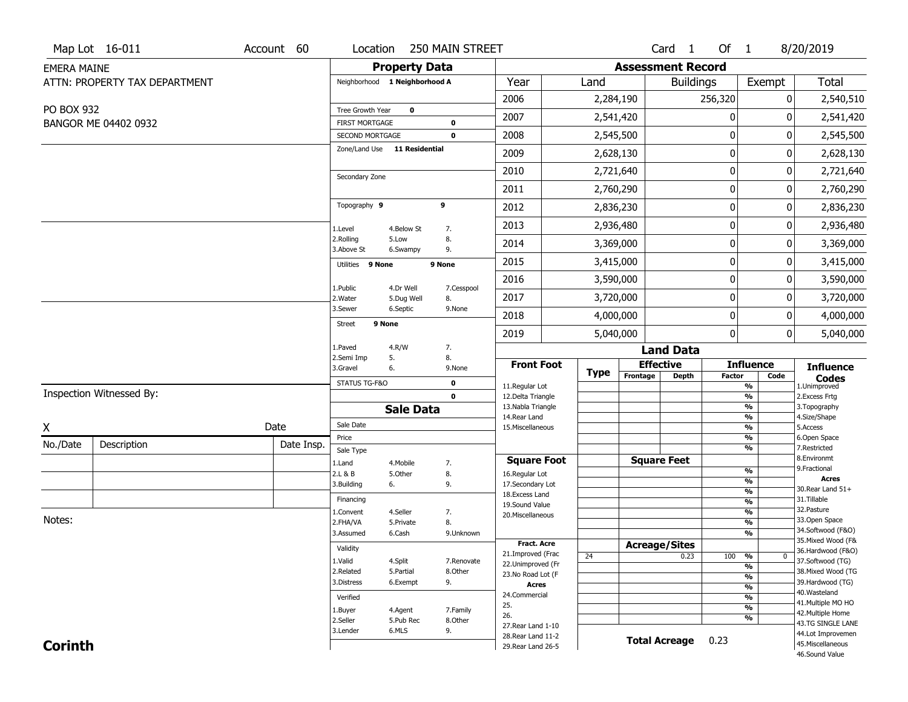Map Lot 16-011 | Account 60 | Location 250 MAIN STREET | Card 1 Of 1 | 8/20/2019

EMERA MAINE
ATTN: PROPERTY TAX DEPARTMENT

PO BOX 932
BANGOR ME 04402 0932

## Property Data

Neighborhood **1 Neighborhood A**

Tree Growth Year **0**
FIRST MORTGAGE **0**
SECOND MORTGAGE **0**
Zone/Land Use **11 Residential**

Secondary Zone

Topography **9** **9**

1.Level 4.Below St 7.
2.Rolling 5.Low 8.
3.Above St 6.Swampy 9.

Utilities **9 None** **9 None**

1.Public 4.Dr Well 7.Cesspool
2.Water 5.Dug Well 8.
3.Sewer 6.Septic 9.None

Street **9 None**

1.Paved 4.R/W 7.
2.Semi Imp 5. 8.
3.Gravel 6. 9.None

STATUS TG-F&O **0**
**0**

## Sale Data

Sale Date
Price
Sale Type
1.Land 4.Mobile 7.
2.L & B 5.Other 8.
3.Building 6. 9.

Financing
1.Convent 4.Seller 7.
2.FHA/VA 5.Private 8.
3.Assumed 6.Cash 9.Unknown

Validity
1.Valid 4.Split 7.Renovate
2.Related 5.Partial 8.Other
3.Distress 6.Exempt 9.

Verified
1.Buyer 4.Agent 7.Family
2.Seller 5.Pub Rec 8.Other
3.Lender 6.MLS 9.

## Assessment Record

| Year | Land | Buildings | Exempt | Total |
|---|---|---|---|---|
| 2006 | 2,284,190 | 256,320 | 0 | 2,540,510 |
| 2007 | 2,541,420 | 0 | 0 | 2,541,420 |
| 2008 | 2,545,500 | 0 | 0 | 2,545,500 |
| 2009 | 2,628,130 | 0 | 0 | 2,628,130 |
| 2010 | 2,721,640 | 0 | 0 | 2,721,640 |
| 2011 | 2,760,290 | 0 | 0 | 2,760,290 |
| 2012 | 2,836,230 | 0 | 0 | 2,836,230 |
| 2013 | 2,936,480 | 0 | 0 | 2,936,480 |
| 2014 | 3,369,000 | 0 | 0 | 3,369,000 |
| 2015 | 3,415,000 | 0 | 0 | 3,415,000 |
| 2016 | 3,590,000 | 0 | 0 | 3,590,000 |
| 2017 | 3,720,000 | 0 | 0 | 3,720,000 |
| 2018 | 4,000,000 | 0 | 0 | 4,000,000 |
| 2019 | 5,040,000 | 0 | 0 | 5,040,000 |

## Land Data

| Front Foot | Type | Effective Frontage | Effective Depth | Influence Factor | Influence Code |
|---|---|---|---|---|---|
| 11.Regular Lot | | | | % | |
| 12.Delta Triangle | | | | % | |
| 13.Nabla Triangle | | | | % | |
| 14.Rear Land | | | | % | |
| 15.Miscellaneous | | | | % | |
| | | | | % | |
| | | | | % | |

| Square Foot | | Square Feet | | |
|---|---|---|---|---|
| 16.Regular Lot | | | % | |
| 17.Secondary Lot | | | % | |
| 18.Excess Land | | | % | |
| 19.Sound Value | | | % | |
| 20.Miscellaneous | | | % | |
| | | | % | |
| | | | % | |

| Fract. Acre | Type | Acreage/Sites | Factor | Code |
|---|---|---|---|---|
| 21.Improved (Frac | 24 | 0.23 | 100 % | 0 |
| 22.Unimproved (Fr | | | % | |
| 23.No Road Lot (F | | | % | |
| **Acres** | | | % | |
| 24.Commercial | | | % | |
| 25. | | | % | |
| 26. | | | % | |
| 27.Rear Land 1-10 | | | | |
| 28.Rear Land 11-2 | | | | |
| 29.Rear Land 26-5 | | | | |

**Total Acreage** 0.23

**Influence Codes**
1.Unimproved
2.Excess Frtg
3.Topography
4.Size/Shape
5.Access
6.Open Space
7.Restricted
8.Environmt
9.Fractional

**Acres**
30.Rear Land 51+
31.Tillable
32.Pasture
33.Open Space
34.Softwood (F&O)
35.Mixed Wood (F&
36.Hardwood (F&O)
37.Softwood (TG)
38.Mixed Wood (TG
39.Hardwood (TG)
40.Wasteland
41.Multiple MO HO
42.Multiple Home
43.TG SINGLE LANE
44.Lot Improvemen
45.Miscellaneous
46.Sound Value

Inspection Witnessed By:

X Date

| No./Date | Description | Date Insp. |
|---|---|---|
| | | |
| | | |
| | | |

Notes:

**Corinth**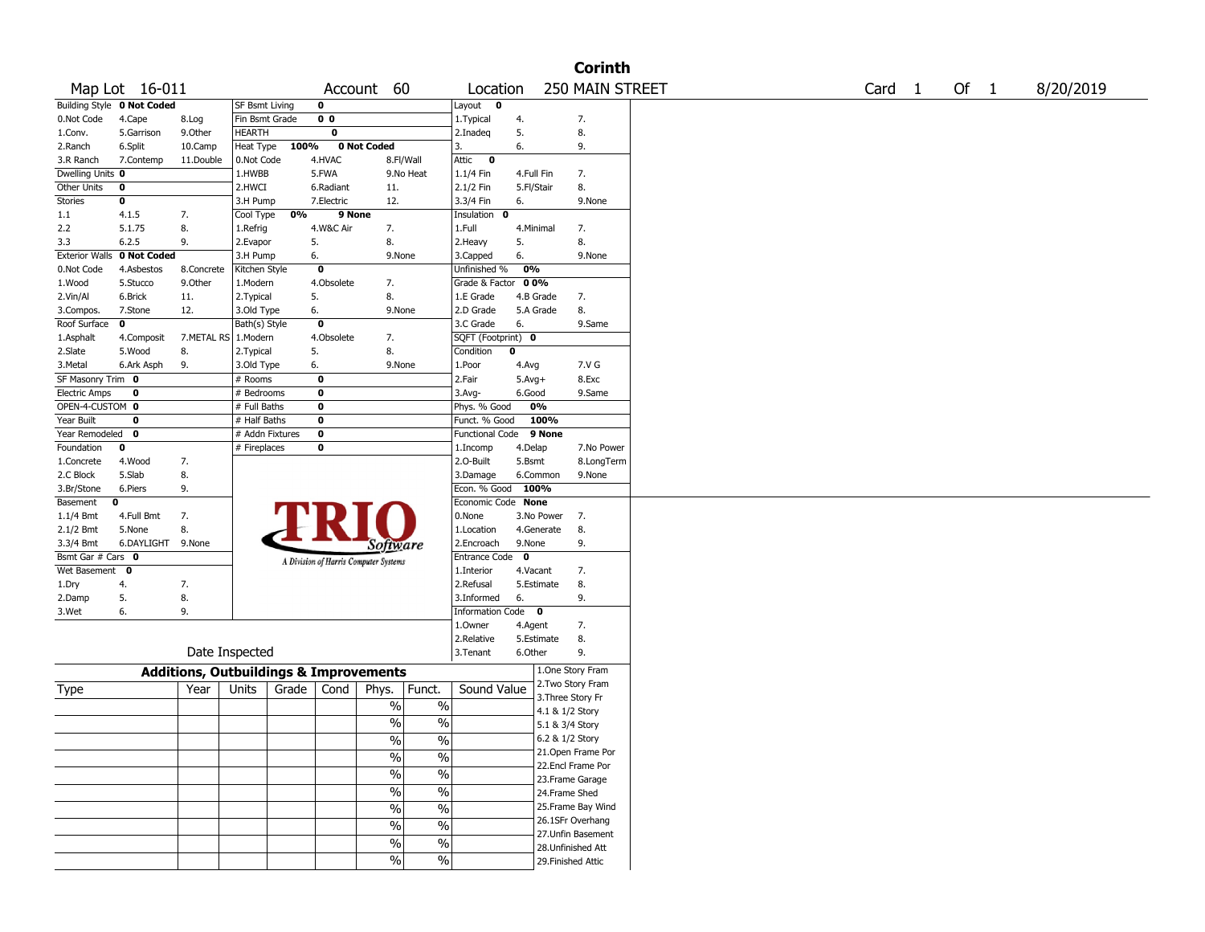# Corinth

Map Lot 16-011 | Account 60 | Location 250 MAIN STREET | Card 1 Of 1 | 8/20/2019

| Building Style | 0 Not Coded | | SF Bsmt Living | 0 | | Layout | 0 | |
|---|---|---|---|---|---|---|---|---|
| 0.Not Code | 4.Cape | 8.Log | Fin Bsmt Grade | 0 0 | | 1.Typical | 4. | 7. |
| 1.Conv. | 5.Garrison | 9.Other | HEARTH | 0 | | 2.Inadeq | 5. | 8. |
| 2.Ranch | 6.Split | 10.Camp | Heat Type 100% | 0 Not Coded | | 3. | 6. | 9. |
| 3.R Ranch | 7.Contemp | 11.Double | 0.Not Code | 4.HVAC | 8.Fl/Wall | Attic | 0 | |
| Dwelling Units | 0 | | 1.HWBB | 5.FWA | 9.No Heat | 1.1/4 Fin | 4.Full Fin | 7. |
| Other Units | 0 | | 2.HWCI | 6.Radiant | 11. | 2.1/2 Fin | 5.Fl/Stair | 8. |
| Stories | 0 | | 3.H Pump | 7.Electric | 12. | 3.3/4 Fin | 6. | 9.None |
| 1.1 | 4.1.5 | 7. | Cool Type 0% | 9 None | | Insulation | 0 | |
| 2.2 | 5.1.75 | 8. | 1.Refrig | 4.W&C Air | 7. | 1.Full | 4.Minimal | 7. |
| 3.3 | 6.2.5 | 9. | 2.Evapor | 5. | 8. | 2.Heavy | 5. | 8. |
| Exterior Walls | 0 Not Coded | | 3.H Pump | 6. | 9.None | 3.Capped | 6. | 9.None |
| 0.Not Code | 4.Asbestos | 8.Concrete | Kitchen Style | 0 | | Unfinished % | 0% | |
| 1.Wood | 5.Stucco | 9.Other | 1.Modern | 4.Obsolete | 7. | Grade & Factor | 0 0% | |
| 2.Vin/Al | 6.Brick | 11. | 2.Typical | 5. | 8. | 1.E Grade | 4.B Grade | 7. |
| 3.Compos. | 7.Stone | 12. | 3.Old Type | 6. | 9.None | 2.D Grade | 5.A Grade | 8. |
| Roof Surface | 0 | | Bath(s) Style | 0 | | 3.C Grade | 6. | 9.Same |
| 1.Asphalt | 4.Composit | 7.METAL RS | 1.Modern | 4.Obsolete | 7. | SQFT (Footprint) | 0 | |
| 2.Slate | 5.Wood | 8. | 2.Typical | 5. | 8. | Condition | 0 | |
| 3.Metal | 6.Ark Asph | 9. | 3.Old Type | 6. | 9.None | 1.Poor | 4.Avg | 7.V G |
| SF Masonry Trim | 0 | | # Rooms | 0 | | 2.Fair | 5.Avg+ | 8.Exc |
| Electric Amps | 0 | | # Bedrooms | 0 | | 3.Avg- | 6.Good | 9.Same |
| OPEN-4-CUSTOM | 0 | | # Full Baths | 0 | | Phys. % Good | 0% | |
| Year Built | 0 | | # Half Baths | 0 | | Funct. % Good | 100% | |
| Year Remodeled | 0 | | # Addn Fixtures | 0 | | Functional Code | 9 None | |
| Foundation | 0 | | # Fireplaces | 0 | | 1.Incomp | 4.Delap | 7.No Power |
| 1.Concrete | 4.Wood | 7. | | | | 2.O-Built | 5.Bsmt | 8.LongTerm |
| 2.C Block | 5.Slab | 8. | | | | 3.Damage | 6.Common | 9.None |
| 3.Br/Stone | 6.Piers | 9. | | | | Econ. % Good | 100% | |
| Basement | 0 | | | | | Economic Code | None | |
| 1.1/4 Bmt | 4.Full Bmt | 7. | | | | 0.None | 3.No Power | 7. |
| 2.1/2 Bmt | 5.None | 8. | | | | 1.Location | 4.Generate | 8. |
| 3.3/4 Bmt | 6.DAYLIGHT | 9.None | | | | 2.Encroach | 9.None | 9. |
| Bsmt Gar # Cars | 0 | | | | | Entrance Code | 0 | |
| Wet Basement | 0 | | | | | 1.Interior | 4.Vacant | 7. |
| 1.Dry | 4. | 7. | | | | 2.Refusal | 5.Estimate | 8. |
| 2.Damp | 5. | 8. | | | | 3.Informed | 6. | 9. |
| 3.Wet | 6. | 9. | | | | Information Code | 0 | |
| | | | | | | 1.Owner | 4.Agent | 7. |
| | | | | | | 2.Relative | 5.Estimate | 8. |
| | Date Inspected | | | | | 3.Tenant | 6.Other | 9. |

TRIO Software — A Division of Harris Computer Systems

## Additions, Outbuildings & Improvements

| Type | Year | Units | Grade | Cond | Phys. | Funct. | Sound Value |
|---|---|---|---|---|---|---|---|
| | | | | | % | % | |
| | | | | | % | % | |
| | | | | | % | % | |
| | | | | | % | % | |
| | | | | | % | % | |
| | | | | | % | % | |
| | | | | | % | % | |
| | | | | | % | % | |
| | | | | | % | % | |
| | | | | | % | % | |

1.One Story Fram
2.Two Story Fram
3.Three Story Fr
4.1 & 1/2 Story
5.1 & 3/4 Story
6.2 & 1/2 Story
21.Open Frame Por
22.Encl Frame Por
23.Frame Garage
24.Frame Shed
25.Frame Bay Wind
26.1SFr Overhang
27.Unfin Basement
28.Unfinished Att
29.Finished Attic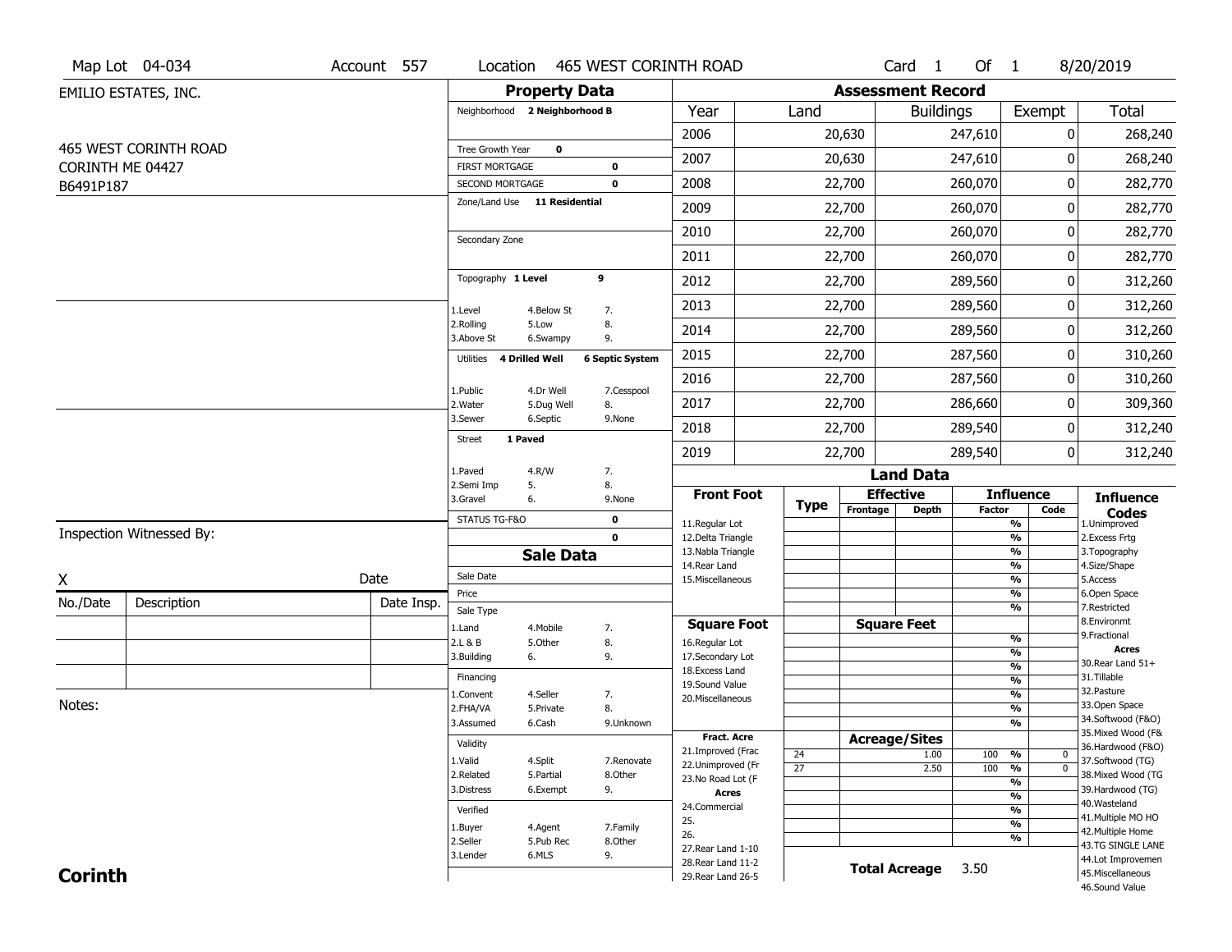Map Lot 04-034 | Account 557 | Location 465 WEST CORINTH ROAD | Card 1 Of 1 | 8/20/2019

EMILIO ESTATES, INC.

465 WEST CORINTH ROAD
CORINTH ME 04427
B6491P187

## Property Data

Neighborhood **2 Neighborhood B**

Tree Growth Year **0**

FIRST MORTGAGE **0**

SECOND MORTGAGE **0**

Zone/Land Use **11 Residential**

Secondary Zone

Topography **1 Level** **9**

1.Level 4.Below St 7.
2.Rolling 5.Low 8.
3.Above St 6.Swampy 9.

Utilities **4 Drilled Well** **6 Septic System**

1.Public 4.Dr Well 7.Cesspool
2.Water 5.Dug Well 8.
3.Sewer 6.Septic 9.None

Street **1 Paved**

1.Paved 4.R/W 7.
2.Semi Imp 5. 8.
3.Gravel 6. 9.None

STATUS TG-F&O **0**

**0**

## Sale Data

Sale Date

Price

Sale Type

1.Land 4.Mobile 7.
2.L & B 5.Other 8.
3.Building 6. 9.

Financing

1.Convent 4.Seller 7.
2.FHA/VA 5.Private 8.
3.Assumed 6.Cash 9.Unknown

Validity

1.Valid 4.Split 7.Renovate
2.Related 5.Partial 8.Other
3.Distress 6.Exempt 9.

Verified

1.Buyer 4.Agent 7.Family
2.Seller 5.Pub Rec 8.Other
3.Lender 6.MLS 9.

## Assessment Record

| Year | Land | Buildings | Exempt | Total |
|---|---|---|---|---|
| 2006 | 20,630 | 247,610 | 0 | 268,240 |
| 2007 | 20,630 | 247,610 | 0 | 268,240 |
| 2008 | 22,700 | 260,070 | 0 | 282,770 |
| 2009 | 22,700 | 260,070 | 0 | 282,770 |
| 2010 | 22,700 | 260,070 | 0 | 282,770 |
| 2011 | 22,700 | 260,070 | 0 | 282,770 |
| 2012 | 22,700 | 289,560 | 0 | 312,260 |
| 2013 | 22,700 | 289,560 | 0 | 312,260 |
| 2014 | 22,700 | 289,560 | 0 | 312,260 |
| 2015 | 22,700 | 287,560 | 0 | 310,260 |
| 2016 | 22,700 | 287,560 | 0 | 310,260 |
| 2017 | 22,700 | 286,660 | 0 | 309,360 |
| 2018 | 22,700 | 289,540 | 0 | 312,240 |
| 2019 | 22,700 | 289,540 | 0 | 312,240 |

## Land Data

| Front Foot | Type | Effective Frontage | Effective Depth | Influence Factor | Influence Code |
|---|---|---|---|---|---|
| 11.Regular Lot | | | | % | |
| 12.Delta Triangle | | | | % | |
| 13.Nabla Triangle | | | | % | |
| 14.Rear Land | | | | % | |
| 15.Miscellaneous | | | | % | |
| | | | | % | |
| | | | | % | |

| Square Foot | Type | Square Feet | Influence Factor | Influence Code |
|---|---|---|---|---|
| 16.Regular Lot | | | % | |
| 17.Secondary Lot | | | % | |
| 18.Excess Land | | | % | |
| 19.Sound Value | | | % | |
| 20.Miscellaneous | | | % | |
| | | | % | |
| | | | % | |

| Fract. Acre | Type | Acreage/Sites | Influence Factor | Influence Code |
|---|---|---|---|---|
| 21.Improved (Frac | 24 | 1.00 | 100 % | 0 |
| 22.Unimproved (Fr | 27 | 2.50 | 100 % | 0 |
| 23.No Road Lot (F | | | % | |
| **Acres** | | | % | |
| 24.Commercial | | | % | |
| 25. | | | % | |
| 26. | | | % | |
| 27.Rear Land 1-10 | | | | |
| 28.Rear Land 11-2 | | | | |
| 29.Rear Land 26-5 | | | | |

**Total Acreage** 3.50

**Influence Codes**
1.Unimproved
2.Excess Frtg
3.Topography
4.Size/Shape
5.Access
6.Open Space
7.Restricted
8.Environmt
9.Fractional

**Acres**
30.Rear Land 51+
31.Tillable
32.Pasture
33.Open Space
34.Softwood (F&O)
35.Mixed Wood (F&
36.Hardwood (F&O)
37.Softwood (TG)
38.Mixed Wood (TG
39.Hardwood (TG)
40.Wasteland
41.Multiple MO HO
42.Multiple Home
43.TG SINGLE LANE
44.Lot Improvemen
45.Miscellaneous
46.Sound Value

Inspection Witnessed By:

X Date

| No./Date | Description | Date Insp. |
|---|---|---|
| | | |
| | | |
| | | |

Notes:

**Corinth**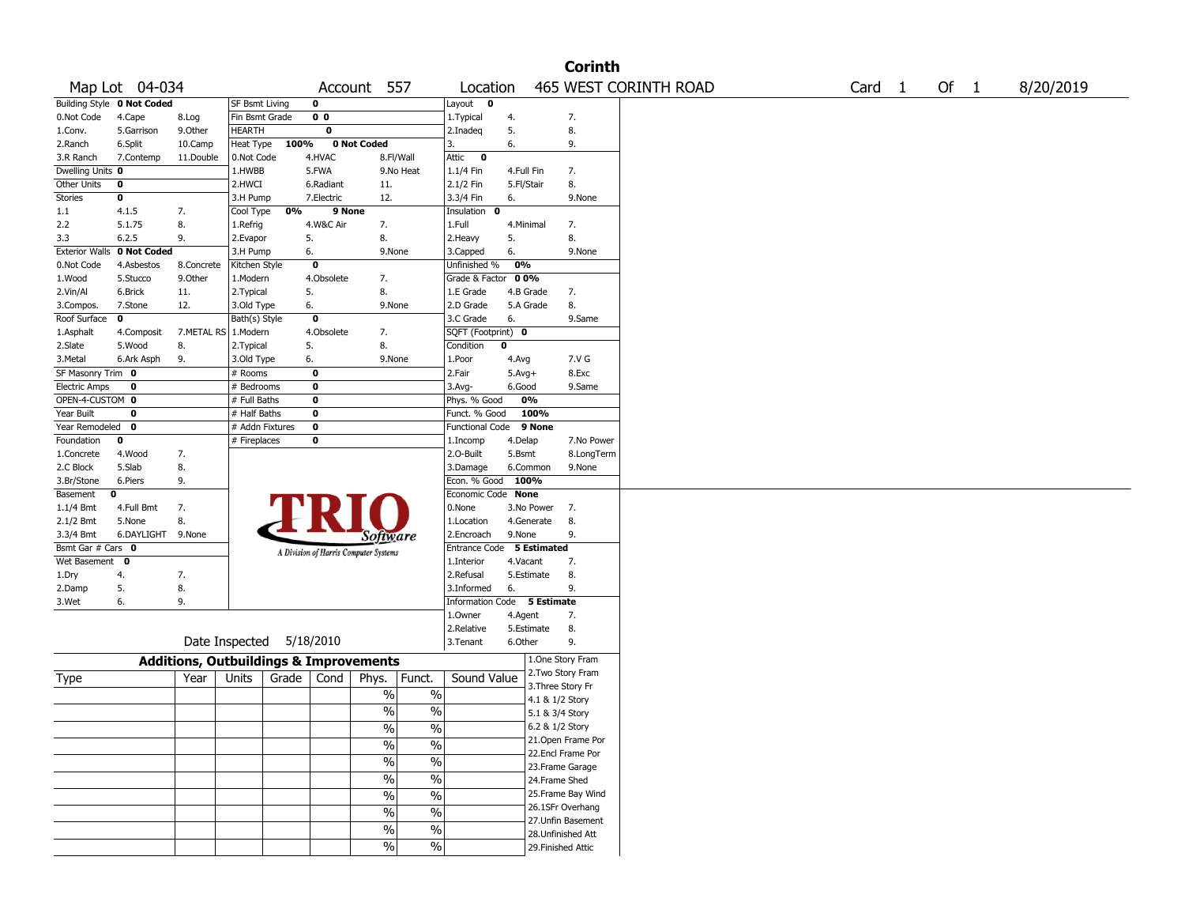# Corinth

Map Lot 04-034 | Account 557 | Location 465 WEST CORINTH ROAD | Card 1 Of 1 | 8/20/2019

| Building Style | 0 Not Coded | | SF Bsmt Living | 0 | | Layout | 0 | |
|---|---|---|---|---|---|---|---|---|
| 0.Not Code | 4.Cape | 8.Log | Fin Bsmt Grade | 0 0 | | 1.Typical | 4. | 7. |
| 1.Conv. | 5.Garrison | 9.Other | HEARTH | 0 | | 2.Inadeq | 5. | 8. |
| 2.Ranch | 6.Split | 10.Camp | Heat Type 100% | 0 Not Coded | | 3. | 6. | 9. |
| 3.R Ranch | 7.Contemp | 11.Double | 0.Not Code | 4.HVAC | 8.Fl/Wall | Attic | 0 | |
| Dwelling Units | 0 | | 1.HWBB | 5.FWA | 9.No Heat | 1.1/4 Fin | 4.Full Fin | 7. |
| Other Units | 0 | | 2.HWCI | 6.Radiant | 11. | 2.1/2 Fin | 5.Fl/Stair | 8. |
| Stories | 0 | | 3.H Pump | 7.Electric | 12. | 3.3/4 Fin | 6. | 9.None |
| 1.1 | 4.1.5 | 7. | Cool Type 0% | 9 None | | Insulation | 0 | |
| 2.2 | 5.1.75 | 8. | 1.Refrig | 4.W&C Air | 7. | 1.Full | 4.Minimal | 7. |
| 3.3 | 6.2.5 | 9. | 2.Evapor | 5. | 8. | 2.Heavy | 5. | 8. |
| Exterior Walls | 0 Not Coded | | 3.H Pump | 6. | 9.None | 3.Capped | 6. | 9.None |
| 0.Not Code | 4.Asbestos | 8.Concrete | Kitchen Style | 0 | | Unfinished % | 0% | |
| 1.Wood | 5.Stucco | 9.Other | 1.Modern | 4.Obsolete | 7. | Grade & Factor | 0 0% | |
| 2.Vin/Al | 6.Brick | 11. | 2.Typical | 5. | 8. | 1.E Grade | 4.B Grade | 7. |
| 3.Compos. | 7.Stone | 12. | 3.Old Type | 6. | 9.None | 2.D Grade | 5.A Grade | 8. |
| Roof Surface | 0 | | Bath(s) Style | 0 | | 3.C Grade | 6. | 9.Same |
| 1.Asphalt | 4.Composit | 7.METAL RS | 1.Modern | 4.Obsolete | 7. | SQFT (Footprint) | 0 | |
| 2.Slate | 5.Wood | 8. | 2.Typical | 5. | 8. | Condition | 0 | |
| 3.Metal | 6.Ark Asph | 9. | 3.Old Type | 6. | 9.None | 1.Poor | 4.Avg | 7.V G |
| SF Masonry Trim | 0 | | # Rooms | 0 | | 2.Fair | 5.Avg+ | 8.Exc |
| Electric Amps | 0 | | # Bedrooms | 0 | | 3.Avg- | 6.Good | 9.Same |
| OPEN-4-CUSTOM | 0 | | # Full Baths | 0 | | Phys. % Good | 0% | |
| Year Built | 0 | | # Half Baths | 0 | | Funct. % Good | 100% | |
| Year Remodeled | 0 | | # Addn Fixtures | 0 | | Functional Code | 9 None | |
| Foundation | 0 | | # Fireplaces | 0 | | 1.Incomp | 4.Delap | 7.No Power |
| 1.Concrete | 4.Wood | 7. | | | | 2.O-Built | 5.Bsmt | 8.LongTerm |
| 2.C Block | 5.Slab | 8. | | | | 3.Damage | 6.Common | 9.None |
| 3.Br/Stone | 6.Piers | 9. | | | | Econ. % Good | 100% | |
| Basement | 0 | | | | | Economic Code | None | |
| 1.1/4 Bmt | 4.Full Bmt | 7. | | | | 0.None | 3.No Power | 7. |
| 2.1/2 Bmt | 5.None | 8. | | | | 1.Location | 4.Generate | 8. |
| 3.3/4 Bmt | 6.DAYLIGHT | 9.None | | | | 2.Encroach | 9.None | 9. |
| Bsmt Gar # Cars | 0 | | | | | Entrance Code | 5 Estimated | |
| Wet Basement | 0 | | | | | 1.Interior | 4.Vacant | 7. |
| 1.Dry | 4. | 7. | | | | 2.Refusal | 5.Estimate | 8. |
| 2.Damp | 5. | 8. | | | | 3.Informed | 6. | 9. |
| 3.Wet | 6. | 9. | | | | Information Code | 5 Estimate | |
| | | | | | | 1.Owner | 4.Agent | 7. |
| | | | | | | 2.Relative | 5.Estimate | 8. |
| | | | Date Inspected | 5/18/2010 | | 3.Tenant | 6.Other | 9. |

TRIO Software — A Division of Harris Computer Systems

## Additions, Outbuildings & Improvements

| Type | Year | Units | Grade | Cond | Phys. | Funct. | Sound Value |
|---|---|---|---|---|---|---|---|
| | | | | | % | % | |
| | | | | | % | % | |
| | | | | | % | % | |
| | | | | | % | % | |
| | | | | | % | % | |
| | | | | | % | % | |
| | | | | | % | % | |
| | | | | | % | % | |
| | | | | | % | % | |
| | | | | | % | % | |

1.One Story Fram
2.Two Story Fram
3.Three Story Fr
4.1 & 1/2 Story
5.1 & 3/4 Story
6.2 & 1/2 Story
21.Open Frame Por
22.Encl Frame Por
23.Frame Garage
24.Frame Shed
25.Frame Bay Wind
26.1SFr Overhang
27.Unfin Basement
28.Unfinished Att
29.Finished Attic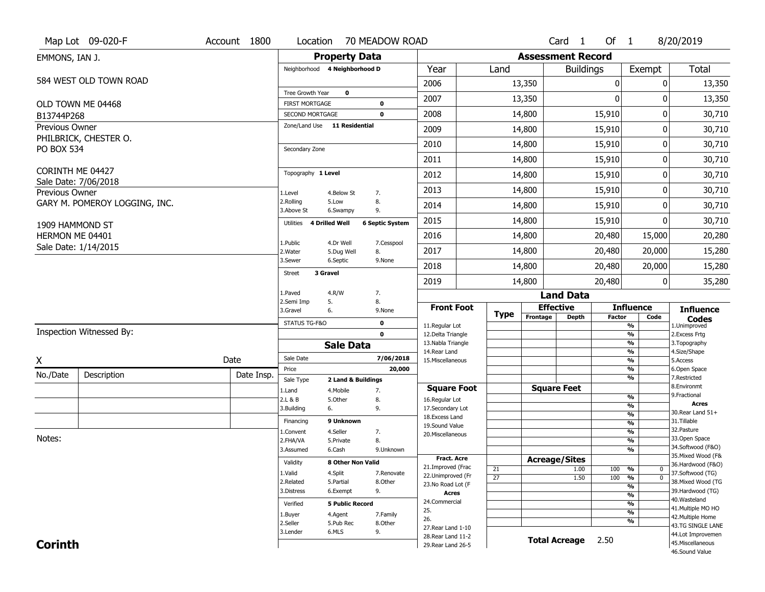Map Lot 09-020-F | Account 1800 | Location 70 MEADOW ROAD | Card 1 Of 1 | 8/20/2019

EMMONS, IAN J.

584 WEST OLD TOWN ROAD

OLD TOWN ME 04468

B13744P268

Previous Owner
PHILBRICK, CHESTER O.
PO BOX 534

CORINTH ME 04427
Sale Date: 7/06/2018

Previous Owner
GARY M. POMEROY LOGGING, INC.

1909 HAMMOND ST
HERMON ME 04401
Sale Date: 1/14/2015

## Property Data

Neighborhood **4 Neighborhood D**

Tree Growth Year **0**

FIRST MORTGAGE **0**

SECOND MORTGAGE **0**

Zone/Land Use **11 Residential**

Secondary Zone

Topography **1 Level**

1.Level 4.Below St 7.
2.Rolling 5.Low 8.
3.Above St 6.Swampy 9.

Utilities **4 Drilled Well** **6 Septic System**

1.Public 4.Dr Well 7.Cesspool
2.Water 5.Dug Well 8.
3.Sewer 6.Septic 9.None

Street **3 Gravel**

1.Paved 4.R/W 7.
2.Semi Imp 5. 8.
3.Gravel 6. 9.None

STATUS TG-F&O **0**

**0**

## Sale Data

Sale Date **7/06/2018**

Price **20,000**

Sale Type **2 Land & Buildings**

1.Land 4.Mobile 7.
2.L & B 5.Other 8.
3.Building 6. 9.

Financing **9 Unknown**

1.Convent 4.Seller 7.
2.FHA/VA 5.Private 8.
3.Assumed 6.Cash 9.Unknown

Validity **8 Other Non Valid**

1.Valid 4.Split 7.Renovate
2.Related 5.Partial 8.Other
3.Distress 6.Exempt 9.

Verified **5 Public Record**

1.Buyer 4.Agent 7.Family
2.Seller 5.Pub Rec 8.Other
3.Lender 6.MLS 9.

## Assessment Record

| Year | Land | Buildings | Exempt | Total |
|---|---|---|---|---|
| 2006 | 13,350 | 0 | 0 | 13,350 |
| 2007 | 13,350 | 0 | 0 | 13,350 |
| 2008 | 14,800 | 15,910 | 0 | 30,710 |
| 2009 | 14,800 | 15,910 | 0 | 30,710 |
| 2010 | 14,800 | 15,910 | 0 | 30,710 |
| 2011 | 14,800 | 15,910 | 0 | 30,710 |
| 2012 | 14,800 | 15,910 | 0 | 30,710 |
| 2013 | 14,800 | 15,910 | 0 | 30,710 |
| 2014 | 14,800 | 15,910 | 0 | 30,710 |
| 2015 | 14,800 | 15,910 | 0 | 30,710 |
| 2016 | 14,800 | 20,480 | 15,000 | 20,280 |
| 2017 | 14,800 | 20,480 | 20,000 | 15,280 |
| 2018 | 14,800 | 20,480 | 20,000 | 15,280 |
| 2019 | 14,800 | 20,480 | 0 | 35,280 |

## Land Data

| Front Foot | Type | Effective Frontage | Effective Depth | Influence Factor | Influence Code |
|---|---|---|---|---|---|
| 11.Regular Lot | | | | % | |
| 12.Delta Triangle | | | | % | |
| 13.Nabla Triangle | | | | % | |
| 14.Rear Land | | | | % | |
| 15.Miscellaneous | | | | % | |
| | | | | % | |
| | | | | % | |
| **Square Foot** | | **Square Feet** | | | |
| 16.Regular Lot | | | | % | |
| 17.Secondary Lot | | | | % | |
| 18.Excess Land | | | | % | |
| 19.Sound Value | | | | % | |
| 20.Miscellaneous | | | | % | |
| | | | | % | |
| | | | | % | |
| **Fract. Acre** | | **Acreage/Sites** | | | |
| 21.Improved (Frac | 21 | | 1.00 | 100 % | 0 |
| 22.Unimproved (Fr | 27 | | 1.50 | 100 % | 0 |
| 23.No Road Lot (F | | | | % | |
| **Acres** | | | | % | |
| 24.Commercial | | | | % | |
| 25. | | | | % | |
| 26. | | | | % | |
| 27.Rear Land 1-10 | | | | | |
| 28.Rear Land 11-2 | | | | | |
| 29.Rear Land 26-5 | | | | | |

**Total Acreage** 2.50

**Influence Codes**
1.Unimproved
2.Excess Frtg
3.Topography
4.Size/Shape
5.Access
6.Open Space
7.Restricted
8.Environmt
9.Fractional

**Acres**
30.Rear Land 51+
31.Tillable
32.Pasture
33.Open Space
34.Softwood (F&O)
35.Mixed Wood (F&
36.Hardwood (F&O)
37.Softwood (TG)
38.Mixed Wood (TG
39.Hardwood (TG)
40.Wasteland
41.Multiple MO HO
42.Multiple Home
43.TG SINGLE LANE
44.Lot Improvemen
45.Miscellaneous
46.Sound Value

Inspection Witnessed By:

X Date

| No./Date | Description | Date Insp. |
|---|---|---|
| | | |
| | | |
| | | |

Notes:

**Corinth**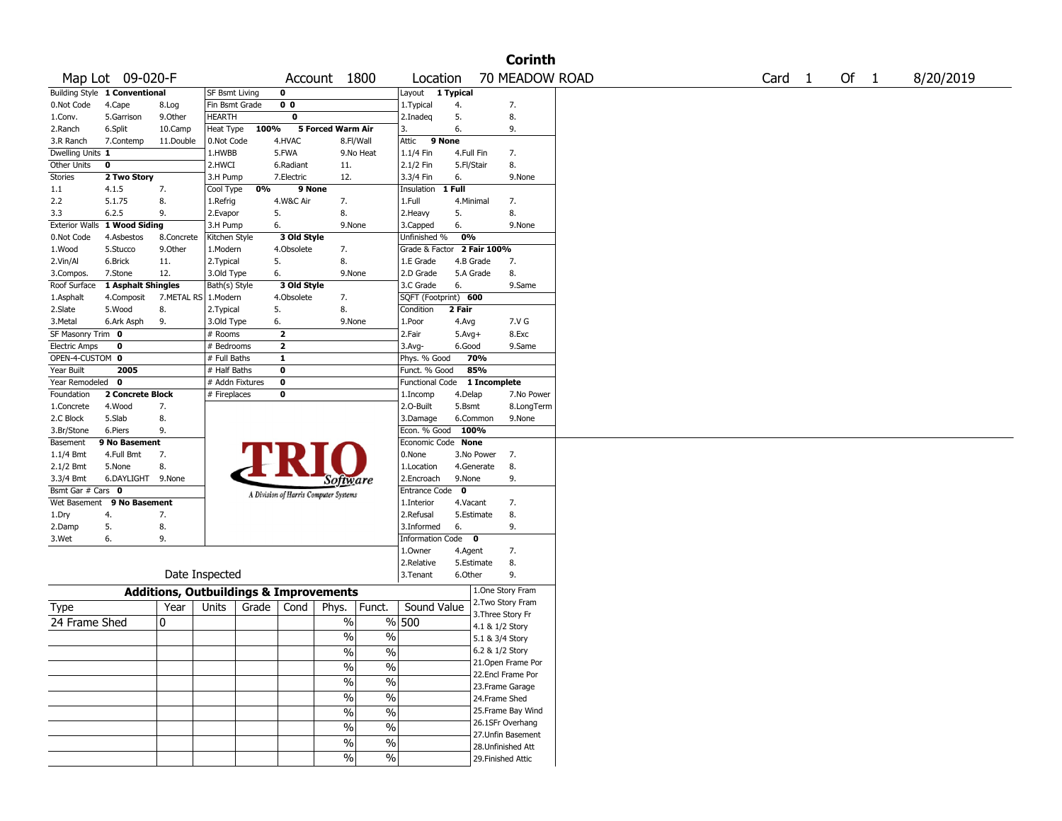# Corinth

Map Lot 09-020-F | Account 1800 | Location 70 MEADOW ROAD | Card 1 Of 1 | 8/20/2019

| | | | | | | | | | | |
|---|---|---|---|---|---|---|---|---|---|---|
| Building Style | **1 Conventional** | | SF Bsmt Living | **0** | | | Layout | **1 Typical** | | |
| 0.Not Code | 4.Cape | 8.Log | Fin Bsmt Grade | **0 0** | | | 1.Typical | 4. | | 7. |
| 1.Conv. | 5.Garrison | 9.Other | HEARTH | **0** | | | 2.Inadeq | 5. | | 8. |
| 2.Ranch | 6.Split | 10.Camp | Heat Type | **100%** | **5 Forced Warm Air** | | 3. | 6. | | 9. |
| 3.R Ranch | 7.Contemp | 11.Double | 0.Not Code | 4.HVAC | 8.Fl/Wall | | Attic | **9 None** | | |
| Dwelling Units | **1** | | 1.HWBB | 5.FWA | 9.No Heat | | 1.1/4 Fin | 4.Full Fin | | 7. |
| Other Units | **0** | | 2.HWCI | 6.Radiant | 11. | | 2.1/2 Fin | 5.Fl/Stair | | 8. |
| Stories | **2 Two Story** | | 3.H Pump | 7.Electric | 12. | | 3.3/4 Fin | 6. | | 9.None |
| 1.1 | 4.1.5 | 7. | Cool Type | **0%** | **9 None** | | Insulation | **1 Full** | | |
| 2.2 | 5.1.75 | 8. | 1.Refrig | 4.W&C Air | 7. | | 1.Full | 4.Minimal | | 7. |
| 3.3 | 6.2.5 | 9. | 2.Evapor | 5. | 8. | | 2.Heavy | 5. | | 8. |
| Exterior Walls | **1 Wood Siding** | | 3.H Pump | 6. | 9.None | | 3.Capped | 6. | | 9.None |
| 0.Not Code | 4.Asbestos | 8.Concrete | Kitchen Style | **3 Old Style** | | | Unfinished % | **0%** | | |
| 1.Wood | 5.Stucco | 9.Other | 1.Modern | 4.Obsolete | 7. | | Grade & Factor | **2 Fair 100%** | | |
| 2.Vin/Al | 6.Brick | 11. | 2.Typical | 5. | 8. | | 1.E Grade | 4.B Grade | | 7. |
| 3.Compos. | 7.Stone | 12. | 3.Old Type | 6. | 9.None | | 2.D Grade | 5.A Grade | | 8. |
| Roof Surface | **1 Asphalt Shingles** | | Bath(s) Style | **3 Old Style** | | | 3.C Grade | 6. | | 9.Same |
| 1.Asphalt | 4.Composit | 7.METAL RS | 1.Modern | 4.Obsolete | 7. | | SQFT (Footprint) | **600** | | |
| 2.Slate | 5.Wood | 8. | 2.Typical | 5. | 8. | | Condition | **2 Fair** | | |
| 3.Metal | 6.Ark Asph | 9. | 3.Old Type | 6. | 9.None | | 1.Poor | 4.Avg | | 7.V G |
| SF Masonry Trim | **0** | | # Rooms | **2** | | | 2.Fair | 5.Avg+ | | 8.Exc |
| Electric Amps | **0** | | # Bedrooms | **2** | | | 3.Avg- | 6.Good | | 9.Same |
| OPEN-4-CUSTOM | **0** | | # Full Baths | **1** | | | Phys. % Good | **70%** | | |
| Year Built | **2005** | | # Half Baths | **0** | | | Funct. % Good | **85%** | | |
| Year Remodeled | **0** | | # Addn Fixtures | **0** | | | Functional Code | **1 Incomplete** | | |
| Foundation | **2 Concrete Block** | | # Fireplaces | **0** | | | 1.Incomp | 4.Delap | | 7.No Power |
| 1.Concrete | 4.Wood | 7. | | | | | 2.O-Built | 5.Bsmt | | 8.LongTerm |
| 2.C Block | 5.Slab | 8. | | | | | 3.Damage | 6.Common | | 9.None |
| 3.Br/Stone | 6.Piers | 9. | | | | | Econ. % Good | **100%** | | |
| Basement | **9 No Basement** | | | | | | Economic Code | **None** | | |
| 1.1/4 Bmt | 4.Full Bmt | 7. | | | | | 0.None | 3.No Power | | 7. |
| 2.1/2 Bmt | 5.None | 8. | | | | | 1.Location | 4.Generate | | 8. |
| 3.3/4 Bmt | 6.DAYLIGHT | 9.None | | | | | 2.Encroach | 9.None | | 9. |
| Bsmt Gar # Cars | **0** | | | | | | Entrance Code | **0** | | |
| Wet Basement | **9 No Basement** | | | | | | 1.Interior | 4.Vacant | | 7. |
| 1.Dry | 4. | 7. | | | | | 2.Refusal | 5.Estimate | | 8. |
| 2.Damp | 5. | 8. | | | | | 3.Informed | 6. | | 9. |
| 3.Wet | 6. | 9. | | | | | Information Code | **0** | | |
| | | | | | | | 1.Owner | 4.Agent | | 7. |
| | | | | | | | 2.Relative | 5.Estimate | | 8. |
| | Date Inspected | | | | | | 3.Tenant | 6.Other | | 9. |

TRIO Software — A Division of Harris Computer Systems

## Additions, Outbuildings & Improvements

| Type | Year | Units | Grade | Cond | Phys. | Funct. | Sound Value |
|---|---|---|---|---|---|---|---|
| 24 Frame Shed | 0 | | | | % | % | 500 |
| | | | | | % | % | |
| | | | | | % | % | |
| | | | | | % | % | |
| | | | | | % | % | |
| | | | | | % | % | |
| | | | | | % | % | |
| | | | | | % | % | |
| | | | | | % | % | |
| | | | | | % | % | |

1.One Story Fram
2.Two Story Fram
3.Three Story Fr
4.1 & 1/2 Story
5.1 & 3/4 Story
6.2 & 1/2 Story
21.Open Frame Por
22.Encl Frame Por
23.Frame Garage
24.Frame Shed
25.Frame Bay Wind
26.1SFr Overhang
27.Unfin Basement
28.Unfinished Att
29.Finished Attic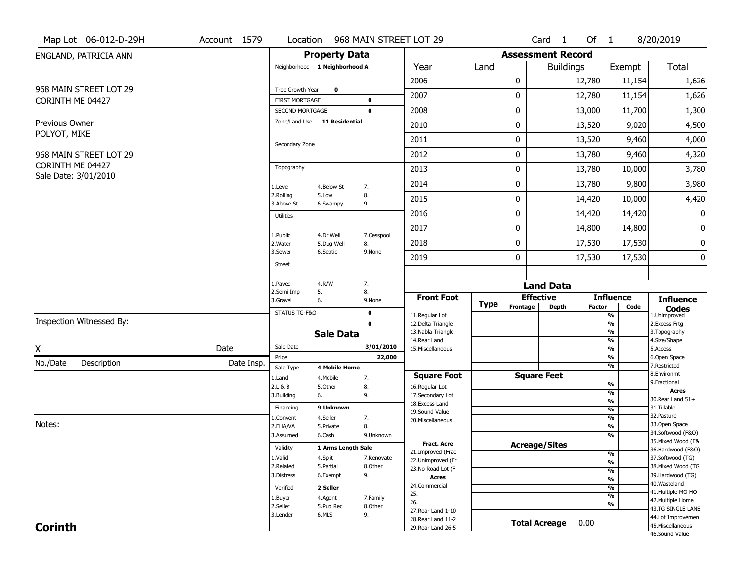Map Lot 06-012-D-29H | Account 1579 | Location 968 MAIN STREET LOT 29 | Card 1 Of 1 | 8/20/2019

ENGLAND, PATRICIA ANN

968 MAIN STREET LOT 29
CORINTH ME 04427

Previous Owner
POLYOT, MIKE

968 MAIN STREET LOT 29
CORINTH ME 04427
Sale Date: 3/01/2010

## Property Data

| | | |
|---|---|---|
| Neighborhood | 1 Neighborhood A | |
| Tree Growth Year | 0 | |
| FIRST MORTGAGE | | 0 |
| SECOND MORTGAGE | | 0 |
| Zone/Land Use | 11 Residential | |
| Secondary Zone | | |

Topography
1.Level 4.Below St 7.
2.Rolling 5.Low 8.
3.Above St 6.Swampy 9.

Utilities
1.Public 4.Dr Well 7.Cesspool
2.Water 5.Dug Well 8.
3.Sewer 6.Septic 9.None

Street
1.Paved 4.R/W 7.
2.Semi Imp 5. 8.
3.Gravel 6. 9.None

| | |
|---|---|
| STATUS TG-F&O | 0 |
| | 0 |

## Sale Data

| | |
|---|---|
| Sale Date | 3/01/2010 |
| Price | 22,000 |
| Sale Type | 4 Mobile Home |

1.Land 4.Mobile 7.
2.L & B 5.Other 8.
3.Building 6. 9.

Financing: 9 Unknown
1.Convent 4.Seller 7.
2.FHA/VA 5.Private 8.
3.Assumed 6.Cash 9.Unknown

Validity: 1 Arms Length Sale
1.Valid 4.Split 7.Renovate
2.Related 5.Partial 8.Other
3.Distress 6.Exempt 9.

Verified: 2 Seller
1.Buyer 4.Agent 7.Family
2.Seller 5.Pub Rec 8.Other
3.Lender 6.MLS 9.

## Assessment Record

| Year | Land | Buildings | Exempt | Total |
|---|---|---|---|---|
| 2006 | 0 | 12,780 | 11,154 | 1,626 |
| 2007 | 0 | 12,780 | 11,154 | 1,626 |
| 2008 | 0 | 13,000 | 11,700 | 1,300 |
| 2010 | 0 | 13,520 | 9,020 | 4,500 |
| 2011 | 0 | 13,520 | 9,460 | 4,060 |
| 2012 | 0 | 13,780 | 9,460 | 4,320 |
| 2013 | 0 | 13,780 | 10,000 | 3,780 |
| 2014 | 0 | 13,780 | 9,800 | 3,980 |
| 2015 | 0 | 14,420 | 10,000 | 4,420 |
| 2016 | 0 | 14,420 | 14,420 | 0 |
| 2017 | 0 | 14,800 | 14,800 | 0 |
| 2018 | 0 | 17,530 | 17,530 | 0 |
| 2019 | 0 | 17,530 | 17,530 | 0 |

## Land Data

| Front Foot | Type | Effective Frontage | Effective Depth | Influence Factor | Influence Code |
|---|---|---|---|---|---|
| 11.Regular Lot | | | | % | |
| 12.Delta Triangle | | | | % | |
| 13.Nabla Triangle | | | | % | |
| 14.Rear Land | | | | % | |
| 15.Miscellaneous | | | | % | |

| Square Foot | Square Feet | Influence Factor |
|---|---|---|
| 16.Regular Lot | | % |
| 17.Secondary Lot | | % |
| 18.Excess Land | | % |
| 19.Sound Value | | % |
| 20.Miscellaneous | | % |

| Fract. Acre | Acreage/Sites | Influence Factor |
|---|---|---|
| 21.Improved (Frac | | % |
| 22.Unimproved (Fr | | % |
| 23.No Road Lot (F | | % |
| Acres | | % |
| 24.Commercial | | % |
| 25. | | % |
| 26. | | % |
| 27.Rear Land 1-10 | | |
| 28.Rear Land 11-2 | | |
| 29.Rear Land 26-5 | | |

Total Acreage 0.00

Influence Codes
1.Unimproved
2.Excess Frtg
3.Topography
4.Size/Shape
5.Access
6.Open Space
7.Restricted
8.Environmt
9.Fractional

Acres
30.Rear Land 51+
31.Tillable
32.Pasture
33.Open Space
34.Softwood (F&O)
35.Mixed Wood (F&
36.Hardwood (F&O)
37.Softwood (TG)
38.Mixed Wood (TG
39.Hardwood (TG)
40.Wasteland
41.Multiple MO HO
42.Multiple Home
43.TG SINGLE LANE
44.Lot Improvemen
45.Miscellaneous
46.Sound Value

Inspection Witnessed By:

X ______________________ Date

| No./Date | Description | Date Insp. |
|---|---|---|
| | | |
| | | |
| | | |

Notes:

**Corinth**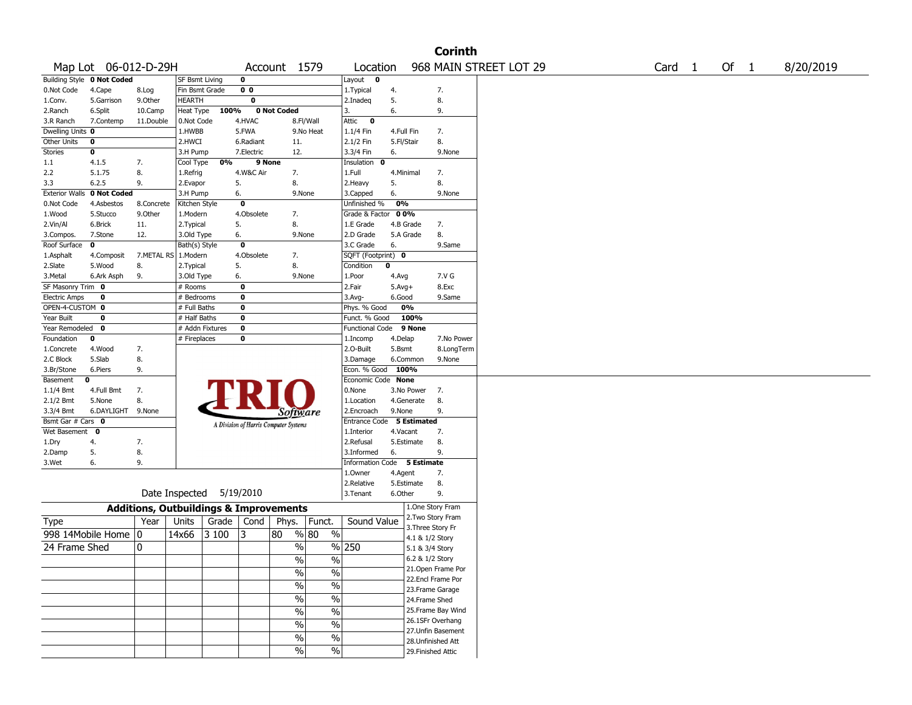# Corinth

Map Lot 06-012-D-29H | Account 1579 | Location 968 MAIN STREET LOT 29 | Card 1 Of 1 | 8/20/2019

| Building Style | 0 Not Coded | | SF Bsmt Living | 0 | | Layout | 0 | |
|---|---|---|---|---|---|---|---|---|
| 0.Not Code | 4.Cape | 8.Log | Fin Bsmt Grade | 0 0 | | 1.Typical | 4. | 7. |
| 1.Conv. | 5.Garrison | 9.Other | HEARTH | 0 | | 2.Inadeq | 5. | 8. |
| 2.Ranch | 6.Split | 10.Camp | Heat Type 100% | 0 Not Coded | | 3. | 6. | 9. |
| 3.R Ranch | 7.Contemp | 11.Double | 0.Not Code | 4.HVAC | 8.Fl/Wall | Attic | 0 | |
| Dwelling Units | 0 | | 1.HWBB | 5.FWA | 9.No Heat | 1.1/4 Fin | 4.Full Fin | 7. |
| Other Units | 0 | | 2.HWCI | 6.Radiant | 11. | 2.1/2 Fin | 5.Fl/Stair | 8. |
| Stories | 0 | | 3.H Pump | 7.Electric | 12. | 3.3/4 Fin | 6. | 9.None |
| 1.1 | 4.1.5 | 7. | Cool Type 0% | 9 None | | Insulation | 0 | |
| 2.2 | 5.1.75 | 8. | 1.Refrig | 4.W&C Air | 7. | 1.Full | 4.Minimal | 7. |
| 3.3 | 6.2.5 | 9. | 2.Evapor | 5. | 8. | 2.Heavy | 5. | 8. |
| Exterior Walls | 0 Not Coded | | 3.H Pump | 6. | 9.None | 3.Capped | 6. | 9.None |
| 0.Not Code | 4.Asbestos | 8.Concrete | Kitchen Style | 0 | | Unfinished % | 0% | |
| 1.Wood | 5.Stucco | 9.Other | 1.Modern | 4.Obsolete | 7. | Grade & Factor | 0 0% | |
| 2.Vin/Al | 6.Brick | 11. | 2.Typical | 5. | 8. | 1.E Grade | 4.B Grade | 7. |
| 3.Compos. | 7.Stone | 12. | 3.Old Type | 6. | 9.None | 2.D Grade | 5.A Grade | 8. |
| Roof Surface | 0 | | Bath(s) Style | 0 | | 3.C Grade | 6. | 9.Same |
| 1.Asphalt | 4.Composit | 7.METAL RS | 1.Modern | 4.Obsolete | 7. | SQFT (Footprint) | 0 | |
| 2.Slate | 5.Wood | 8. | 2.Typical | 5. | 8. | Condition | 0 | |
| 3.Metal | 6.Ark Asph | 9. | 3.Old Type | 6. | 9.None | 1.Poor | 4.Avg | 7.V G |
| SF Masonry Trim | 0 | | # Rooms | 0 | | 2.Fair | 5.Avg+ | 8.Exc |
| Electric Amps | 0 | | # Bedrooms | 0 | | 3.Avg- | 6.Good | 9.Same |
| OPEN-4-CUSTOM | 0 | | # Full Baths | 0 | | Phys. % Good | 0% | |
| Year Built | 0 | | # Half Baths | 0 | | Funct. % Good | 100% | |
| Year Remodeled | 0 | | # Addn Fixtures | 0 | | Functional Code | 9 None | |
| Foundation | 0 | | # Fireplaces | 0 | | 1.Incomp | 4.Delap | 7.No Power |
| 1.Concrete | 4.Wood | 7. | | | | 2.O-Built | 5.Bsmt | 8.LongTerm |
| 2.C Block | 5.Slab | 8. | | | | 3.Damage | 6.Common | 9.None |
| 3.Br/Stone | 6.Piers | 9. | | | | Econ. % Good | 100% | |
| Basement | 0 | | | | | Economic Code | None | |
| 1.1/4 Bmt | 4.Full Bmt | 7. | | | | 0.None | 3.No Power | 7. |
| 2.1/2 Bmt | 5.None | 8. | | | | 1.Location | 4.Generate | 8. |
| 3.3/4 Bmt | 6.DAYLIGHT | 9.None | | | | 2.Encroach | 9.None | 9. |
| Bsmt Gar # Cars | 0 | | | | | Entrance Code | 5 Estimated | |
| Wet Basement | 0 | | | | | 1.Interior | 4.Vacant | 7. |
| 1.Dry | 4. | 7. | | | | 2.Refusal | 5.Estimate | 8. |
| 2.Damp | 5. | 8. | | | | 3.Informed | 6. | 9. |
| 3.Wet | 6. | 9. | | | | Information Code | 5 Estimate | |
| | | | | | | 1.Owner | 4.Agent | 7. |
| | | | | | | 2.Relative | 5.Estimate | 8. |
| | | | | | | 3.Tenant | 6.Other | 9. |

TRIO Software — A Division of Harris Computer Systems

Date Inspected 5/19/2010

## Additions, Outbuildings & Improvements

| Type | Year | Units | Grade | Cond | Phys. | Funct. | Sound Value |
|---|---|---|---|---|---|---|---|
| 998 14Mobile Home | 0 | 14x66 | 3 100 | 3 | 80 % | 80 % | |
| 24 Frame Shed | 0 | | | | % | % | 250 |
| | | | | | % | % | |
| | | | | | % | % | |
| | | | | | % | % | |
| | | | | | % | % | |
| | | | | | % | % | |
| | | | | | % | % | |
| | | | | | % | % | |
| | | | | | % | % | |

1.One Story Fram
2.Two Story Fram
3.Three Story Fr
4.1 & 1/2 Story
5.1 & 3/4 Story
6.2 & 1/2 Story
21.Open Frame Por
22.Encl Frame Por
23.Frame Garage
24.Frame Shed
25.Frame Bay Wind
26.1SFr Overhang
27.Unfin Basement
28.Unfinished Att
29.Finished Attic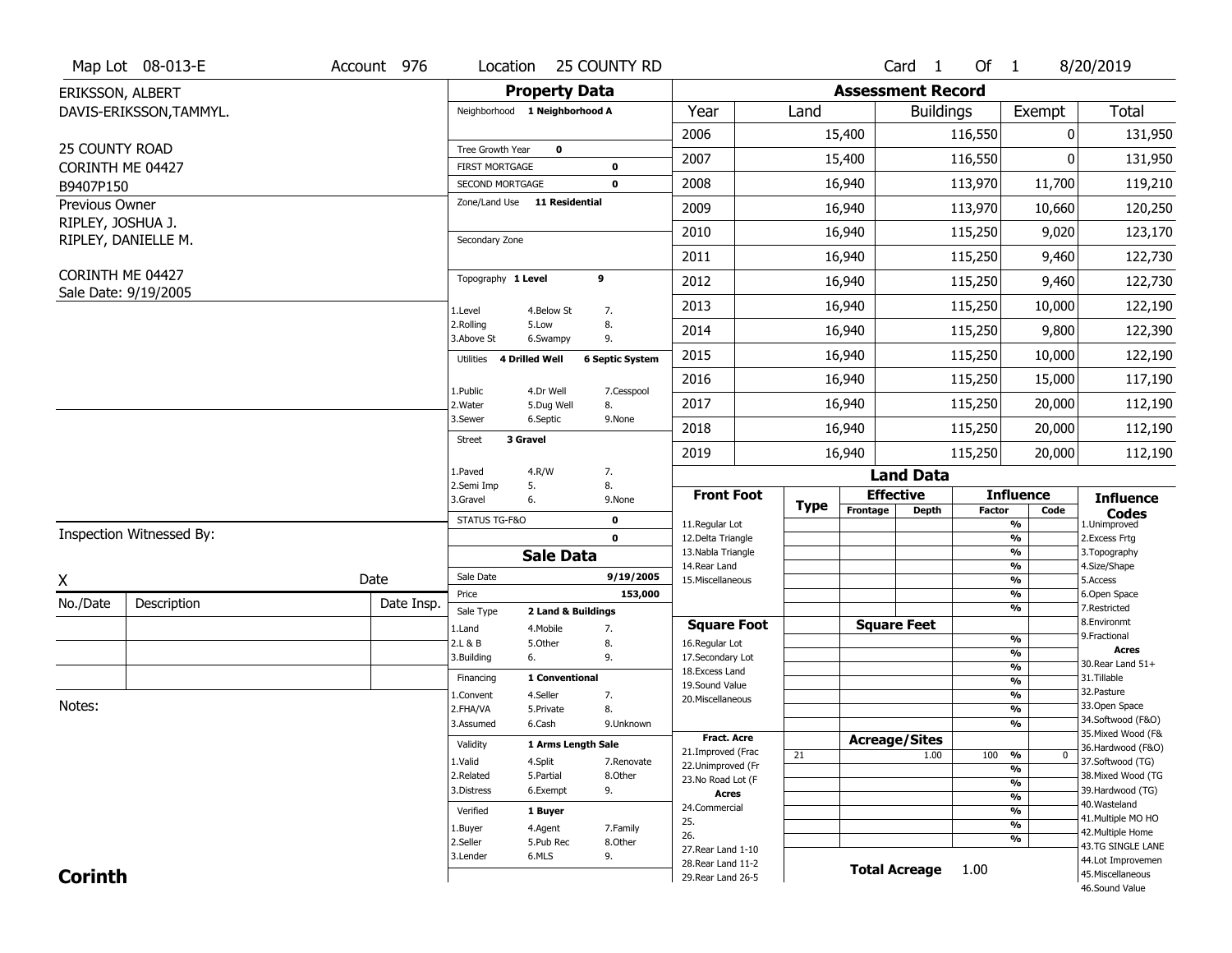Map Lot 08-013-E | Account 976 | Location 25 COUNTY RD | Card 1 Of 1 | 8/20/2019

ERIKSSON, ALBERT
DAVIS-ERIKSSON,TAMMYL.

25 COUNTY ROAD
CORINTH ME 04427
B9407P150

Previous Owner
RIPLEY, JOSHUA J.
RIPLEY, DANIELLE M.

CORINTH ME 04427
Sale Date: 9/19/2005

## Property Data

Neighborhood **1 Neighborhood A**

| | |
|---|---|
| Tree Growth Year | 0 |
| FIRST MORTGAGE | 0 |
| SECOND MORTGAGE | 0 |
| Zone/Land Use | 11 Residential |
| Secondary Zone | |
| Topography | 1 Level 9 |
| Utilities | 4 Drilled Well, 6 Septic System |
| Street | 3 Gravel |
| STATUS TG-F&O | 0 |
| | 0 |

Topography: 1.Level 2.Rolling 3.Above St 4.Below St 5.Low 6.Swampy 7. 8. 9.

Utilities: 1.Public 2.Water 3.Sewer 4.Dr Well 5.Dug Well 6.Septic 7.Cesspool 8. 9.None

Street: 1.Paved 2.Semi Imp 3.Gravel 4.R/W 5. 6. 7. 8. 9.None

## Sale Data

| | |
|---|---|
| Sale Date | 9/19/2005 |
| Price | 153,000 |
| Sale Type | 2 Land & Buildings |
| Financing | 1 Conventional |
| Validity | 1 Arms Length Sale |
| Verified | 1 Buyer |

Sale Type: 1.Land 2.L & B 3.Building 4.Mobile 5.Other 6. 7. 8. 9.

Financing: 1.Convent 2.FHA/VA 3.Assumed 4.Seller 5.Private 6.Cash 7. 8. 9.Unknown

Validity: 1.Valid 2.Related 3.Distress 4.Split 5.Partial 6.Exempt 7.Renovate 8.Other 9.

Verified: 1.Buyer 2.Seller 3.Lender 4.Agent 5.Pub Rec 6.MLS 7.Family 8.Other 9.

## Assessment Record

| Year | Land | Buildings | Exempt | Total |
|---|---|---|---|---|
| 2006 | 15,400 | 116,550 | 0 | 131,950 |
| 2007 | 15,400 | 116,550 | 0 | 131,950 |
| 2008 | 16,940 | 113,970 | 11,700 | 119,210 |
| 2009 | 16,940 | 113,970 | 10,660 | 120,250 |
| 2010 | 16,940 | 115,250 | 9,020 | 123,170 |
| 2011 | 16,940 | 115,250 | 9,460 | 122,730 |
| 2012 | 16,940 | 115,250 | 9,460 | 122,730 |
| 2013 | 16,940 | 115,250 | 10,000 | 122,190 |
| 2014 | 16,940 | 115,250 | 9,800 | 122,390 |
| 2015 | 16,940 | 115,250 | 10,000 | 122,190 |
| 2016 | 16,940 | 115,250 | 15,000 | 117,190 |
| 2017 | 16,940 | 115,250 | 20,000 | 112,190 |
| 2018 | 16,940 | 115,250 | 20,000 | 112,190 |
| 2019 | 16,940 | 115,250 | 20,000 | 112,190 |

## Land Data

| Type | Effective Frontage | Effective Depth | Influence Factor | Influence Code |
|---|---|---|---|---|
| 21 | | 1.00 | 100 % | 0 |

Front Foot: 11.Regular Lot 12.Delta Triangle 13.Nabla Triangle 14.Rear Land 15.Miscellaneous

Square Foot: 16.Regular Lot 17.Secondary Lot 18.Excess Land 19.Sound Value 20.Miscellaneous

Fract. Acre: 21.Improved (Frac 22.Unimproved (Fr 23.No Road Lot (F

Acres: 24.Commercial 25. 26. 27.Rear Land 1-10 28.Rear Land 11-2 29.Rear Land 26-5

**Total Acreage** 1.00

Influence Codes: 1.Unimproved 2.Excess Frtg 3.Topography 4.Size/Shape 5.Access 6.Open Space 7.Restricted 8.Environmt 9.Fractional

Acres: 30.Rear Land 51+ 31.Tillable 32.Pasture 33.Open Space 34.Softwood (F&O) 35.Mixed Wood (F& 36.Hardwood (F&O) 37.Softwood (TG) 38.Mixed Wood (TG 39.Hardwood (TG) 40.Wasteland 41.Multiple MO HO 42.Multiple Home 43.TG SINGLE LANE 44.Lot Improvemen 45.Miscellaneous 46.Sound Value

Inspection Witnessed By:

X Date

| No./Date | Description | Date Insp. |
|---|---|---|
| | | |
| | | |
| | | |

Notes:

**Corinth**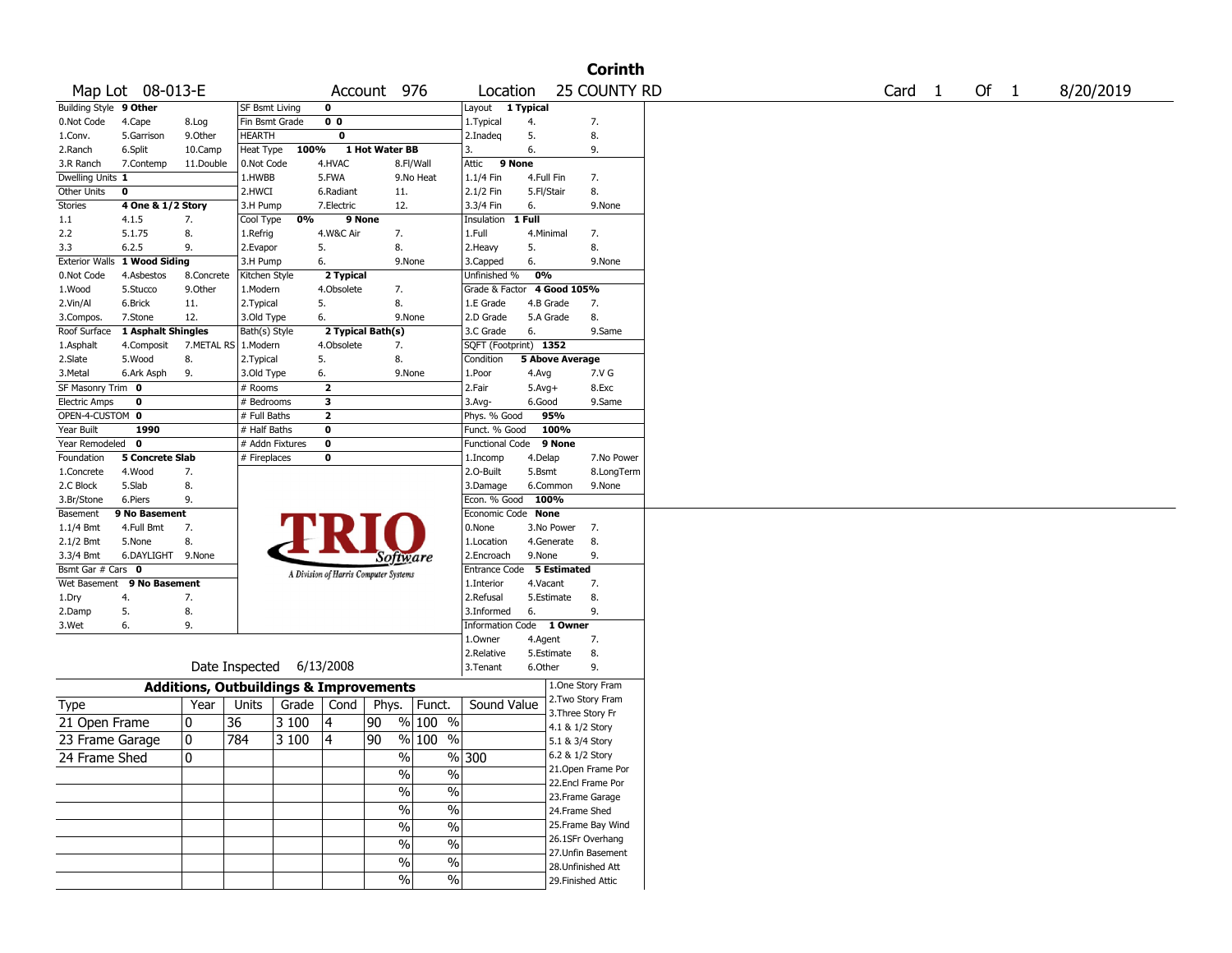# Corinth

Map Lot 08-013-E | Account 976 | Location 25 COUNTY RD | Card 1 Of 1 | 8/20/2019

| Building Style | 9 Other | | SF Bsmt Living | 0 | | Layout | 1 Typical | |
|---|---|---|---|---|---|---|---|---|
| 0.Not Code | 4.Cape | 8.Log | Fin Bsmt Grade | 0 0 | | 1.Typical | 4. | 7. |
| 1.Conv. | 5.Garrison | 9.Other | HEARTH | 0 | | 2.Inadeq | 5. | 8. |
| 2.Ranch | 6.Split | 10.Camp | Heat Type 100% | 1 Hot Water BB | | 3. | 6. | 9. |
| 3.R Ranch | 7.Contemp | 11.Double | 0.Not Code | 4.HVAC | 8.Fl/Wall | Attic | 9 None | |
| Dwelling Units | 1 | | 1.HWBB | 5.FWA | 9.No Heat | 1.1/4 Fin | 4.Full Fin | 7. |
| Other Units | 0 | | 2.HWCI | 6.Radiant | 11. | 2.1/2 Fin | 5.Fl/Stair | 8. |
| Stories | 4 One & 1/2 Story | | 3.H Pump | 7.Electric | 12. | 3.3/4 Fin | 6. | 9.None |
| 1.1 | 4.1.5 | 7. | Cool Type 0% | 9 None | | Insulation | 1 Full | |
| 2.2 | 5.1.75 | 8. | 1.Refrig | 4.W&C Air | 7. | 1.Full | 4.Minimal | 7. |
| 3.3 | 6.2.5 | 9. | 2.Evapor | 5. | 8. | 2.Heavy | 5. | 8. |
| Exterior Walls | 1 Wood Siding | | 3.H Pump | 6. | 9.None | 3.Capped | 6. | 9.None |
| 0.Not Code | 4.Asbestos | 8.Concrete | Kitchen Style | 2 Typical | | Unfinished % | 0% | |
| 1.Wood | 5.Stucco | 9.Other | 1.Modern | 4.Obsolete | 7. | Grade & Factor | 4 Good 105% | |
| 2.Vin/Al | 6.Brick | 11. | 2.Typical | 5. | 8. | 1.E Grade | 4.B Grade | 7. |
| 3.Compos. | 7.Stone | 12. | 3.Old Type | 6. | 9.None | 2.D Grade | 5.A Grade | 8. |
| Roof Surface | 1 Asphalt Shingles | | Bath(s) Style | 2 Typical Bath(s) | | 3.C Grade | 6. | 9.Same |
| 1.Asphalt | 4.Composit | 7.METAL RS | 1.Modern | 4.Obsolete | 7. | SQFT (Footprint) | 1352 | |
| 2.Slate | 5.Wood | 8. | 2.Typical | 5. | 8. | Condition | 5 Above Average | |
| 3.Metal | 6.Ark Asph | 9. | 3.Old Type | 6. | 9.None | 1.Poor | 4.Avg | 7.V G |
| SF Masonry Trim | 0 | | # Rooms | 2 | | 2.Fair | 5.Avg+ | 8.Exc |
| Electric Amps | 0 | | # Bedrooms | 3 | | 3.Avg- | 6.Good | 9.Same |
| OPEN-4-CUSTOM | 0 | | # Full Baths | 2 | | Phys. % Good | 95% | |
| Year Built | 1990 | | # Half Baths | 0 | | Funct. % Good | 100% | |
| Year Remodeled | 0 | | # Addn Fixtures | 0 | | Functional Code | 9 None | |
| Foundation | 5 Concrete Slab | | # Fireplaces | 0 | | 1.Incomp | 4.Delap | 7.No Power |
| 1.Concrete | 4.Wood | 7. | | | | 2.O-Built | 5.Bsmt | 8.LongTerm |
| 2.C Block | 5.Slab | 8. | | | | 3.Damage | 6.Common | 9.None |
| 3.Br/Stone | 6.Piers | 9. | | | | Econ. % Good | 100% | |
| Basement | 9 No Basement | | | | | Economic Code | None | |
| 1.1/4 Bmt | 4.Full Bmt | 7. | | | | 0.None | 3.No Power | 7. |
| 2.1/2 Bmt | 5.None | 8. | | | | 1.Location | 4.Generate | 8. |
| 3.3/4 Bmt | 6.DAYLIGHT | 9.None | | | | 2.Encroach | 9.None | 9. |
| Bsmt Gar # Cars | 0 | | | | | Entrance Code | 5 Estimated | |
| Wet Basement | 9 No Basement | | | | | 1.Interior | 4.Vacant | 7. |
| 1.Dry | 4. | 7. | | | | 2.Refusal | 5.Estimate | 8. |
| 2.Damp | 5. | 8. | | | | 3.Informed | 6. | 9. |
| 3.Wet | 6. | 9. | | | | Information Code | 1 Owner | |
| | | | | | | 1.Owner | 4.Agent | 7. |
| | | | | | | 2.Relative | 5.Estimate | 8. |
| | | | Date Inspected | 6/13/2008 | | 3.Tenant | 6.Other | 9. |

TRIO Software — A Division of Harris Computer Systems

## Additions, Outbuildings & Improvements

| Type | Year | Units | Grade | Cond | Phys. | Funct. | Sound Value |
|---|---|---|---|---|---|---|---|
| 21 Open Frame | 0 | 36 | 3 100 | 4 | 90 % | 100 % | |
| 23 Frame Garage | 0 | 784 | 3 100 | 4 | 90 % | 100 % | |
| 24 Frame Shed | 0 | | | | % | % | 300 |
| | | | | | % | % | |
| | | | | | % | % | |
| | | | | | % | % | |
| | | | | | % | % | |
| | | | | | % | % | |
| | | | | | % | % | |
| | | | | | % | % | |

1.One Story Fram
2.Two Story Fram
3.Three Story Fr
4.1 & 1/2 Story
5.1 & 3/4 Story
6.2 & 1/2 Story
21.Open Frame Por
22.Encl Frame Por
23.Frame Garage
24.Frame Shed
25.Frame Bay Wind
26.1SFr Overhang
27.Unfin Basement
28.Unfinished Att
29.Finished Attic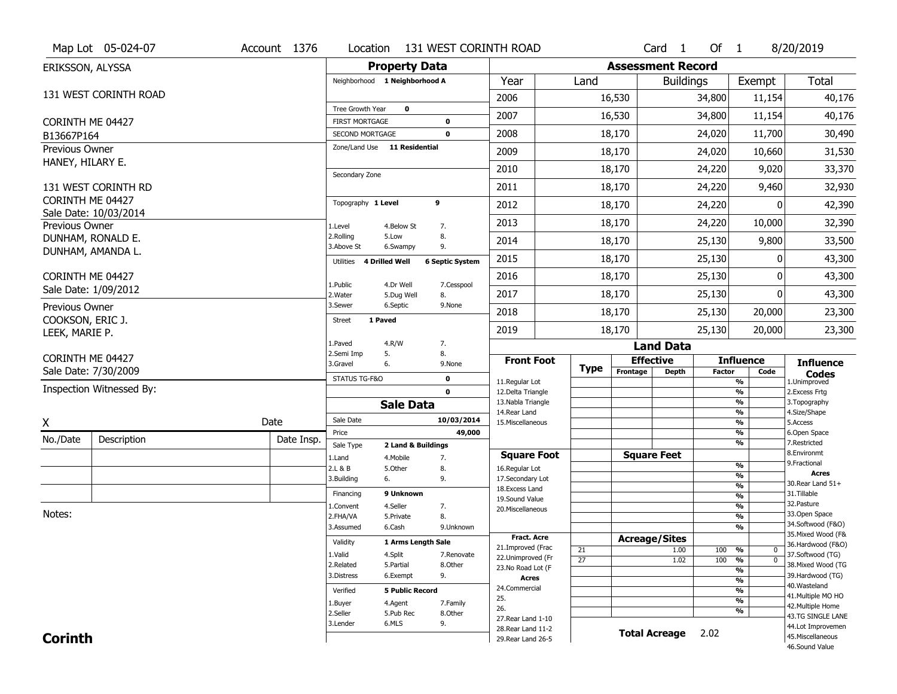Map Lot 05-024-07 | Account 1376 | Location 131 WEST CORINTH ROAD | Card 1 Of 1 | 8/20/2019

ERIKSSON, ALYSSA

131 WEST CORINTH ROAD

CORINTH ME 04427

B13667P164

Previous Owner
HANEY, HILARY E.

131 WEST CORINTH RD
CORINTH ME 04427
Sale Date: 10/03/2014

Previous Owner
DUNHAM, RONALD E.
DUNHAM, AMANDA L.

CORINTH ME 04427
Sale Date: 1/09/2012

Previous Owner
COOKSON, ERIC J.
LEEK, MARIE P.

CORINTH ME 04427
Sale Date: 7/30/2009

Inspection Witnessed By:

X _______________ Date

| No./Date | Description | Date Insp. |
|---|---|---|
| | | |
| | | |
| | | |

Notes:

## Property Data

Neighborhood **1 Neighborhood A**

Tree Growth Year **0**

FIRST MORTGAGE **0**

SECOND MORTGAGE **0**

Zone/Land Use **11 Residential**

Secondary Zone

Topography **1 Level** **9**

1.Level 4.Below St 7.
2.Rolling 5.Low 8.
3.Above St 6.Swampy 9.

Utilities **4 Drilled Well** **6 Septic System**

1.Public 4.Dr Well 7.Cesspool
2.Water 5.Dug Well 8.
3.Sewer 6.Septic 9.None

Street **1 Paved**

1.Paved 4.R/W 7.
2.Semi Imp 5. 8.
3.Gravel 6. 9.None

STATUS TG-F&O **0**

**0**

## Sale Data

Sale Date **10/03/2014**

Price **49,000**

Sale Type **2 Land & Buildings**

1.Land 4.Mobile 7.
2.L & B 5.Other 8.
3.Building 6. 9.

Financing **9 Unknown**

1.Convent 4.Seller 7.
2.FHA/VA 5.Private 8.
3.Assumed 6.Cash 9.Unknown

Validity **1 Arms Length Sale**

1.Valid 4.Split 7.Renovate
2.Related 5.Partial 8.Other
3.Distress 6.Exempt 9.

Verified **5 Public Record**

1.Buyer 4.Agent 7.Family
2.Seller 5.Pub Rec 8.Other
3.Lender 6.MLS 9.

## Assessment Record

| Year | Land | Buildings | Exempt | Total |
|---|---|---|---|---|
| 2006 | 16,530 | 34,800 | 11,154 | 40,176 |
| 2007 | 16,530 | 34,800 | 11,154 | 40,176 |
| 2008 | 18,170 | 24,020 | 11,700 | 30,490 |
| 2009 | 18,170 | 24,020 | 10,660 | 31,530 |
| 2010 | 18,170 | 24,220 | 9,020 | 33,370 |
| 2011 | 18,170 | 24,220 | 9,460 | 32,930 |
| 2012 | 18,170 | 24,220 | 0 | 42,390 |
| 2013 | 18,170 | 24,220 | 10,000 | 32,390 |
| 2014 | 18,170 | 25,130 | 9,800 | 33,500 |
| 2015 | 18,170 | 25,130 | 0 | 43,300 |
| 2016 | 18,170 | 25,130 | 0 | 43,300 |
| 2017 | 18,170 | 25,130 | 0 | 43,300 |
| 2018 | 18,170 | 25,130 | 20,000 | 23,300 |
| 2019 | 18,170 | 25,130 | 20,000 | 23,300 |

## Land Data

| | Type | Effective Frontage | Effective Depth | Influence Factor | Influence Code |
|---|---|---|---|---|---|
| **Front Foot** | | | | | |
| 11.Regular Lot | | | | % | |
| 12.Delta Triangle | | | | % | |
| 13.Nabla Triangle | | | | % | |
| 14.Rear Land | | | | % | |
| 15.Miscellaneous | | | | % | |
| **Square Foot** | | **Square Feet** | | | |
| 16.Regular Lot | | | | % | |
| 17.Secondary Lot | | | | % | |
| 18.Excess Land | | | | % | |
| 19.Sound Value | | | | % | |
| 20.Miscellaneous | | | | % | |
| **Fract. Acre** | | **Acreage/Sites** | | | |
| 21.Improved (Frac | 21 | | 1.00 | 100 % | 0 |
| 22.Unimproved (Fr | 27 | | 1.02 | 100 % | 0 |
| 23.No Road Lot (F | | | | % | |
| **Acres** | | | | % | |
| 24.Commercial | | | | % | |
| 25. | | | | % | |
| 26. | | | | % | |
| 27.Rear Land 1-10 | | | | | |
| 28.Rear Land 11-2 | | | | | |
| 29.Rear Land 26-5 | | | | | |

**Total Acreage** 2.02

**Influence Codes**
1.Unimproved
2.Excess Frtg
3.Topography
4.Size/Shape
5.Access
6.Open Space
7.Restricted
8.Environmt
9.Fractional

**Acres**
30.Rear Land 51+
31.Tillable
32.Pasture
33.Open Space
34.Softwood (F&O)
35.Mixed Wood (F&
36.Hardwood (F&O)
37.Softwood (TG)
38.Mixed Wood (TG
39.Hardwood (TG)
40.Wasteland
41.Multiple MO HO
42.Multiple Home
43.TG SINGLE LANE
44.Lot Improvemen
45.Miscellaneous
46.Sound Value

**Corinth**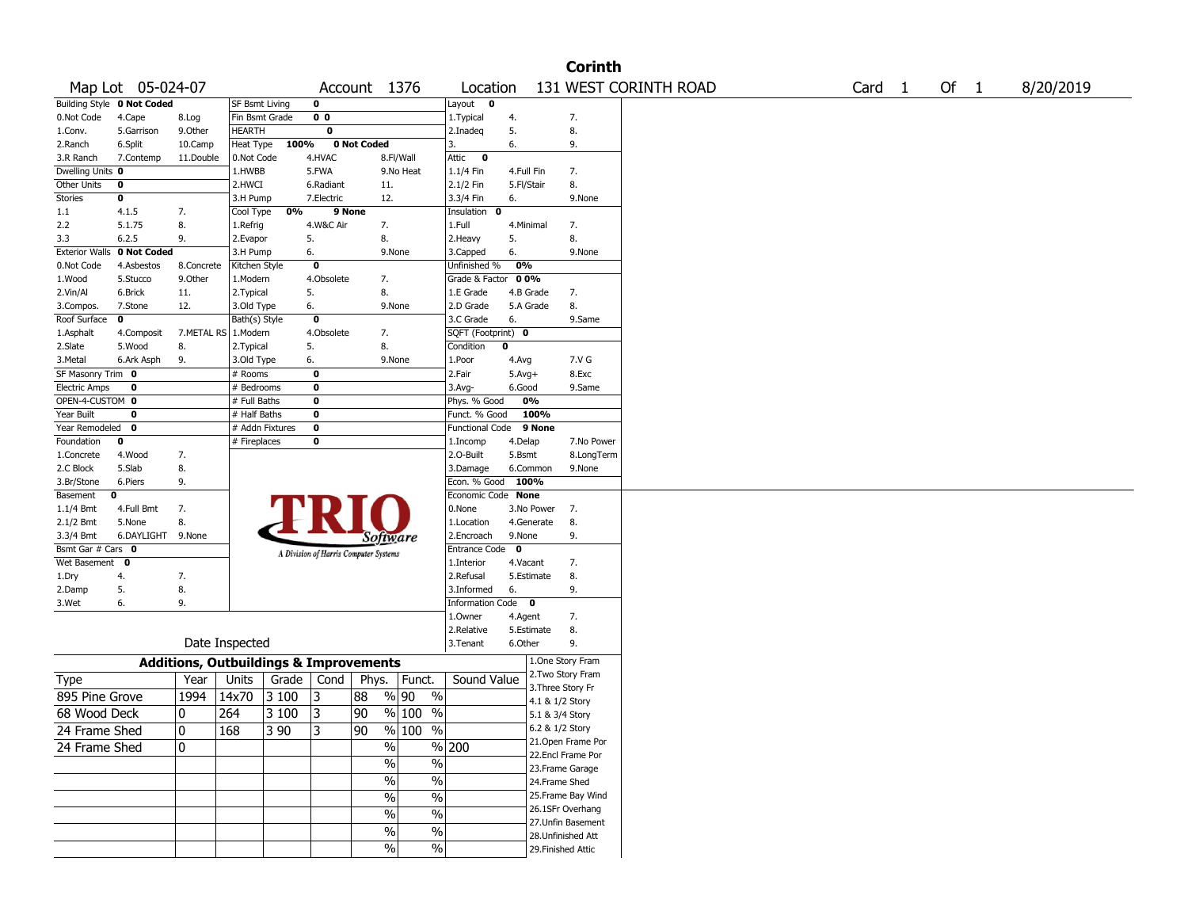# Corinth

**Map Lot** 05-024-07 **Account** 1376 **Location** 131 WEST CORINTH ROAD **Card** 1 **Of** 1 8/20/2019

| Building Style | 0 Not Coded | | SF Bsmt Living | 0 | | Layout | 0 | |
|---|---|---|---|---|---|---|---|---|
| 0.Not Code | 4.Cape | 8.Log | Fin Bsmt Grade | 0 0 | | 1.Typical | 4. | 7. |
| 1.Conv. | 5.Garrison | 9.Other | HEARTH | 0 | | 2.Inadeq | 5. | 8. |
| 2.Ranch | 6.Split | 10.Camp | Heat Type 100% | 0 Not Coded | | 3. | 6. | 9. |
| 3.R Ranch | 7.Contemp | 11.Double | 0.Not Code | 4.HVAC | 8.Fl/Wall | Attic | 0 | |
| Dwelling Units | 0 | | 1.HWBB | 5.FWA | 9.No Heat | 1.1/4 Fin | 4.Full Fin | 7. |
| Other Units | 0 | | 2.HWCI | 6.Radiant | 11. | 2.1/2 Fin | 5.Fl/Stair | 8. |
| Stories | 0 | | 3.H Pump | 7.Electric | 12. | 3.3/4 Fin | 6. | 9.None |
| 1.1 | 4.1.5 | 7. | Cool Type 0% | 9 None | | Insulation | 0 | |
| 2.2 | 5.1.75 | 8. | 1.Refrig | 4.W&C Air | 7. | 1.Full | 4.Minimal | 7. |
| 3.3 | 6.2.5 | 9. | 2.Evapor | 5. | 8. | 2.Heavy | 5. | 8. |
| Exterior Walls | 0 Not Coded | | 3.H Pump | 6. | 9.None | 3.Capped | 6. | 9.None |
| 0.Not Code | 4.Asbestos | 8.Concrete | Kitchen Style | 0 | | Unfinished % | 0% | |
| 1.Wood | 5.Stucco | 9.Other | 1.Modern | 4.Obsolete | 7. | Grade & Factor | 0 0% | |
| 2.Vin/Al | 6.Brick | 11. | 2.Typical | 5. | 8. | 1.E Grade | 4.B Grade | 7. |
| 3.Compos. | 7.Stone | 12. | 3.Old Type | 6. | 9.None | 2.D Grade | 5.A Grade | 8. |
| Roof Surface | 0 | | Bath(s) Style | 0 | | 3.C Grade | 6. | 9.Same |
| 1.Asphalt | 4.Composit | 7.METAL RS | 1.Modern | 4.Obsolete | 7. | SQFT (Footprint) | 0 | |
| 2.Slate | 5.Wood | 8. | 2.Typical | 5. | 8. | Condition | 0 | |
| 3.Metal | 6.Ark Asph | 9. | 3.Old Type | 6. | 9.None | 1.Poor | 4.Avg | 7.V G |
| SF Masonry Trim | 0 | | # Rooms | 0 | | 2.Fair | 5.Avg+ | 8.Exc |
| Electric Amps | 0 | | # Bedrooms | 0 | | 3.Avg- | 6.Good | 9.Same |
| OPEN-4-CUSTOM | 0 | | # Full Baths | 0 | | Phys. % Good | 0% | |
| Year Built | 0 | | # Half Baths | 0 | | Funct. % Good | 100% | |
| Year Remodeled | 0 | | # Addn Fixtures | 0 | | Functional Code | 9 None | |
| Foundation | 0 | | # Fireplaces | 0 | | 1.Incomp | 4.Delap | 7.No Power |
| 1.Concrete | 4.Wood | 7. | | | | 2.O-Built | 5.Bsmt | 8.LongTerm |
| 2.C Block | 5.Slab | 8. | | | | 3.Damage | 6.Common | 9.None |
| 3.Br/Stone | 6.Piers | 9. | | | | Econ. % Good | 100% | |
| Basement | 0 | | | | | Economic Code | None | |
| 1.1/4 Bmt | 4.Full Bmt | 7. | | | | 0.None | 3.No Power | 7. |
| 2.1/2 Bmt | 5.None | 8. | | | | 1.Location | 4.Generate | 8. |
| 3.3/4 Bmt | 6.DAYLIGHT | 9.None | | | | 2.Encroach | 9.None | 9. |
| Bsmt Gar # Cars | 0 | | | | | Entrance Code | 0 | |
| Wet Basement | 0 | | | | | 1.Interior | 4.Vacant | 7. |
| 1.Dry | 4. | 7. | | | | 2.Refusal | 5.Estimate | 8. |
| 2.Damp | 5. | 8. | | | | 3.Informed | 6. | 9. |
| 3.Wet | 6. | 9. | | | | Information Code | 0 | |
| | | | | | | 1.Owner | 4.Agent | 7. |
| | | | | | | 2.Relative | 5.Estimate | 8. |
| | Date Inspected | | | | | 3.Tenant | 6.Other | 9. |

TRIO Software — A Division of Harris Computer Systems

## Additions, Outbuildings & Improvements

| Type | Year | Units | Grade | Cond | Phys. | Funct. | Sound Value |
|---|---|---|---|---|---|---|---|
| 895 Pine Grove | 1994 | 14x70 | 3 100 | 3 | 88 % | 90 % | |
| 68 Wood Deck | 0 | 264 | 3 100 | 3 | 90 % | 100 % | |
| 24 Frame Shed | 0 | 168 | 3 90 | 3 | 90 % | 100 % | |
| 24 Frame Shed | 0 | | | | % | % | 200 |
| | | | | | % | % | |
| | | | | | % | % | |
| | | | | | % | % | |
| | | | | | % | % | |
| | | | | | % | % | |
| | | | | | % | % | |

1.One Story Fram
2.Two Story Fram
3.Three Story Fr
4.1 & 1/2 Story
5.1 & 3/4 Story
6.2 & 1/2 Story
21.Open Frame Por
22.Encl Frame Por
23.Frame Garage
24.Frame Shed
25.Frame Bay Wind
26.1SFr Overhang
27.Unfin Basement
28.Unfinished Att
29.Finished Attic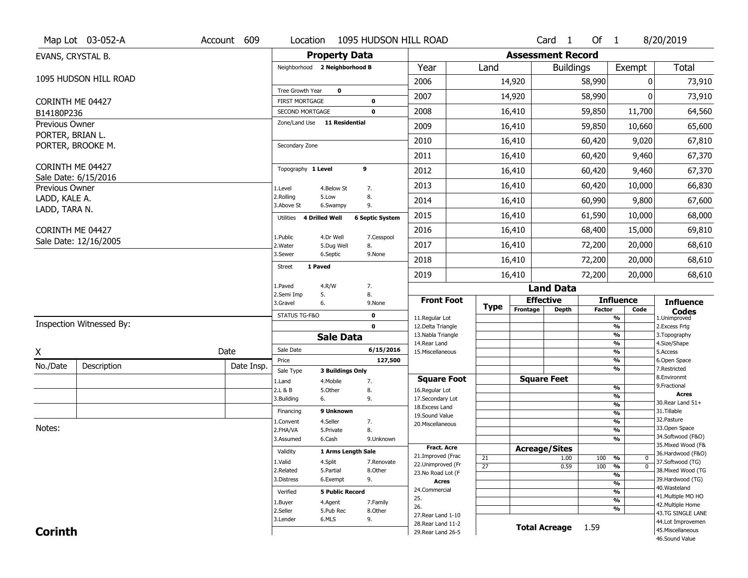Map Lot 03-052-A | Account 609 | Location 1095 HUDSON HILL ROAD | Card 1 Of 1 | 8/20/2019

EVANS, CRYSTAL B.

1095 HUDSON HILL ROAD

CORINTH ME 04427
B14180P236

Previous Owner
PORTER, BRIAN L.
PORTER, BROOKE M.

CORINTH ME 04427
Sale Date: 6/15/2016

Previous Owner
LADD, KALE A.
LADD, TARA N.

CORINTH ME 04427
Sale Date: 12/16/2005

## Property Data

Neighborhood **2 Neighborhood B**

Tree Growth Year **0**
FIRST MORTGAGE **0**
SECOND MORTGAGE **0**
Zone/Land Use **11 Residential**

Secondary Zone

Topography **1 Level** **9**

| | | |
|---|---|---|
| 1.Level | 4.Below St | 7. |
| 2.Rolling | 5.Low | 8. |
| 3.Above St | 6.Swampy | 9. |

Utilities **4 Drilled Well** **6 Septic System**

| | | |
|---|---|---|
| 1.Public | 4.Dr Well | 7.Cesspool |
| 2.Water | 5.Dug Well | 8. |
| 3.Sewer | 6.Septic | 9.None |

Street **1 Paved**

| | | |
|---|---|---|
| 1.Paved | 4.R/W | 7. |
| 2.Semi Imp | 5. | 8. |
| 3.Gravel | 6. | 9.None |

STATUS TG-F&O **0**
**0**

## Sale Data

Sale Date **6/15/2016**
Price **127,500**
Sale Type **3 Buildings Only**

| | | |
|---|---|---|
| 1.Land | 4.Mobile | 7. |
| 2.L & B | 5.Other | 8. |
| 3.Building | 6. | 9. |

Financing **9 Unknown**

| | | |
|---|---|---|
| 1.Convent | 4.Seller | 7. |
| 2.FHA/VA | 5.Private | 8. |
| 3.Assumed | 6.Cash | 9.Unknown |

Validity **1 Arms Length Sale**

| | | |
|---|---|---|
| 1.Valid | 4.Split | 7.Renovate |
| 2.Related | 5.Partial | 8.Other |
| 3.Distress | 6.Exempt | 9. |

Verified **5 Public Record**

| | | |
|---|---|---|
| 1.Buyer | 4.Agent | 7.Family |
| 2.Seller | 5.Pub Rec | 8.Other |
| 3.Lender | 6.MLS | 9. |

## Assessment Record

| Year | Land | Buildings | Exempt | Total |
|---|---|---|---|---|
| 2006 | 14,920 | 58,990 | 0 | 73,910 |
| 2007 | 14,920 | 58,990 | 0 | 73,910 |
| 2008 | 16,410 | 59,850 | 11,700 | 64,560 |
| 2009 | 16,410 | 59,850 | 10,660 | 65,600 |
| 2010 | 16,410 | 60,420 | 9,020 | 67,810 |
| 2011 | 16,410 | 60,420 | 9,460 | 67,370 |
| 2012 | 16,410 | 60,420 | 9,460 | 67,370 |
| 2013 | 16,410 | 60,420 | 10,000 | 66,830 |
| 2014 | 16,410 | 60,990 | 9,800 | 67,600 |
| 2015 | 16,410 | 61,590 | 10,000 | 68,000 |
| 2016 | 16,410 | 68,400 | 15,000 | 69,810 |
| 2017 | 16,410 | 72,200 | 20,000 | 68,610 |
| 2018 | 16,410 | 72,200 | 20,000 | 68,610 |
| 2019 | 16,410 | 72,200 | 20,000 | 68,610 |

## Land Data

| Front Foot | Type | Effective Frontage | Effective Depth | Influence Factor | Influence Code |
|---|---|---|---|---|---|
| 11.Regular Lot | | | | % | |
| 12.Delta Triangle | | | | % | |
| 13.Nabla Triangle | | | | % | |
| 14.Rear Land | | | | % | |
| 15.Miscellaneous | | | | % | |
| | | | | % | |
| | | | | % | |
| **Square Foot** | | **Square Feet** | | | |
| 16.Regular Lot | | | | % | |
| 17.Secondary Lot | | | | % | |
| 18.Excess Land | | | | % | |
| 19.Sound Value | | | | % | |
| 20.Miscellaneous | | | | % | |
| | | | | % | |
| | | | | % | |
| **Fract. Acre** | | **Acreage/Sites** | | | |
| 21.Improved (Frac | 21 | | 1.00 | 100 % | 0 |
| 22.Unimproved (Fr | 27 | | 0.59 | 100 % | 0 |
| 23.No Road Lot (F | | | | % | |
| **Acres** | | | | % | |
| 24.Commercial | | | | % | |
| 25. | | | | % | |
| 26. | | | | % | |
| 27.Rear Land 1-10 | | | | | |
| 28.Rear Land 11-2 | | **Total Acreage** | 1.59 | | |
| 29.Rear Land 26-5 | | | | | |

**Influence Codes**
1.Unimproved
2.Excess Frtg
3.Topography
4.Size/Shape
5.Access
6.Open Space
7.Restricted
8.Environmt
9.Fractional

**Acres**
30.Rear Land 51+
31.Tillable
32.Pasture
33.Open Space
34.Softwood (F&O)
35.Mixed Wood (F&
36.Hardwood (F&O)
37.Softwood (TG)
38.Mixed Wood (TG
39.Hardwood (TG)
40.Wasteland
41.Multiple MO HO
42.Multiple Home
43.TG SINGLE LANE
44.Lot Improvemen
45.Miscellaneous
46.Sound Value

Inspection Witnessed By:

X _______________ Date

| No./Date | Description | Date Insp. |
|---|---|---|
| | | |
| | | |
| | | |

Notes:

**Corinth**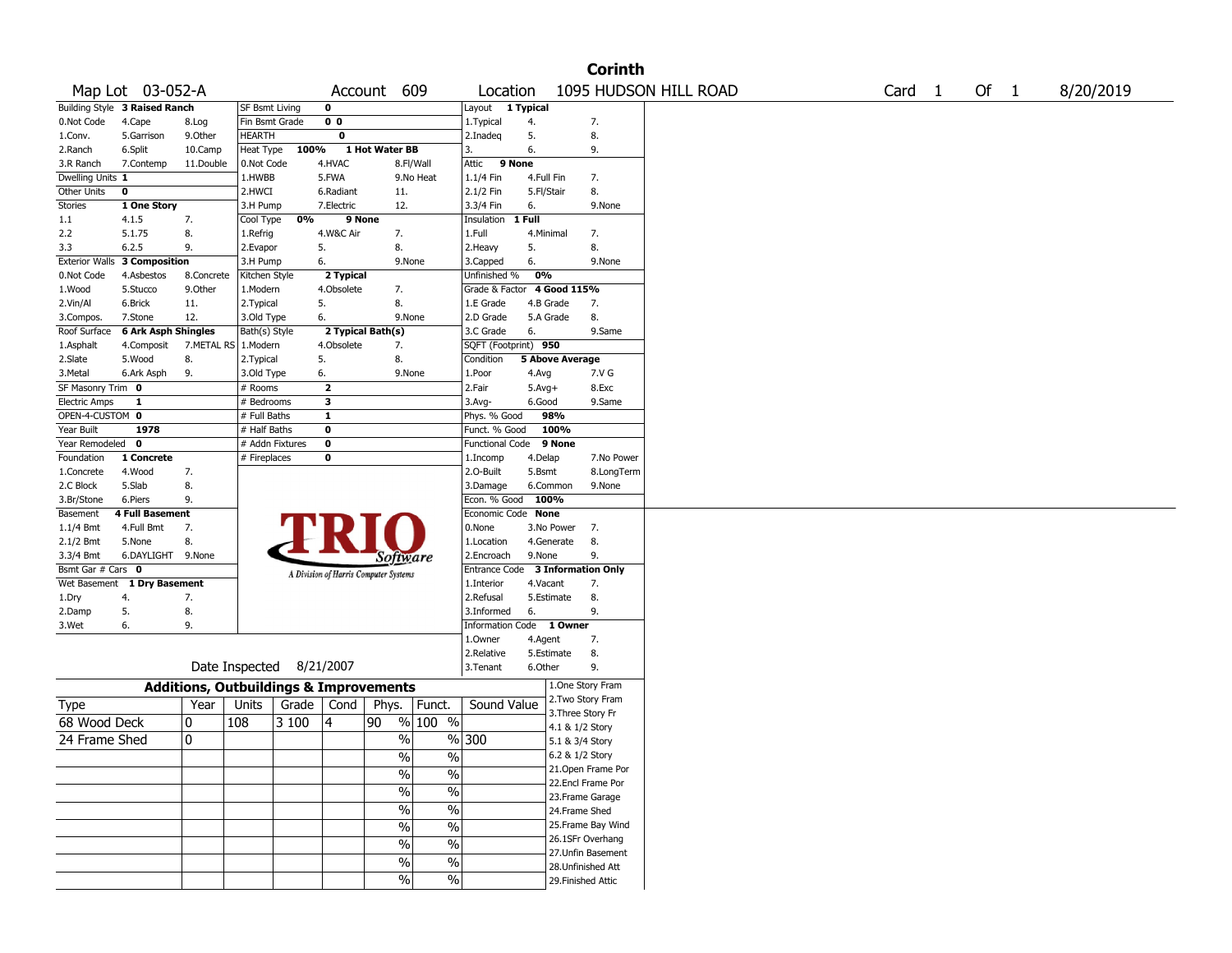# Corinth

Map Lot 03-052-A | Account 609 | Location 1095 HUDSON HILL ROAD | Card 1 Of 1 | 8/20/2019

| | | | | | | | | | | | |
|---|---|---|---|---|---|---|---|---|---|---|---|
| Building Style | **3 Raised Ranch** | | SF Bsmt Living | **0** | | | Layout | **1 Typical** | | | |
| 0.Not Code | 4.Cape | 8.Log | Fin Bsmt Grade | **0 0** | | | 1.Typical | 4. | | 7. | |
| 1.Conv. | 5.Garrison | 9.Other | HEARTH | **0** | | | 2.Inadeq | 5. | | 8. | |
| 2.Ranch | 6.Split | 10.Camp | Heat Type | **100%** | **1 Hot Water BB** | | 3. | 6. | | 9. | |
| 3.R Ranch | 7.Contemp | 11.Double | 0.Not Code | 4.HVAC | 8.Fl/Wall | | Attic | **9 None** | | | |
| Dwelling Units | **1** | | 1.HWBB | 5.FWA | 9.No Heat | | 1.1/4 Fin | 4.Full Fin | | 7. | |
| Other Units | **0** | | 2.HWCI | 6.Radiant | 11. | | 2.1/2 Fin | 5.Fl/Stair | | 8. | |
| Stories | **1 One Story** | | 3.H Pump | 7.Electric | 12. | | 3.3/4 Fin | 6. | | 9.None | |
| 1.1 | 4.1.5 | 7. | Cool Type | **0%** | **9 None** | | Insulation | **1 Full** | | | |
| 2.2 | 5.1.75 | 8. | 1.Refrig | 4.W&C Air | 7. | | 1.Full | 4.Minimal | | 7. | |
| 3.3 | 6.2.5 | 9. | 2.Evapor | 5. | 8. | | 2.Heavy | 5. | | 8. | |
| Exterior Walls | **3 Composition** | | 3.H Pump | 6. | 9.None | | 3.Capped | 6. | | 9.None | |
| 0.Not Code | 4.Asbestos | 8.Concrete | Kitchen Style | **2 Typical** | | | Unfinished % | **0%** | | | |
| 1.Wood | 5.Stucco | 9.Other | 1.Modern | 4.Obsolete | 7. | | Grade & Factor | **4 Good 115%** | | | |
| 2.Vin/Al | 6.Brick | 11. | 2.Typical | 5. | 8. | | 1.E Grade | 4.B Grade | | 7. | |
| 3.Compos. | 7.Stone | 12. | 3.Old Type | 6. | 9.None | | 2.D Grade | 5.A Grade | | 8. | |
| Roof Surface | **6 Ark Asph Shingles** | | Bath(s) Style | **2 Typical Bath(s)** | | | 3.C Grade | 6. | | 9.Same | |
| 1.Asphalt | 4.Composit | 7.METAL RS | 1.Modern | 4.Obsolete | 7. | | SQFT (Footprint) | **950** | | | |
| 2.Slate | 5.Wood | 8. | 2.Typical | 5. | 8. | | Condition | **5 Above Average** | | | |
| 3.Metal | 6.Ark Asph | 9. | 3.Old Type | 6. | 9.None | | 1.Poor | 4.Avg | | 7.V G | |
| SF Masonry Trim | **0** | | # Rooms | **2** | | | 2.Fair | 5.Avg+ | | 8.Exc | |
| Electric Amps | **1** | | # Bedrooms | **3** | | | 3.Avg- | 6.Good | | 9.Same | |
| OPEN-4-CUSTOM | **0** | | # Full Baths | **1** | | | Phys. % Good | **98%** | | | |
| Year Built | **1978** | | # Half Baths | **0** | | | Funct. % Good | **100%** | | | |
| Year Remodeled | **0** | | # Addn Fixtures | **0** | | | Functional Code | **9 None** | | | |
| Foundation | **1 Concrete** | | # Fireplaces | **0** | | | 1.Incomp | 4.Delap | | 7.No Power | |
| 1.Concrete | 4.Wood | 7. | | | | | 2.O-Built | 5.Bsmt | | 8.LongTerm | |
| 2.C Block | 5.Slab | 8. | | | | | 3.Damage | 6.Common | | 9.None | |
| 3.Br/Stone | 6.Piers | 9. | | | | | Econ. % Good | **100%** | | | |
| Basement | **4 Full Basement** | | | | | | Economic Code | **None** | | | |
| 1.1/4 Bmt | 4.Full Bmt | 7. | | | | | 0.None | 3.No Power | | 7. | |
| 2.1/2 Bmt | 5.None | 8. | | | | | 1.Location | 4.Generate | | 8. | |
| 3.3/4 Bmt | 6.DAYLIGHT | 9.None | | | | | 2.Encroach | 9.None | | 9. | |
| Bsmt Gar # Cars | **0** | | | | | | Entrance Code | **3 Information Only** | | | |
| Wet Basement | **1 Dry Basement** | | | | | | 1.Interior | 4.Vacant | | 7. | |
| 1.Dry | 4. | 7. | | | | | 2.Refusal | 5.Estimate | | 8. | |
| 2.Damp | 5. | 8. | | | | | 3.Informed | 6. | | 9. | |
| 3.Wet | 6. | 9. | | | | | Information Code | **1 Owner** | | | |
| | | | | | | | 1.Owner | 4.Agent | | 7. | |
| | | | | | | | 2.Relative | 5.Estimate | | 8. | |
| | | | Date Inspected | 8/21/2007 | | | 3.Tenant | 6.Other | | 9. | |

TRIO Software
A Division of Harris Computer Systems

## Additions, Outbuildings & Improvements

| Type | Year | Units | Grade | Cond | Phys. | Funct. | Sound Value |
|---|---|---|---|---|---|---|---|
| 68 Wood Deck | 0 | 108 | 3 100 | 4 | 90 % | 100 % | |
| 24 Frame Shed | 0 | | | | % | % | 300 |
| | | | | | % | % | |
| | | | | | % | % | |
| | | | | | % | % | |
| | | | | | % | % | |
| | | | | | % | % | |
| | | | | | % | % | |
| | | | | | % | % | |
| | | | | | % | % | |

1.One Story Fram
2.Two Story Fram
3.Three Story Fr
4.1 & 1/2 Story
5.1 & 3/4 Story
6.2 & 1/2 Story
21.Open Frame Por
22.Encl Frame Por
23.Frame Garage
24.Frame Shed
25.Frame Bay Wind
26.1SFr Overhang
27.Unfin Basement
28.Unfinished Att
29.Finished Attic